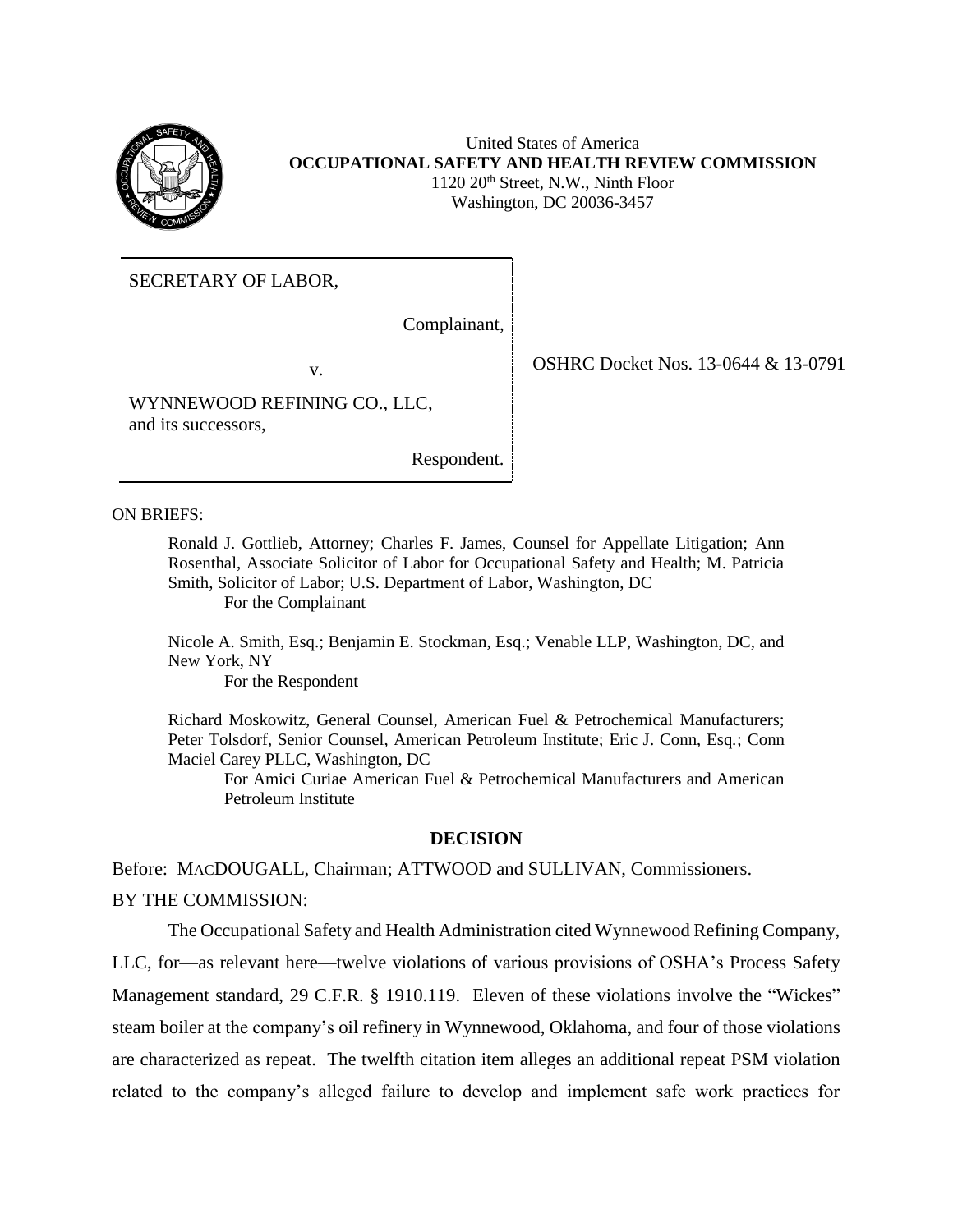United States of America
**OCCUPATIONAL SAFETY AND HEALTH REVIEW COMMISSION**
1120 20th Street, N.W., Ninth Floor
Washington, DC 20036-3457

| | |
|---|---|
| SECRETARY OF LABOR,<br><br>Complainant,<br><br>v.<br><br>WYNNEWOOD REFINING CO., LLC, and its successors,<br><br>Respondent. | OSHRC Docket Nos. 13-0644 & 13-0791 |

ON BRIEFS:

Ronald J. Gottlieb, Attorney; Charles F. James, Counsel for Appellate Litigation; Ann Rosenthal, Associate Solicitor of Labor for Occupational Safety and Health; M. Patricia Smith, Solicitor of Labor; U.S. Department of Labor, Washington, DC
For the Complainant

Nicole A. Smith, Esq.; Benjamin E. Stockman, Esq.; Venable LLP, Washington, DC, and New York, NY
For the Respondent

Richard Moskowitz, General Counsel, American Fuel & Petrochemical Manufacturers; Peter Tolsdorf, Senior Counsel, American Petroleum Institute; Eric J. Conn, Esq.; Conn Maciel Carey PLLC, Washington, DC
For Amici Curiae American Fuel & Petrochemical Manufacturers and American Petroleum Institute

## DECISION

Before: MACDOUGALL, Chairman; ATTWOOD and SULLIVAN, Commissioners.

BY THE COMMISSION:

The Occupational Safety and Health Administration cited Wynnewood Refining Company, LLC, for—as relevant here—twelve violations of various provisions of OSHA's Process Safety Management standard, 29 C.F.R. § 1910.119. Eleven of these violations involve the "Wickes" steam boiler at the company's oil refinery in Wynnewood, Oklahoma, and four of those violations are characterized as repeat. The twelfth citation item alleges an additional repeat PSM violation related to the company's alleged failure to develop and implement safe work practices for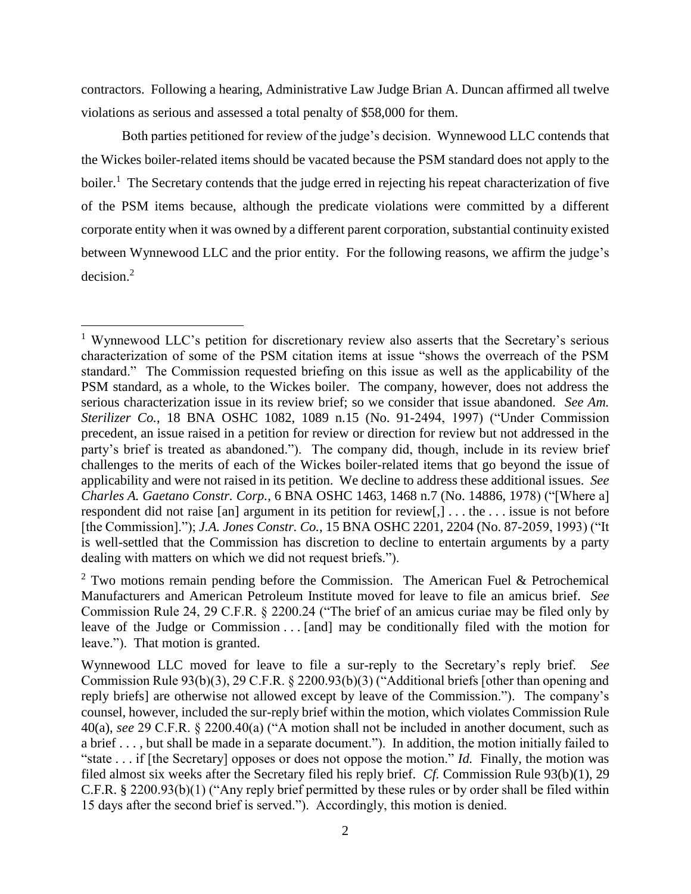contractors. Following a hearing, Administrative Law Judge Brian A. Duncan affirmed all twelve violations as serious and assessed a total penalty of $58,000 for them.

Both parties petitioned for review of the judge's decision. Wynnewood LLC contends that the Wickes boiler-related items should be vacated because the PSM standard does not apply to the boiler.[1] The Secretary contends that the judge erred in rejecting his repeat characterization of five of the PSM items because, although the predicate violations were committed by a different corporate entity when it was owned by a different parent corporation, substantial continuity existed between Wynnewood LLC and the prior entity. For the following reasons, we affirm the judge's decision.[2]

---

[1] Wynnewood LLC's petition for discretionary review also asserts that the Secretary's serious characterization of some of the PSM citation items at issue "shows the overreach of the PSM standard." The Commission requested briefing on this issue as well as the applicability of the PSM standard, as a whole, to the Wickes boiler. The company, however, does not address the serious characterization issue in its review brief; so we consider that issue abandoned. *See Am. Sterilizer Co.*, 18 BNA OSHC 1082, 1089 n.15 (No. 91-2494, 1997) ("Under Commission precedent, an issue raised in a petition for review or direction for review but not addressed in the party's brief is treated as abandoned."). The company did, though, include in its review brief challenges to the merits of each of the Wickes boiler-related items that go beyond the issue of applicability and were not raised in its petition. We decline to address these additional issues. *See Charles A. Gaetano Constr. Corp.*, 6 BNA OSHC 1463, 1468 n.7 (No. 14886, 1978) ("[Where a] respondent did not raise [an] argument in its petition for review[,] . . . the . . . issue is not before [the Commission]."); *J.A. Jones Constr. Co.*, 15 BNA OSHC 2201, 2204 (No. 87-2059, 1993) ("It is well-settled that the Commission has discretion to decline to entertain arguments by a party dealing with matters on which we did not request briefs.").

[2] Two motions remain pending before the Commission. The American Fuel & Petrochemical Manufacturers and American Petroleum Institute moved for leave to file an amicus brief. *See* Commission Rule 24, 29 C.F.R. § 2200.24 ("The brief of an amicus curiae may be filed only by leave of the Judge or Commission . . . [and] may be conditionally filed with the motion for leave."). That motion is granted.

Wynnewood LLC moved for leave to file a sur-reply to the Secretary's reply brief. *See* Commission Rule 93(b)(3), 29 C.F.R. § 2200.93(b)(3) ("Additional briefs [other than opening and reply briefs] are otherwise not allowed except by leave of the Commission."). The company's counsel, however, included the sur-reply brief within the motion, which violates Commission Rule 40(a), *see* 29 C.F.R. § 2200.40(a) ("A motion shall not be included in another document, such as a brief . . . , but shall be made in a separate document."). In addition, the motion initially failed to "state . . . if [the Secretary] opposes or does not oppose the motion." *Id.* Finally, the motion was filed almost six weeks after the Secretary filed his reply brief. *Cf.* Commission Rule 93(b)(1), 29 C.F.R. § 2200.93(b)(1) ("Any reply brief permitted by these rules or by order shall be filed within 15 days after the second brief is served."). Accordingly, this motion is denied.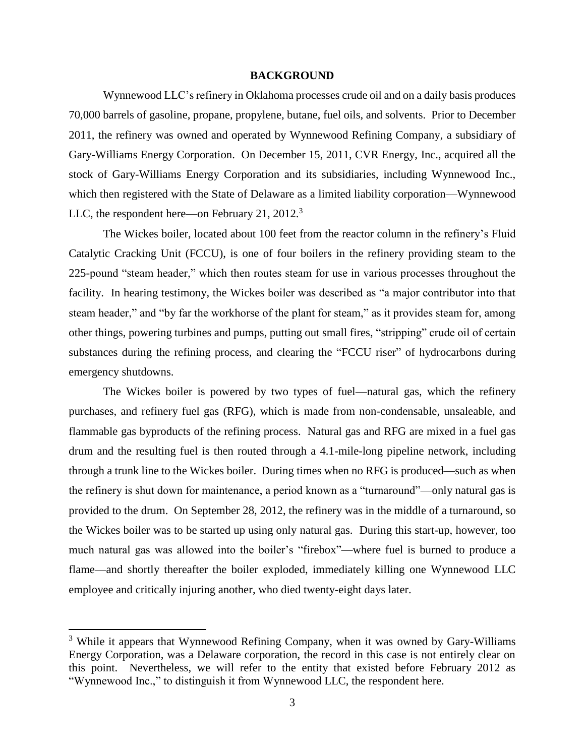## BACKGROUND

Wynnewood LLC's refinery in Oklahoma processes crude oil and on a daily basis produces 70,000 barrels of gasoline, propane, propylene, butane, fuel oils, and solvents. Prior to December 2011, the refinery was owned and operated by Wynnewood Refining Company, a subsidiary of Gary-Williams Energy Corporation. On December 15, 2011, CVR Energy, Inc., acquired all the stock of Gary-Williams Energy Corporation and its subsidiaries, including Wynnewood Inc., which then registered with the State of Delaware as a limited liability corporation—Wynnewood LLC, the respondent here—on February 21, 2012.[3]

The Wickes boiler, located about 100 feet from the reactor column in the refinery's Fluid Catalytic Cracking Unit (FCCU), is one of four boilers in the refinery providing steam to the 225-pound "steam header," which then routes steam for use in various processes throughout the facility. In hearing testimony, the Wickes boiler was described as "a major contributor into that steam header," and "by far the workhorse of the plant for steam," as it provides steam for, among other things, powering turbines and pumps, putting out small fires, "stripping" crude oil of certain substances during the refining process, and clearing the "FCCU riser" of hydrocarbons during emergency shutdowns.

The Wickes boiler is powered by two types of fuel—natural gas, which the refinery purchases, and refinery fuel gas (RFG), which is made from non-condensable, unsaleable, and flammable gas byproducts of the refining process. Natural gas and RFG are mixed in a fuel gas drum and the resulting fuel is then routed through a 4.1-mile-long pipeline network, including through a trunk line to the Wickes boiler. During times when no RFG is produced—such as when the refinery is shut down for maintenance, a period known as a "turnaround"—only natural gas is provided to the drum. On September 28, 2012, the refinery was in the middle of a turnaround, so the Wickes boiler was to be started up using only natural gas. During this start-up, however, too much natural gas was allowed into the boiler's "firebox"—where fuel is burned to produce a flame—and shortly thereafter the boiler exploded, immediately killing one Wynnewood LLC employee and critically injuring another, who died twenty-eight days later.

---

[3] While it appears that Wynnewood Refining Company, when it was owned by Gary-Williams Energy Corporation, was a Delaware corporation, the record in this case is not entirely clear on this point. Nevertheless, we will refer to the entity that existed before February 2012 as "Wynnewood Inc.," to distinguish it from Wynnewood LLC, the respondent here.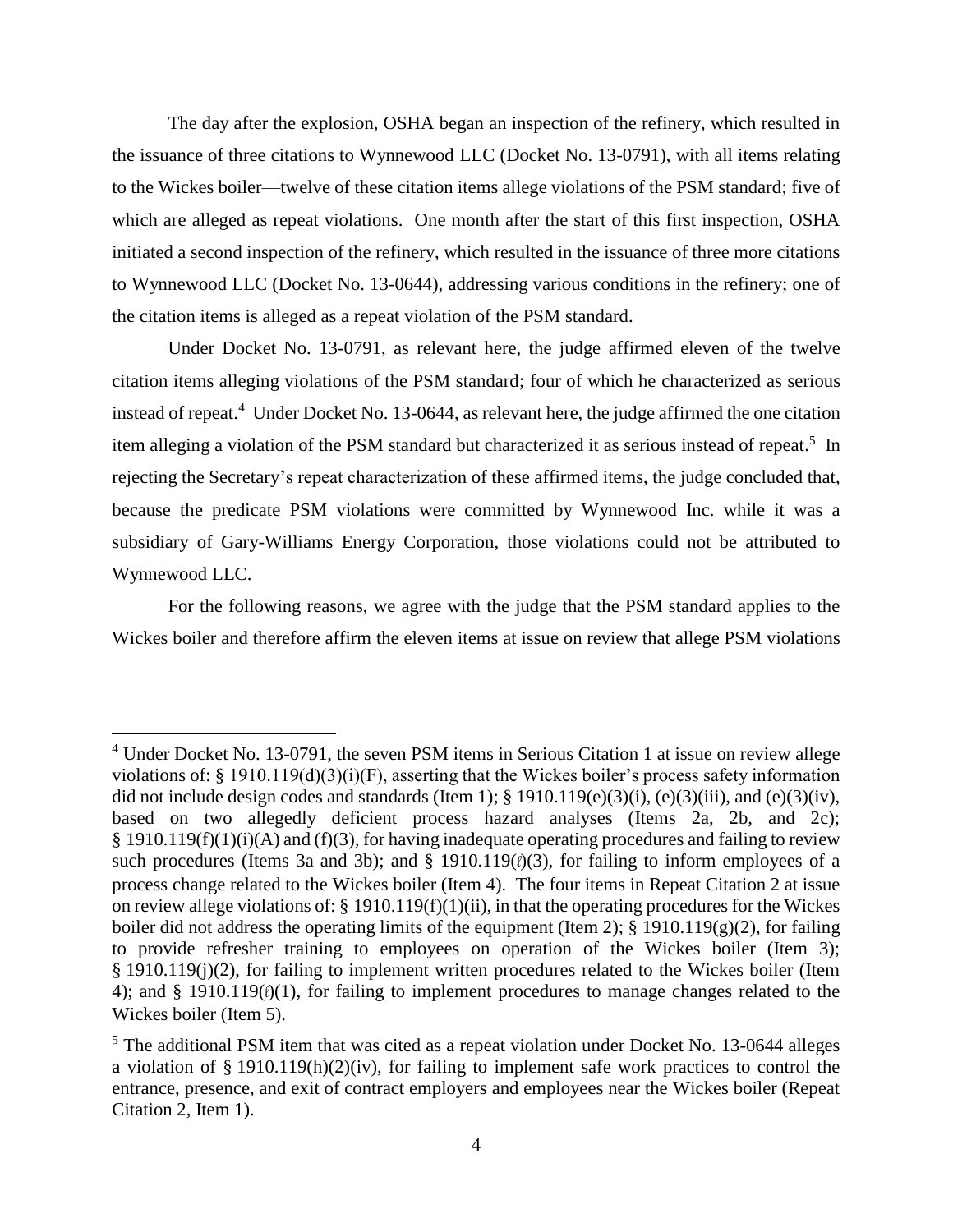The day after the explosion, OSHA began an inspection of the refinery, which resulted in the issuance of three citations to Wynnewood LLC (Docket No. 13-0791), with all items relating to the Wickes boiler—twelve of these citation items allege violations of the PSM standard; five of which are alleged as repeat violations. One month after the start of this first inspection, OSHA initiated a second inspection of the refinery, which resulted in the issuance of three more citations to Wynnewood LLC (Docket No. 13-0644), addressing various conditions in the refinery; one of the citation items is alleged as a repeat violation of the PSM standard.

Under Docket No. 13-0791, as relevant here, the judge affirmed eleven of the twelve citation items alleging violations of the PSM standard; four of which he characterized as serious instead of repeat.[4] Under Docket No. 13-0644, as relevant here, the judge affirmed the one citation item alleging a violation of the PSM standard but characterized it as serious instead of repeat.[5] In rejecting the Secretary's repeat characterization of these affirmed items, the judge concluded that, because the predicate PSM violations were committed by Wynnewood Inc. while it was a subsidiary of Gary-Williams Energy Corporation, those violations could not be attributed to Wynnewood LLC.

For the following reasons, we agree with the judge that the PSM standard applies to the Wickes boiler and therefore affirm the eleven items at issue on review that allege PSM violations

---

[4] Under Docket No. 13-0791, the seven PSM items in Serious Citation 1 at issue on review allege violations of: § 1910.119(d)(3)(i)(F), asserting that the Wickes boiler's process safety information did not include design codes and standards (Item 1); § 1910.119(e)(3)(i), (e)(3)(iii), and (e)(3)(iv), based on two allegedly deficient process hazard analyses (Items 2a, 2b, and 2c); § 1910.119(f)(1)(i)(A) and (f)(3), for having inadequate operating procedures and failing to review such procedures (Items 3a and 3b); and § 1910.119(ℓ)(3), for failing to inform employees of a process change related to the Wickes boiler (Item 4). The four items in Repeat Citation 2 at issue on review allege violations of: § 1910.119(f)(1)(ii), in that the operating procedures for the Wickes boiler did not address the operating limits of the equipment (Item 2); § 1910.119(g)(2), for failing to provide refresher training to employees on operation of the Wickes boiler (Item 3); § 1910.119(j)(2), for failing to implement written procedures related to the Wickes boiler (Item 4); and § 1910.119(ℓ)(1), for failing to implement procedures to manage changes related to the Wickes boiler (Item 5).

[5] The additional PSM item that was cited as a repeat violation under Docket No. 13-0644 alleges a violation of § 1910.119(h)(2)(iv), for failing to implement safe work practices to control the entrance, presence, and exit of contract employers and employees near the Wickes boiler (Repeat Citation 2, Item 1).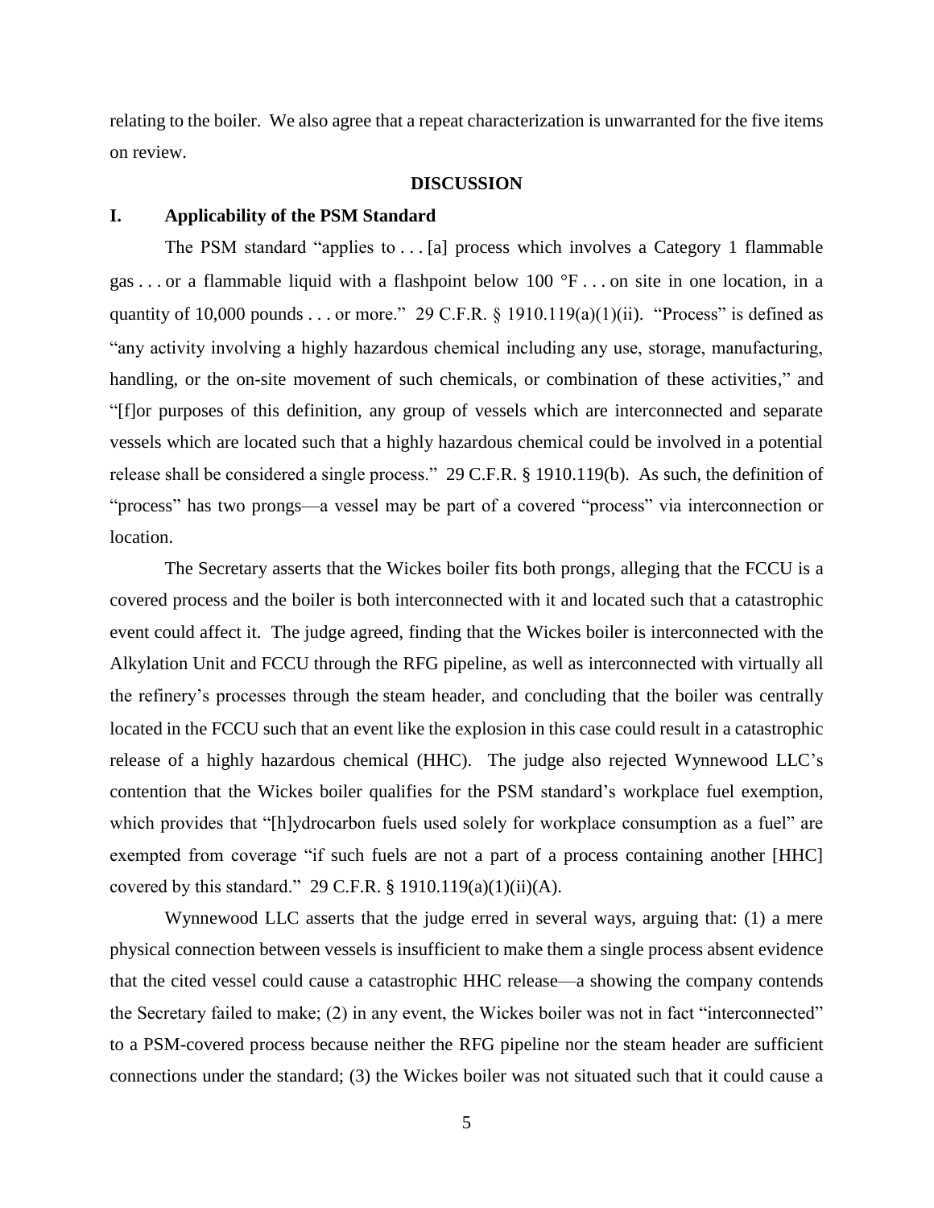relating to the boiler. We also agree that a repeat characterization is unwarranted for the five items on review.

## DISCUSSION

### I. Applicability of the PSM Standard

The PSM standard "applies to . . . [a] process which involves a Category 1 flammable gas . . . or a flammable liquid with a flashpoint below 100 °F . . . on site in one location, in a quantity of 10,000 pounds . . . or more." 29 C.F.R. § 1910.119(a)(1)(ii). "Process" is defined as "any activity involving a highly hazardous chemical including any use, storage, manufacturing, handling, or the on-site movement of such chemicals, or combination of these activities," and "[f]or purposes of this definition, any group of vessels which are interconnected and separate vessels which are located such that a highly hazardous chemical could be involved in a potential release shall be considered a single process." 29 C.F.R. § 1910.119(b). As such, the definition of "process" has two prongs—a vessel may be part of a covered "process" via interconnection or location.

The Secretary asserts that the Wickes boiler fits both prongs, alleging that the FCCU is a covered process and the boiler is both interconnected with it and located such that a catastrophic event could affect it. The judge agreed, finding that the Wickes boiler is interconnected with the Alkylation Unit and FCCU through the RFG pipeline, as well as interconnected with virtually all the refinery's processes through the steam header, and concluding that the boiler was centrally located in the FCCU such that an event like the explosion in this case could result in a catastrophic release of a highly hazardous chemical (HHC). The judge also rejected Wynnewood LLC's contention that the Wickes boiler qualifies for the PSM standard's workplace fuel exemption, which provides that "[h]ydrocarbon fuels used solely for workplace consumption as a fuel" are exempted from coverage "if such fuels are not a part of a process containing another [HHC] covered by this standard." 29 C.F.R. § 1910.119(a)(1)(ii)(A).

Wynnewood LLC asserts that the judge erred in several ways, arguing that: (1) a mere physical connection between vessels is insufficient to make them a single process absent evidence that the cited vessel could cause a catastrophic HHC release—a showing the company contends the Secretary failed to make; (2) in any event, the Wickes boiler was not in fact "interconnected" to a PSM-covered process because neither the RFG pipeline nor the steam header are sufficient connections under the standard; (3) the Wickes boiler was not situated such that it could cause a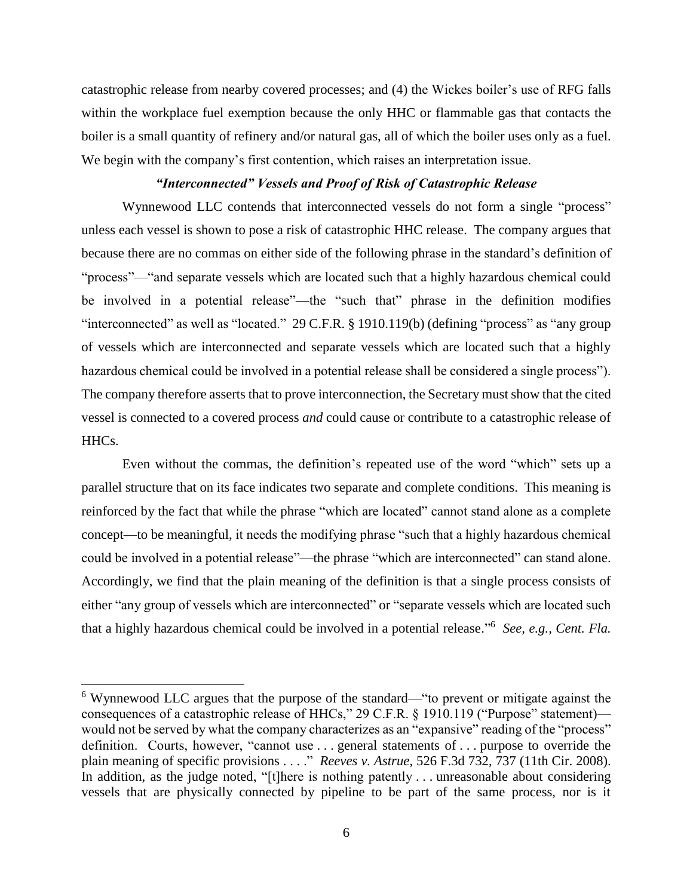catastrophic release from nearby covered processes; and (4) the Wickes boiler's use of RFG falls within the workplace fuel exemption because the only HHC or flammable gas that contacts the boiler is a small quantity of refinery and/or natural gas, all of which the boiler uses only as a fuel. We begin with the company's first contention, which raises an interpretation issue.

### *"Interconnected" Vessels and Proof of Risk of Catastrophic Release*

Wynnewood LLC contends that interconnected vessels do not form a single "process" unless each vessel is shown to pose a risk of catastrophic HHC release. The company argues that because there are no commas on either side of the following phrase in the standard's definition of "process"—"and separate vessels which are located such that a highly hazardous chemical could be involved in a potential release"—the "such that" phrase in the definition modifies "interconnected" as well as "located." 29 C.F.R. § 1910.119(b) (defining "process" as "any group of vessels which are interconnected and separate vessels which are located such that a highly hazardous chemical could be involved in a potential release shall be considered a single process"). The company therefore asserts that to prove interconnection, the Secretary must show that the cited vessel is connected to a covered process *and* could cause or contribute to a catastrophic release of HHCs.

Even without the commas, the definition's repeated use of the word "which" sets up a parallel structure that on its face indicates two separate and complete conditions. This meaning is reinforced by the fact that while the phrase "which are located" cannot stand alone as a complete concept—to be meaningful, it needs the modifying phrase "such that a highly hazardous chemical could be involved in a potential release"—the phrase "which are interconnected" can stand alone. Accordingly, we find that the plain meaning of the definition is that a single process consists of either "any group of vessels which are interconnected" or "separate vessels which are located such that a highly hazardous chemical could be involved in a potential release."[6] *See, e.g., Cent. Fla.*

---

[6] Wynnewood LLC argues that the purpose of the standard—"to prevent or mitigate against the consequences of a catastrophic release of HHCs," 29 C.F.R. § 1910.119 ("Purpose" statement)—would not be served by what the company characterizes as an "expansive" reading of the "process" definition. Courts, however, "cannot use . . . general statements of . . . purpose to override the plain meaning of specific provisions . . . ." *Reeves v. Astrue*, 526 F.3d 732, 737 (11th Cir. 2008). In addition, as the judge noted, "[t]here is nothing patently . . . unreasonable about considering vessels that are physically connected by pipeline to be part of the same process, nor is it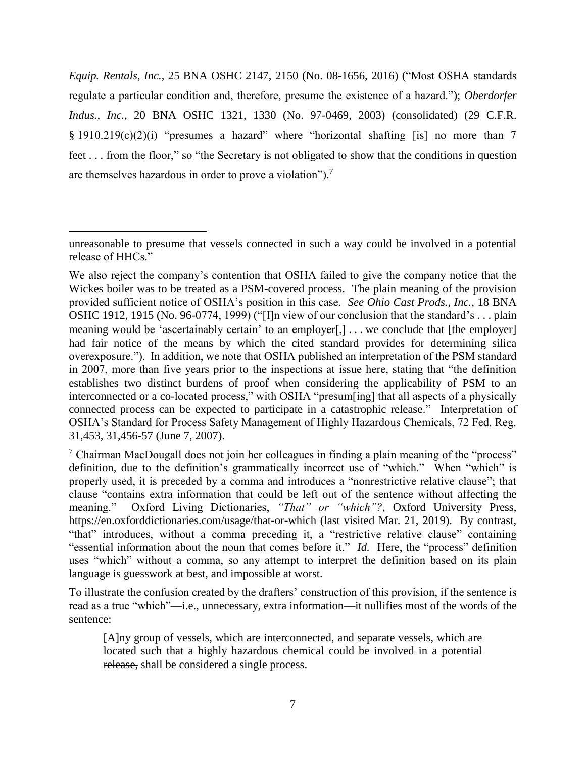*Equip. Rentals, Inc.*, 25 BNA OSHC 2147, 2150 (No. 08-1656, 2016) ("Most OSHA standards regulate a particular condition and, therefore, presume the existence of a hazard."); *Oberdorfer Indus., Inc.*, 20 BNA OSHC 1321, 1330 (No. 97-0469, 2003) (consolidated) (29 C.F.R. § 1910.219(c)(2)(i) "presumes a hazard" where "horizontal shafting [is] no more than 7 feet . . . from the floor," so "the Secretary is not obligated to show that the conditions in question are themselves hazardous in order to prove a violation").[7]

---

unreasonable to presume that vessels connected in such a way could be involved in a potential release of HHCs."

We also reject the company's contention that OSHA failed to give the company notice that the Wickes boiler was to be treated as a PSM-covered process. The plain meaning of the provision provided sufficient notice of OSHA's position in this case. *See Ohio Cast Prods., Inc.*, 18 BNA OSHC 1912, 1915 (No. 96-0774, 1999) ("[I]n view of our conclusion that the standard's . . . plain meaning would be 'ascertainably certain' to an employer[,] . . . we conclude that [the employer] had fair notice of the means by which the cited standard provides for determining silica overexposure."). In addition, we note that OSHA published an interpretation of the PSM standard in 2007, more than five years prior to the inspections at issue here, stating that "the definition establishes two distinct burdens of proof when considering the applicability of PSM to an interconnected or a co-located process," with OSHA "presum[ing] that all aspects of a physically connected process can be expected to participate in a catastrophic release." Interpretation of OSHA's Standard for Process Safety Management of Highly Hazardous Chemicals, 72 Fed. Reg. 31,453, 31,456-57 (June 7, 2007).

[7] Chairman MacDougall does not join her colleagues in finding a plain meaning of the "process" definition, due to the definition's grammatically incorrect use of "which." When "which" is properly used, it is preceded by a comma and introduces a "nonrestrictive relative clause"; that clause "contains extra information that could be left out of the sentence without affecting the meaning." Oxford Living Dictionaries, *"That" or "which"?*, Oxford University Press, https://en.oxforddictionaries.com/usage/that-or-which (last visited Mar. 21, 2019). By contrast, "that" introduces, without a comma preceding it, a "restrictive relative clause" containing "essential information about the noun that comes before it." *Id.* Here, the "process" definition uses "which" without a comma, so any attempt to interpret the definition based on its plain language is guesswork at best, and impossible at worst.

To illustrate the confusion created by the drafters' construction of this provision, if the sentence is read as a true "which"—i.e., unnecessary, extra information—it nullifies most of the words of the sentence:

> [A]ny group of vessels~~, which are interconnected,~~ and separate vessels~~, which are located such that a highly hazardous chemical could be involved in a potential release,~~ shall be considered a single process.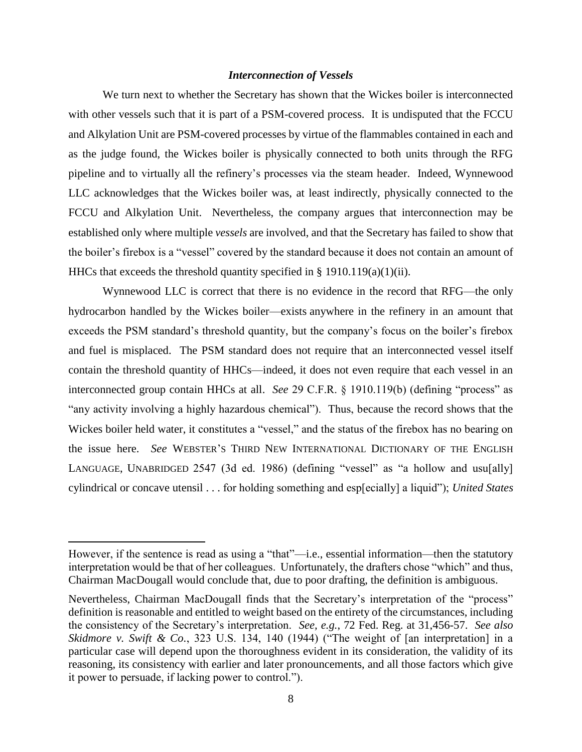### *Interconnection of Vessels*

We turn next to whether the Secretary has shown that the Wickes boiler is interconnected with other vessels such that it is part of a PSM-covered process. It is undisputed that the FCCU and Alkylation Unit are PSM-covered processes by virtue of the flammables contained in each and as the judge found, the Wickes boiler is physically connected to both units through the RFG pipeline and to virtually all the refinery's processes via the steam header. Indeed, Wynnewood LLC acknowledges that the Wickes boiler was, at least indirectly, physically connected to the FCCU and Alkylation Unit. Nevertheless, the company argues that interconnection may be established only where multiple *vessels* are involved, and that the Secretary has failed to show that the boiler's firebox is a "vessel" covered by the standard because it does not contain an amount of HHCs that exceeds the threshold quantity specified in § 1910.119(a)(1)(ii).

Wynnewood LLC is correct that there is no evidence in the record that RFG—the only hydrocarbon handled by the Wickes boiler—exists anywhere in the refinery in an amount that exceeds the PSM standard's threshold quantity, but the company's focus on the boiler's firebox and fuel is misplaced. The PSM standard does not require that an interconnected vessel itself contain the threshold quantity of HHCs—indeed, it does not even require that each vessel in an interconnected group contain HHCs at all. *See* 29 C.F.R. § 1910.119(b) (defining "process" as "any activity involving a highly hazardous chemical"). Thus, because the record shows that the Wickes boiler held water, it constitutes a "vessel," and the status of the firebox has no bearing on the issue here. *See* WEBSTER'S THIRD NEW INTERNATIONAL DICTIONARY OF THE ENGLISH LANGUAGE, UNABRIDGED 2547 (3d ed. 1986) (defining "vessel" as "a hollow and usu[ally] cylindrical or concave utensil . . . for holding something and esp[ecially] a liquid"); *United States*

---

However, if the sentence is read as using a "that"—i.e., essential information—then the statutory interpretation would be that of her colleagues. Unfortunately, the drafters chose "which" and thus, Chairman MacDougall would conclude that, due to poor drafting, the definition is ambiguous.

Nevertheless, Chairman MacDougall finds that the Secretary's interpretation of the "process" definition is reasonable and entitled to weight based on the entirety of the circumstances, including the consistency of the Secretary's interpretation. *See, e.g.*, 72 Fed. Reg. at 31,456-57. *See also Skidmore v. Swift & Co.*, 323 U.S. 134, 140 (1944) ("The weight of [an interpretation] in a particular case will depend upon the thoroughness evident in its consideration, the validity of its reasoning, its consistency with earlier and later pronouncements, and all those factors which give it power to persuade, if lacking power to control.").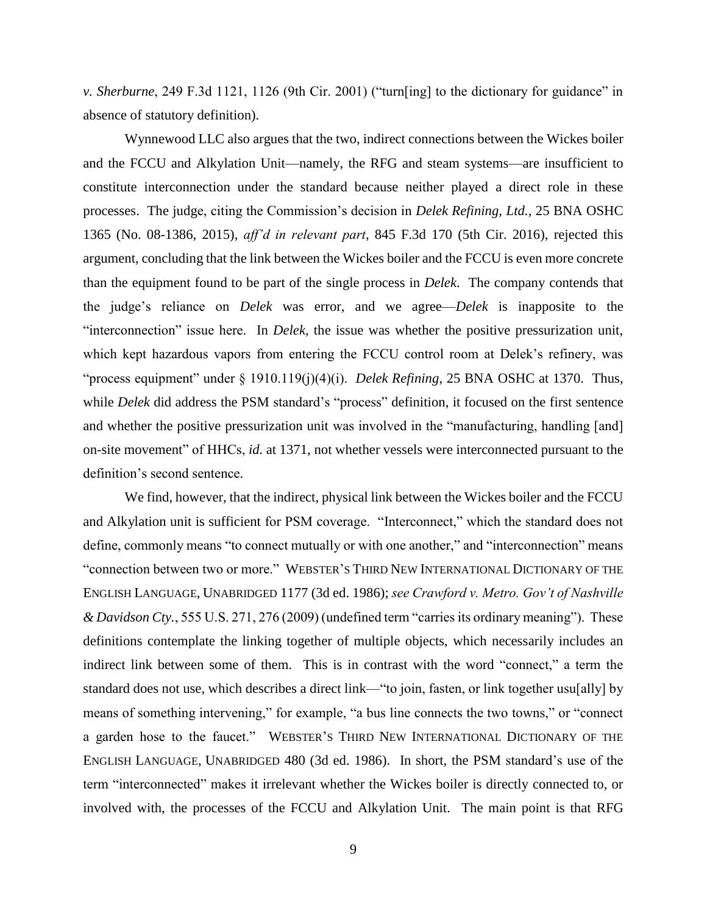*v. Sherburne*, 249 F.3d 1121, 1126 (9th Cir. 2001) ("turn[ing] to the dictionary for guidance" in absence of statutory definition).

Wynnewood LLC also argues that the two, indirect connections between the Wickes boiler and the FCCU and Alkylation Unit—namely, the RFG and steam systems—are insufficient to constitute interconnection under the standard because neither played a direct role in these processes. The judge, citing the Commission's decision in *Delek Refining, Ltd.*, 25 BNA OSHC 1365 (No. 08-1386, 2015), *aff'd in relevant part*, 845 F.3d 170 (5th Cir. 2016), rejected this argument, concluding that the link between the Wickes boiler and the FCCU is even more concrete than the equipment found to be part of the single process in *Delek*. The company contends that the judge's reliance on *Delek* was error, and we agree—*Delek* is inapposite to the "interconnection" issue here. In *Delek*, the issue was whether the positive pressurization unit, which kept hazardous vapors from entering the FCCU control room at Delek's refinery, was "process equipment" under § 1910.119(j)(4)(i). *Delek Refining*, 25 BNA OSHC at 1370. Thus, while *Delek* did address the PSM standard's "process" definition, it focused on the first sentence and whether the positive pressurization unit was involved in the "manufacturing, handling [and] on-site movement" of HHCs, *id.* at 1371, not whether vessels were interconnected pursuant to the definition's second sentence.

We find, however, that the indirect, physical link between the Wickes boiler and the FCCU and Alkylation unit is sufficient for PSM coverage. "Interconnect," which the standard does not define, commonly means "to connect mutually or with one another," and "interconnection" means "connection between two or more." WEBSTER'S THIRD NEW INTERNATIONAL DICTIONARY OF THE ENGLISH LANGUAGE, UNABRIDGED 1177 (3d ed. 1986); *see Crawford v. Metro. Gov't of Nashville & Davidson Cty.*, 555 U.S. 271, 276 (2009) (undefined term "carries its ordinary meaning"). These definitions contemplate the linking together of multiple objects, which necessarily includes an indirect link between some of them. This is in contrast with the word "connect," a term the standard does not use, which describes a direct link—"to join, fasten, or link together usu[ally] by means of something intervening," for example, "a bus line connects the two towns," or "connect a garden hose to the faucet." WEBSTER'S THIRD NEW INTERNATIONAL DICTIONARY OF THE ENGLISH LANGUAGE, UNABRIDGED 480 (3d ed. 1986). In short, the PSM standard's use of the term "interconnected" makes it irrelevant whether the Wickes boiler is directly connected to, or involved with, the processes of the FCCU and Alkylation Unit. The main point is that RFG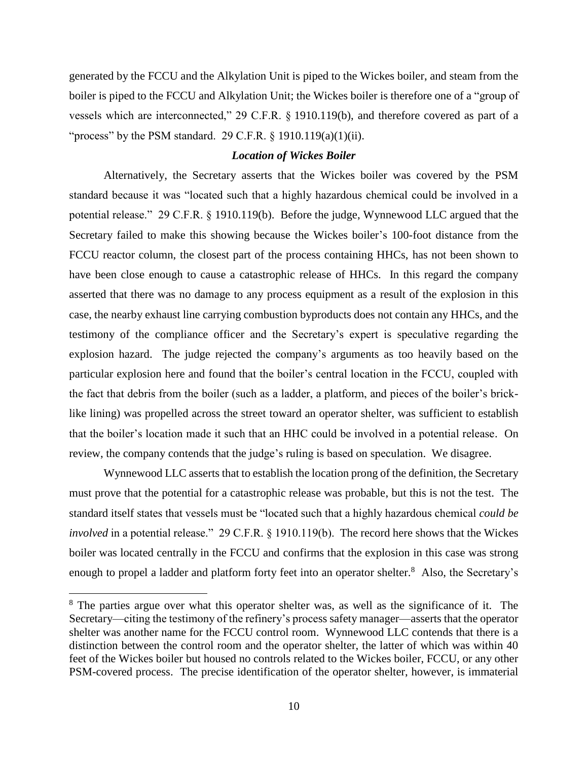generated by the FCCU and the Alkylation Unit is piped to the Wickes boiler, and steam from the boiler is piped to the FCCU and Alkylation Unit; the Wickes boiler is therefore one of a "group of vessels which are interconnected," 29 C.F.R. § 1910.119(b), and therefore covered as part of a "process" by the PSM standard. 29 C.F.R. § 1910.119(a)(1)(ii).

***Location of Wickes Boiler***

Alternatively, the Secretary asserts that the Wickes boiler was covered by the PSM standard because it was "located such that a highly hazardous chemical could be involved in a potential release." 29 C.F.R. § 1910.119(b). Before the judge, Wynnewood LLC argued that the Secretary failed to make this showing because the Wickes boiler's 100-foot distance from the FCCU reactor column, the closest part of the process containing HHCs, has not been shown to have been close enough to cause a catastrophic release of HHCs. In this regard the company asserted that there was no damage to any process equipment as a result of the explosion in this case, the nearby exhaust line carrying combustion byproducts does not contain any HHCs, and the testimony of the compliance officer and the Secretary's expert is speculative regarding the explosion hazard. The judge rejected the company's arguments as too heavily based on the particular explosion here and found that the boiler's central location in the FCCU, coupled with the fact that debris from the boiler (such as a ladder, a platform, and pieces of the boiler's brick-like lining) was propelled across the street toward an operator shelter, was sufficient to establish that the boiler's location made it such that an HHC could be involved in a potential release. On review, the company contends that the judge's ruling is based on speculation. We disagree.

Wynnewood LLC asserts that to establish the location prong of the definition, the Secretary must prove that the potential for a catastrophic release was probable, but this is not the test. The standard itself states that vessels must be "located such that a highly hazardous chemical *could be involved* in a potential release." 29 C.F.R. § 1910.119(b). The record here shows that the Wickes boiler was located centrally in the FCCU and confirms that the explosion in this case was strong enough to propel a ladder and platform forty feet into an operator shelter.[8] Also, the Secretary's

[8] The parties argue over what this operator shelter was, as well as the significance of it. The Secretary—citing the testimony of the refinery's process safety manager—asserts that the operator shelter was another name for the FCCU control room. Wynnewood LLC contends that there is a distinction between the control room and the operator shelter, the latter of which was within 40 feet of the Wickes boiler but housed no controls related to the Wickes boiler, FCCU, or any other PSM-covered process. The precise identification of the operator shelter, however, is immaterial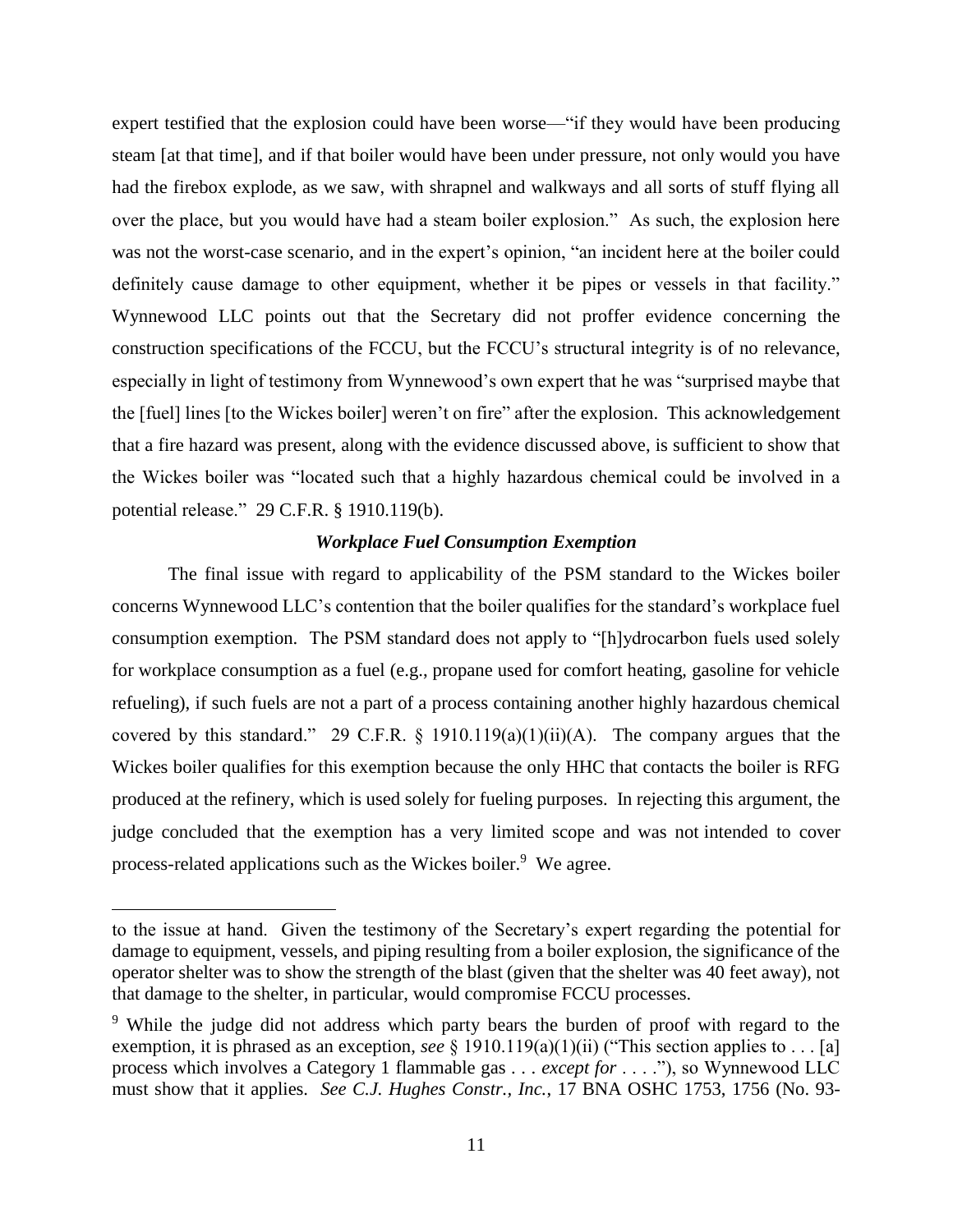expert testified that the explosion could have been worse—"if they would have been producing steam [at that time], and if that boiler would have been under pressure, not only would you have had the firebox explode, as we saw, with shrapnel and walkways and all sorts of stuff flying all over the place, but you would have had a steam boiler explosion." As such, the explosion here was not the worst-case scenario, and in the expert's opinion, "an incident here at the boiler could definitely cause damage to other equipment, whether it be pipes or vessels in that facility." Wynnewood LLC points out that the Secretary did not proffer evidence concerning the construction specifications of the FCCU, but the FCCU's structural integrity is of no relevance, especially in light of testimony from Wynnewood's own expert that he was "surprised maybe that the [fuel] lines [to the Wickes boiler] weren't on fire" after the explosion. This acknowledgement that a fire hazard was present, along with the evidence discussed above, is sufficient to show that the Wickes boiler was "located such that a highly hazardous chemical could be involved in a potential release." 29 C.F.R. § 1910.119(b).

### ***Workplace Fuel Consumption Exemption***

The final issue with regard to applicability of the PSM standard to the Wickes boiler concerns Wynnewood LLC's contention that the boiler qualifies for the standard's workplace fuel consumption exemption. The PSM standard does not apply to "[h]ydrocarbon fuels used solely for workplace consumption as a fuel (e.g., propane used for comfort heating, gasoline for vehicle refueling), if such fuels are not a part of a process containing another highly hazardous chemical covered by this standard." 29 C.F.R. § 1910.119(a)(1)(ii)(A). The company argues that the Wickes boiler qualifies for this exemption because the only HHC that contacts the boiler is RFG produced at the refinery, which is used solely for fueling purposes. In rejecting this argument, the judge concluded that the exemption has a very limited scope and was not intended to cover process-related applications such as the Wickes boiler.[9] We agree.

---

to the issue at hand. Given the testimony of the Secretary's expert regarding the potential for damage to equipment, vessels, and piping resulting from a boiler explosion, the significance of the operator shelter was to show the strength of the blast (given that the shelter was 40 feet away), not that damage to the shelter, in particular, would compromise FCCU processes.

[9] While the judge did not address which party bears the burden of proof with regard to the exemption, it is phrased as an exception, *see* § 1910.119(a)(1)(ii) ("This section applies to . . . [a] process which involves a Category 1 flammable gas . . . *except for* . . . ."), so Wynnewood LLC must show that it applies. *See C.J. Hughes Constr., Inc.*, 17 BNA OSHC 1753, 1756 (No. 93-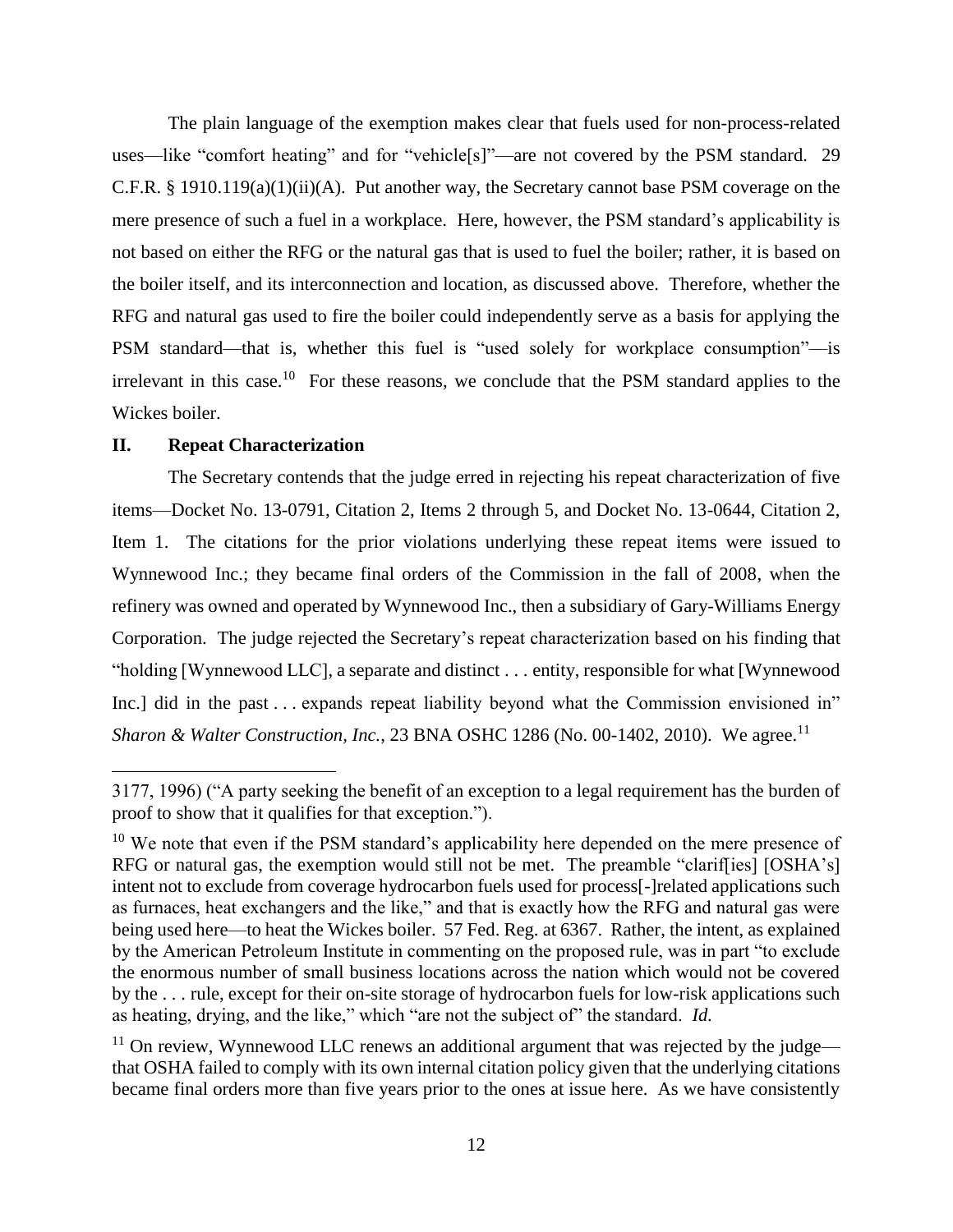The plain language of the exemption makes clear that fuels used for non-process-related uses—like "comfort heating" and for "vehicle[s]"—are not covered by the PSM standard. 29 C.F.R. § 1910.119(a)(1)(ii)(A). Put another way, the Secretary cannot base PSM coverage on the mere presence of such a fuel in a workplace. Here, however, the PSM standard's applicability is not based on either the RFG or the natural gas that is used to fuel the boiler; rather, it is based on the boiler itself, and its interconnection and location, as discussed above. Therefore, whether the RFG and natural gas used to fire the boiler could independently serve as a basis for applying the PSM standard—that is, whether this fuel is "used solely for workplace consumption"—is irrelevant in this case.[10] For these reasons, we conclude that the PSM standard applies to the Wickes boiler.

## II. Repeat Characterization

The Secretary contends that the judge erred in rejecting his repeat characterization of five items—Docket No. 13-0791, Citation 2, Items 2 through 5, and Docket No. 13-0644, Citation 2, Item 1. The citations for the prior violations underlying these repeat items were issued to Wynnewood Inc.; they became final orders of the Commission in the fall of 2008, when the refinery was owned and operated by Wynnewood Inc., then a subsidiary of Gary-Williams Energy Corporation. The judge rejected the Secretary's repeat characterization based on his finding that "holding [Wynnewood LLC], a separate and distinct . . . entity, responsible for what [Wynnewood Inc.] did in the past . . . expands repeat liability beyond what the Commission envisioned in" *Sharon & Walter Construction, Inc.*, 23 BNA OSHC 1286 (No. 00-1402, 2010). We agree.[11]

---

3177, 1996) ("A party seeking the benefit of an exception to a legal requirement has the burden of proof to show that it qualifies for that exception.").

[10] We note that even if the PSM standard's applicability here depended on the mere presence of RFG or natural gas, the exemption would still not be met. The preamble "clarif[ies] [OSHA's] intent not to exclude from coverage hydrocarbon fuels used for process[-]related applications such as furnaces, heat exchangers and the like," and that is exactly how the RFG and natural gas were being used here—to heat the Wickes boiler. 57 Fed. Reg. at 6367. Rather, the intent, as explained by the American Petroleum Institute in commenting on the proposed rule, was in part "to exclude the enormous number of small business locations across the nation which would not be covered by the . . . rule, except for their on-site storage of hydrocarbon fuels for low-risk applications such as heating, drying, and the like," which "are not the subject of" the standard. *Id.*

[11] On review, Wynnewood LLC renews an additional argument that was rejected by the judge—that OSHA failed to comply with its own internal citation policy given that the underlying citations became final orders more than five years prior to the ones at issue here. As we have consistently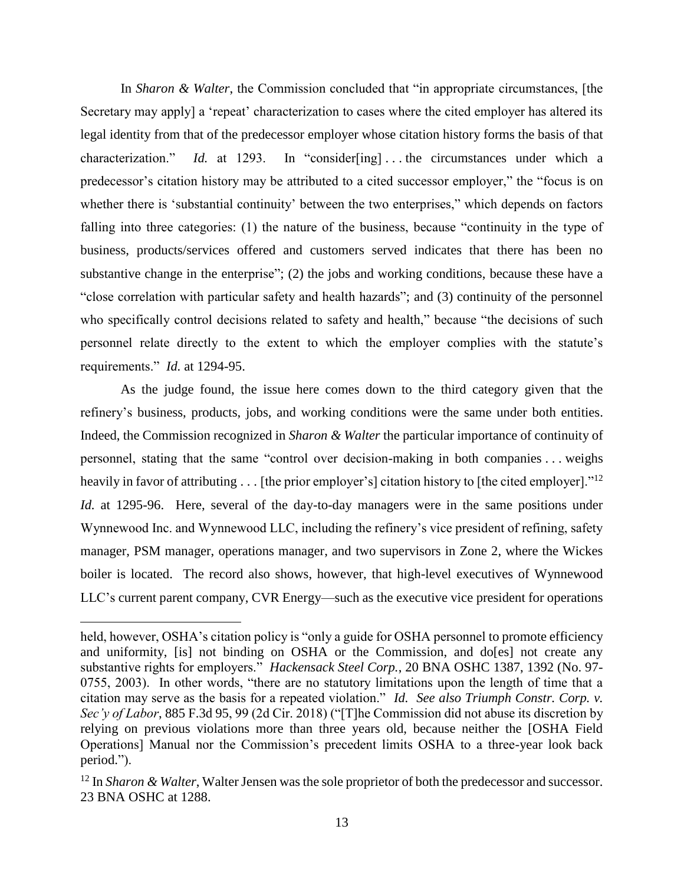In *Sharon & Walter*, the Commission concluded that "in appropriate circumstances, [the Secretary may apply] a 'repeat' characterization to cases where the cited employer has altered its legal identity from that of the predecessor employer whose citation history forms the basis of that characterization." *Id.* at 1293. In "consider[ing] . . . the circumstances under which a predecessor's citation history may be attributed to a cited successor employer," the "focus is on whether there is 'substantial continuity' between the two enterprises," which depends on factors falling into three categories: (1) the nature of the business, because "continuity in the type of business, products/services offered and customers served indicates that there has been no substantive change in the enterprise"; (2) the jobs and working conditions, because these have a "close correlation with particular safety and health hazards"; and (3) continuity of the personnel who specifically control decisions related to safety and health," because "the decisions of such personnel relate directly to the extent to which the employer complies with the statute's requirements." *Id.* at 1294-95.

As the judge found, the issue here comes down to the third category given that the refinery's business, products, jobs, and working conditions were the same under both entities. Indeed, the Commission recognized in *Sharon & Walter* the particular importance of continuity of personnel, stating that the same "control over decision-making in both companies . . . weighs heavily in favor of attributing . . . [the prior employer's] citation history to [the cited employer]."[12] *Id.* at 1295-96. Here, several of the day-to-day managers were in the same positions under Wynnewood Inc. and Wynnewood LLC, including the refinery's vice president of refining, safety manager, PSM manager, operations manager, and two supervisors in Zone 2, where the Wickes boiler is located. The record also shows, however, that high-level executives of Wynnewood LLC's current parent company, CVR Energy—such as the executive vice president for operations

---

held, however, OSHA's citation policy is "only a guide for OSHA personnel to promote efficiency and uniformity, [is] not binding on OSHA or the Commission, and do[es] not create any substantive rights for employers." *Hackensack Steel Corp.*, 20 BNA OSHC 1387, 1392 (No. 97-0755, 2003). In other words, "there are no statutory limitations upon the length of time that a citation may serve as the basis for a repeated violation." *Id. See also Triumph Constr. Corp. v. Sec'y of Labor*, 885 F.3d 95, 99 (2d Cir. 2018) ("[T]he Commission did not abuse its discretion by relying on previous violations more than three years old, because neither the [OSHA Field Operations] Manual nor the Commission's precedent limits OSHA to a three-year look back period.").

[12] In *Sharon & Walter*, Walter Jensen was the sole proprietor of both the predecessor and successor. 23 BNA OSHC at 1288.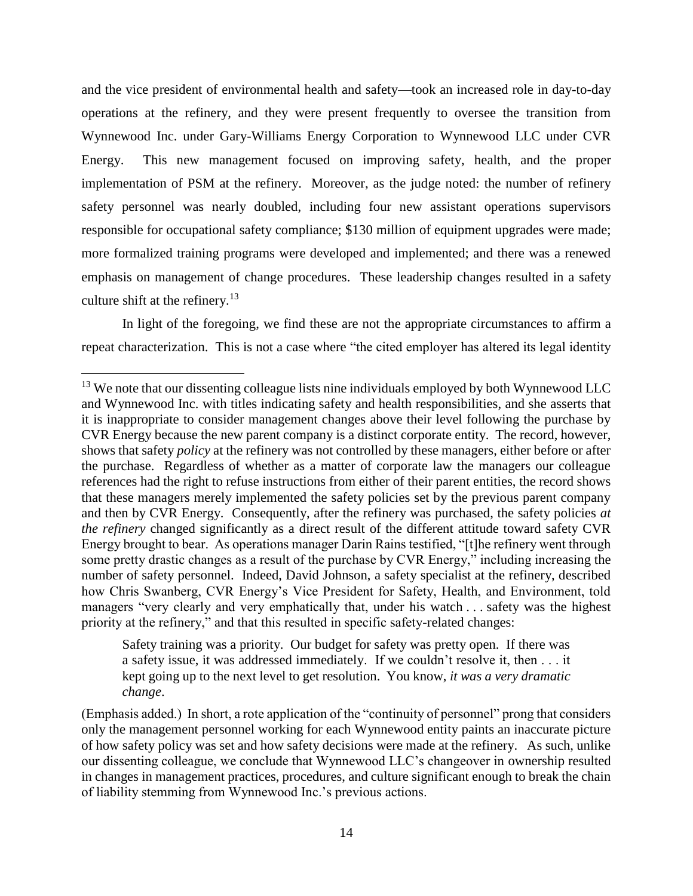and the vice president of environmental health and safety—took an increased role in day-to-day operations at the refinery, and they were present frequently to oversee the transition from Wynnewood Inc. under Gary-Williams Energy Corporation to Wynnewood LLC under CVR Energy. This new management focused on improving safety, health, and the proper implementation of PSM at the refinery. Moreover, as the judge noted: the number of refinery safety personnel was nearly doubled, including four new assistant operations supervisors responsible for occupational safety compliance; $130 million of equipment upgrades were made; more formalized training programs were developed and implemented; and there was a renewed emphasis on management of change procedures. These leadership changes resulted in a safety culture shift at the refinery.[13]

In light of the foregoing, we find these are not the appropriate circumstances to affirm a repeat characterization. This is not a case where "the cited employer has altered its legal identity

---

[13] We note that our dissenting colleague lists nine individuals employed by both Wynnewood LLC and Wynnewood Inc. with titles indicating safety and health responsibilities, and she asserts that it is inappropriate to consider management changes above their level following the purchase by CVR Energy because the new parent company is a distinct corporate entity. The record, however, shows that safety *policy* at the refinery was not controlled by these managers, either before or after the purchase. Regardless of whether as a matter of corporate law the managers our colleague references had the right to refuse instructions from either of their parent entities, the record shows that these managers merely implemented the safety policies set by the previous parent company and then by CVR Energy. Consequently, after the refinery was purchased, the safety policies *at the refinery* changed significantly as a direct result of the different attitude toward safety CVR Energy brought to bear. As operations manager Darin Rains testified, "[t]he refinery went through some pretty drastic changes as a result of the purchase by CVR Energy," including increasing the number of safety personnel. Indeed, David Johnson, a safety specialist at the refinery, described how Chris Swanberg, CVR Energy's Vice President for Safety, Health, and Environment, told managers "very clearly and very emphatically that, under his watch . . . safety was the highest priority at the refinery," and that this resulted in specific safety-related changes:

> Safety training was a priority. Our budget for safety was pretty open. If there was a safety issue, it was addressed immediately. If we couldn't resolve it, then . . . it kept going up to the next level to get resolution. You know, *it was a very dramatic change*.

(Emphasis added.) In short, a rote application of the "continuity of personnel" prong that considers only the management personnel working for each Wynnewood entity paints an inaccurate picture of how safety policy was set and how safety decisions were made at the refinery. As such, unlike our dissenting colleague, we conclude that Wynnewood LLC's changeover in ownership resulted in changes in management practices, procedures, and culture significant enough to break the chain of liability stemming from Wynnewood Inc.'s previous actions.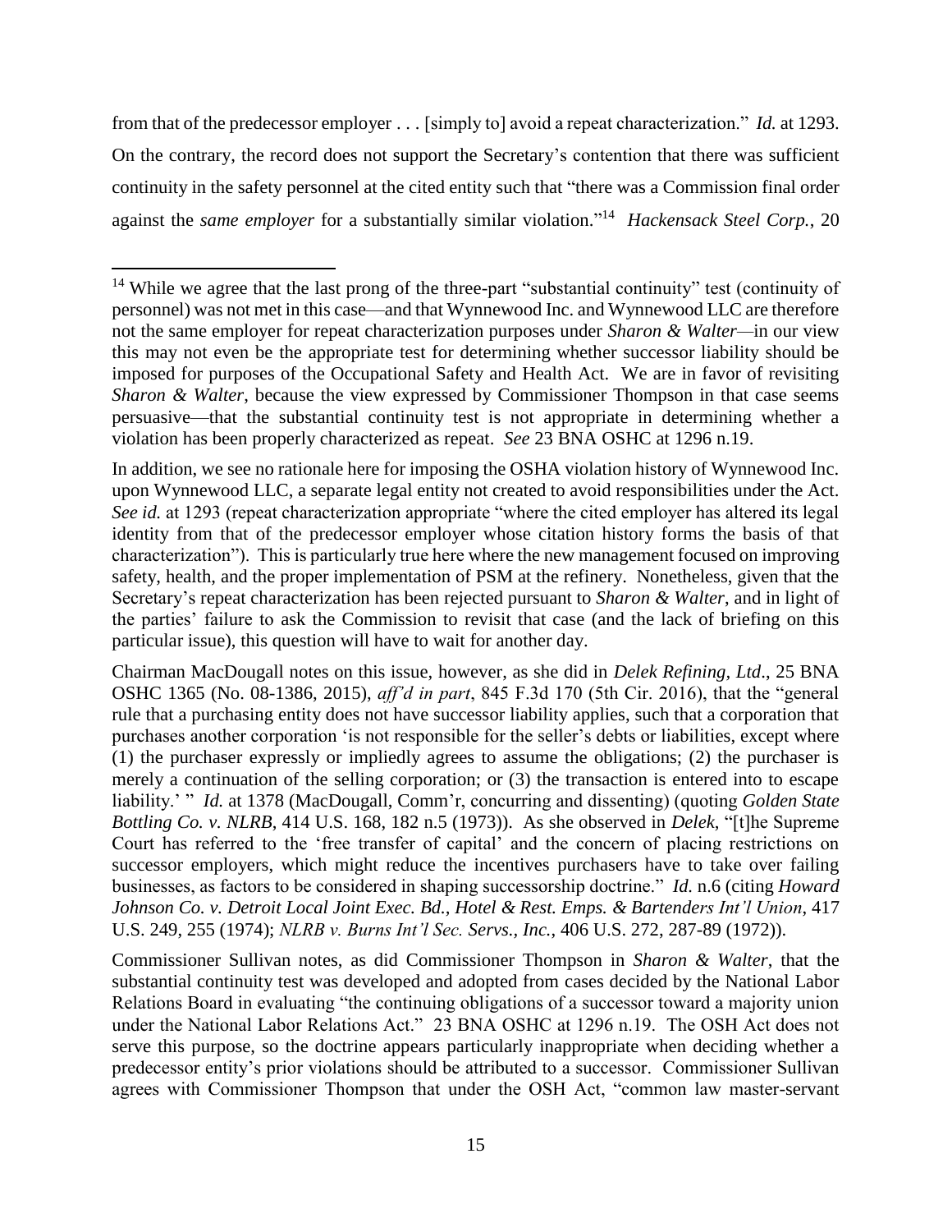from that of the predecessor employer . . . [simply to] avoid a repeat characterization." *Id.* at 1293. On the contrary, the record does not support the Secretary's contention that there was sufficient continuity in the safety personnel at the cited entity such that "there was a Commission final order against the *same employer* for a substantially similar violation."[14] *Hackensack Steel Corp.*, 20

---

[14] While we agree that the last prong of the three-part "substantial continuity" test (continuity of personnel) was not met in this case—and that Wynnewood Inc. and Wynnewood LLC are therefore not the same employer for repeat characterization purposes under *Sharon & Walter*—in our view this may not even be the appropriate test for determining whether successor liability should be imposed for purposes of the Occupational Safety and Health Act. We are in favor of revisiting *Sharon & Walter*, because the view expressed by Commissioner Thompson in that case seems persuasive—that the substantial continuity test is not appropriate in determining whether a violation has been properly characterized as repeat. *See* 23 BNA OSHC at 1296 n.19.

In addition, we see no rationale here for imposing the OSHA violation history of Wynnewood Inc. upon Wynnewood LLC, a separate legal entity not created to avoid responsibilities under the Act. *See id.* at 1293 (repeat characterization appropriate "where the cited employer has altered its legal identity from that of the predecessor employer whose citation history forms the basis of that characterization"). This is particularly true here where the new management focused on improving safety, health, and the proper implementation of PSM at the refinery. Nonetheless, given that the Secretary's repeat characterization has been rejected pursuant to *Sharon & Walter*, and in light of the parties' failure to ask the Commission to revisit that case (and the lack of briefing on this particular issue), this question will have to wait for another day.

Chairman MacDougall notes on this issue, however, as she did in *Delek Refining, Ltd*., 25 BNA OSHC 1365 (No. 08-1386, 2015), *aff'd in part*, 845 F.3d 170 (5th Cir. 2016), that the "general rule that a purchasing entity does not have successor liability applies, such that a corporation that purchases another corporation 'is not responsible for the seller's debts or liabilities, except where (1) the purchaser expressly or impliedly agrees to assume the obligations; (2) the purchaser is merely a continuation of the selling corporation; or (3) the transaction is entered into to escape liability.' " *Id.* at 1378 (MacDougall, Comm'r, concurring and dissenting) (quoting *Golden State Bottling Co. v. NLRB*, 414 U.S. 168, 182 n.5 (1973)). As she observed in *Delek*, "[t]he Supreme Court has referred to the 'free transfer of capital' and the concern of placing restrictions on successor employers, which might reduce the incentives purchasers have to take over failing businesses, as factors to be considered in shaping successorship doctrine." *Id.* n.6 (citing *Howard Johnson Co. v. Detroit Local Joint Exec. Bd., Hotel & Rest. Emps. & Bartenders Int'l Union*, 417 U.S. 249, 255 (1974); *NLRB v. Burns Int'l Sec. Servs., Inc.*, 406 U.S. 272, 287-89 (1972)).

Commissioner Sullivan notes, as did Commissioner Thompson in *Sharon & Walter*, that the substantial continuity test was developed and adopted from cases decided by the National Labor Relations Board in evaluating "the continuing obligations of a successor toward a majority union under the National Labor Relations Act." 23 BNA OSHC at 1296 n.19. The OSH Act does not serve this purpose, so the doctrine appears particularly inappropriate when deciding whether a predecessor entity's prior violations should be attributed to a successor. Commissioner Sullivan agrees with Commissioner Thompson that under the OSH Act, "common law master-servant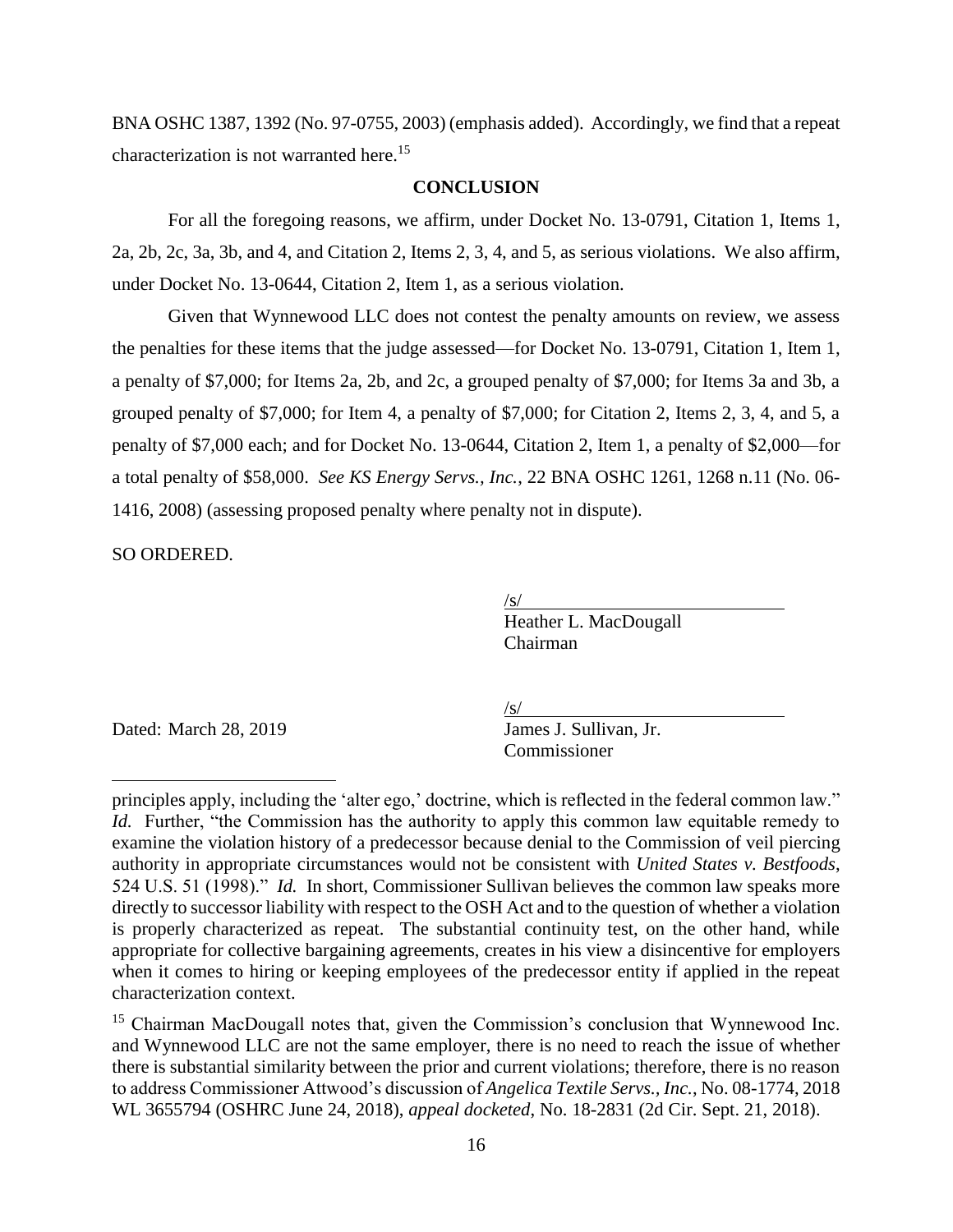BNA OSHC 1387, 1392 (No. 97-0755, 2003) (emphasis added). Accordingly, we find that a repeat characterization is not warranted here.[15]

## CONCLUSION

For all the foregoing reasons, we affirm, under Docket No. 13-0791, Citation 1, Items 1, 2a, 2b, 2c, 3a, 3b, and 4, and Citation 2, Items 2, 3, 4, and 5, as serious violations. We also affirm, under Docket No. 13-0644, Citation 2, Item 1, as a serious violation.

Given that Wynnewood LLC does not contest the penalty amounts on review, we assess the penalties for these items that the judge assessed—for Docket No. 13-0791, Citation 1, Item 1, a penalty of $7,000; for Items 2a, 2b, and 2c, a grouped penalty of $7,000; for Items 3a and 3b, a grouped penalty of $7,000; for Item 4, a penalty of $7,000; for Citation 2, Items 2, 3, 4, and 5, a penalty of $7,000 each; and for Docket No. 13-0644, Citation 2, Item 1, a penalty of $2,000—for a total penalty of $58,000. *See KS Energy Servs., Inc.*, 22 BNA OSHC 1261, 1268 n.11 (No. 06-1416, 2008) (assessing proposed penalty where penalty not in dispute).

SO ORDERED.

/s/
Heather L. MacDougall
Chairman

/s/
James J. Sullivan, Jr.
Commissioner

Dated: March 28, 2019

---

principles apply, including the 'alter ego,' doctrine, which is reflected in the federal common law." *Id.* Further, "the Commission has the authority to apply this common law equitable remedy to examine the violation history of a predecessor because denial to the Commission of veil piercing authority in appropriate circumstances would not be consistent with *United States v. Bestfoods*, 524 U.S. 51 (1998)." *Id.* In short, Commissioner Sullivan believes the common law speaks more directly to successor liability with respect to the OSH Act and to the question of whether a violation is properly characterized as repeat. The substantial continuity test, on the other hand, while appropriate for collective bargaining agreements, creates in his view a disincentive for employers when it comes to hiring or keeping employees of the predecessor entity if applied in the repeat characterization context.

[15] Chairman MacDougall notes that, given the Commission's conclusion that Wynnewood Inc. and Wynnewood LLC are not the same employer, there is no need to reach the issue of whether there is substantial similarity between the prior and current violations; therefore, there is no reason to address Commissioner Attwood's discussion of *Angelica Textile Servs., Inc.*, No. 08-1774, 2018 WL 3655794 (OSHRC June 24, 2018), *appeal docketed*, No. 18-2831 (2d Cir. Sept. 21, 2018).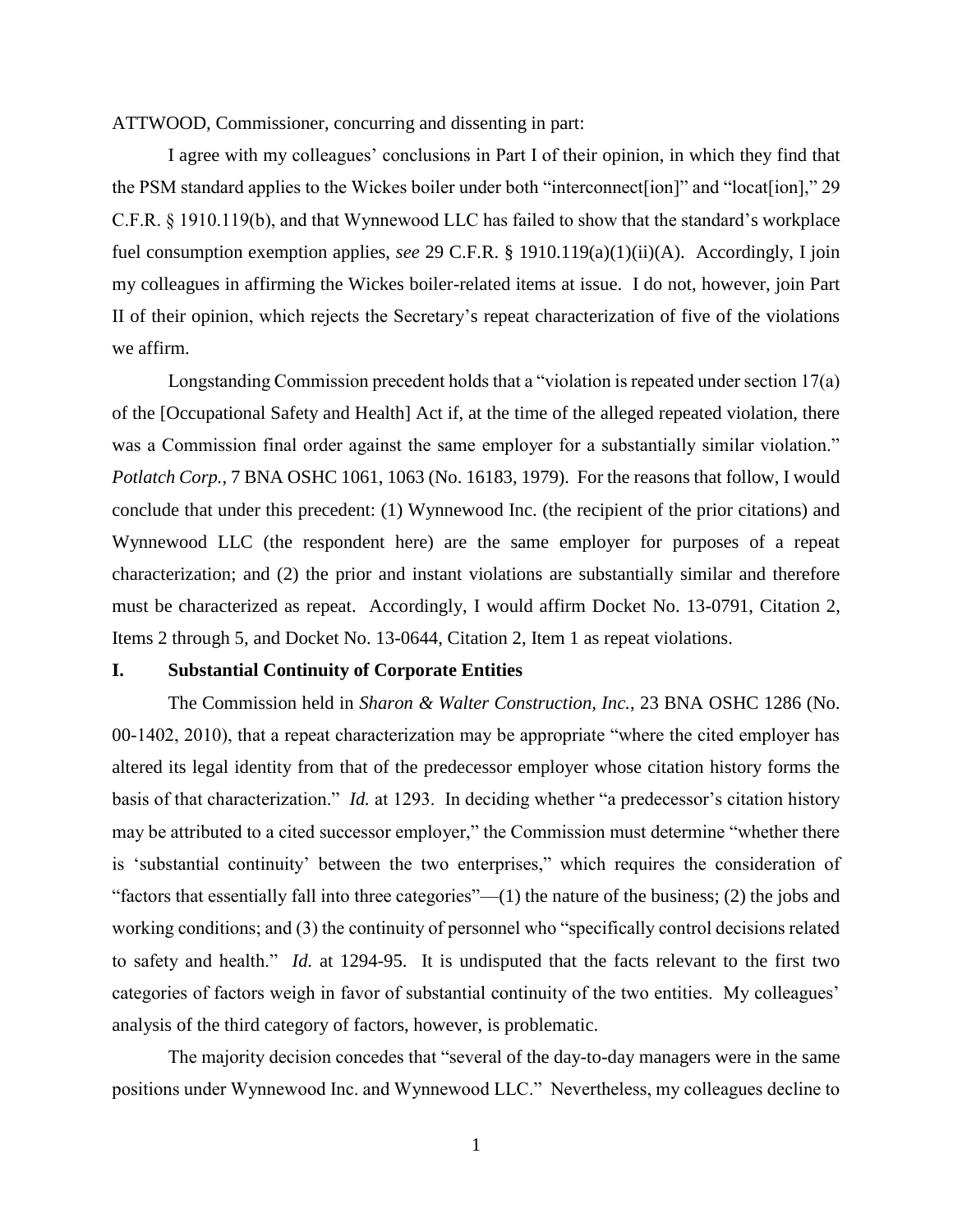ATTWOOD, Commissioner, concurring and dissenting in part:

I agree with my colleagues' conclusions in Part I of their opinion, in which they find that the PSM standard applies to the Wickes boiler under both "interconnect[ion]" and "locat[ion]," 29 C.F.R. § 1910.119(b), and that Wynnewood LLC has failed to show that the standard's workplace fuel consumption exemption applies, *see* 29 C.F.R. § 1910.119(a)(1)(ii)(A). Accordingly, I join my colleagues in affirming the Wickes boiler-related items at issue. I do not, however, join Part II of their opinion, which rejects the Secretary's repeat characterization of five of the violations we affirm.

Longstanding Commission precedent holds that a "violation is repeated under section 17(a) of the [Occupational Safety and Health] Act if, at the time of the alleged repeated violation, there was a Commission final order against the same employer for a substantially similar violation." *Potlatch Corp.*, 7 BNA OSHC 1061, 1063 (No. 16183, 1979). For the reasons that follow, I would conclude that under this precedent: (1) Wynnewood Inc. (the recipient of the prior citations) and Wynnewood LLC (the respondent here) are the same employer for purposes of a repeat characterization; and (2) the prior and instant violations are substantially similar and therefore must be characterized as repeat. Accordingly, I would affirm Docket No. 13-0791, Citation 2, Items 2 through 5, and Docket No. 13-0644, Citation 2, Item 1 as repeat violations.

## I. Substantial Continuity of Corporate Entities

The Commission held in *Sharon & Walter Construction, Inc.*, 23 BNA OSHC 1286 (No. 00-1402, 2010), that a repeat characterization may be appropriate "where the cited employer has altered its legal identity from that of the predecessor employer whose citation history forms the basis of that characterization." *Id.* at 1293. In deciding whether "a predecessor's citation history may be attributed to a cited successor employer," the Commission must determine "whether there is 'substantial continuity' between the two enterprises," which requires the consideration of "factors that essentially fall into three categories"—(1) the nature of the business; (2) the jobs and working conditions; and (3) the continuity of personnel who "specifically control decisions related to safety and health." *Id.* at 1294-95. It is undisputed that the facts relevant to the first two categories of factors weigh in favor of substantial continuity of the two entities. My colleagues' analysis of the third category of factors, however, is problematic.

The majority decision concedes that "several of the day-to-day managers were in the same positions under Wynnewood Inc. and Wynnewood LLC." Nevertheless, my colleagues decline to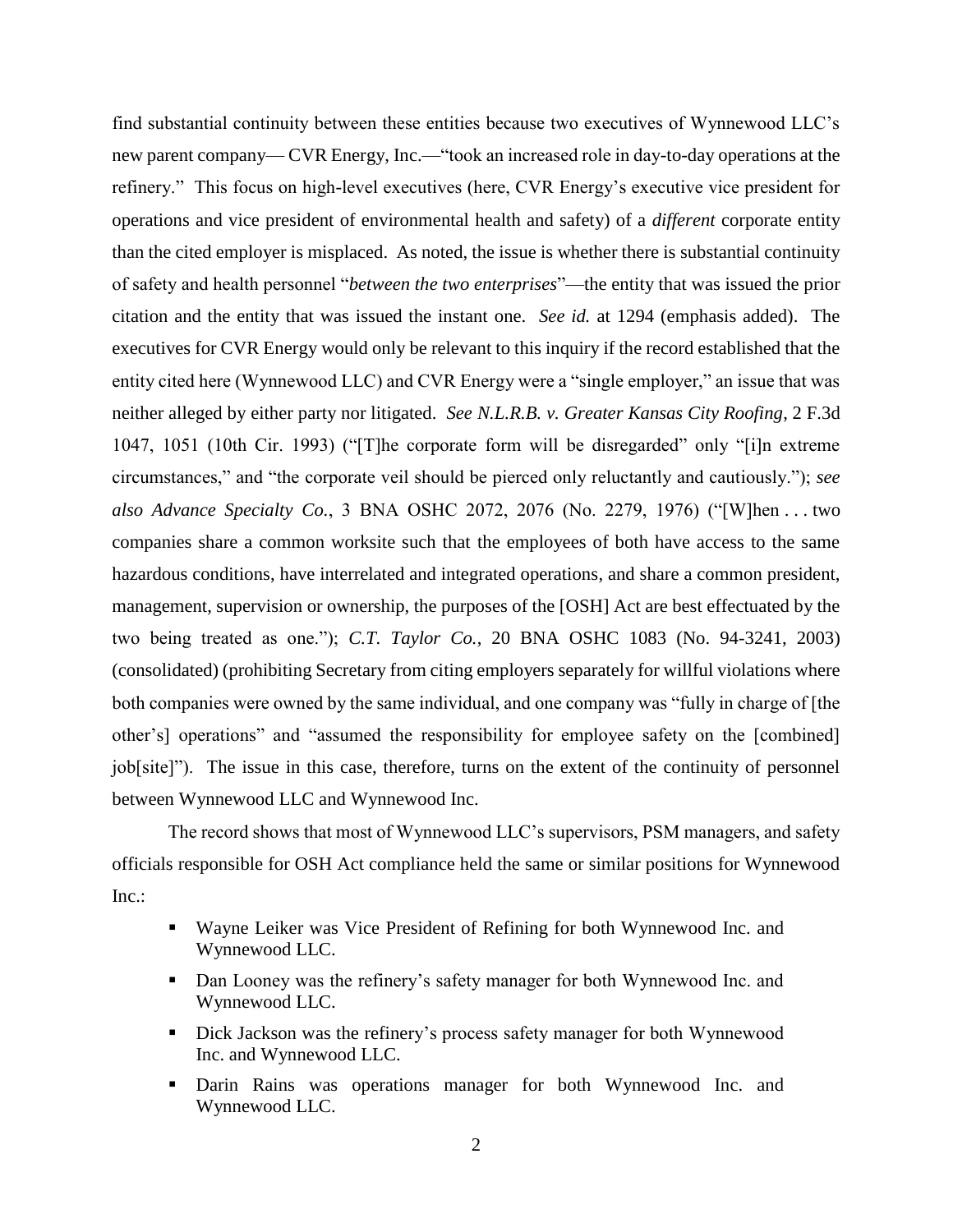find substantial continuity between these entities because two executives of Wynnewood LLC's new parent company— CVR Energy, Inc.—"took an increased role in day-to-day operations at the refinery." This focus on high-level executives (here, CVR Energy's executive vice president for operations and vice president of environmental health and safety) of a *different* corporate entity than the cited employer is misplaced. As noted, the issue is whether there is substantial continuity of safety and health personnel "*between the two enterprises*"—the entity that was issued the prior citation and the entity that was issued the instant one. *See id.* at 1294 (emphasis added). The executives for CVR Energy would only be relevant to this inquiry if the record established that the entity cited here (Wynnewood LLC) and CVR Energy were a "single employer," an issue that was neither alleged by either party nor litigated. *See N.L.R.B. v. Greater Kansas City Roofing*, 2 F.3d 1047, 1051 (10th Cir. 1993) ("[T]he corporate form will be disregarded" only "[i]n extreme circumstances," and "the corporate veil should be pierced only reluctantly and cautiously."); *see also Advance Specialty Co.*, 3 BNA OSHC 2072, 2076 (No. 2279, 1976) ("[W]hen . . . two companies share a common worksite such that the employees of both have access to the same hazardous conditions, have interrelated and integrated operations, and share a common president, management, supervision or ownership, the purposes of the [OSH] Act are best effectuated by the two being treated as one."); *C.T. Taylor Co.*, 20 BNA OSHC 1083 (No. 94-3241, 2003) (consolidated) (prohibiting Secretary from citing employers separately for willful violations where both companies were owned by the same individual, and one company was "fully in charge of [the other's] operations" and "assumed the responsibility for employee safety on the [combined] job[site]"). The issue in this case, therefore, turns on the extent of the continuity of personnel between Wynnewood LLC and Wynnewood Inc.

The record shows that most of Wynnewood LLC's supervisors, PSM managers, and safety officials responsible for OSH Act compliance held the same or similar positions for Wynnewood Inc.:

- Wayne Leiker was Vice President of Refining for both Wynnewood Inc. and Wynnewood LLC.
- Dan Looney was the refinery's safety manager for both Wynnewood Inc. and Wynnewood LLC.
- Dick Jackson was the refinery's process safety manager for both Wynnewood Inc. and Wynnewood LLC.
- Darin Rains was operations manager for both Wynnewood Inc. and Wynnewood LLC.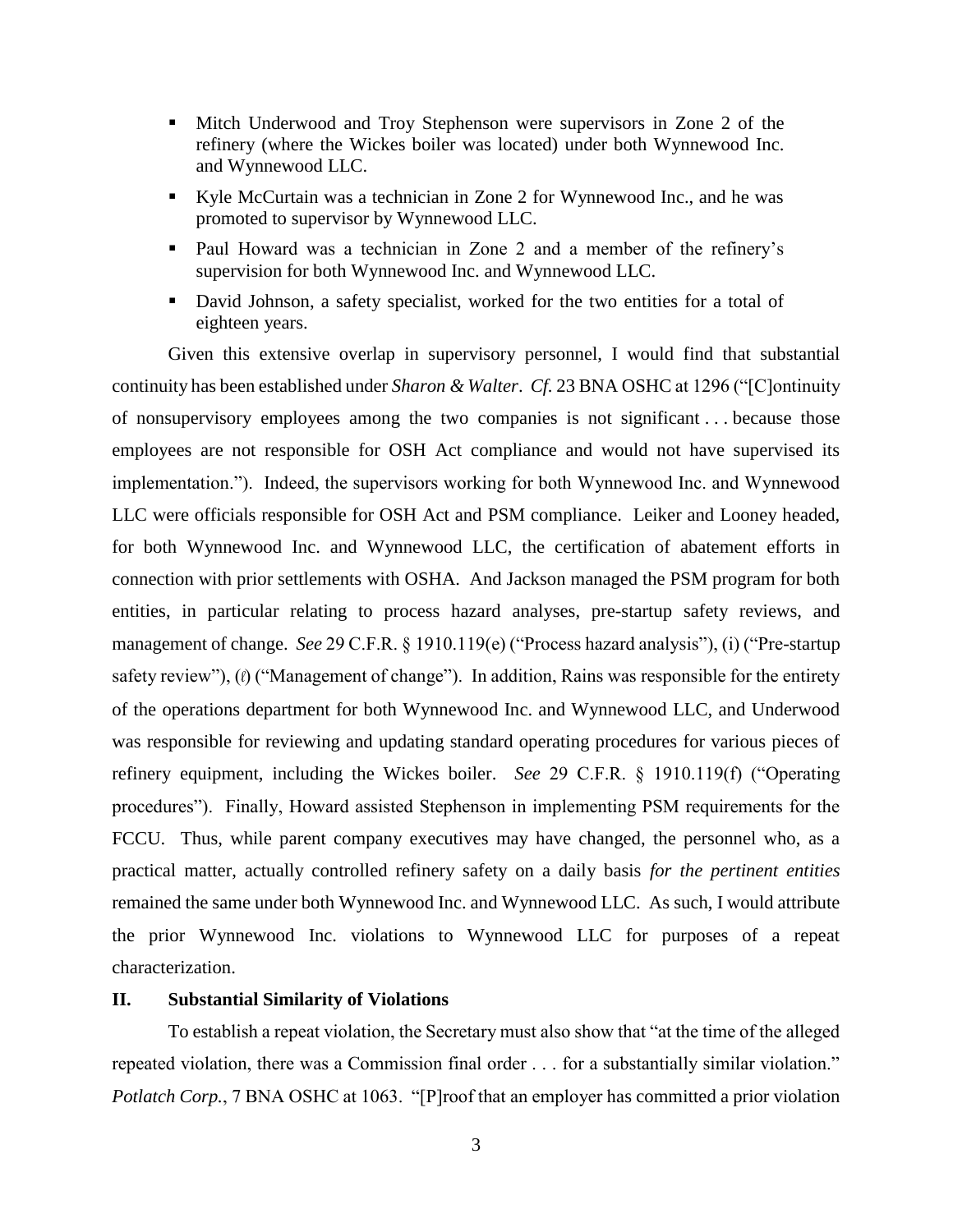- Mitch Underwood and Troy Stephenson were supervisors in Zone 2 of the refinery (where the Wickes boiler was located) under both Wynnewood Inc. and Wynnewood LLC.
- Kyle McCurtain was a technician in Zone 2 for Wynnewood Inc., and he was promoted to supervisor by Wynnewood LLC.
- Paul Howard was a technician in Zone 2 and a member of the refinery's supervision for both Wynnewood Inc. and Wynnewood LLC.
- David Johnson, a safety specialist, worked for the two entities for a total of eighteen years.

Given this extensive overlap in supervisory personnel, I would find that substantial continuity has been established under *Sharon & Walter*. *Cf.* 23 BNA OSHC at 1296 ("[C]ontinuity of nonsupervisory employees among the two companies is not significant . . . because those employees are not responsible for OSH Act compliance and would not have supervised its implementation."). Indeed, the supervisors working for both Wynnewood Inc. and Wynnewood LLC were officials responsible for OSH Act and PSM compliance. Leiker and Looney headed, for both Wynnewood Inc. and Wynnewood LLC, the certification of abatement efforts in connection with prior settlements with OSHA. And Jackson managed the PSM program for both entities, in particular relating to process hazard analyses, pre-startup safety reviews, and management of change. *See* 29 C.F.R. § 1910.119(e) ("Process hazard analysis"), (i) ("Pre-startup safety review"), (ℓ) ("Management of change"). In addition, Rains was responsible for the entirety of the operations department for both Wynnewood Inc. and Wynnewood LLC, and Underwood was responsible for reviewing and updating standard operating procedures for various pieces of refinery equipment, including the Wickes boiler. *See* 29 C.F.R. § 1910.119(f) ("Operating procedures"). Finally, Howard assisted Stephenson in implementing PSM requirements for the FCCU. Thus, while parent company executives may have changed, the personnel who, as a practical matter, actually controlled refinery safety on a daily basis *for the pertinent entities* remained the same under both Wynnewood Inc. and Wynnewood LLC. As such, I would attribute the prior Wynnewood Inc. violations to Wynnewood LLC for purposes of a repeat characterization.

## II. Substantial Similarity of Violations

To establish a repeat violation, the Secretary must also show that "at the time of the alleged repeated violation, there was a Commission final order . . . for a substantially similar violation." *Potlatch Corp.*, 7 BNA OSHC at 1063. "[P]roof that an employer has committed a prior violation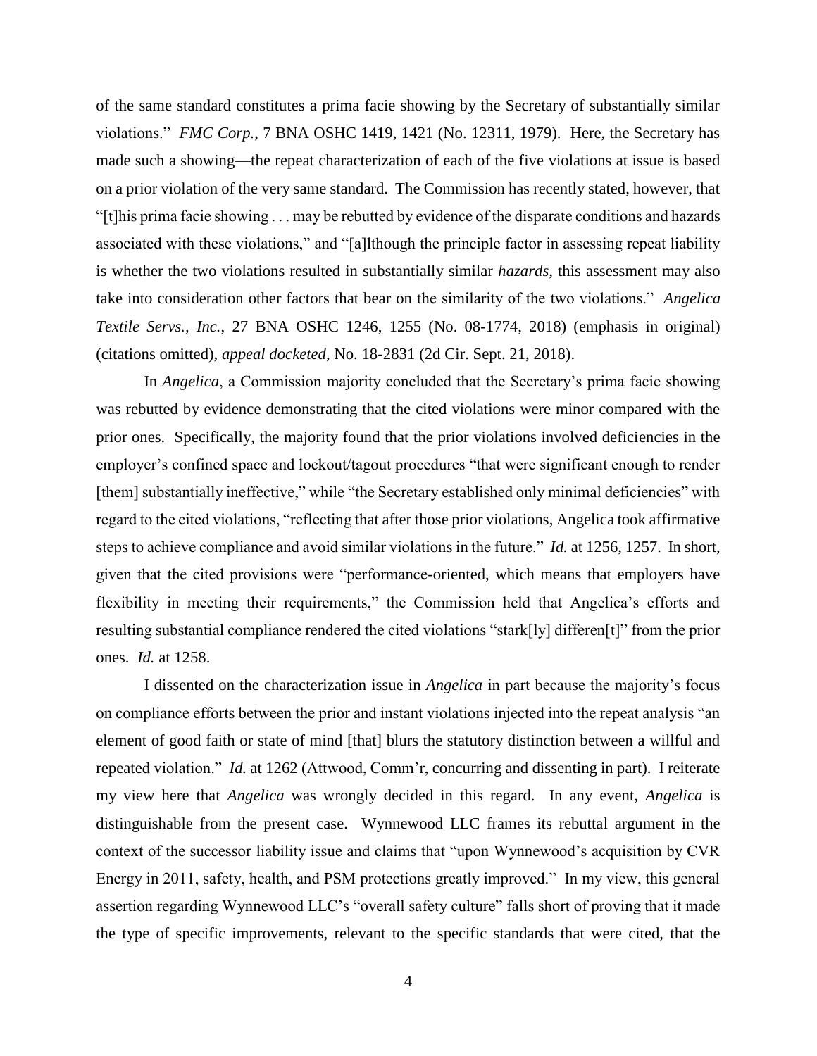of the same standard constitutes a prima facie showing by the Secretary of substantially similar violations." *FMC Corp.*, 7 BNA OSHC 1419, 1421 (No. 12311, 1979). Here, the Secretary has made such a showing—the repeat characterization of each of the five violations at issue is based on a prior violation of the very same standard. The Commission has recently stated, however, that "[t]his prima facie showing . . . may be rebutted by evidence of the disparate conditions and hazards associated with these violations," and "[a]lthough the principle factor in assessing repeat liability is whether the two violations resulted in substantially similar *hazards*, this assessment may also take into consideration other factors that bear on the similarity of the two violations." *Angelica Textile Servs., Inc.*, 27 BNA OSHC 1246, 1255 (No. 08-1774, 2018) (emphasis in original) (citations omitted), *appeal docketed*, No. 18-2831 (2d Cir. Sept. 21, 2018).

In *Angelica*, a Commission majority concluded that the Secretary's prima facie showing was rebutted by evidence demonstrating that the cited violations were minor compared with the prior ones. Specifically, the majority found that the prior violations involved deficiencies in the employer's confined space and lockout/tagout procedures "that were significant enough to render [them] substantially ineffective," while "the Secretary established only minimal deficiencies" with regard to the cited violations, "reflecting that after those prior violations, Angelica took affirmative steps to achieve compliance and avoid similar violations in the future." *Id.* at 1256, 1257. In short, given that the cited provisions were "performance-oriented, which means that employers have flexibility in meeting their requirements," the Commission held that Angelica's efforts and resulting substantial compliance rendered the cited violations "stark[ly] differen[t]" from the prior ones. *Id.* at 1258.

I dissented on the characterization issue in *Angelica* in part because the majority's focus on compliance efforts between the prior and instant violations injected into the repeat analysis "an element of good faith or state of mind [that] blurs the statutory distinction between a willful and repeated violation." *Id.* at 1262 (Attwood, Comm'r, concurring and dissenting in part). I reiterate my view here that *Angelica* was wrongly decided in this regard. In any event, *Angelica* is distinguishable from the present case. Wynnewood LLC frames its rebuttal argument in the context of the successor liability issue and claims that "upon Wynnewood's acquisition by CVR Energy in 2011, safety, health, and PSM protections greatly improved." In my view, this general assertion regarding Wynnewood LLC's "overall safety culture" falls short of proving that it made the type of specific improvements, relevant to the specific standards that were cited, that the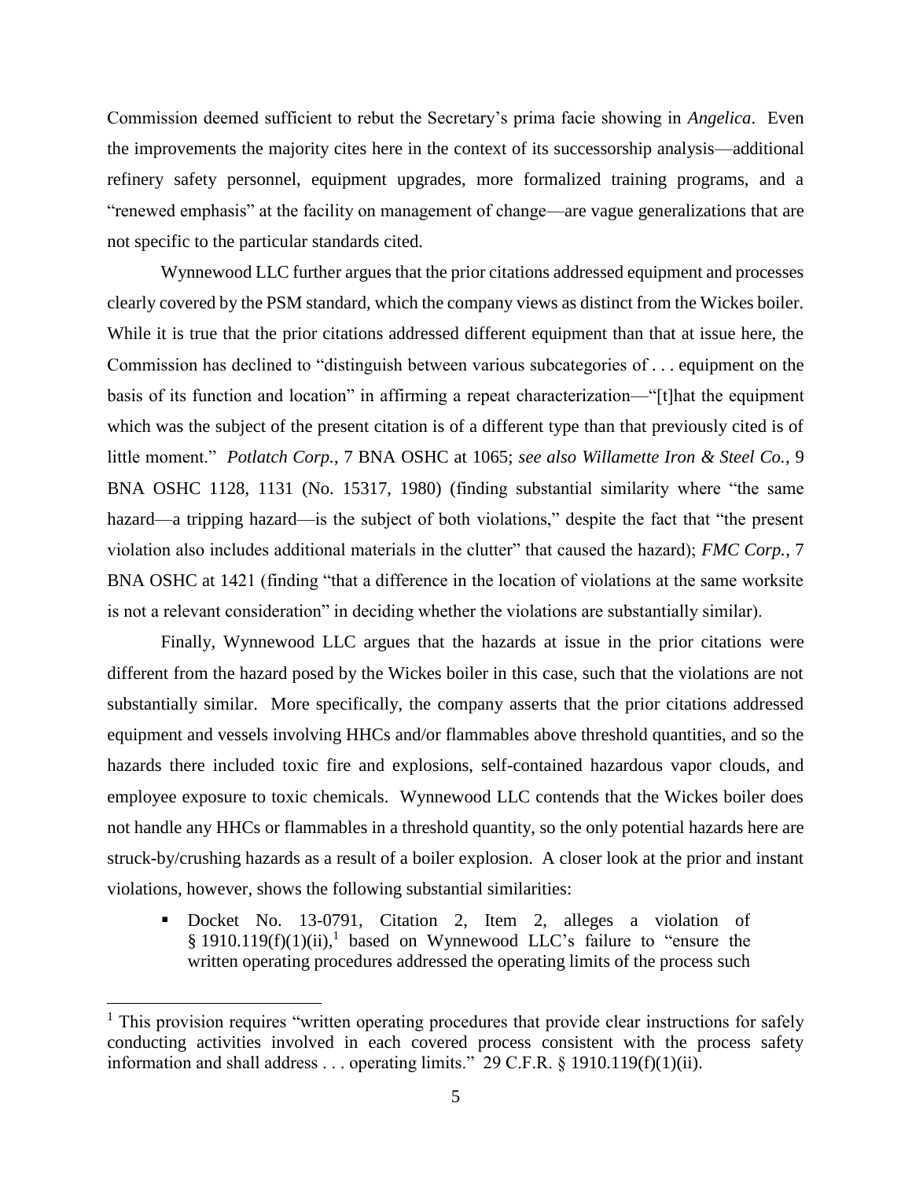Commission deemed sufficient to rebut the Secretary's prima facie showing in *Angelica*. Even the improvements the majority cites here in the context of its successorship analysis—additional refinery safety personnel, equipment upgrades, more formalized training programs, and a "renewed emphasis" at the facility on management of change—are vague generalizations that are not specific to the particular standards cited.

Wynnewood LLC further argues that the prior citations addressed equipment and processes clearly covered by the PSM standard, which the company views as distinct from the Wickes boiler. While it is true that the prior citations addressed different equipment than that at issue here, the Commission has declined to "distinguish between various subcategories of . . . equipment on the basis of its function and location" in affirming a repeat characterization—"[t]hat the equipment which was the subject of the present citation is of a different type than that previously cited is of little moment." *Potlatch Corp.*, 7 BNA OSHC at 1065; *see also Willamette Iron & Steel Co.*, 9 BNA OSHC 1128, 1131 (No. 15317, 1980) (finding substantial similarity where "the same hazard—a tripping hazard—is the subject of both violations," despite the fact that "the present violation also includes additional materials in the clutter" that caused the hazard); *FMC Corp.*, 7 BNA OSHC at 1421 (finding "that a difference in the location of violations at the same worksite is not a relevant consideration" in deciding whether the violations are substantially similar).

Finally, Wynnewood LLC argues that the hazards at issue in the prior citations were different from the hazard posed by the Wickes boiler in this case, such that the violations are not substantially similar. More specifically, the company asserts that the prior citations addressed equipment and vessels involving HHCs and/or flammables above threshold quantities, and so the hazards there included toxic fire and explosions, self-contained hazardous vapor clouds, and employee exposure to toxic chemicals. Wynnewood LLC contends that the Wickes boiler does not handle any HHCs or flammables in a threshold quantity, so the only potential hazards here are struck-by/crushing hazards as a result of a boiler explosion. A closer look at the prior and instant violations, however, shows the following substantial similarities:

- Docket No. 13-0791, Citation 2, Item 2, alleges a violation of § 1910.119(f)(1)(ii),[1] based on Wynnewood LLC's failure to "ensure the written operating procedures addressed the operating limits of the process such

[1] This provision requires "written operating procedures that provide clear instructions for safely conducting activities involved in each covered process consistent with the process safety information and shall address . . . operating limits." 29 C.F.R. § 1910.119(f)(1)(ii).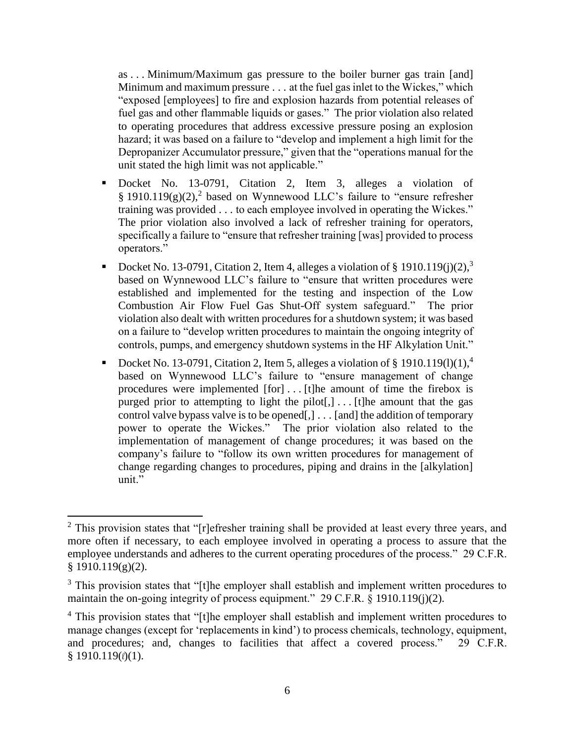as . . . Minimum/Maximum gas pressure to the boiler burner gas train [and] Minimum and maximum pressure . . . at the fuel gas inlet to the Wickes," which "exposed [employees] to fire and explosion hazards from potential releases of fuel gas and other flammable liquids or gases." The prior violation also related to operating procedures that address excessive pressure posing an explosion hazard; it was based on a failure to "develop and implement a high limit for the Depropanizer Accumulator pressure," given that the "operations manual for the unit stated the high limit was not applicable."

- Docket No. 13-0791, Citation 2, Item 3, alleges a violation of § 1910.119(g)(2),[2] based on Wynnewood LLC's failure to "ensure refresher training was provided . . . to each employee involved in operating the Wickes." The prior violation also involved a lack of refresher training for operators, specifically a failure to "ensure that refresher training [was] provided to process operators."
- Docket No. 13-0791, Citation 2, Item 4, alleges a violation of § 1910.119(j)(2),[3] based on Wynnewood LLC's failure to "ensure that written procedures were established and implemented for the testing and inspection of the Low Combustion Air Flow Fuel Gas Shut-Off system safeguard." The prior violation also dealt with written procedures for a shutdown system; it was based on a failure to "develop written procedures to maintain the ongoing integrity of controls, pumps, and emergency shutdown systems in the HF Alkylation Unit."
- Docket No. 13-0791, Citation 2, Item 5, alleges a violation of § 1910.119(l)(1),[4] based on Wynnewood LLC's failure to "ensure management of change procedures were implemented [for] . . . [t]he amount of time the firebox is purged prior to attempting to light the pilot[,] . . . [t]he amount that the gas control valve bypass valve is to be opened[,] . . . [and] the addition of temporary power to operate the Wickes." The prior violation also related to the implementation of management of change procedures; it was based on the company's failure to "follow its own written procedures for management of change regarding changes to procedures, piping and drains in the [alkylation] unit."

---

[2] This provision states that "[r]efresher training shall be provided at least every three years, and more often if necessary, to each employee involved in operating a process to assure that the employee understands and adheres to the current operating procedures of the process." 29 C.F.R. § 1910.119(g)(2).

[3] This provision states that "[t]he employer shall establish and implement written procedures to maintain the on-going integrity of process equipment." 29 C.F.R. § 1910.119(j)(2).

[4] This provision states that "[t]he employer shall establish and implement written procedures to manage changes (except for 'replacements in kind') to process chemicals, technology, equipment, and procedures; and, changes to facilities that affect a covered process." 29 C.F.R. § 1910.119(ℓ)(1).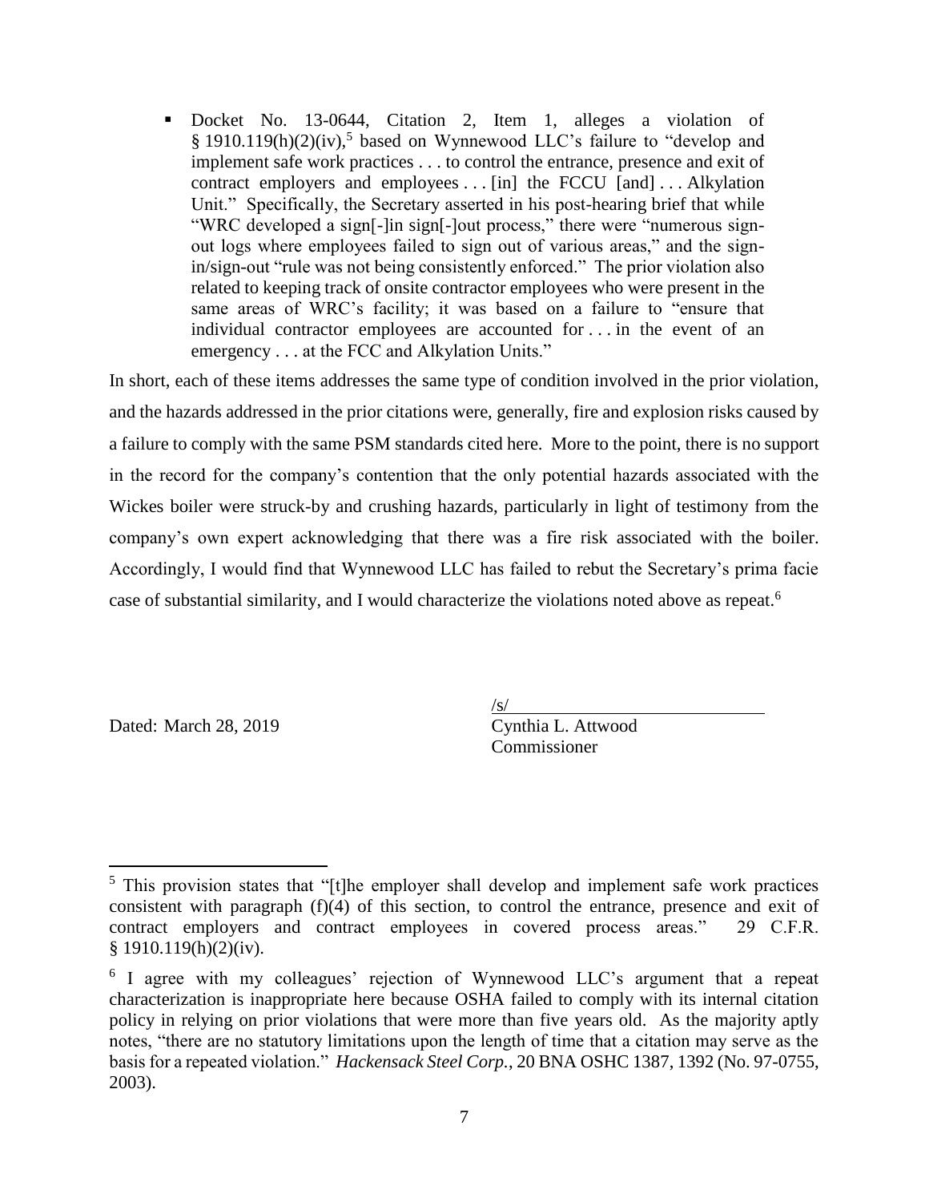- Docket No. 13-0644, Citation 2, Item 1, alleges a violation of § 1910.119(h)(2)(iv),[5] based on Wynnewood LLC's failure to "develop and implement safe work practices . . . to control the entrance, presence and exit of contract employers and employees . . . [in] the FCCU [and] . . . Alkylation Unit." Specifically, the Secretary asserted in his post-hearing brief that while "WRC developed a sign[-]in sign[-]out process," there were "numerous sign-out logs where employees failed to sign out of various areas," and the sign-in/sign-out "rule was not being consistently enforced." The prior violation also related to keeping track of onsite contractor employees who were present in the same areas of WRC's facility; it was based on a failure to "ensure that individual contractor employees are accounted for . . . in the event of an emergency . . . at the FCC and Alkylation Units."

In short, each of these items addresses the same type of condition involved in the prior violation, and the hazards addressed in the prior citations were, generally, fire and explosion risks caused by a failure to comply with the same PSM standards cited here. More to the point, there is no support in the record for the company's contention that the only potential hazards associated with the Wickes boiler were struck-by and crushing hazards, particularly in light of testimony from the company's own expert acknowledging that there was a fire risk associated with the boiler. Accordingly, I would find that Wynnewood LLC has failed to rebut the Secretary's prima facie case of substantial similarity, and I would characterize the violations noted above as repeat.[6]

Dated: March 28, 2019

/s/
Cynthia L. Attwood
Commissioner

---

[5] This provision states that "[t]he employer shall develop and implement safe work practices consistent with paragraph (f)(4) of this section, to control the entrance, presence and exit of contract employers and contract employees in covered process areas." 29 C.F.R. § 1910.119(h)(2)(iv).

[6] I agree with my colleagues' rejection of Wynnewood LLC's argument that a repeat characterization is inappropriate here because OSHA failed to comply with its internal citation policy in relying on prior violations that were more than five years old. As the majority aptly notes, "there are no statutory limitations upon the length of time that a citation may serve as the basis for a repeated violation." *Hackensack Steel Corp.*, 20 BNA OSHC 1387, 1392 (No. 97-0755, 2003).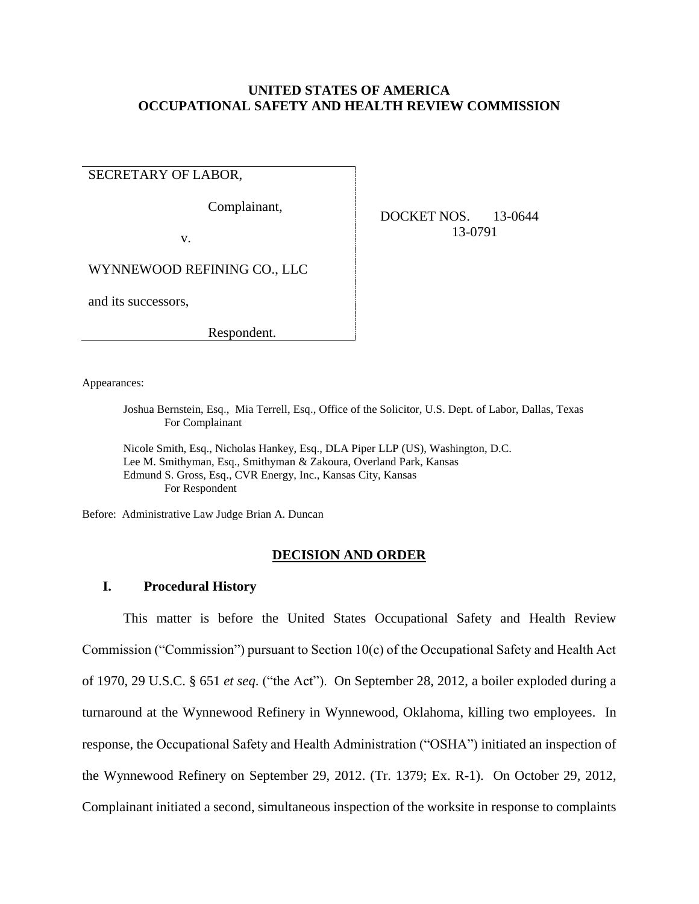**UNITED STATES OF AMERICA**
**OCCUPATIONAL SAFETY AND HEALTH REVIEW COMMISSION**

| | |
|---|---|
| SECRETARY OF LABOR,<br><br>Complainant,<br><br>v.<br><br>WYNNEWOOD REFINING CO., LLC<br><br>and its successors,<br><br>Respondent. | DOCKET NOS. 13-0644<br>13-0791 |

Appearances:

Joshua Bernstein, Esq., Mia Terrell, Esq., Office of the Solicitor, U.S. Dept. of Labor, Dallas, Texas
For Complainant

Nicole Smith, Esq., Nicholas Hankey, Esq., DLA Piper LLP (US), Washington, D.C.
Lee M. Smithyman, Esq., Smithyman & Zakoura, Overland Park, Kansas
Edmund S. Gross, Esq., CVR Energy, Inc., Kansas City, Kansas
For Respondent

Before: Administrative Law Judge Brian A. Duncan

## DECISION AND ORDER

### I. Procedural History

This matter is before the United States Occupational Safety and Health Review Commission ("Commission") pursuant to Section 10(c) of the Occupational Safety and Health Act of 1970, 29 U.S.C. § 651 *et seq*. ("the Act"). On September 28, 2012, a boiler exploded during a turnaround at the Wynnewood Refinery in Wynnewood, Oklahoma, killing two employees. In response, the Occupational Safety and Health Administration ("OSHA") initiated an inspection of the Wynnewood Refinery on September 29, 2012. (Tr. 1379; Ex. R-1). On October 29, 2012, Complainant initiated a second, simultaneous inspection of the worksite in response to complaints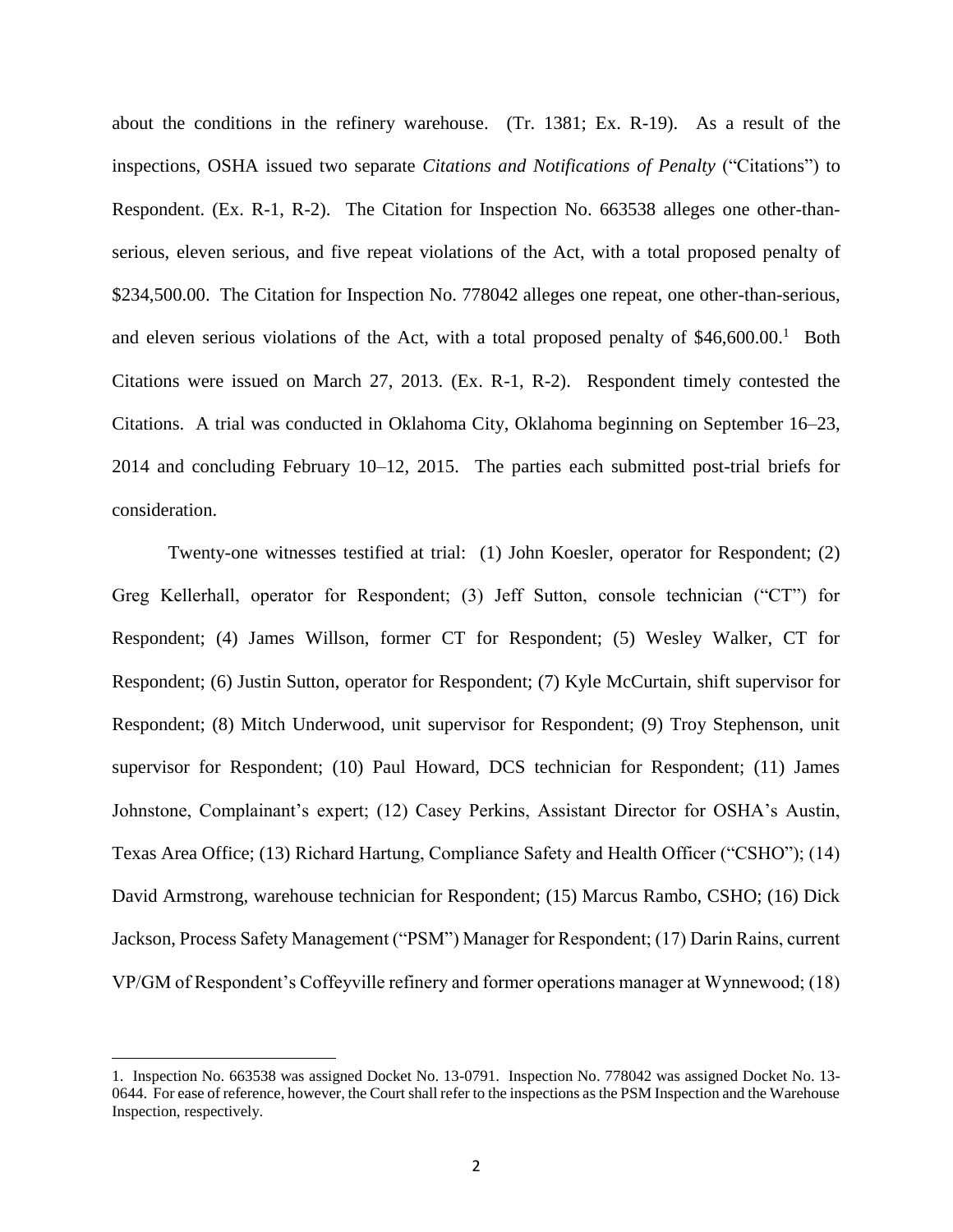about the conditions in the refinery warehouse. (Tr. 1381; Ex. R-19). As a result of the inspections, OSHA issued two separate *Citations and Notifications of Penalty* ("Citations") to Respondent. (Ex. R-1, R-2). The Citation for Inspection No. 663538 alleges one other-than-serious, eleven serious, and five repeat violations of the Act, with a total proposed penalty of $234,500.00. The Citation for Inspection No. 778042 alleges one repeat, one other-than-serious, and eleven serious violations of the Act, with a total proposed penalty of $46,600.00.[1] Both Citations were issued on March 27, 2013. (Ex. R-1, R-2). Respondent timely contested the Citations. A trial was conducted in Oklahoma City, Oklahoma beginning on September 16–23, 2014 and concluding February 10–12, 2015. The parties each submitted post-trial briefs for consideration.

Twenty-one witnesses testified at trial: (1) John Koesler, operator for Respondent; (2) Greg Kellerhall, operator for Respondent; (3) Jeff Sutton, console technician ("CT") for Respondent; (4) James Willson, former CT for Respondent; (5) Wesley Walker, CT for Respondent; (6) Justin Sutton, operator for Respondent; (7) Kyle McCurtain, shift supervisor for Respondent; (8) Mitch Underwood, unit supervisor for Respondent; (9) Troy Stephenson, unit supervisor for Respondent; (10) Paul Howard, DCS technician for Respondent; (11) James Johnstone, Complainant's expert; (12) Casey Perkins, Assistant Director for OSHA's Austin, Texas Area Office; (13) Richard Hartung, Compliance Safety and Health Officer ("CSHO"); (14) David Armstrong, warehouse technician for Respondent; (15) Marcus Rambo, CSHO; (16) Dick Jackson, Process Safety Management ("PSM") Manager for Respondent; (17) Darin Rains, current VP/GM of Respondent's Coffeyville refinery and former operations manager at Wynnewood; (18)

1. Inspection No. 663538 was assigned Docket No. 13-0791. Inspection No. 778042 was assigned Docket No. 13-0644. For ease of reference, however, the Court shall refer to the inspections as the PSM Inspection and the Warehouse Inspection, respectively.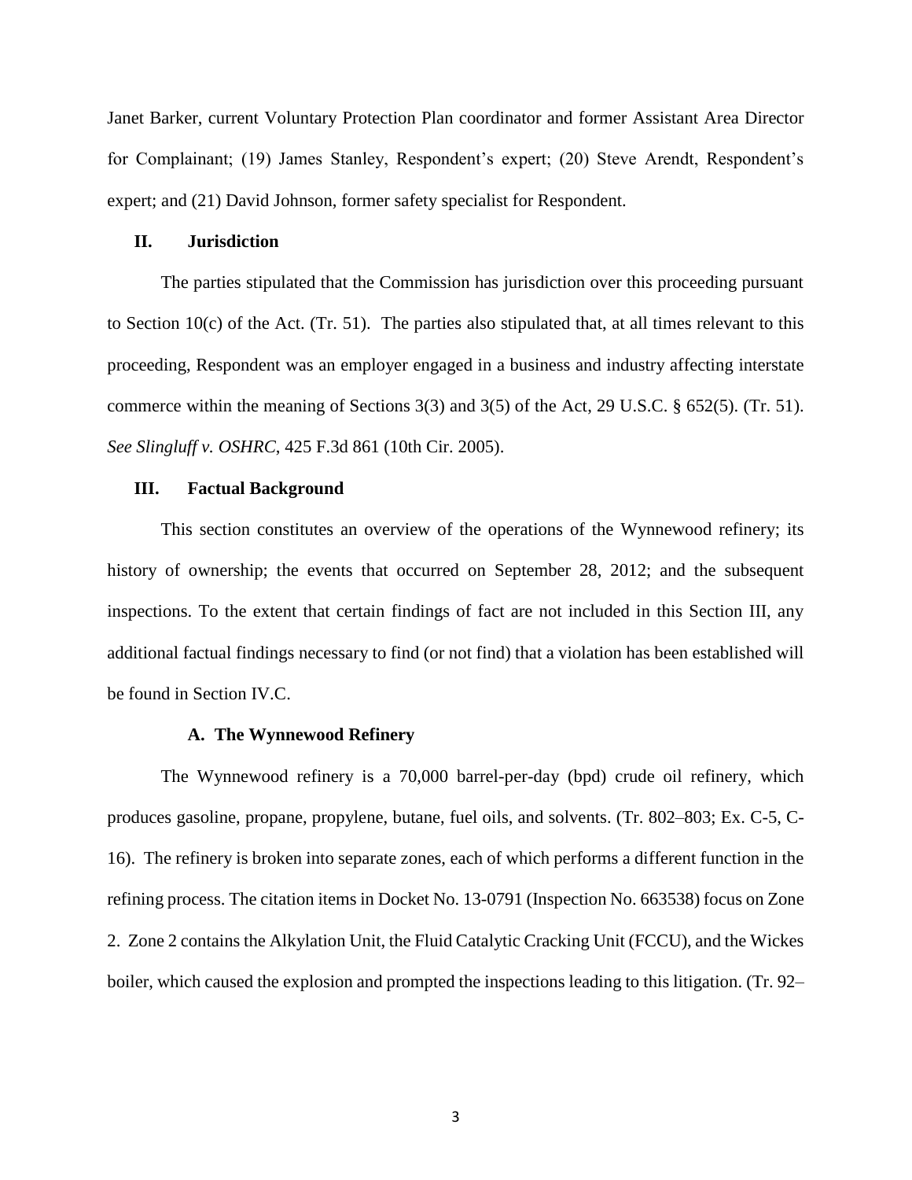Janet Barker, current Voluntary Protection Plan coordinator and former Assistant Area Director for Complainant; (19) James Stanley, Respondent's expert; (20) Steve Arendt, Respondent's expert; and (21) David Johnson, former safety specialist for Respondent.

## II. Jurisdiction

The parties stipulated that the Commission has jurisdiction over this proceeding pursuant to Section 10(c) of the Act. (Tr. 51). The parties also stipulated that, at all times relevant to this proceeding, Respondent was an employer engaged in a business and industry affecting interstate commerce within the meaning of Sections 3(3) and 3(5) of the Act, 29 U.S.C. § 652(5). (Tr. 51). *See Slingluff v. OSHRC*, 425 F.3d 861 (10th Cir. 2005).

## III. Factual Background

This section constitutes an overview of the operations of the Wynnewood refinery; its history of ownership; the events that occurred on September 28, 2012; and the subsequent inspections. To the extent that certain findings of fact are not included in this Section III, any additional factual findings necessary to find (or not find) that a violation has been established will be found in Section IV.C.

### A. The Wynnewood Refinery

The Wynnewood refinery is a 70,000 barrel-per-day (bpd) crude oil refinery, which produces gasoline, propane, propylene, butane, fuel oils, and solvents. (Tr. 802–803; Ex. C-5, C-16). The refinery is broken into separate zones, each of which performs a different function in the refining process. The citation items in Docket No. 13-0791 (Inspection No. 663538) focus on Zone 2. Zone 2 contains the Alkylation Unit, the Fluid Catalytic Cracking Unit (FCCU), and the Wickes boiler, which caused the explosion and prompted the inspections leading to this litigation. (Tr. 92–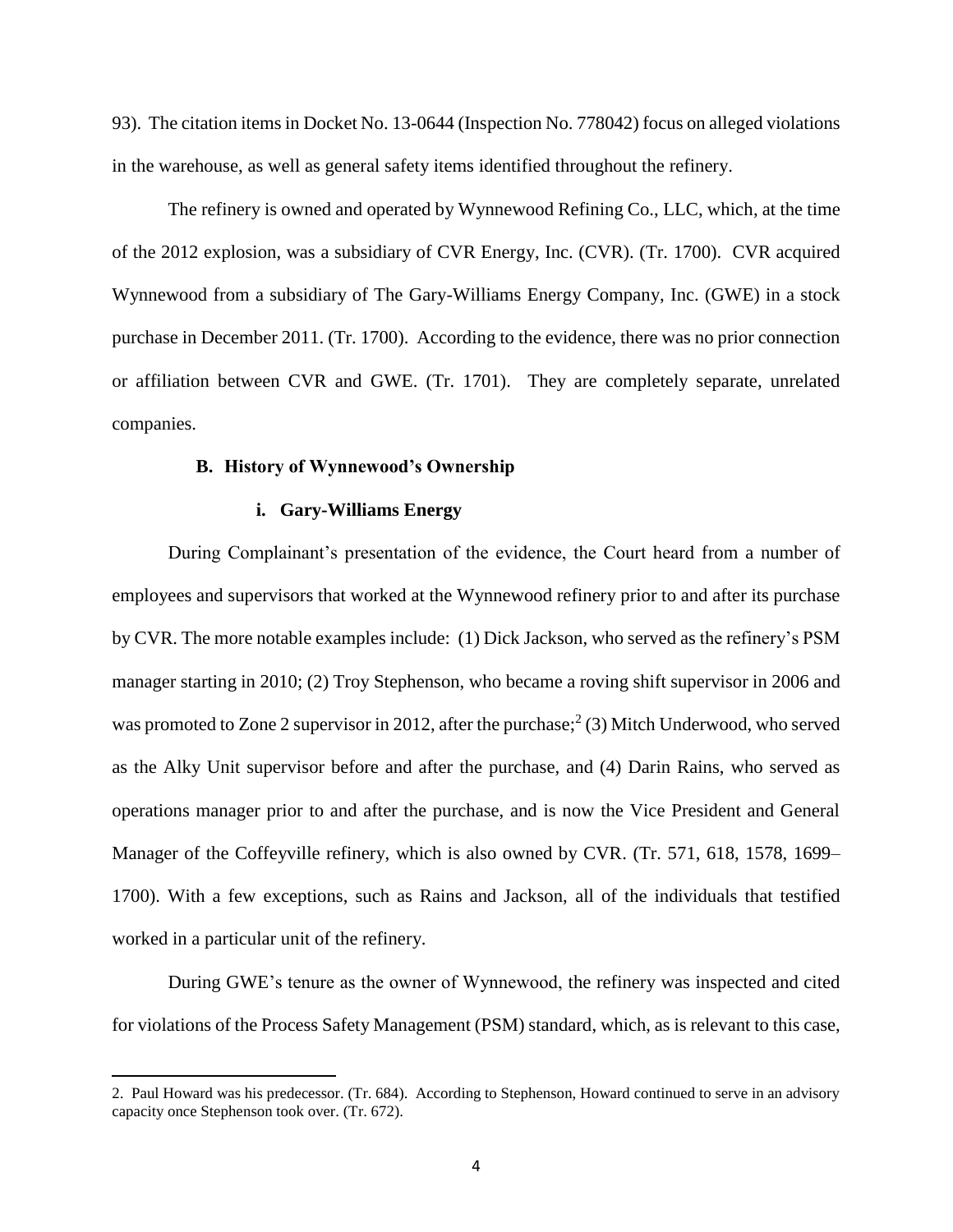93). The citation items in Docket No. 13-0644 (Inspection No. 778042) focus on alleged violations in the warehouse, as well as general safety items identified throughout the refinery.

The refinery is owned and operated by Wynnewood Refining Co., LLC, which, at the time of the 2012 explosion, was a subsidiary of CVR Energy, Inc. (CVR). (Tr. 1700). CVR acquired Wynnewood from a subsidiary of The Gary-Williams Energy Company, Inc. (GWE) in a stock purchase in December 2011. (Tr. 1700). According to the evidence, there was no prior connection or affiliation between CVR and GWE. (Tr. 1701). They are completely separate, unrelated companies.

### B. History of Wynnewood's Ownership

#### i. Gary-Williams Energy

During Complainant's presentation of the evidence, the Court heard from a number of employees and supervisors that worked at the Wynnewood refinery prior to and after its purchase by CVR. The more notable examples include: (1) Dick Jackson, who served as the refinery's PSM manager starting in 2010; (2) Troy Stephenson, who became a roving shift supervisor in 2006 and was promoted to Zone 2 supervisor in 2012, after the purchase;[2] (3) Mitch Underwood, who served as the Alky Unit supervisor before and after the purchase, and (4) Darin Rains, who served as operations manager prior to and after the purchase, and is now the Vice President and General Manager of the Coffeyville refinery, which is also owned by CVR. (Tr. 571, 618, 1578, 1699–1700). With a few exceptions, such as Rains and Jackson, all of the individuals that testified worked in a particular unit of the refinery.

During GWE's tenure as the owner of Wynnewood, the refinery was inspected and cited for violations of the Process Safety Management (PSM) standard, which, as is relevant to this case,

2. Paul Howard was his predecessor. (Tr. 684). According to Stephenson, Howard continued to serve in an advisory capacity once Stephenson took over. (Tr. 672).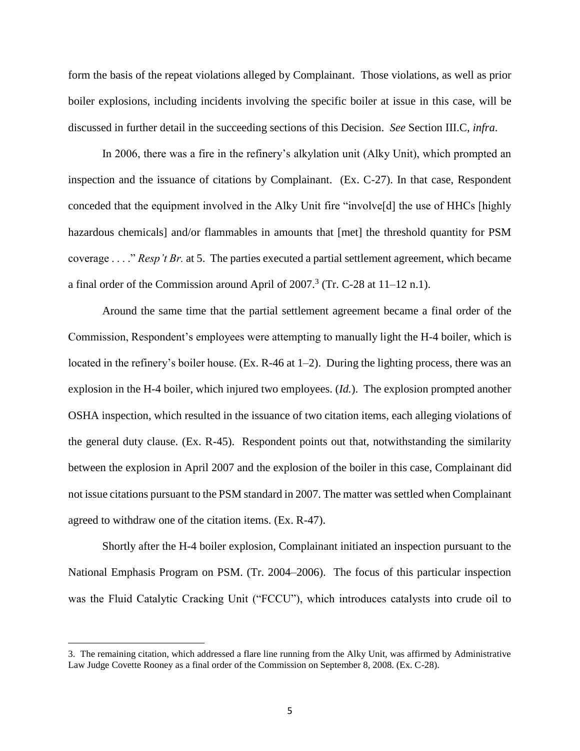form the basis of the repeat violations alleged by Complainant. Those violations, as well as prior boiler explosions, including incidents involving the specific boiler at issue in this case, will be discussed in further detail in the succeeding sections of this Decision. *See* Section III.C, *infra*.

In 2006, there was a fire in the refinery's alkylation unit (Alky Unit), which prompted an inspection and the issuance of citations by Complainant. (Ex. C-27). In that case, Respondent conceded that the equipment involved in the Alky Unit fire "involve[d] the use of HHCs [highly hazardous chemicals] and/or flammables in amounts that [met] the threshold quantity for PSM coverage . . . ." *Resp't Br.* at 5. The parties executed a partial settlement agreement, which became a final order of the Commission around April of 2007.[3] (Tr. C-28 at 11–12 n.1).

Around the same time that the partial settlement agreement became a final order of the Commission, Respondent's employees were attempting to manually light the H-4 boiler, which is located in the refinery's boiler house. (Ex. R-46 at 1–2). During the lighting process, there was an explosion in the H-4 boiler, which injured two employees. (*Id.*). The explosion prompted another OSHA inspection, which resulted in the issuance of two citation items, each alleging violations of the general duty clause. (Ex. R-45). Respondent points out that, notwithstanding the similarity between the explosion in April 2007 and the explosion of the boiler in this case, Complainant did not issue citations pursuant to the PSM standard in 2007. The matter was settled when Complainant agreed to withdraw one of the citation items. (Ex. R-47).

Shortly after the H-4 boiler explosion, Complainant initiated an inspection pursuant to the National Emphasis Program on PSM. (Tr. 2004–2006). The focus of this particular inspection was the Fluid Catalytic Cracking Unit ("FCCU"), which introduces catalysts into crude oil to

3. The remaining citation, which addressed a flare line running from the Alky Unit, was affirmed by Administrative Law Judge Covette Rooney as a final order of the Commission on September 8, 2008. (Ex. C-28).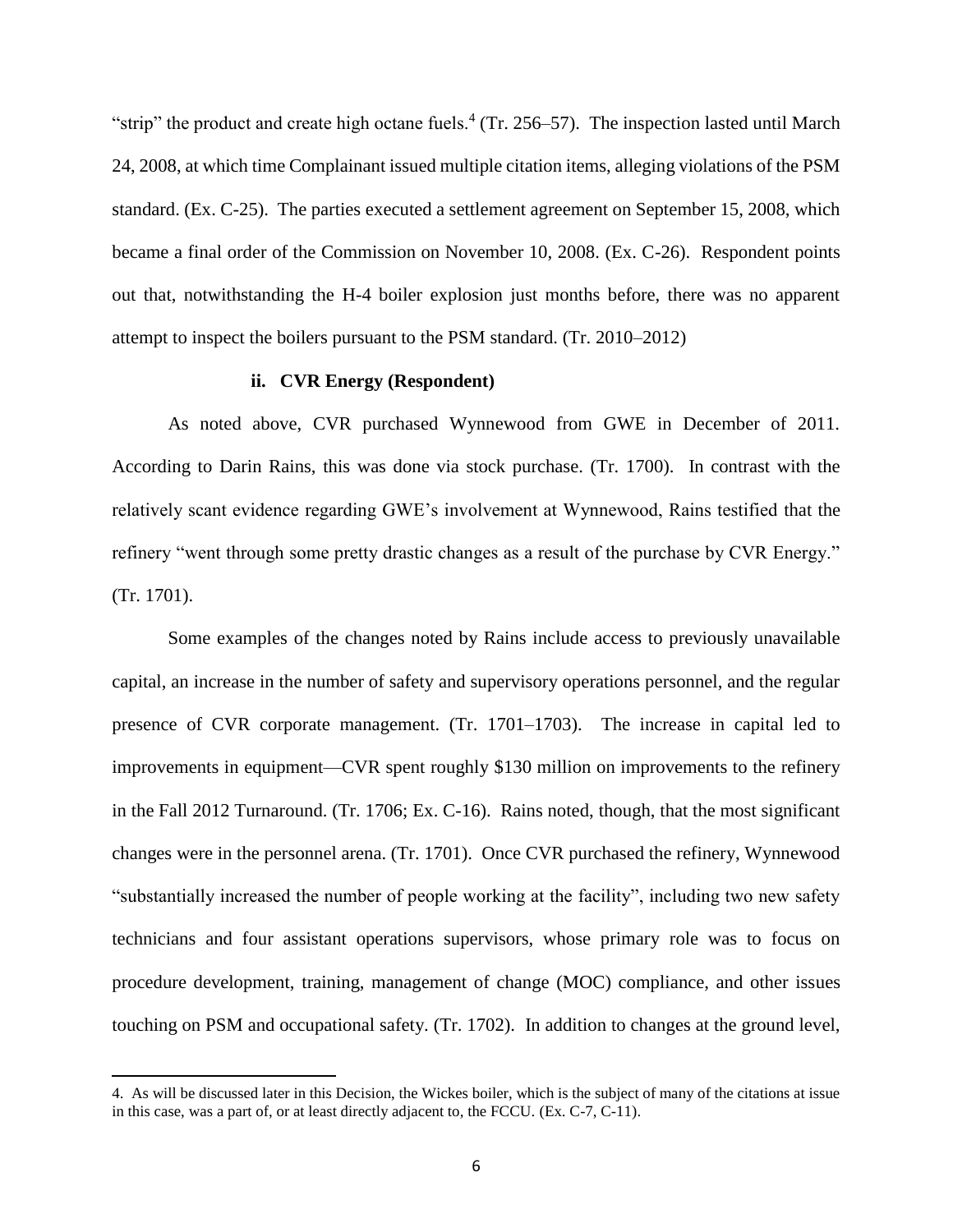"strip" the product and create high octane fuels.[4] (Tr. 256–57). The inspection lasted until March 24, 2008, at which time Complainant issued multiple citation items, alleging violations of the PSM standard. (Ex. C-25). The parties executed a settlement agreement on September 15, 2008, which became a final order of the Commission on November 10, 2008. (Ex. C-26). Respondent points out that, notwithstanding the H-4 boiler explosion just months before, there was no apparent attempt to inspect the boilers pursuant to the PSM standard. (Tr. 2010–2012)

**ii. CVR Energy (Respondent)**

As noted above, CVR purchased Wynnewood from GWE in December of 2011. According to Darin Rains, this was done via stock purchase. (Tr. 1700). In contrast with the relatively scant evidence regarding GWE's involvement at Wynnewood, Rains testified that the refinery "went through some pretty drastic changes as a result of the purchase by CVR Energy." (Tr. 1701).

Some examples of the changes noted by Rains include access to previously unavailable capital, an increase in the number of safety and supervisory operations personnel, and the regular presence of CVR corporate management. (Tr. 1701–1703). The increase in capital led to improvements in equipment—CVR spent roughly $130 million on improvements to the refinery in the Fall 2012 Turnaround. (Tr. 1706; Ex. C-16). Rains noted, though, that the most significant changes were in the personnel arena. (Tr. 1701). Once CVR purchased the refinery, Wynnewood "substantially increased the number of people working at the facility", including two new safety technicians and four assistant operations supervisors, whose primary role was to focus on procedure development, training, management of change (MOC) compliance, and other issues touching on PSM and occupational safety. (Tr. 1702). In addition to changes at the ground level,

4. As will be discussed later in this Decision, the Wickes boiler, which is the subject of many of the citations at issue in this case, was a part of, or at least directly adjacent to, the FCCU. (Ex. C-7, C-11).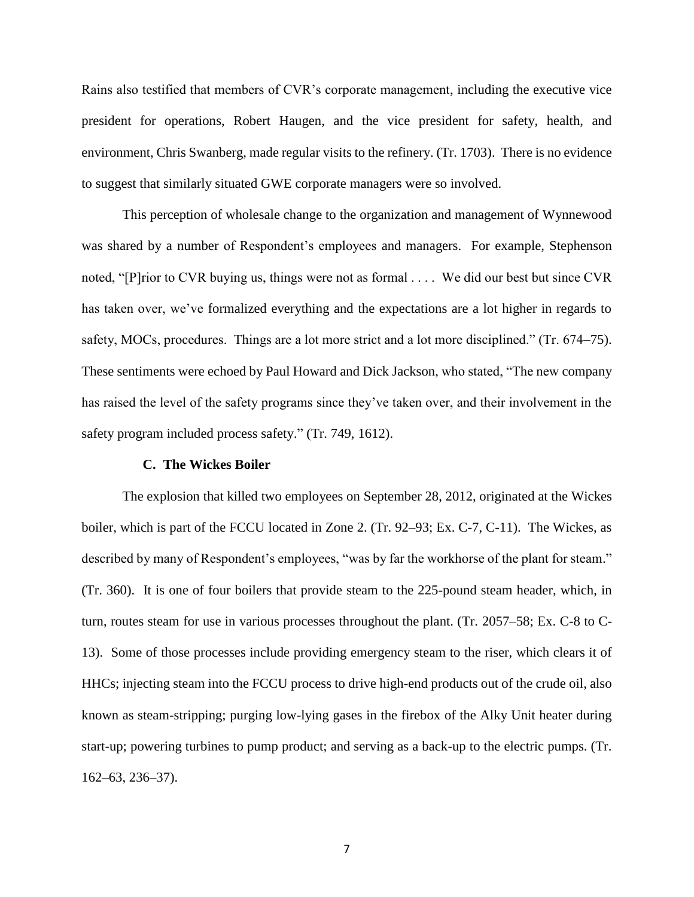Rains also testified that members of CVR's corporate management, including the executive vice president for operations, Robert Haugen, and the vice president for safety, health, and environment, Chris Swanberg, made regular visits to the refinery. (Tr. 1703). There is no evidence to suggest that similarly situated GWE corporate managers were so involved.

This perception of wholesale change to the organization and management of Wynnewood was shared by a number of Respondent's employees and managers. For example, Stephenson noted, "[P]rior to CVR buying us, things were not as formal . . . . We did our best but since CVR has taken over, we've formalized everything and the expectations are a lot higher in regards to safety, MOCs, procedures. Things are a lot more strict and a lot more disciplined." (Tr. 674–75). These sentiments were echoed by Paul Howard and Dick Jackson, who stated, "The new company has raised the level of the safety programs since they've taken over, and their involvement in the safety program included process safety." (Tr. 749, 1612).

### C. The Wickes Boiler

The explosion that killed two employees on September 28, 2012, originated at the Wickes boiler, which is part of the FCCU located in Zone 2. (Tr. 92–93; Ex. C-7, C-11). The Wickes, as described by many of Respondent's employees, "was by far the workhorse of the plant for steam." (Tr. 360). It is one of four boilers that provide steam to the 225-pound steam header, which, in turn, routes steam for use in various processes throughout the plant. (Tr. 2057–58; Ex. C-8 to C-13). Some of those processes include providing emergency steam to the riser, which clears it of HHCs; injecting steam into the FCCU process to drive high-end products out of the crude oil, also known as steam-stripping; purging low-lying gases in the firebox of the Alky Unit heater during start-up; powering turbines to pump product; and serving as a back-up to the electric pumps. (Tr. 162–63, 236–37).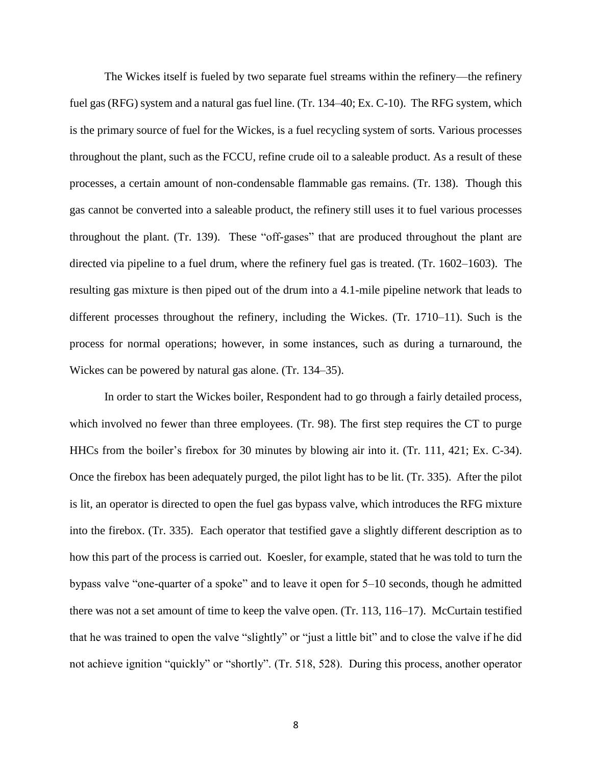The Wickes itself is fueled by two separate fuel streams within the refinery—the refinery fuel gas (RFG) system and a natural gas fuel line. (Tr. 134–40; Ex. C-10). The RFG system, which is the primary source of fuel for the Wickes, is a fuel recycling system of sorts. Various processes throughout the plant, such as the FCCU, refine crude oil to a saleable product. As a result of these processes, a certain amount of non-condensable flammable gas remains. (Tr. 138). Though this gas cannot be converted into a saleable product, the refinery still uses it to fuel various processes throughout the plant. (Tr. 139). These "off-gases" that are produced throughout the plant are directed via pipeline to a fuel drum, where the refinery fuel gas is treated. (Tr. 1602–1603). The resulting gas mixture is then piped out of the drum into a 4.1-mile pipeline network that leads to different processes throughout the refinery, including the Wickes. (Tr. 1710–11). Such is the process for normal operations; however, in some instances, such as during a turnaround, the Wickes can be powered by natural gas alone. (Tr. 134–35).

In order to start the Wickes boiler, Respondent had to go through a fairly detailed process, which involved no fewer than three employees. (Tr. 98). The first step requires the CT to purge HHCs from the boiler's firebox for 30 minutes by blowing air into it. (Tr. 111, 421; Ex. C-34). Once the firebox has been adequately purged, the pilot light has to be lit. (Tr. 335). After the pilot is lit, an operator is directed to open the fuel gas bypass valve, which introduces the RFG mixture into the firebox. (Tr. 335). Each operator that testified gave a slightly different description as to how this part of the process is carried out. Koesler, for example, stated that he was told to turn the bypass valve "one-quarter of a spoke" and to leave it open for 5–10 seconds, though he admitted there was not a set amount of time to keep the valve open. (Tr. 113, 116–17). McCurtain testified that he was trained to open the valve "slightly" or "just a little bit" and to close the valve if he did not achieve ignition "quickly" or "shortly". (Tr. 518, 528). During this process, another operator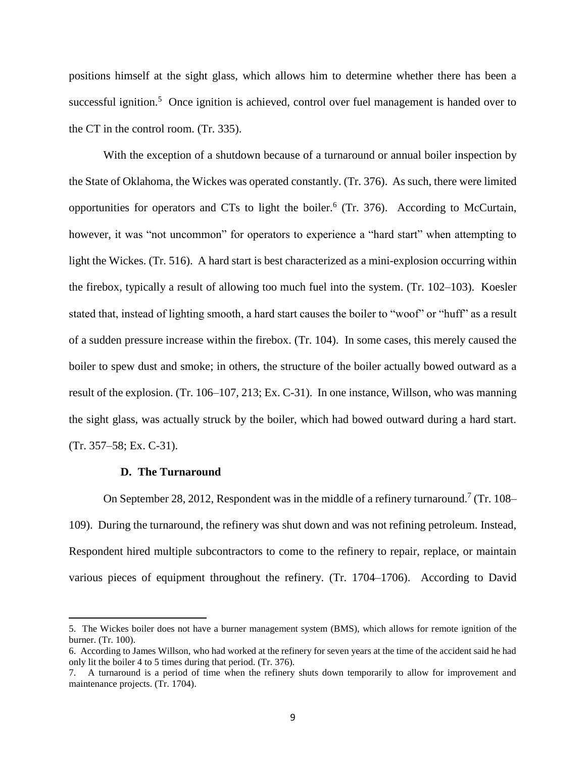positions himself at the sight glass, which allows him to determine whether there has been a successful ignition.[5] Once ignition is achieved, control over fuel management is handed over to the CT in the control room. (Tr. 335).

With the exception of a shutdown because of a turnaround or annual boiler inspection by the State of Oklahoma, the Wickes was operated constantly. (Tr. 376). As such, there were limited opportunities for operators and CTs to light the boiler.[6] (Tr. 376). According to McCurtain, however, it was "not uncommon" for operators to experience a "hard start" when attempting to light the Wickes. (Tr. 516). A hard start is best characterized as a mini-explosion occurring within the firebox, typically a result of allowing too much fuel into the system. (Tr. 102–103). Koesler stated that, instead of lighting smooth, a hard start causes the boiler to "woof" or "huff" as a result of a sudden pressure increase within the firebox. (Tr. 104). In some cases, this merely caused the boiler to spew dust and smoke; in others, the structure of the boiler actually bowed outward as a result of the explosion. (Tr. 106–107, 213; Ex. C-31). In one instance, Willson, who was manning the sight glass, was actually struck by the boiler, which had bowed outward during a hard start. (Tr. 357–58; Ex. C-31).

### D. The Turnaround

On September 28, 2012, Respondent was in the middle of a refinery turnaround.[7] (Tr. 108–109). During the turnaround, the refinery was shut down and was not refining petroleum. Instead, Respondent hired multiple subcontractors to come to the refinery to repair, replace, or maintain various pieces of equipment throughout the refinery. (Tr. 1704–1706). According to David

---

5. The Wickes boiler does not have a burner management system (BMS), which allows for remote ignition of the burner. (Tr. 100).

6. According to James Willson, who had worked at the refinery for seven years at the time of the accident said he had only lit the boiler 4 to 5 times during that period. (Tr. 376).

7. A turnaround is a period of time when the refinery shuts down temporarily to allow for improvement and maintenance projects. (Tr. 1704).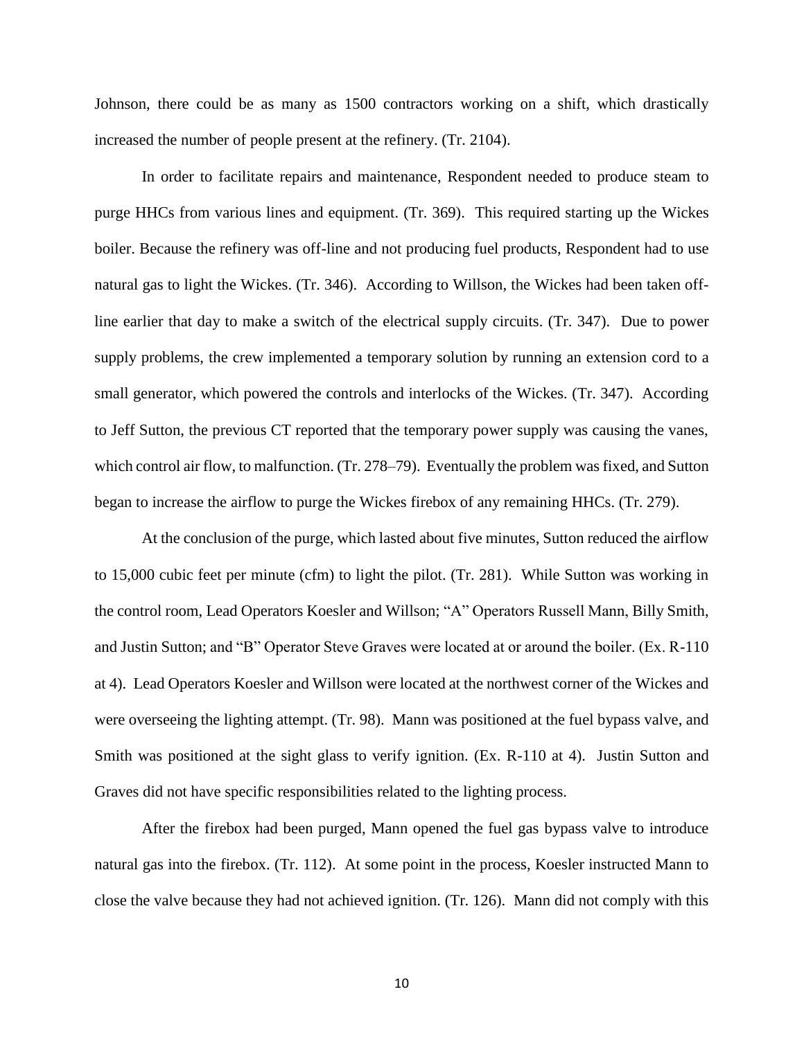Johnson, there could be as many as 1500 contractors working on a shift, which drastically increased the number of people present at the refinery. (Tr. 2104).

In order to facilitate repairs and maintenance, Respondent needed to produce steam to purge HHCs from various lines and equipment. (Tr. 369). This required starting up the Wickes boiler. Because the refinery was off-line and not producing fuel products, Respondent had to use natural gas to light the Wickes. (Tr. 346). According to Willson, the Wickes had been taken off-line earlier that day to make a switch of the electrical supply circuits. (Tr. 347). Due to power supply problems, the crew implemented a temporary solution by running an extension cord to a small generator, which powered the controls and interlocks of the Wickes. (Tr. 347). According to Jeff Sutton, the previous CT reported that the temporary power supply was causing the vanes, which control air flow, to malfunction. (Tr. 278–79). Eventually the problem was fixed, and Sutton began to increase the airflow to purge the Wickes firebox of any remaining HHCs. (Tr. 279).

At the conclusion of the purge, which lasted about five minutes, Sutton reduced the airflow to 15,000 cubic feet per minute (cfm) to light the pilot. (Tr. 281). While Sutton was working in the control room, Lead Operators Koesler and Willson; "A" Operators Russell Mann, Billy Smith, and Justin Sutton; and "B" Operator Steve Graves were located at or around the boiler. (Ex. R-110 at 4). Lead Operators Koesler and Willson were located at the northwest corner of the Wickes and were overseeing the lighting attempt. (Tr. 98). Mann was positioned at the fuel bypass valve, and Smith was positioned at the sight glass to verify ignition. (Ex. R-110 at 4). Justin Sutton and Graves did not have specific responsibilities related to the lighting process.

After the firebox had been purged, Mann opened the fuel gas bypass valve to introduce natural gas into the firebox. (Tr. 112). At some point in the process, Koesler instructed Mann to close the valve because they had not achieved ignition. (Tr. 126). Mann did not comply with this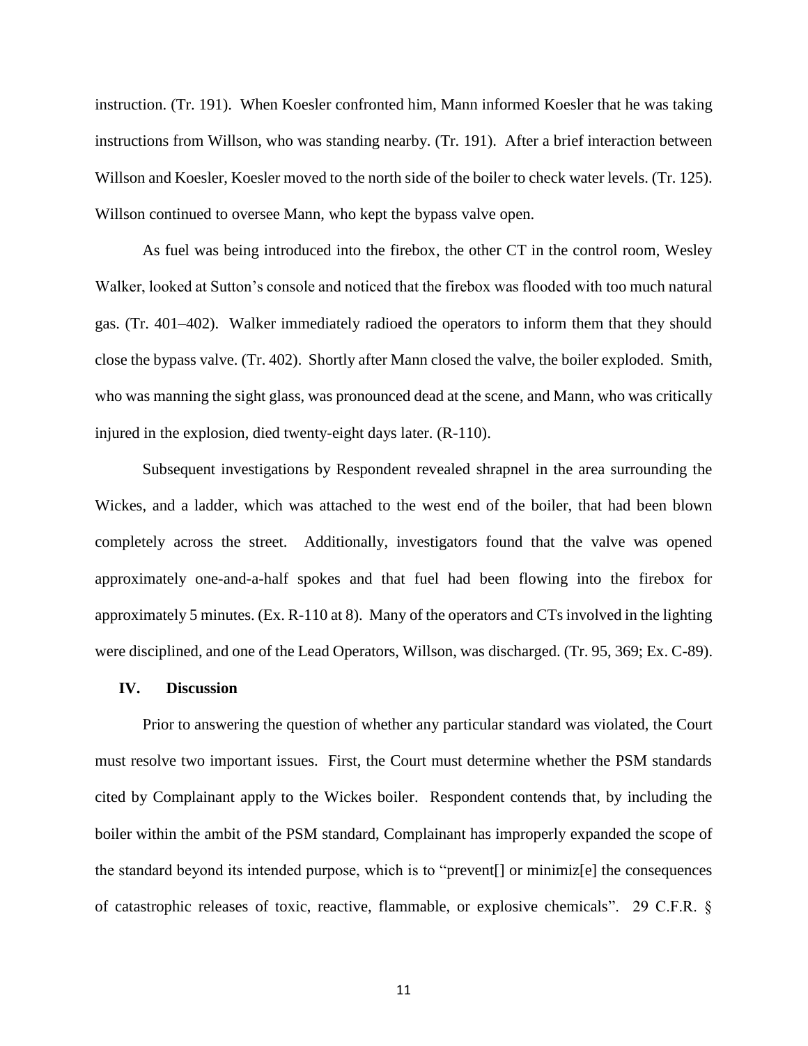instruction. (Tr. 191). When Koesler confronted him, Mann informed Koesler that he was taking instructions from Willson, who was standing nearby. (Tr. 191). After a brief interaction between Willson and Koesler, Koesler moved to the north side of the boiler to check water levels. (Tr. 125). Willson continued to oversee Mann, who kept the bypass valve open.

As fuel was being introduced into the firebox, the other CT in the control room, Wesley Walker, looked at Sutton's console and noticed that the firebox was flooded with too much natural gas. (Tr. 401–402). Walker immediately radioed the operators to inform them that they should close the bypass valve. (Tr. 402). Shortly after Mann closed the valve, the boiler exploded. Smith, who was manning the sight glass, was pronounced dead at the scene, and Mann, who was critically injured in the explosion, died twenty-eight days later. (R-110).

Subsequent investigations by Respondent revealed shrapnel in the area surrounding the Wickes, and a ladder, which was attached to the west end of the boiler, that had been blown completely across the street. Additionally, investigators found that the valve was opened approximately one-and-a-half spokes and that fuel had been flowing into the firebox for approximately 5 minutes. (Ex. R-110 at 8). Many of the operators and CTs involved in the lighting were disciplined, and one of the Lead Operators, Willson, was discharged. (Tr. 95, 369; Ex. C-89).

## IV. Discussion

Prior to answering the question of whether any particular standard was violated, the Court must resolve two important issues. First, the Court must determine whether the PSM standards cited by Complainant apply to the Wickes boiler. Respondent contends that, by including the boiler within the ambit of the PSM standard, Complainant has improperly expanded the scope of the standard beyond its intended purpose, which is to "prevent[] or minimiz[e] the consequences of catastrophic releases of toxic, reactive, flammable, or explosive chemicals". 29 C.F.R. §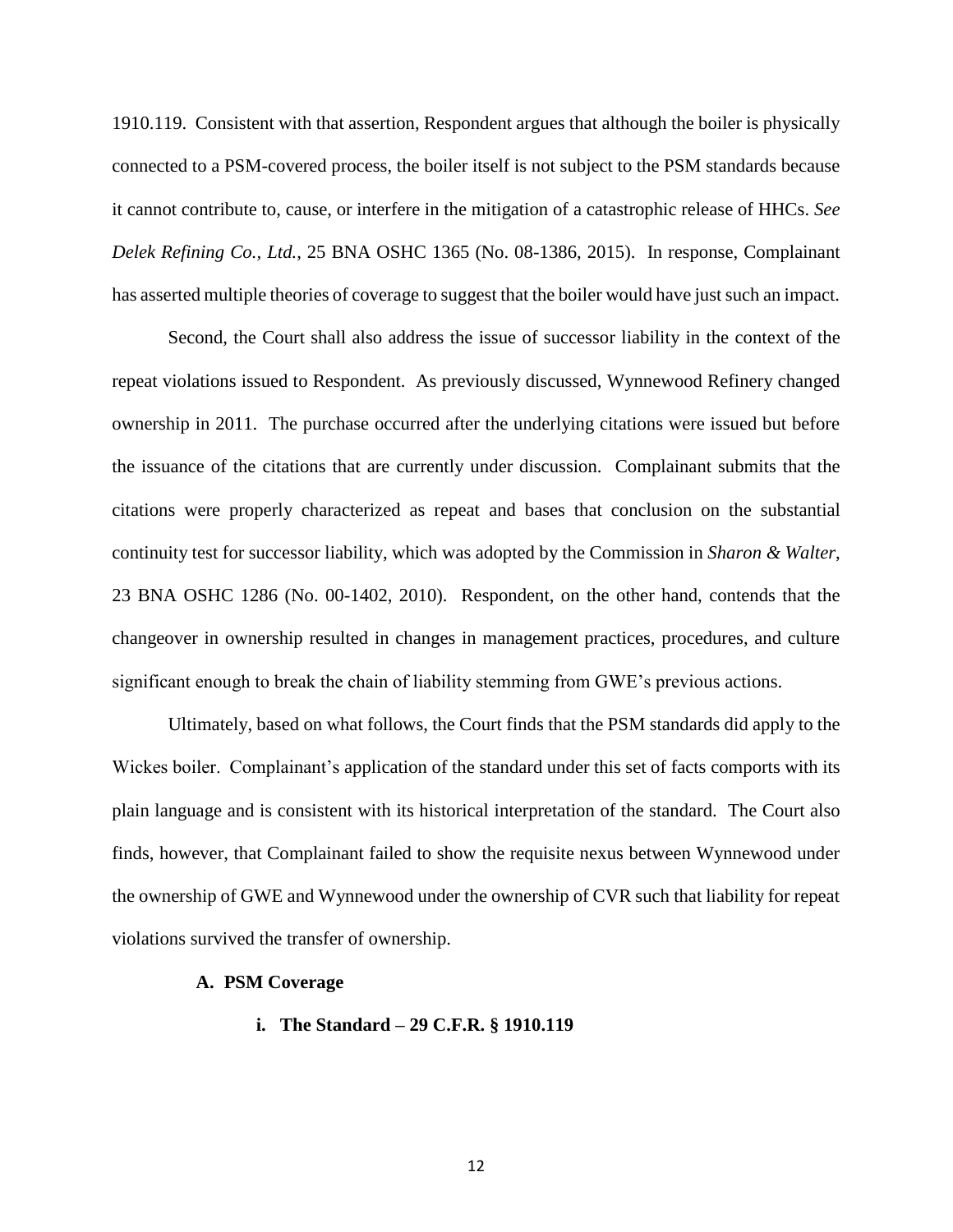1910.119. Consistent with that assertion, Respondent argues that although the boiler is physically connected to a PSM-covered process, the boiler itself is not subject to the PSM standards because it cannot contribute to, cause, or interfere in the mitigation of a catastrophic release of HHCs. *See Delek Refining Co., Ltd.*, 25 BNA OSHC 1365 (No. 08-1386, 2015). In response, Complainant has asserted multiple theories of coverage to suggest that the boiler would have just such an impact.

Second, the Court shall also address the issue of successor liability in the context of the repeat violations issued to Respondent. As previously discussed, Wynnewood Refinery changed ownership in 2011. The purchase occurred after the underlying citations were issued but before the issuance of the citations that are currently under discussion. Complainant submits that the citations were properly characterized as repeat and bases that conclusion on the substantial continuity test for successor liability, which was adopted by the Commission in *Sharon & Walter*, 23 BNA OSHC 1286 (No. 00-1402, 2010). Respondent, on the other hand, contends that the changeover in ownership resulted in changes in management practices, procedures, and culture significant enough to break the chain of liability stemming from GWE's previous actions.

Ultimately, based on what follows, the Court finds that the PSM standards did apply to the Wickes boiler. Complainant's application of the standard under this set of facts comports with its plain language and is consistent with its historical interpretation of the standard. The Court also finds, however, that Complainant failed to show the requisite nexus between Wynnewood under the ownership of GWE and Wynnewood under the ownership of CVR such that liability for repeat violations survived the transfer of ownership.

**A. PSM Coverage**

**i. The Standard – 29 C.F.R. § 1910.119**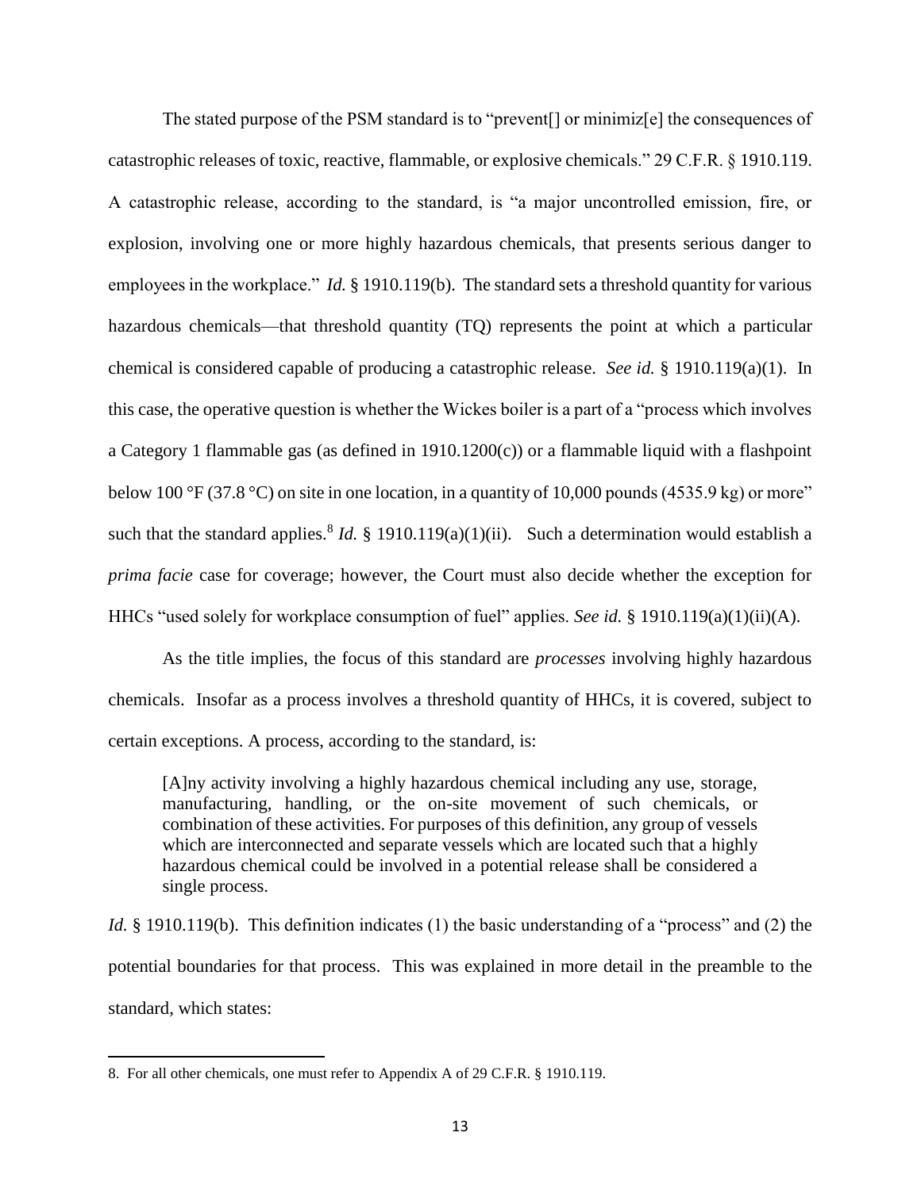The stated purpose of the PSM standard is to "prevent[] or minimiz[e] the consequences of catastrophic releases of toxic, reactive, flammable, or explosive chemicals." 29 C.F.R. § 1910.119. A catastrophic release, according to the standard, is "a major uncontrolled emission, fire, or explosion, involving one or more highly hazardous chemicals, that presents serious danger to employees in the workplace." *Id.* § 1910.119(b). The standard sets a threshold quantity for various hazardous chemicals—that threshold quantity (TQ) represents the point at which a particular chemical is considered capable of producing a catastrophic release. *See id.* § 1910.119(a)(1). In this case, the operative question is whether the Wickes boiler is a part of a "process which involves a Category 1 flammable gas (as defined in 1910.1200(c)) or a flammable liquid with a flashpoint below 100 °F (37.8 °C) on site in one location, in a quantity of 10,000 pounds (4535.9 kg) or more" such that the standard applies.[8] *Id.* § 1910.119(a)(1)(ii). Such a determination would establish a *prima facie* case for coverage; however, the Court must also decide whether the exception for HHCs "used solely for workplace consumption of fuel" applies. *See id.* § 1910.119(a)(1)(ii)(A).

As the title implies, the focus of this standard are *processes* involving highly hazardous chemicals. Insofar as a process involves a threshold quantity of HHCs, it is covered, subject to certain exceptions. A process, according to the standard, is:

> [A]ny activity involving a highly hazardous chemical including any use, storage, manufacturing, handling, or the on-site movement of such chemicals, or combination of these activities. For purposes of this definition, any group of vessels which are interconnected and separate vessels which are located such that a highly hazardous chemical could be involved in a potential release shall be considered a single process.

*Id.* § 1910.119(b). This definition indicates (1) the basic understanding of a "process" and (2) the potential boundaries for that process. This was explained in more detail in the preamble to the standard, which states:

---

8. For all other chemicals, one must refer to Appendix A of 29 C.F.R. § 1910.119.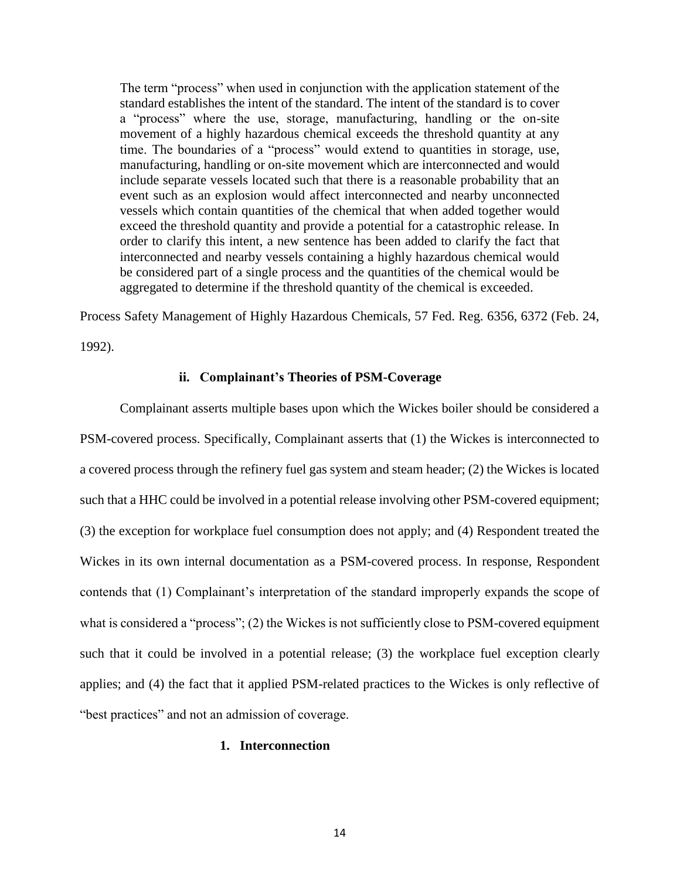> The term "process" when used in conjunction with the application statement of the standard establishes the intent of the standard. The intent of the standard is to cover a "process" where the use, storage, manufacturing, handling or the on-site movement of a highly hazardous chemical exceeds the threshold quantity at any time. The boundaries of a "process" would extend to quantities in storage, use, manufacturing, handling or on-site movement which are interconnected and would include separate vessels located such that there is a reasonable probability that an event such as an explosion would affect interconnected and nearby unconnected vessels which contain quantities of the chemical that when added together would exceed the threshold quantity and provide a potential for a catastrophic release. In order to clarify this intent, a new sentence has been added to clarify the fact that interconnected and nearby vessels containing a highly hazardous chemical would be considered part of a single process and the quantities of the chemical would be aggregated to determine if the threshold quantity of the chemical is exceeded.

Process Safety Management of Highly Hazardous Chemicals, 57 Fed. Reg. 6356, 6372 (Feb. 24, 1992).

### ii. Complainant's Theories of PSM-Coverage

Complainant asserts multiple bases upon which the Wickes boiler should be considered a PSM-covered process. Specifically, Complainant asserts that (1) the Wickes is interconnected to a covered process through the refinery fuel gas system and steam header; (2) the Wickes is located such that a HHC could be involved in a potential release involving other PSM-covered equipment; (3) the exception for workplace fuel consumption does not apply; and (4) Respondent treated the Wickes in its own internal documentation as a PSM-covered process. In response, Respondent contends that (1) Complainant's interpretation of the standard improperly expands the scope of what is considered a "process"; (2) the Wickes is not sufficiently close to PSM-covered equipment such that it could be involved in a potential release; (3) the workplace fuel exception clearly applies; and (4) the fact that it applied PSM-related practices to the Wickes is only reflective of "best practices" and not an admission of coverage.

#### 1. Interconnection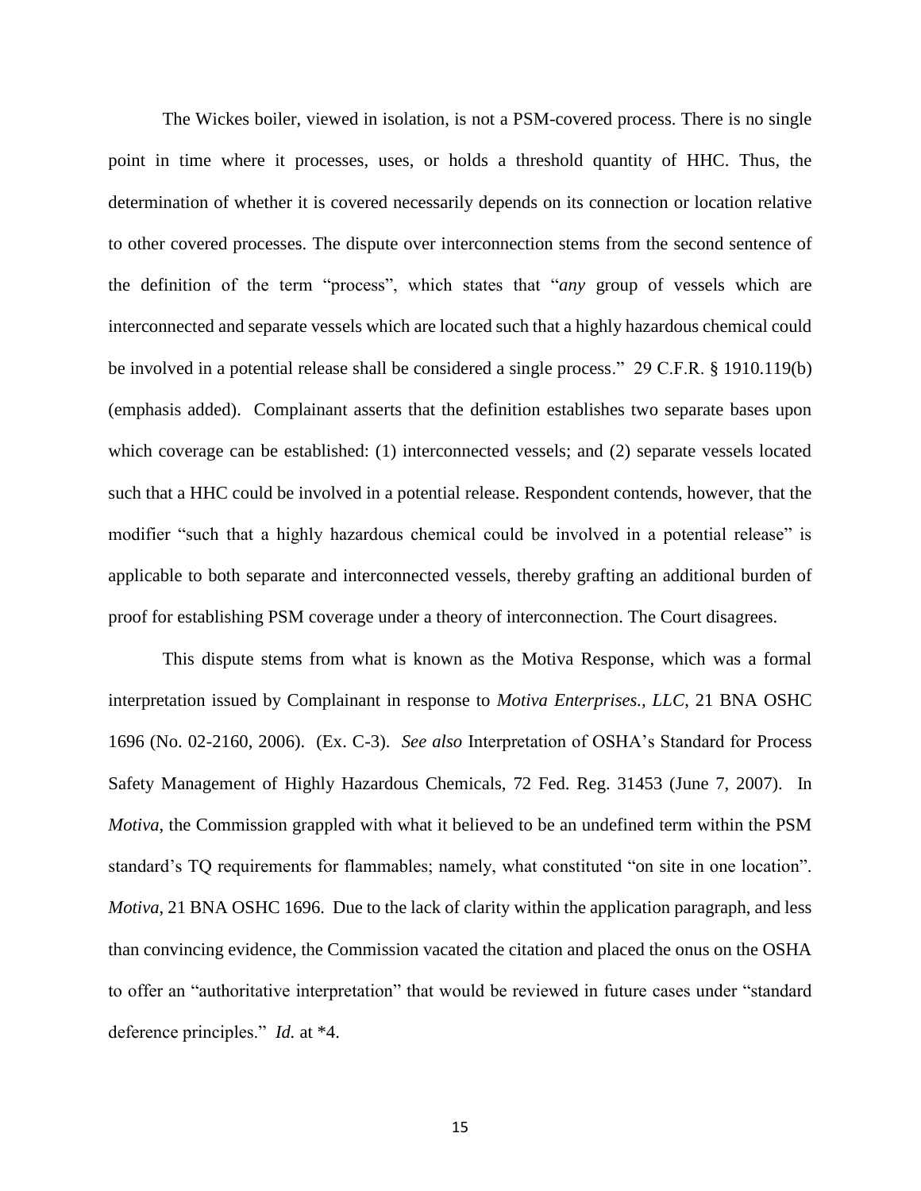The Wickes boiler, viewed in isolation, is not a PSM-covered process. There is no single point in time where it processes, uses, or holds a threshold quantity of HHC. Thus, the determination of whether it is covered necessarily depends on its connection or location relative to other covered processes. The dispute over interconnection stems from the second sentence of the definition of the term "process", which states that "*any* group of vessels which are interconnected and separate vessels which are located such that a highly hazardous chemical could be involved in a potential release shall be considered a single process." 29 C.F.R. § 1910.119(b) (emphasis added). Complainant asserts that the definition establishes two separate bases upon which coverage can be established: (1) interconnected vessels; and (2) separate vessels located such that a HHC could be involved in a potential release. Respondent contends, however, that the modifier "such that a highly hazardous chemical could be involved in a potential release" is applicable to both separate and interconnected vessels, thereby grafting an additional burden of proof for establishing PSM coverage under a theory of interconnection. The Court disagrees.

This dispute stems from what is known as the Motiva Response, which was a formal interpretation issued by Complainant in response to *Motiva Enterprises., LLC*, 21 BNA OSHC 1696 (No. 02-2160, 2006). (Ex. C-3). *See also* Interpretation of OSHA's Standard for Process Safety Management of Highly Hazardous Chemicals, 72 Fed. Reg. 31453 (June 7, 2007). In *Motiva*, the Commission grappled with what it believed to be an undefined term within the PSM standard's TQ requirements for flammables; namely, what constituted "on site in one location". *Motiva*, 21 BNA OSHC 1696. Due to the lack of clarity within the application paragraph, and less than convincing evidence, the Commission vacated the citation and placed the onus on the OSHA to offer an "authoritative interpretation" that would be reviewed in future cases under "standard deference principles." *Id.* at *4.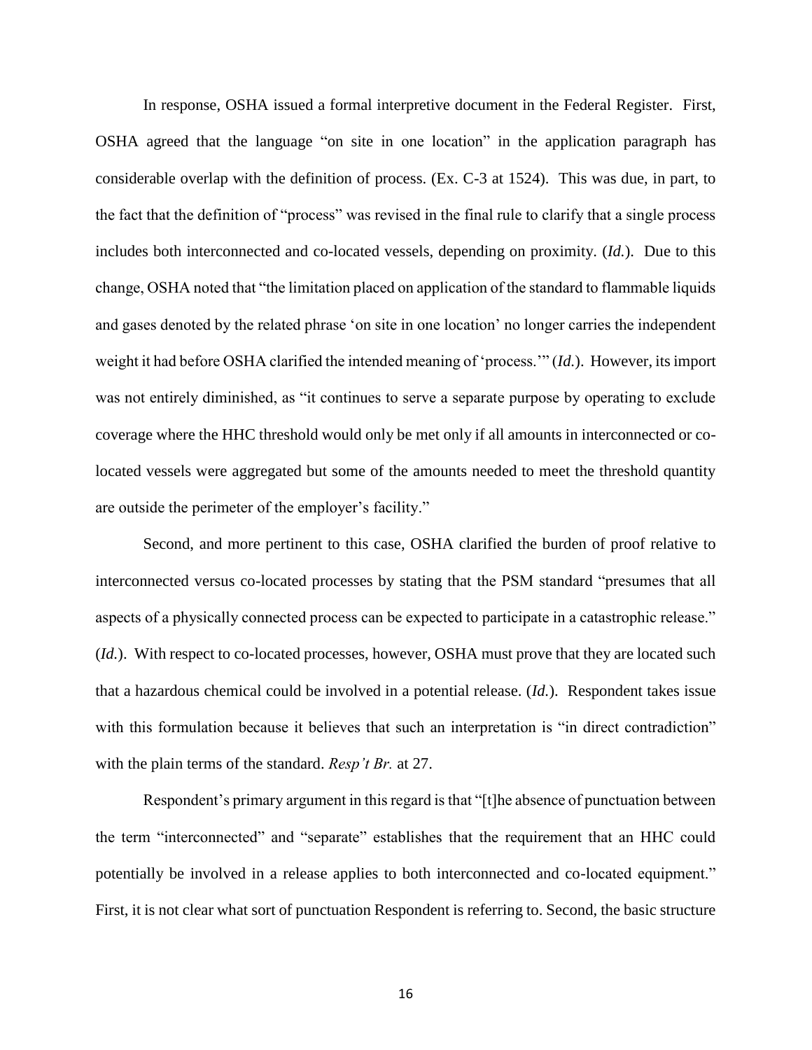In response, OSHA issued a formal interpretive document in the Federal Register. First, OSHA agreed that the language "on site in one location" in the application paragraph has considerable overlap with the definition of process. (Ex. C-3 at 1524). This was due, in part, to the fact that the definition of "process" was revised in the final rule to clarify that a single process includes both interconnected and co-located vessels, depending on proximity. (*Id.*). Due to this change, OSHA noted that "the limitation placed on application of the standard to flammable liquids and gases denoted by the related phrase 'on site in one location' no longer carries the independent weight it had before OSHA clarified the intended meaning of 'process.'" (*Id.*). However, its import was not entirely diminished, as "it continues to serve a separate purpose by operating to exclude coverage where the HHC threshold would only be met only if all amounts in interconnected or co-located vessels were aggregated but some of the amounts needed to meet the threshold quantity are outside the perimeter of the employer's facility."

Second, and more pertinent to this case, OSHA clarified the burden of proof relative to interconnected versus co-located processes by stating that the PSM standard "presumes that all aspects of a physically connected process can be expected to participate in a catastrophic release." (*Id.*). With respect to co-located processes, however, OSHA must prove that they are located such that a hazardous chemical could be involved in a potential release. (*Id.*). Respondent takes issue with this formulation because it believes that such an interpretation is "in direct contradiction" with the plain terms of the standard. *Resp't Br.* at 27.

Respondent's primary argument in this regard is that "[t]he absence of punctuation between the term "interconnected" and "separate" establishes that the requirement that an HHC could potentially be involved in a release applies to both interconnected and co-located equipment." First, it is not clear what sort of punctuation Respondent is referring to. Second, the basic structure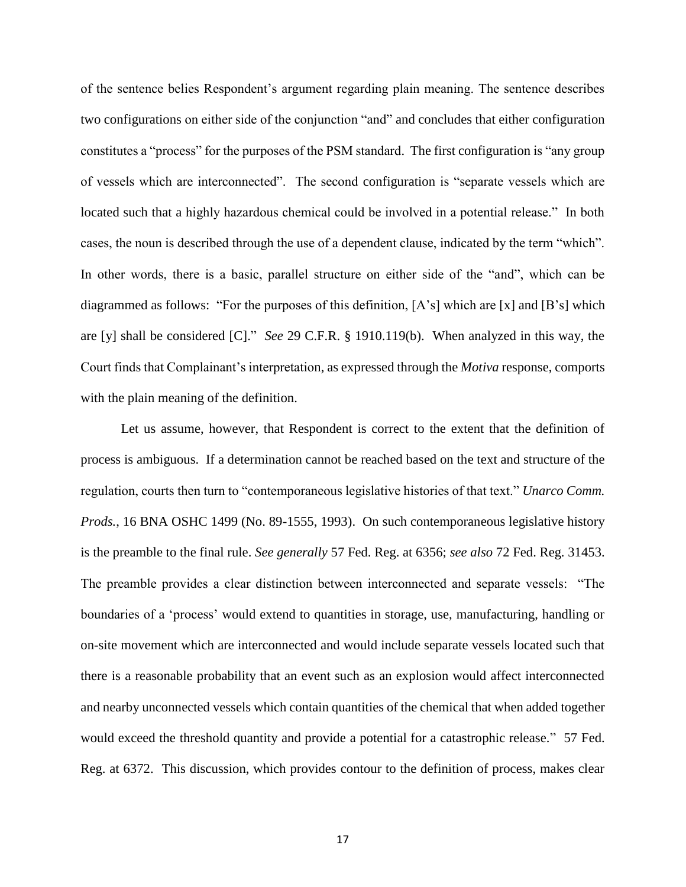of the sentence belies Respondent's argument regarding plain meaning. The sentence describes two configurations on either side of the conjunction "and" and concludes that either configuration constitutes a "process" for the purposes of the PSM standard. The first configuration is "any group of vessels which are interconnected". The second configuration is "separate vessels which are located such that a highly hazardous chemical could be involved in a potential release." In both cases, the noun is described through the use of a dependent clause, indicated by the term "which". In other words, there is a basic, parallel structure on either side of the "and", which can be diagrammed as follows: "For the purposes of this definition, [A's] which are [x] and [B's] which are [y] shall be considered [C]." *See* 29 C.F.R. § 1910.119(b). When analyzed in this way, the Court finds that Complainant's interpretation, as expressed through the *Motiva* response, comports with the plain meaning of the definition.

Let us assume, however, that Respondent is correct to the extent that the definition of process is ambiguous. If a determination cannot be reached based on the text and structure of the regulation, courts then turn to "contemporaneous legislative histories of that text." *Unarco Comm. Prods.*, 16 BNA OSHC 1499 (No. 89-1555, 1993). On such contemporaneous legislative history is the preamble to the final rule. *See generally* 57 Fed. Reg. at 6356; *see also* 72 Fed. Reg. 31453. The preamble provides a clear distinction between interconnected and separate vessels: "The boundaries of a 'process' would extend to quantities in storage, use, manufacturing, handling or on-site movement which are interconnected and would include separate vessels located such that there is a reasonable probability that an event such as an explosion would affect interconnected and nearby unconnected vessels which contain quantities of the chemical that when added together would exceed the threshold quantity and provide a potential for a catastrophic release." 57 Fed. Reg. at 6372. This discussion, which provides contour to the definition of process, makes clear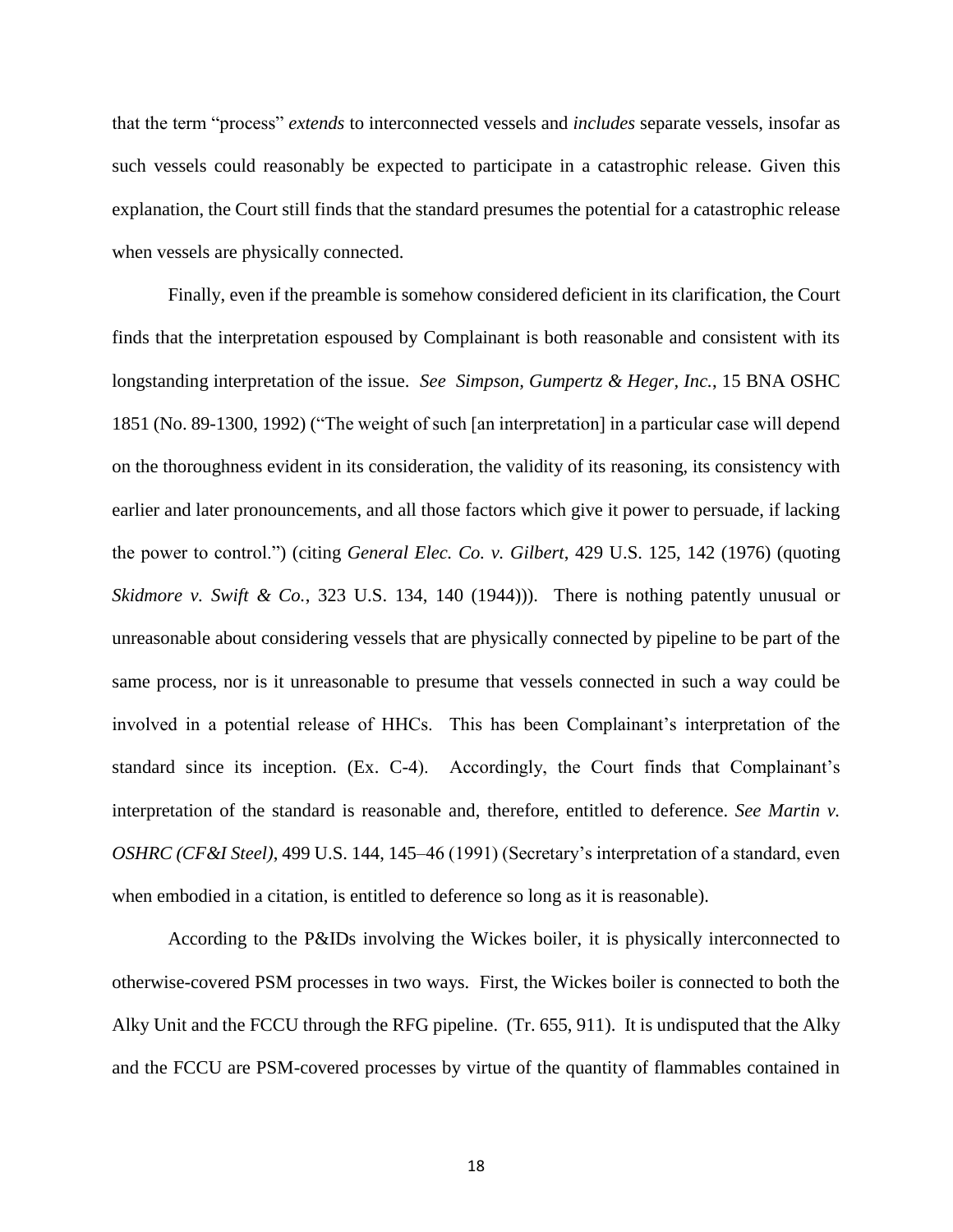that the term "process" *extends* to interconnected vessels and *includes* separate vessels, insofar as such vessels could reasonably be expected to participate in a catastrophic release. Given this explanation, the Court still finds that the standard presumes the potential for a catastrophic release when vessels are physically connected.

Finally, even if the preamble is somehow considered deficient in its clarification, the Court finds that the interpretation espoused by Complainant is both reasonable and consistent with its longstanding interpretation of the issue. *See Simpson, Gumpertz & Heger, Inc.*, 15 BNA OSHC 1851 (No. 89-1300, 1992) ("The weight of such [an interpretation] in a particular case will depend on the thoroughness evident in its consideration, the validity of its reasoning, its consistency with earlier and later pronouncements, and all those factors which give it power to persuade, if lacking the power to control.") (citing *General Elec. Co. v. Gilbert*, 429 U.S. 125, 142 (1976) (quoting *Skidmore v. Swift & Co.*, 323 U.S. 134, 140 (1944))). There is nothing patently unusual or unreasonable about considering vessels that are physically connected by pipeline to be part of the same process, nor is it unreasonable to presume that vessels connected in such a way could be involved in a potential release of HHCs. This has been Complainant's interpretation of the standard since its inception. (Ex. C-4). Accordingly, the Court finds that Complainant's interpretation of the standard is reasonable and, therefore, entitled to deference. *See Martin v. OSHRC (CF&I Steel)*, 499 U.S. 144, 145–46 (1991) (Secretary's interpretation of a standard, even when embodied in a citation, is entitled to deference so long as it is reasonable).

According to the P&IDs involving the Wickes boiler, it is physically interconnected to otherwise-covered PSM processes in two ways. First, the Wickes boiler is connected to both the Alky Unit and the FCCU through the RFG pipeline. (Tr. 655, 911). It is undisputed that the Alky and the FCCU are PSM-covered processes by virtue of the quantity of flammables contained in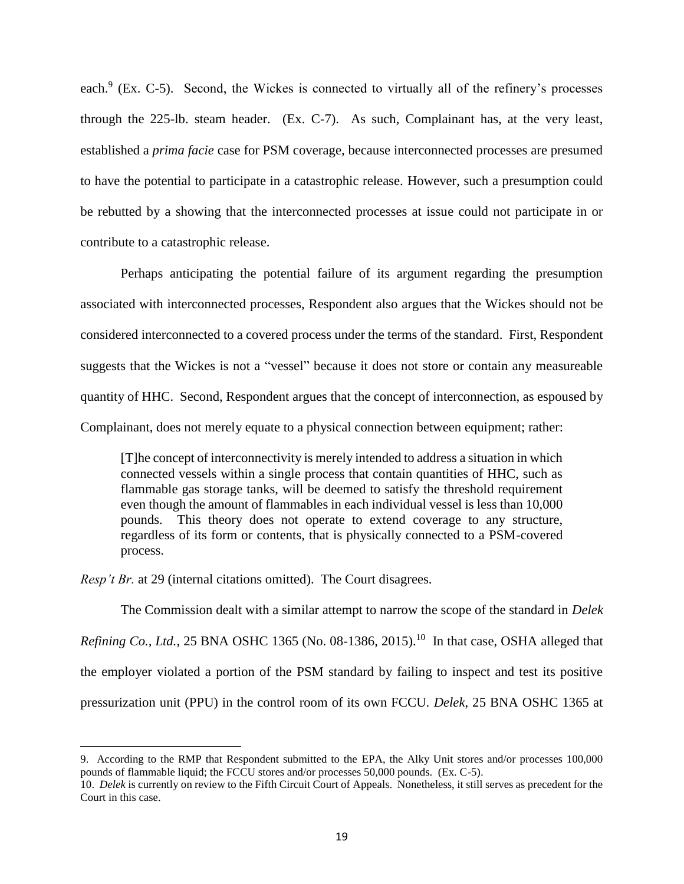each.[9] (Ex. C-5). Second, the Wickes is connected to virtually all of the refinery's processes through the 225-lb. steam header. (Ex. C-7). As such, Complainant has, at the very least, established a *prima facie* case for PSM coverage, because interconnected processes are presumed to have the potential to participate in a catastrophic release. However, such a presumption could be rebutted by a showing that the interconnected processes at issue could not participate in or contribute to a catastrophic release.

Perhaps anticipating the potential failure of its argument regarding the presumption associated with interconnected processes, Respondent also argues that the Wickes should not be considered interconnected to a covered process under the terms of the standard. First, Respondent suggests that the Wickes is not a "vessel" because it does not store or contain any measureable quantity of HHC. Second, Respondent argues that the concept of interconnection, as espoused by Complainant, does not merely equate to a physical connection between equipment; rather:

> [T]he concept of interconnectivity is merely intended to address a situation in which connected vessels within a single process that contain quantities of HHC, such as flammable gas storage tanks, will be deemed to satisfy the threshold requirement even though the amount of flammables in each individual vessel is less than 10,000 pounds. This theory does not operate to extend coverage to any structure, regardless of its form or contents, that is physically connected to a PSM-covered process.

*Resp't Br.* at 29 (internal citations omitted). The Court disagrees.

The Commission dealt with a similar attempt to narrow the scope of the standard in *Delek Refining Co., Ltd.*, 25 BNA OSHC 1365 (No. 08-1386, 2015).[10] In that case, OSHA alleged that the employer violated a portion of the PSM standard by failing to inspect and test its positive pressurization unit (PPU) in the control room of its own FCCU. *Delek*, 25 BNA OSHC 1365 at

---

9. According to the RMP that Respondent submitted to the EPA, the Alky Unit stores and/or processes 100,000 pounds of flammable liquid; the FCCU stores and/or processes 50,000 pounds. (Ex. C-5).

10. *Delek* is currently on review to the Fifth Circuit Court of Appeals. Nonetheless, it still serves as precedent for the Court in this case.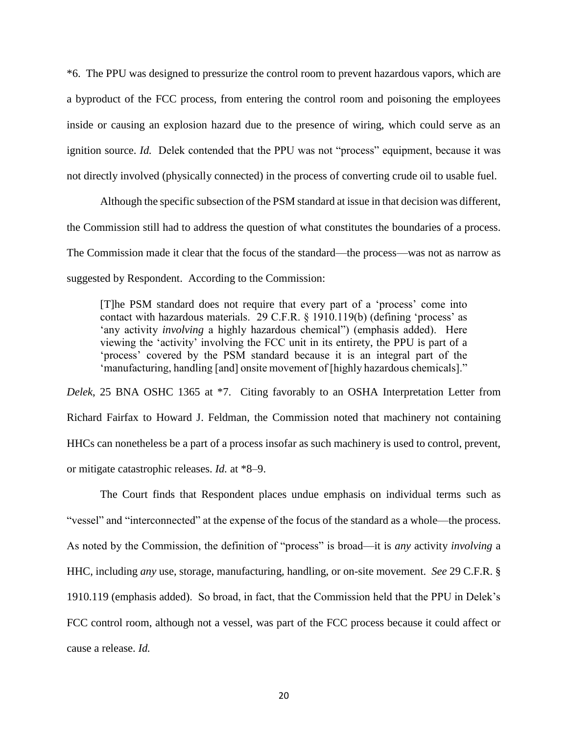*6. The PPU was designed to pressurize the control room to prevent hazardous vapors, which are a byproduct of the FCC process, from entering the control room and poisoning the employees inside or causing an explosion hazard due to the presence of wiring, which could serve as an ignition source. *Id.* Delek contended that the PPU was not "process" equipment, because it was not directly involved (physically connected) in the process of converting crude oil to usable fuel.

Although the specific subsection of the PSM standard at issue in that decision was different, the Commission still had to address the question of what constitutes the boundaries of a process. The Commission made it clear that the focus of the standard—the process—was not as narrow as suggested by Respondent. According to the Commission:

> [T]he PSM standard does not require that every part of a 'process' come into contact with hazardous materials. 29 C.F.R. § 1910.119(b) (defining 'process' as 'any activity *involving* a highly hazardous chemical") (emphasis added). Here viewing the 'activity' involving the FCC unit in its entirety, the PPU is part of a 'process' covered by the PSM standard because it is an integral part of the 'manufacturing, handling [and] onsite movement of [highly hazardous chemicals]."

*Delek*, 25 BNA OSHC 1365 at *7. Citing favorably to an OSHA Interpretation Letter from Richard Fairfax to Howard J. Feldman, the Commission noted that machinery not containing HHCs can nonetheless be a part of a process insofar as such machinery is used to control, prevent, or mitigate catastrophic releases. *Id.* at *8–9.

The Court finds that Respondent places undue emphasis on individual terms such as "vessel" and "interconnected" at the expense of the focus of the standard as a whole—the process. As noted by the Commission, the definition of "process" is broad—it is *any* activity *involving* a HHC, including *any* use, storage, manufacturing, handling, or on-site movement. *See* 29 C.F.R. § 1910.119 (emphasis added). So broad, in fact, that the Commission held that the PPU in Delek's FCC control room, although not a vessel, was part of the FCC process because it could affect or cause a release. *Id.*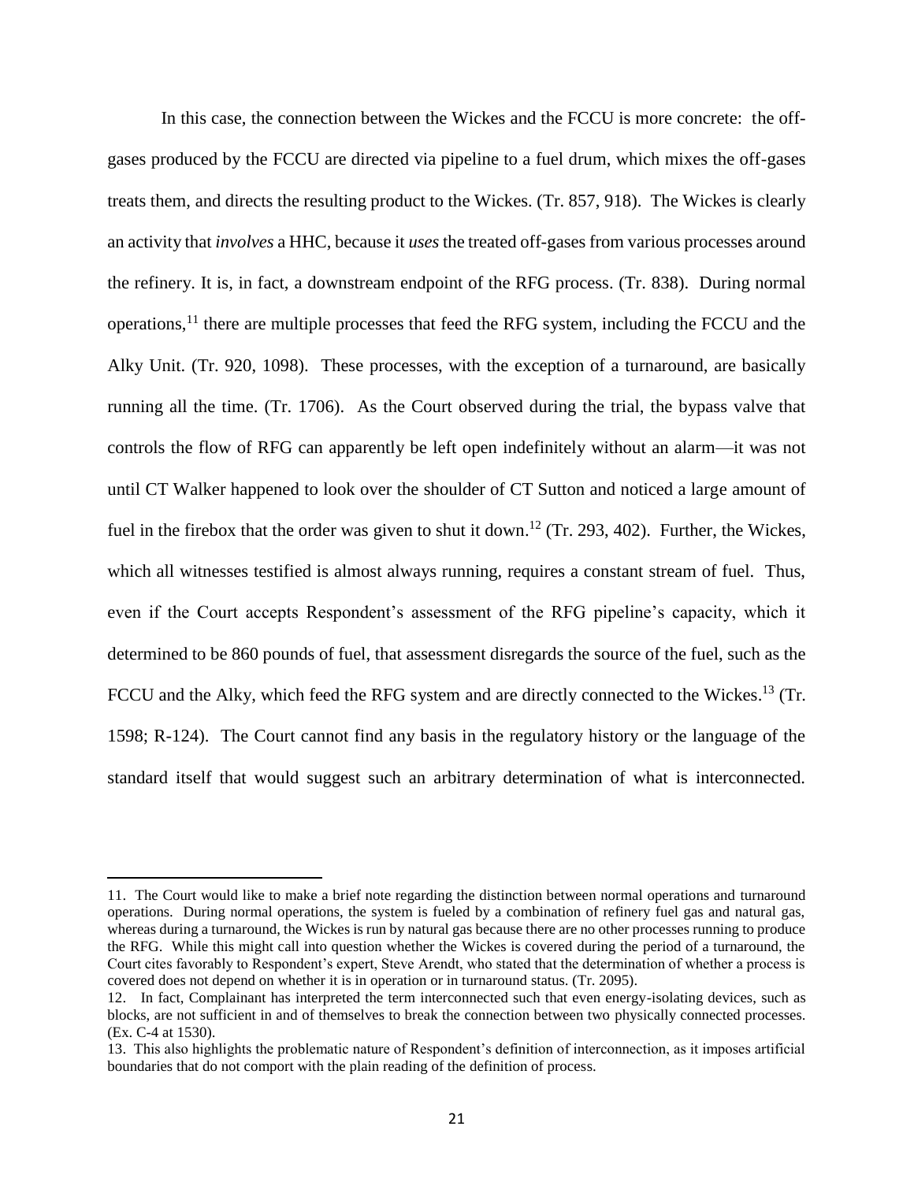In this case, the connection between the Wickes and the FCCU is more concrete: the off-gases produced by the FCCU are directed via pipeline to a fuel drum, which mixes the off-gases treats them, and directs the resulting product to the Wickes. (Tr. 857, 918). The Wickes is clearly an activity that *involves* a HHC, because it *uses* the treated off-gases from various processes around the refinery. It is, in fact, a downstream endpoint of the RFG process. (Tr. 838). During normal operations,[11] there are multiple processes that feed the RFG system, including the FCCU and the Alky Unit. (Tr. 920, 1098). These processes, with the exception of a turnaround, are basically running all the time. (Tr. 1706). As the Court observed during the trial, the bypass valve that controls the flow of RFG can apparently be left open indefinitely without an alarm—it was not until CT Walker happened to look over the shoulder of CT Sutton and noticed a large amount of fuel in the firebox that the order was given to shut it down.[12] (Tr. 293, 402). Further, the Wickes, which all witnesses testified is almost always running, requires a constant stream of fuel. Thus, even if the Court accepts Respondent's assessment of the RFG pipeline's capacity, which it determined to be 860 pounds of fuel, that assessment disregards the source of the fuel, such as the FCCU and the Alky, which feed the RFG system and are directly connected to the Wickes.[13] (Tr. 1598; R-124). The Court cannot find any basis in the regulatory history or the language of the standard itself that would suggest such an arbitrary determination of what is interconnected.

---

11. The Court would like to make a brief note regarding the distinction between normal operations and turnaround operations. During normal operations, the system is fueled by a combination of refinery fuel gas and natural gas, whereas during a turnaround, the Wickes is run by natural gas because there are no other processes running to produce the RFG. While this might call into question whether the Wickes is covered during the period of a turnaround, the Court cites favorably to Respondent's expert, Steve Arendt, who stated that the determination of whether a process is covered does not depend on whether it is in operation or in turnaround status. (Tr. 2095).

12. In fact, Complainant has interpreted the term interconnected such that even energy-isolating devices, such as blocks, are not sufficient in and of themselves to break the connection between two physically connected processes. (Ex. C-4 at 1530).

13. This also highlights the problematic nature of Respondent's definition of interconnection, as it imposes artificial boundaries that do not comport with the plain reading of the definition of process.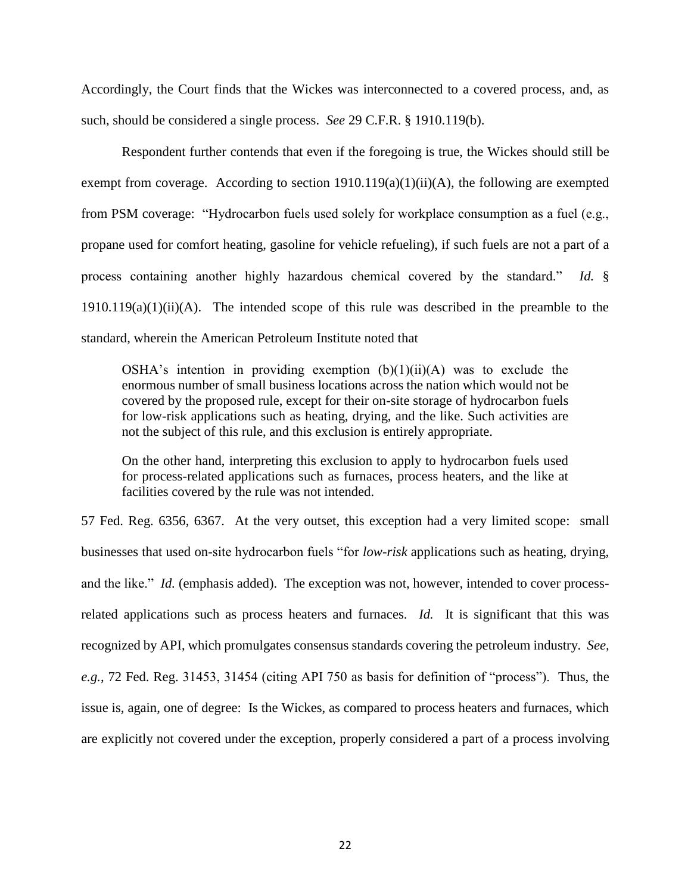Accordingly, the Court finds that the Wickes was interconnected to a covered process, and, as such, should be considered a single process. *See* 29 C.F.R. § 1910.119(b).

Respondent further contends that even if the foregoing is true, the Wickes should still be exempt from coverage. According to section 1910.119(a)(1)(ii)(A), the following are exempted from PSM coverage: "Hydrocarbon fuels used solely for workplace consumption as a fuel (e.g., propane used for comfort heating, gasoline for vehicle refueling), if such fuels are not a part of a process containing another highly hazardous chemical covered by the standard." *Id.* § 1910.119(a)(1)(ii)(A). The intended scope of this rule was described in the preamble to the standard, wherein the American Petroleum Institute noted that

> OSHA's intention in providing exemption (b)(1)(ii)(A) was to exclude the enormous number of small business locations across the nation which would not be covered by the proposed rule, except for their on-site storage of hydrocarbon fuels for low-risk applications such as heating, drying, and the like. Such activities are not the subject of this rule, and this exclusion is entirely appropriate.
>
> On the other hand, interpreting this exclusion to apply to hydrocarbon fuels used for process-related applications such as furnaces, process heaters, and the like at facilities covered by the rule was not intended.

57 Fed. Reg. 6356, 6367. At the very outset, this exception had a very limited scope: small businesses that used on-site hydrocarbon fuels "for *low-risk* applications such as heating, drying, and the like." *Id.* (emphasis added). The exception was not, however, intended to cover process-related applications such as process heaters and furnaces. *Id.* It is significant that this was recognized by API, which promulgates consensus standards covering the petroleum industry. *See, e.g.*, 72 Fed. Reg. 31453, 31454 (citing API 750 as basis for definition of "process"). Thus, the issue is, again, one of degree: Is the Wickes, as compared to process heaters and furnaces, which are explicitly not covered under the exception, properly considered a part of a process involving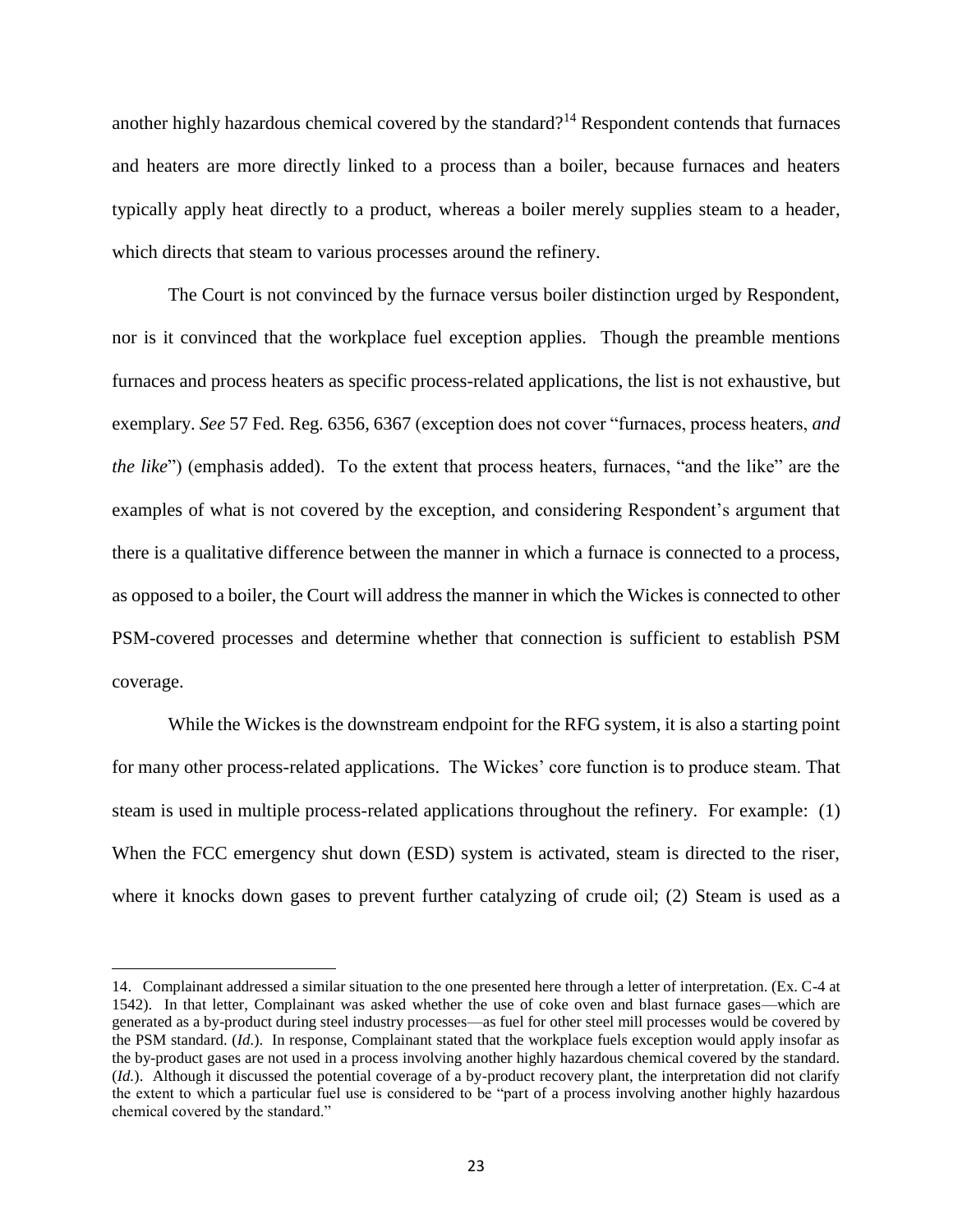another highly hazardous chemical covered by the standard?[14] Respondent contends that furnaces and heaters are more directly linked to a process than a boiler, because furnaces and heaters typically apply heat directly to a product, whereas a boiler merely supplies steam to a header, which directs that steam to various processes around the refinery.

The Court is not convinced by the furnace versus boiler distinction urged by Respondent, nor is it convinced that the workplace fuel exception applies. Though the preamble mentions furnaces and process heaters as specific process-related applications, the list is not exhaustive, but exemplary. *See* 57 Fed. Reg. 6356, 6367 (exception does not cover "furnaces, process heaters, *and the like*") (emphasis added). To the extent that process heaters, furnaces, "and the like" are the examples of what is not covered by the exception, and considering Respondent's argument that there is a qualitative difference between the manner in which a furnace is connected to a process, as opposed to a boiler, the Court will address the manner in which the Wickes is connected to other PSM-covered processes and determine whether that connection is sufficient to establish PSM coverage.

While the Wickes is the downstream endpoint for the RFG system, it is also a starting point for many other process-related applications. The Wickes' core function is to produce steam. That steam is used in multiple process-related applications throughout the refinery. For example: (1) When the FCC emergency shut down (ESD) system is activated, steam is directed to the riser, where it knocks down gases to prevent further catalyzing of crude oil; (2) Steam is used as a

---

14. Complainant addressed a similar situation to the one presented here through a letter of interpretation. (Ex. C-4 at 1542). In that letter, Complainant was asked whether the use of coke oven and blast furnace gases—which are generated as a by-product during steel industry processes—as fuel for other steel mill processes would be covered by the PSM standard. (*Id.*). In response, Complainant stated that the workplace fuels exception would apply insofar as the by-product gases are not used in a process involving another highly hazardous chemical covered by the standard. (*Id.*). Although it discussed the potential coverage of a by-product recovery plant, the interpretation did not clarify the extent to which a particular fuel use is considered to be "part of a process involving another highly hazardous chemical covered by the standard."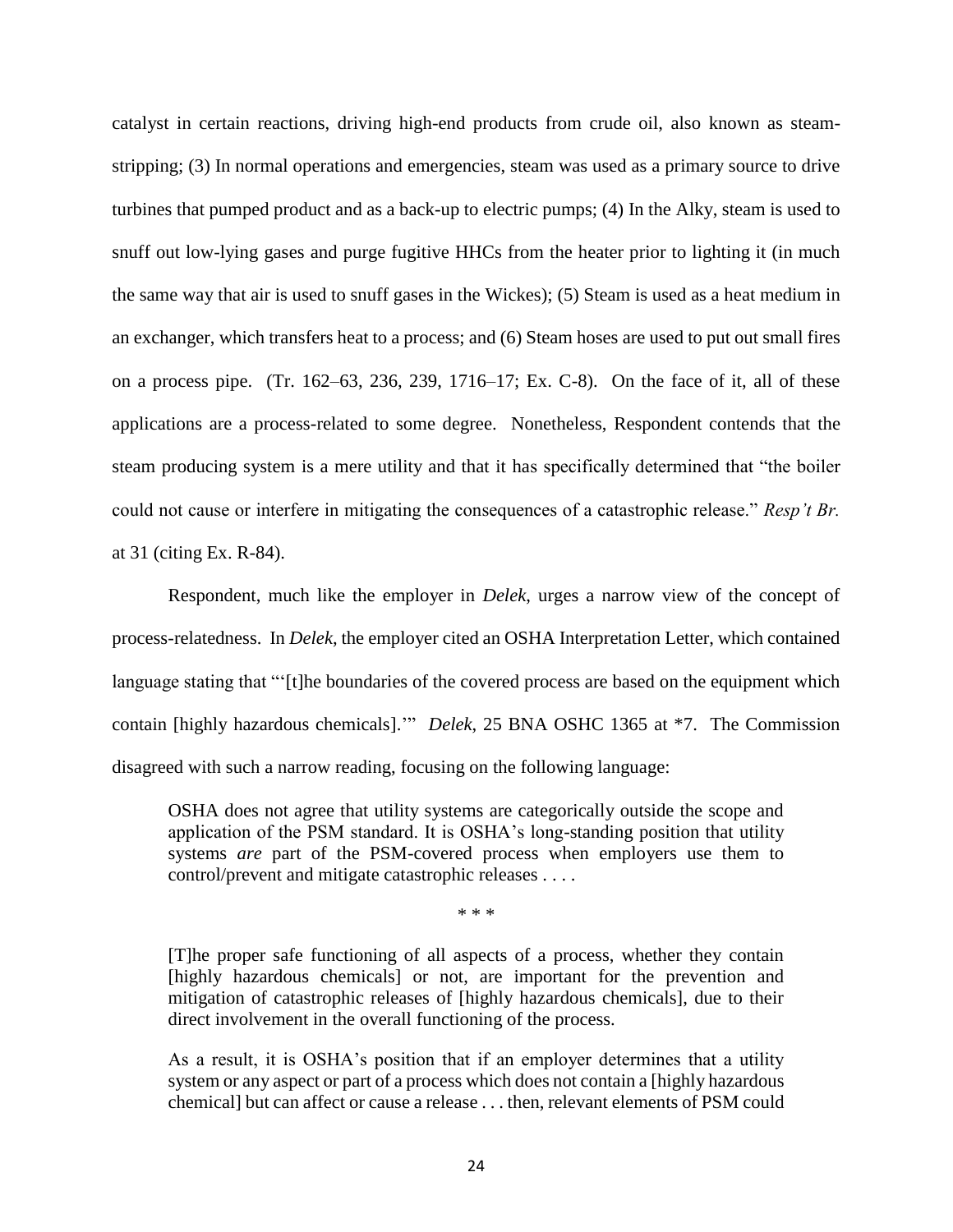catalyst in certain reactions, driving high-end products from crude oil, also known as steam-stripping; (3) In normal operations and emergencies, steam was used as a primary source to drive turbines that pumped product and as a back-up to electric pumps; (4) In the Alky, steam is used to snuff out low-lying gases and purge fugitive HHCs from the heater prior to lighting it (in much the same way that air is used to snuff gases in the Wickes); (5) Steam is used as a heat medium in an exchanger, which transfers heat to a process; and (6) Steam hoses are used to put out small fires on a process pipe. (Tr. 162–63, 236, 239, 1716–17; Ex. C-8). On the face of it, all of these applications are a process-related to some degree. Nonetheless, Respondent contends that the steam producing system is a mere utility and that it has specifically determined that "the boiler could not cause or interfere in mitigating the consequences of a catastrophic release." *Resp't Br.* at 31 (citing Ex. R-84).

Respondent, much like the employer in *Delek*, urges a narrow view of the concept of process-relatedness. In *Delek*, the employer cited an OSHA Interpretation Letter, which contained language stating that "'[t]he boundaries of the covered process are based on the equipment which contain [highly hazardous chemicals].'" *Delek*, 25 BNA OSHC 1365 at *7. The Commission disagreed with such a narrow reading, focusing on the following language:

> OSHA does not agree that utility systems are categorically outside the scope and application of the PSM standard. It is OSHA's long-standing position that utility systems *are* part of the PSM-covered process when employers use them to control/prevent and mitigate catastrophic releases . . . .
>
> \* \* \*
>
> [T]he proper safe functioning of all aspects of a process, whether they contain [highly hazardous chemicals] or not, are important for the prevention and mitigation of catastrophic releases of [highly hazardous chemicals], due to their direct involvement in the overall functioning of the process.
>
> As a result, it is OSHA's position that if an employer determines that a utility system or any aspect or part of a process which does not contain a [highly hazardous chemical] but can affect or cause a release . . . then, relevant elements of PSM could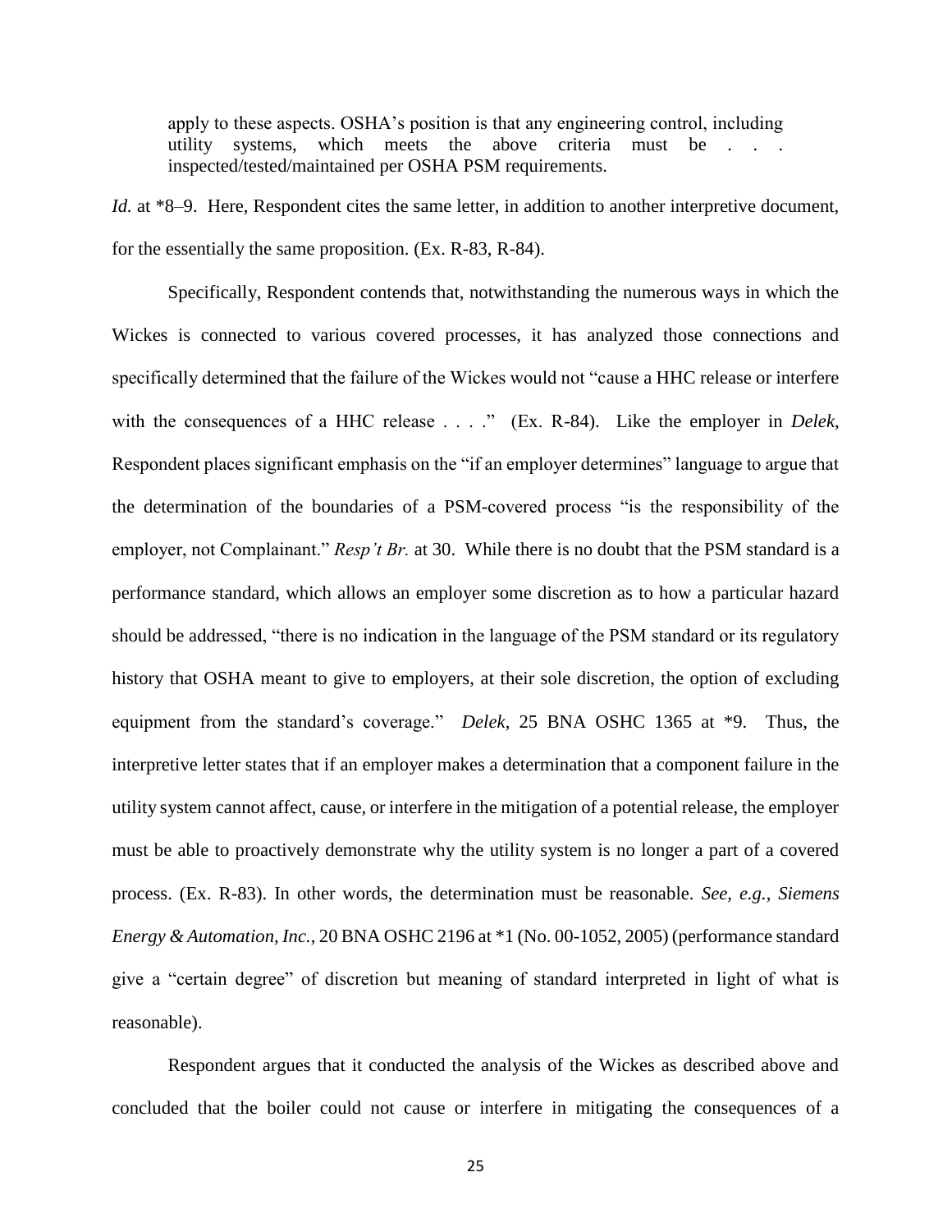> apply to these aspects. OSHA's position is that any engineering control, including utility systems, which meets the above criteria must be . . . inspected/tested/maintained per OSHA PSM requirements.

*Id.* at *8–9. Here, Respondent cites the same letter, in addition to another interpretive document, for the essentially the same proposition. (Ex. R-83, R-84).

Specifically, Respondent contends that, notwithstanding the numerous ways in which the Wickes is connected to various covered processes, it has analyzed those connections and specifically determined that the failure of the Wickes would not "cause a HHC release or interfere with the consequences of a HHC release . . . ." (Ex. R-84). Like the employer in *Delek*, Respondent places significant emphasis on the "if an employer determines" language to argue that the determination of the boundaries of a PSM-covered process "is the responsibility of the employer, not Complainant." *Resp't Br.* at 30. While there is no doubt that the PSM standard is a performance standard, which allows an employer some discretion as to how a particular hazard should be addressed, "there is no indication in the language of the PSM standard or its regulatory history that OSHA meant to give to employers, at their sole discretion, the option of excluding equipment from the standard's coverage." *Delek*, 25 BNA OSHC 1365 at *9. Thus, the interpretive letter states that if an employer makes a determination that a component failure in the utility system cannot affect, cause, or interfere in the mitigation of a potential release, the employer must be able to proactively demonstrate why the utility system is no longer a part of a covered process. (Ex. R-83). In other words, the determination must be reasonable. *See, e.g.*, *Siemens Energy & Automation, Inc.*, 20 BNA OSHC 2196 at *1 (No. 00-1052, 2005) (performance standard give a "certain degree" of discretion but meaning of standard interpreted in light of what is reasonable).

Respondent argues that it conducted the analysis of the Wickes as described above and concluded that the boiler could not cause or interfere in mitigating the consequences of a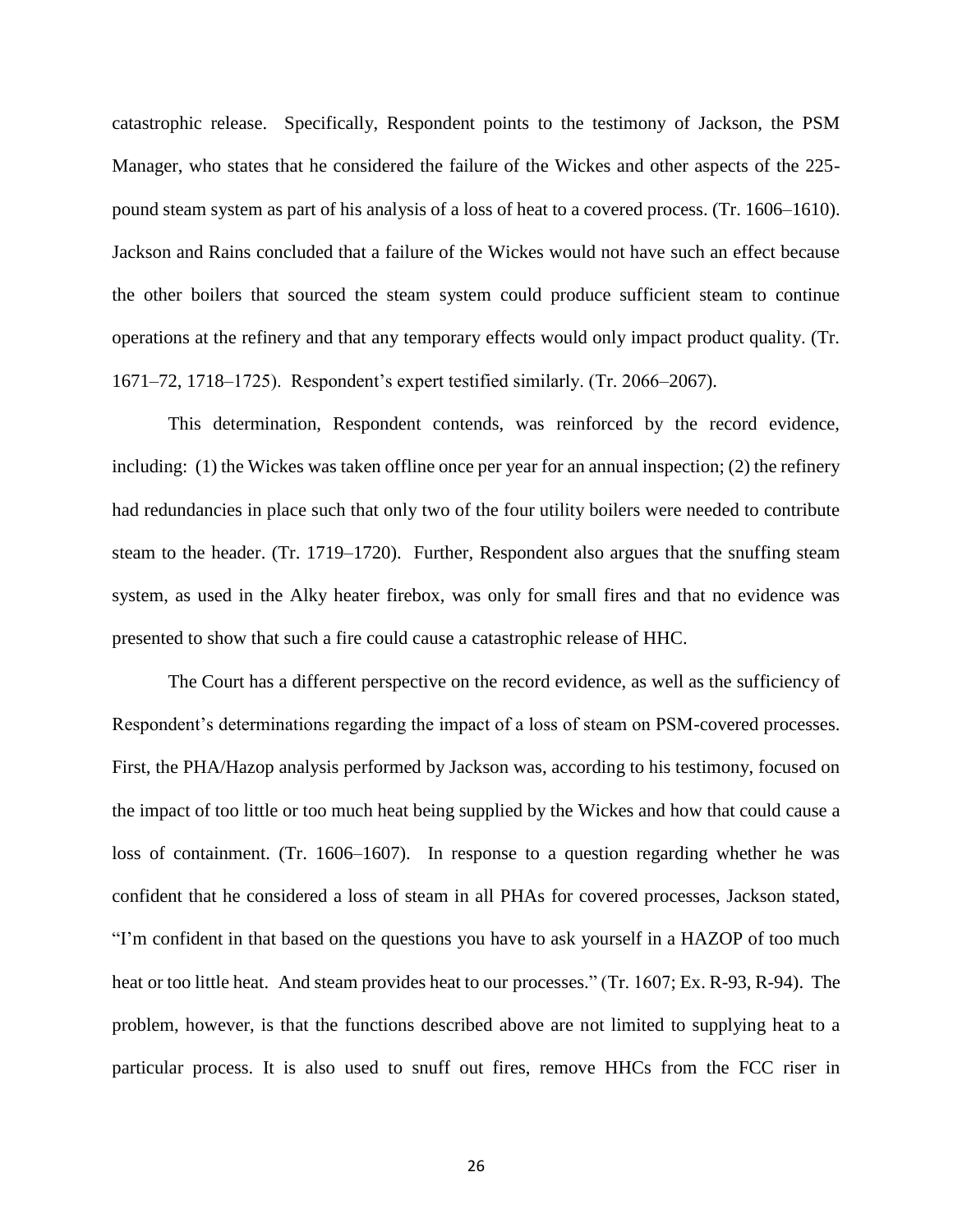catastrophic release. Specifically, Respondent points to the testimony of Jackson, the PSM Manager, who states that he considered the failure of the Wickes and other aspects of the 225-pound steam system as part of his analysis of a loss of heat to a covered process. (Tr. 1606–1610). Jackson and Rains concluded that a failure of the Wickes would not have such an effect because the other boilers that sourced the steam system could produce sufficient steam to continue operations at the refinery and that any temporary effects would only impact product quality. (Tr. 1671–72, 1718–1725). Respondent's expert testified similarly. (Tr. 2066–2067).

This determination, Respondent contends, was reinforced by the record evidence, including: (1) the Wickes was taken offline once per year for an annual inspection; (2) the refinery had redundancies in place such that only two of the four utility boilers were needed to contribute steam to the header. (Tr. 1719–1720). Further, Respondent also argues that the snuffing steam system, as used in the Alky heater firebox, was only for small fires and that no evidence was presented to show that such a fire could cause a catastrophic release of HHC.

The Court has a different perspective on the record evidence, as well as the sufficiency of Respondent's determinations regarding the impact of a loss of steam on PSM-covered processes. First, the PHA/Hazop analysis performed by Jackson was, according to his testimony, focused on the impact of too little or too much heat being supplied by the Wickes and how that could cause a loss of containment. (Tr. 1606–1607). In response to a question regarding whether he was confident that he considered a loss of steam in all PHAs for covered processes, Jackson stated, "I'm confident in that based on the questions you have to ask yourself in a HAZOP of too much heat or too little heat. And steam provides heat to our processes." (Tr. 1607; Ex. R-93, R-94). The problem, however, is that the functions described above are not limited to supplying heat to a particular process. It is also used to snuff out fires, remove HHCs from the FCC riser in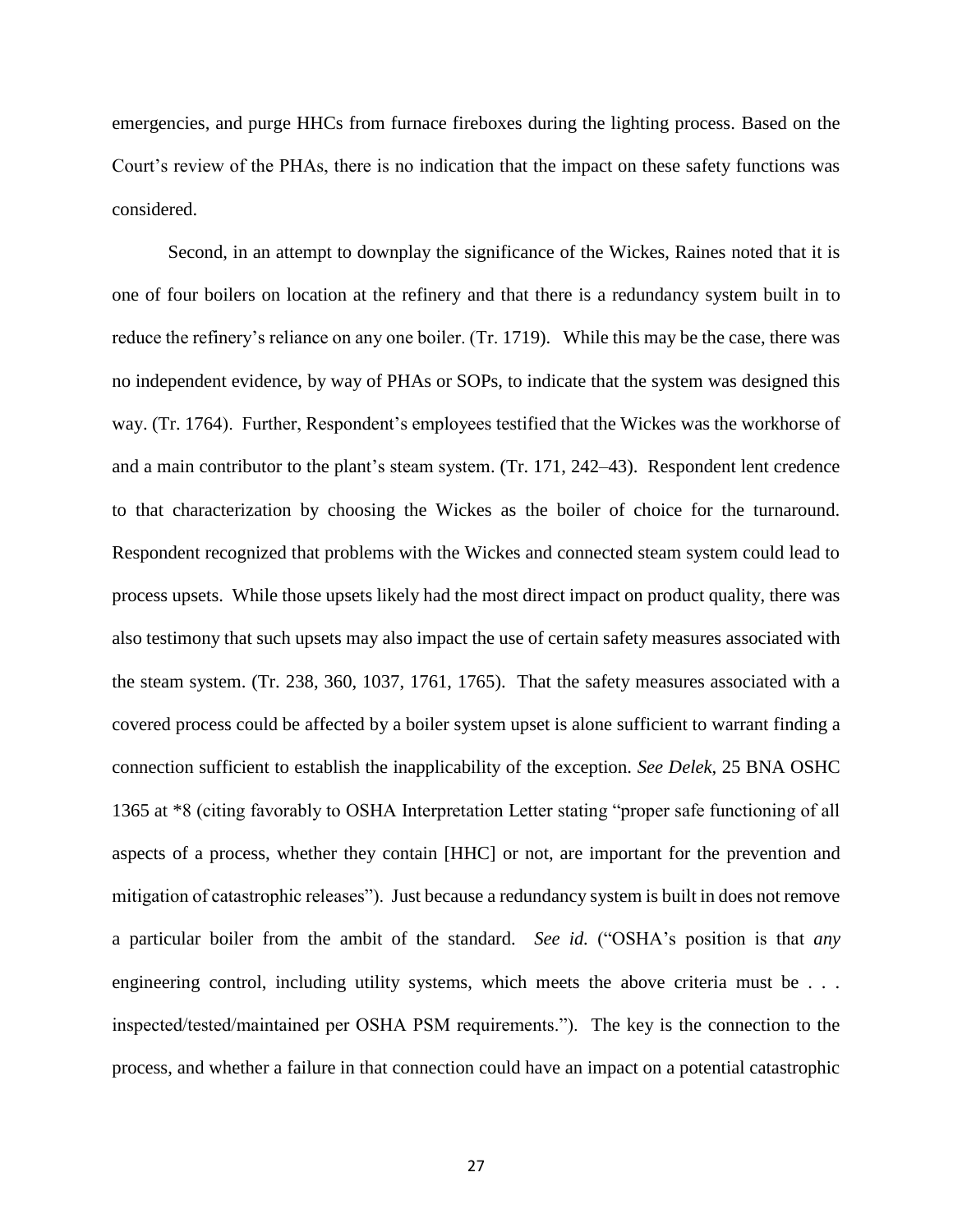emergencies, and purge HHCs from furnace fireboxes during the lighting process. Based on the Court's review of the PHAs, there is no indication that the impact on these safety functions was considered.

Second, in an attempt to downplay the significance of the Wickes, Raines noted that it is one of four boilers on location at the refinery and that there is a redundancy system built in to reduce the refinery's reliance on any one boiler. (Tr. 1719). While this may be the case, there was no independent evidence, by way of PHAs or SOPs, to indicate that the system was designed this way. (Tr. 1764). Further, Respondent's employees testified that the Wickes was the workhorse of and a main contributor to the plant's steam system. (Tr. 171, 242–43). Respondent lent credence to that characterization by choosing the Wickes as the boiler of choice for the turnaround. Respondent recognized that problems with the Wickes and connected steam system could lead to process upsets. While those upsets likely had the most direct impact on product quality, there was also testimony that such upsets may also impact the use of certain safety measures associated with the steam system. (Tr. 238, 360, 1037, 1761, 1765). That the safety measures associated with a covered process could be affected by a boiler system upset is alone sufficient to warrant finding a connection sufficient to establish the inapplicability of the exception. *See Delek*, 25 BNA OSHC 1365 at *8 (citing favorably to OSHA Interpretation Letter stating "proper safe functioning of all aspects of a process, whether they contain [HHC] or not, are important for the prevention and mitigation of catastrophic releases"). Just because a redundancy system is built in does not remove a particular boiler from the ambit of the standard. *See id.* ("OSHA's position is that *any* engineering control, including utility systems, which meets the above criteria must be . . . inspected/tested/maintained per OSHA PSM requirements."). The key is the connection to the process, and whether a failure in that connection could have an impact on a potential catastrophic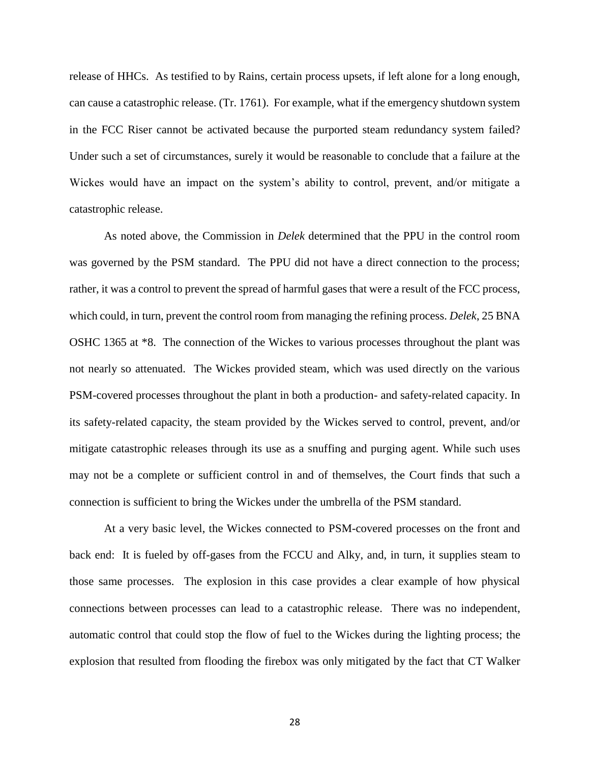release of HHCs. As testified to by Rains, certain process upsets, if left alone for a long enough, can cause a catastrophic release. (Tr. 1761). For example, what if the emergency shutdown system in the FCC Riser cannot be activated because the purported steam redundancy system failed? Under such a set of circumstances, surely it would be reasonable to conclude that a failure at the Wickes would have an impact on the system's ability to control, prevent, and/or mitigate a catastrophic release.

As noted above, the Commission in *Delek* determined that the PPU in the control room was governed by the PSM standard. The PPU did not have a direct connection to the process; rather, it was a control to prevent the spread of harmful gases that were a result of the FCC process, which could, in turn, prevent the control room from managing the refining process. *Delek*, 25 BNA OSHC 1365 at *8. The connection of the Wickes to various processes throughout the plant was not nearly so attenuated. The Wickes provided steam, which was used directly on the various PSM-covered processes throughout the plant in both a production- and safety-related capacity. In its safety-related capacity, the steam provided by the Wickes served to control, prevent, and/or mitigate catastrophic releases through its use as a snuffing and purging agent. While such uses may not be a complete or sufficient control in and of themselves, the Court finds that such a connection is sufficient to bring the Wickes under the umbrella of the PSM standard.

At a very basic level, the Wickes connected to PSM-covered processes on the front and back end: It is fueled by off-gases from the FCCU and Alky, and, in turn, it supplies steam to those same processes. The explosion in this case provides a clear example of how physical connections between processes can lead to a catastrophic release. There was no independent, automatic control that could stop the flow of fuel to the Wickes during the lighting process; the explosion that resulted from flooding the firebox was only mitigated by the fact that CT Walker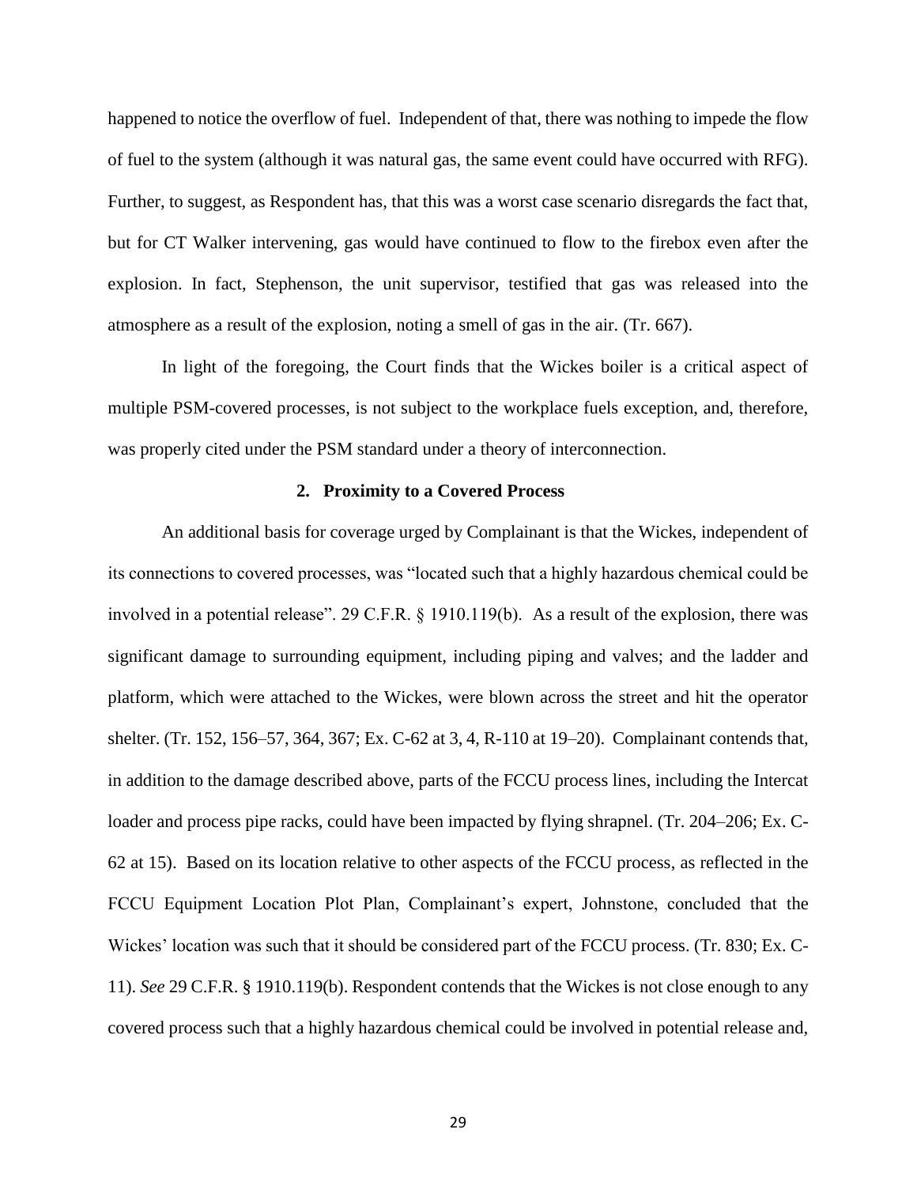happened to notice the overflow of fuel. Independent of that, there was nothing to impede the flow of fuel to the system (although it was natural gas, the same event could have occurred with RFG). Further, to suggest, as Respondent has, that this was a worst case scenario disregards the fact that, but for CT Walker intervening, gas would have continued to flow to the firebox even after the explosion. In fact, Stephenson, the unit supervisor, testified that gas was released into the atmosphere as a result of the explosion, noting a smell of gas in the air. (Tr. 667).

In light of the foregoing, the Court finds that the Wickes boiler is a critical aspect of multiple PSM-covered processes, is not subject to the workplace fuels exception, and, therefore, was properly cited under the PSM standard under a theory of interconnection.

### 2. Proximity to a Covered Process

An additional basis for coverage urged by Complainant is that the Wickes, independent of its connections to covered processes, was "located such that a highly hazardous chemical could be involved in a potential release". 29 C.F.R. § 1910.119(b). As a result of the explosion, there was significant damage to surrounding equipment, including piping and valves; and the ladder and platform, which were attached to the Wickes, were blown across the street and hit the operator shelter. (Tr. 152, 156–57, 364, 367; Ex. C-62 at 3, 4, R-110 at 19–20). Complainant contends that, in addition to the damage described above, parts of the FCCU process lines, including the Intercat loader and process pipe racks, could have been impacted by flying shrapnel. (Tr. 204–206; Ex. C-62 at 15). Based on its location relative to other aspects of the FCCU process, as reflected in the FCCU Equipment Location Plot Plan, Complainant's expert, Johnstone, concluded that the Wickes' location was such that it should be considered part of the FCCU process. (Tr. 830; Ex. C-11). *See* 29 C.F.R. § 1910.119(b). Respondent contends that the Wickes is not close enough to any covered process such that a highly hazardous chemical could be involved in potential release and,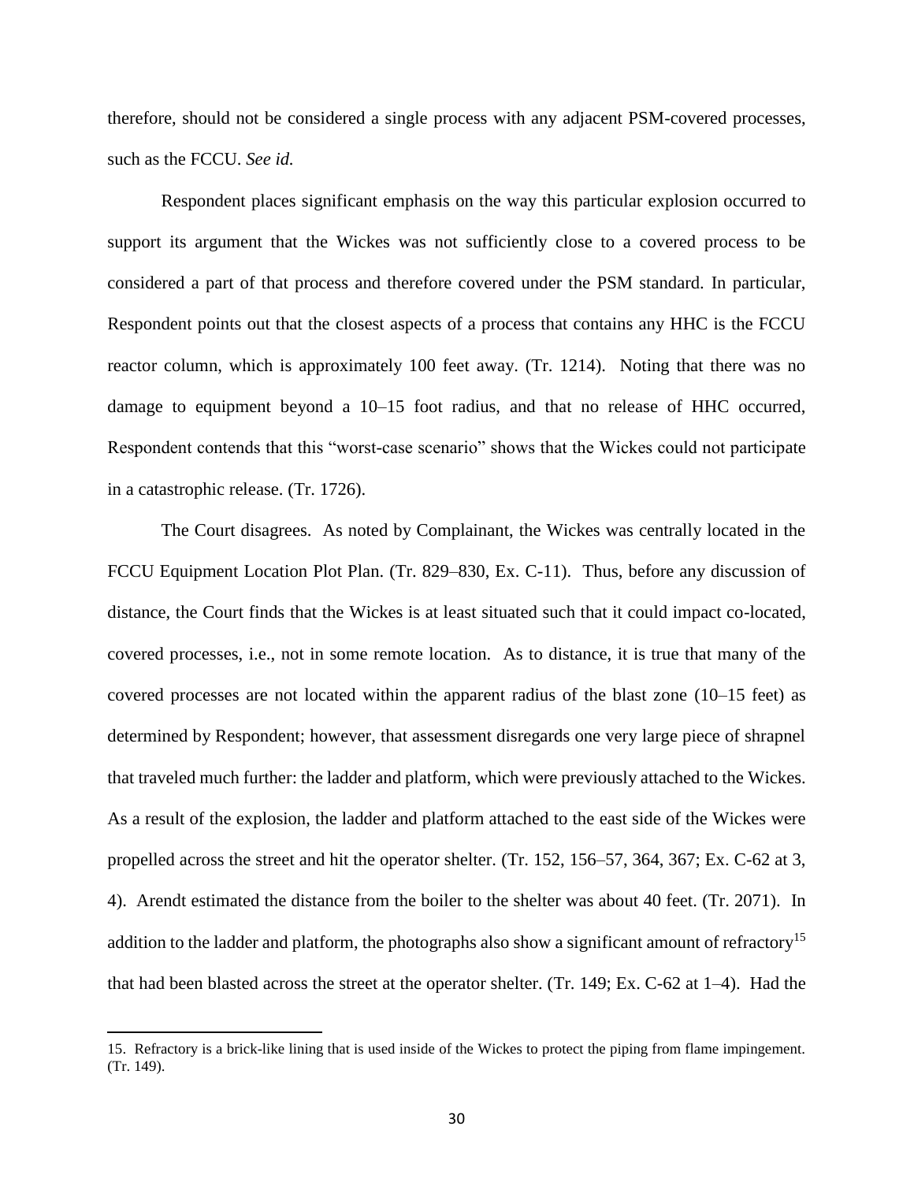therefore, should not be considered a single process with any adjacent PSM-covered processes, such as the FCCU. *See id.*

Respondent places significant emphasis on the way this particular explosion occurred to support its argument that the Wickes was not sufficiently close to a covered process to be considered a part of that process and therefore covered under the PSM standard. In particular, Respondent points out that the closest aspects of a process that contains any HHC is the FCCU reactor column, which is approximately 100 feet away. (Tr. 1214). Noting that there was no damage to equipment beyond a 10–15 foot radius, and that no release of HHC occurred, Respondent contends that this "worst-case scenario" shows that the Wickes could not participate in a catastrophic release. (Tr. 1726).

The Court disagrees. As noted by Complainant, the Wickes was centrally located in the FCCU Equipment Location Plot Plan. (Tr. 829–830, Ex. C-11). Thus, before any discussion of distance, the Court finds that the Wickes is at least situated such that it could impact co-located, covered processes, i.e., not in some remote location. As to distance, it is true that many of the covered processes are not located within the apparent radius of the blast zone (10–15 feet) as determined by Respondent; however, that assessment disregards one very large piece of shrapnel that traveled much further: the ladder and platform, which were previously attached to the Wickes. As a result of the explosion, the ladder and platform attached to the east side of the Wickes were propelled across the street and hit the operator shelter. (Tr. 152, 156–57, 364, 367; Ex. C-62 at 3, 4). Arendt estimated the distance from the boiler to the shelter was about 40 feet. (Tr. 2071). In addition to the ladder and platform, the photographs also show a significant amount of refractory[15] that had been blasted across the street at the operator shelter. (Tr. 149; Ex. C-62 at 1–4). Had the

15. Refractory is a brick-like lining that is used inside of the Wickes to protect the piping from flame impingement. (Tr. 149).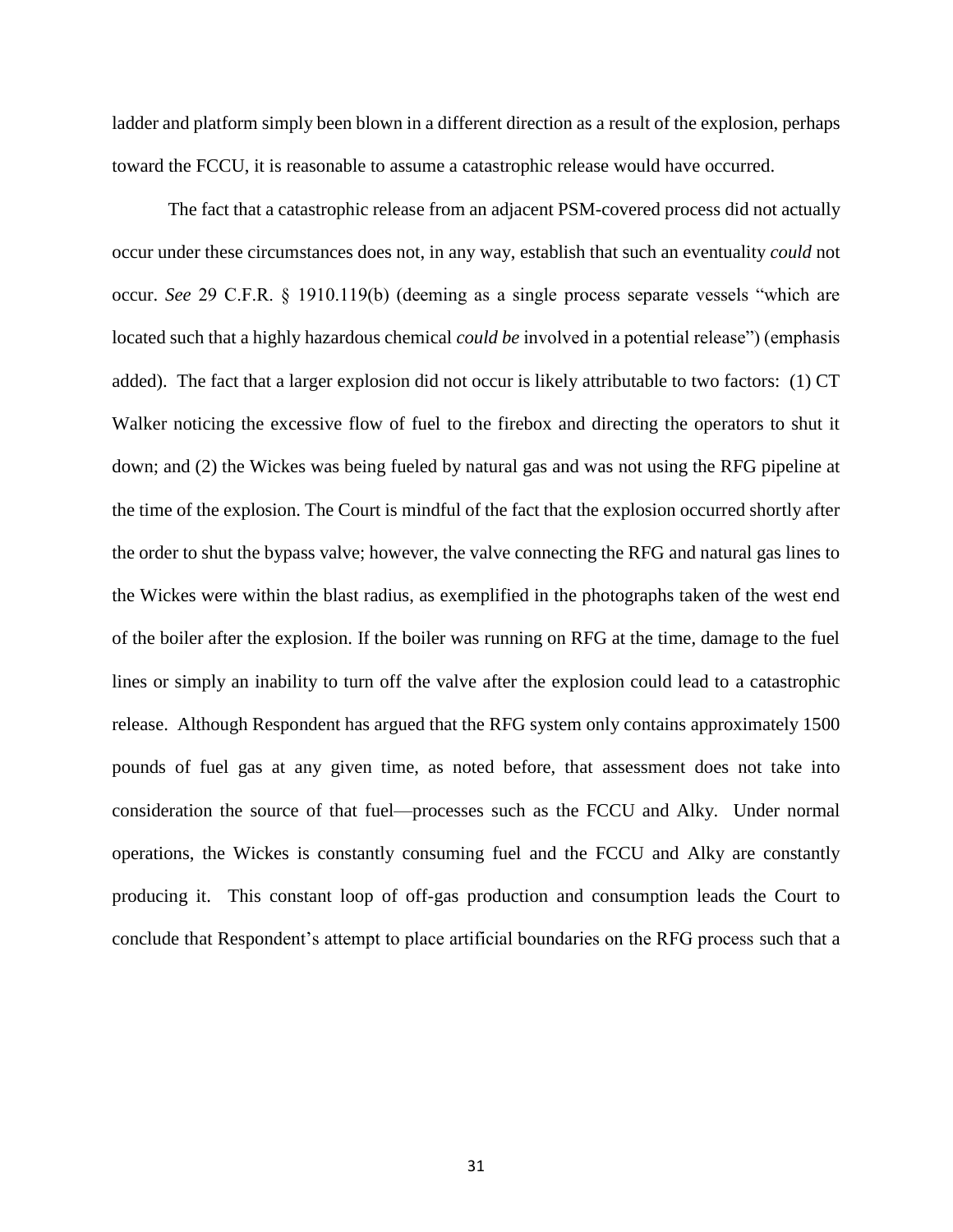ladder and platform simply been blown in a different direction as a result of the explosion, perhaps toward the FCCU, it is reasonable to assume a catastrophic release would have occurred.

The fact that a catastrophic release from an adjacent PSM-covered process did not actually occur under these circumstances does not, in any way, establish that such an eventuality *could* not occur. *See* 29 C.F.R. § 1910.119(b) (deeming as a single process separate vessels "which are located such that a highly hazardous chemical *could be* involved in a potential release") (emphasis added). The fact that a larger explosion did not occur is likely attributable to two factors: (1) CT Walker noticing the excessive flow of fuel to the firebox and directing the operators to shut it down; and (2) the Wickes was being fueled by natural gas and was not using the RFG pipeline at the time of the explosion. The Court is mindful of the fact that the explosion occurred shortly after the order to shut the bypass valve; however, the valve connecting the RFG and natural gas lines to the Wickes were within the blast radius, as exemplified in the photographs taken of the west end of the boiler after the explosion. If the boiler was running on RFG at the time, damage to the fuel lines or simply an inability to turn off the valve after the explosion could lead to a catastrophic release. Although Respondent has argued that the RFG system only contains approximately 1500 pounds of fuel gas at any given time, as noted before, that assessment does not take into consideration the source of that fuel—processes such as the FCCU and Alky. Under normal operations, the Wickes is constantly consuming fuel and the FCCU and Alky are constantly producing it. This constant loop of off-gas production and consumption leads the Court to conclude that Respondent's attempt to place artificial boundaries on the RFG process such that a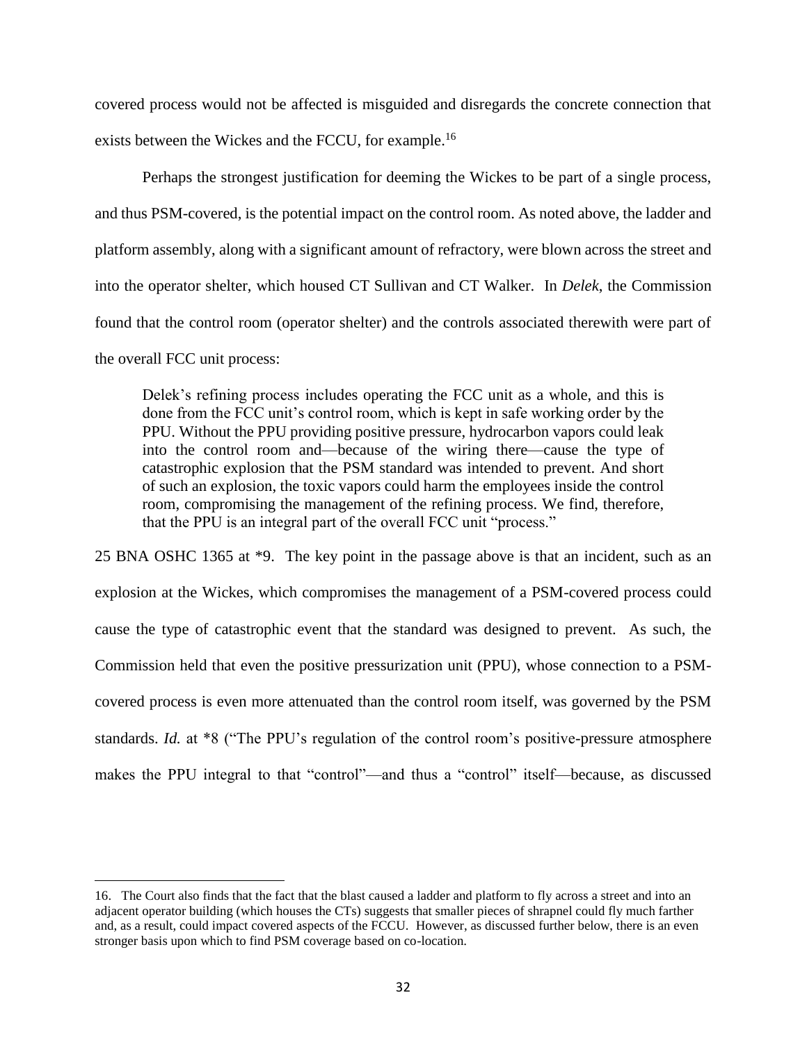covered process would not be affected is misguided and disregards the concrete connection that exists between the Wickes and the FCCU, for example.[16]

Perhaps the strongest justification for deeming the Wickes to be part of a single process, and thus PSM-covered, is the potential impact on the control room. As noted above, the ladder and platform assembly, along with a significant amount of refractory, were blown across the street and into the operator shelter, which housed CT Sullivan and CT Walker. In *Delek*, the Commission found that the control room (operator shelter) and the controls associated therewith were part of the overall FCC unit process:

> Delek's refining process includes operating the FCC unit as a whole, and this is done from the FCC unit's control room, which is kept in safe working order by the PPU. Without the PPU providing positive pressure, hydrocarbon vapors could leak into the control room and—because of the wiring there—cause the type of catastrophic explosion that the PSM standard was intended to prevent. And short of such an explosion, the toxic vapors could harm the employees inside the control room, compromising the management of the refining process. We find, therefore, that the PPU is an integral part of the overall FCC unit "process."

25 BNA OSHC 1365 at *9. The key point in the passage above is that an incident, such as an explosion at the Wickes, which compromises the management of a PSM-covered process could cause the type of catastrophic event that the standard was designed to prevent. As such, the Commission held that even the positive pressurization unit (PPU), whose connection to a PSM-covered process is even more attenuated than the control room itself, was governed by the PSM standards. *Id.* at *8 ("The PPU's regulation of the control room's positive-pressure atmosphere makes the PPU integral to that "control"—and thus a "control" itself—because, as discussed

---

16. The Court also finds that the fact that the blast caused a ladder and platform to fly across a street and into an adjacent operator building (which houses the CTs) suggests that smaller pieces of shrapnel could fly much farther and, as a result, could impact covered aspects of the FCCU. However, as discussed further below, there is an even stronger basis upon which to find PSM coverage based on co-location.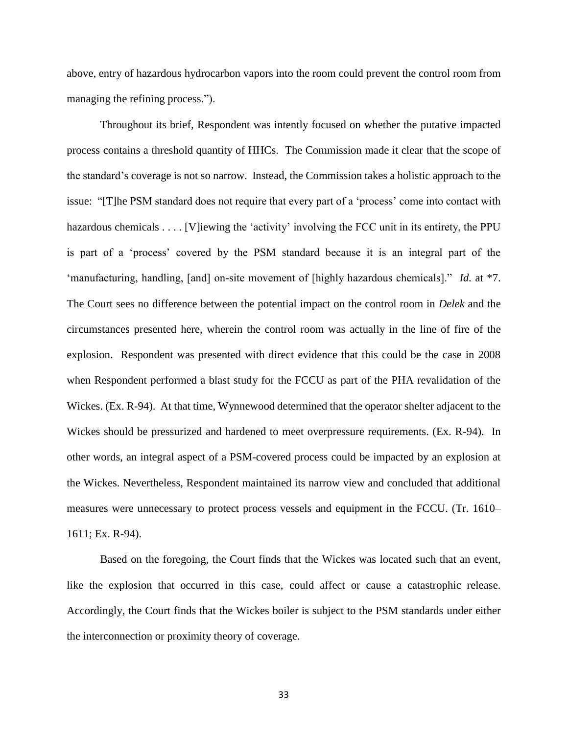above, entry of hazardous hydrocarbon vapors into the room could prevent the control room from managing the refining process.").

Throughout its brief, Respondent was intently focused on whether the putative impacted process contains a threshold quantity of HHCs. The Commission made it clear that the scope of the standard's coverage is not so narrow. Instead, the Commission takes a holistic approach to the issue: "[T]he PSM standard does not require that every part of a 'process' come into contact with hazardous chemicals . . . . [V]iewing the 'activity' involving the FCC unit in its entirety, the PPU is part of a 'process' covered by the PSM standard because it is an integral part of the 'manufacturing, handling, [and] on-site movement of [highly hazardous chemicals]." *Id.* at *7. The Court sees no difference between the potential impact on the control room in *Delek* and the circumstances presented here, wherein the control room was actually in the line of fire of the explosion. Respondent was presented with direct evidence that this could be the case in 2008 when Respondent performed a blast study for the FCCU as part of the PHA revalidation of the Wickes. (Ex. R-94). At that time, Wynnewood determined that the operator shelter adjacent to the Wickes should be pressurized and hardened to meet overpressure requirements. (Ex. R-94). In other words, an integral aspect of a PSM-covered process could be impacted by an explosion at the Wickes. Nevertheless, Respondent maintained its narrow view and concluded that additional measures were unnecessary to protect process vessels and equipment in the FCCU. (Tr. 1610–1611; Ex. R-94).

Based on the foregoing, the Court finds that the Wickes was located such that an event, like the explosion that occurred in this case, could affect or cause a catastrophic release. Accordingly, the Court finds that the Wickes boiler is subject to the PSM standards under either the interconnection or proximity theory of coverage.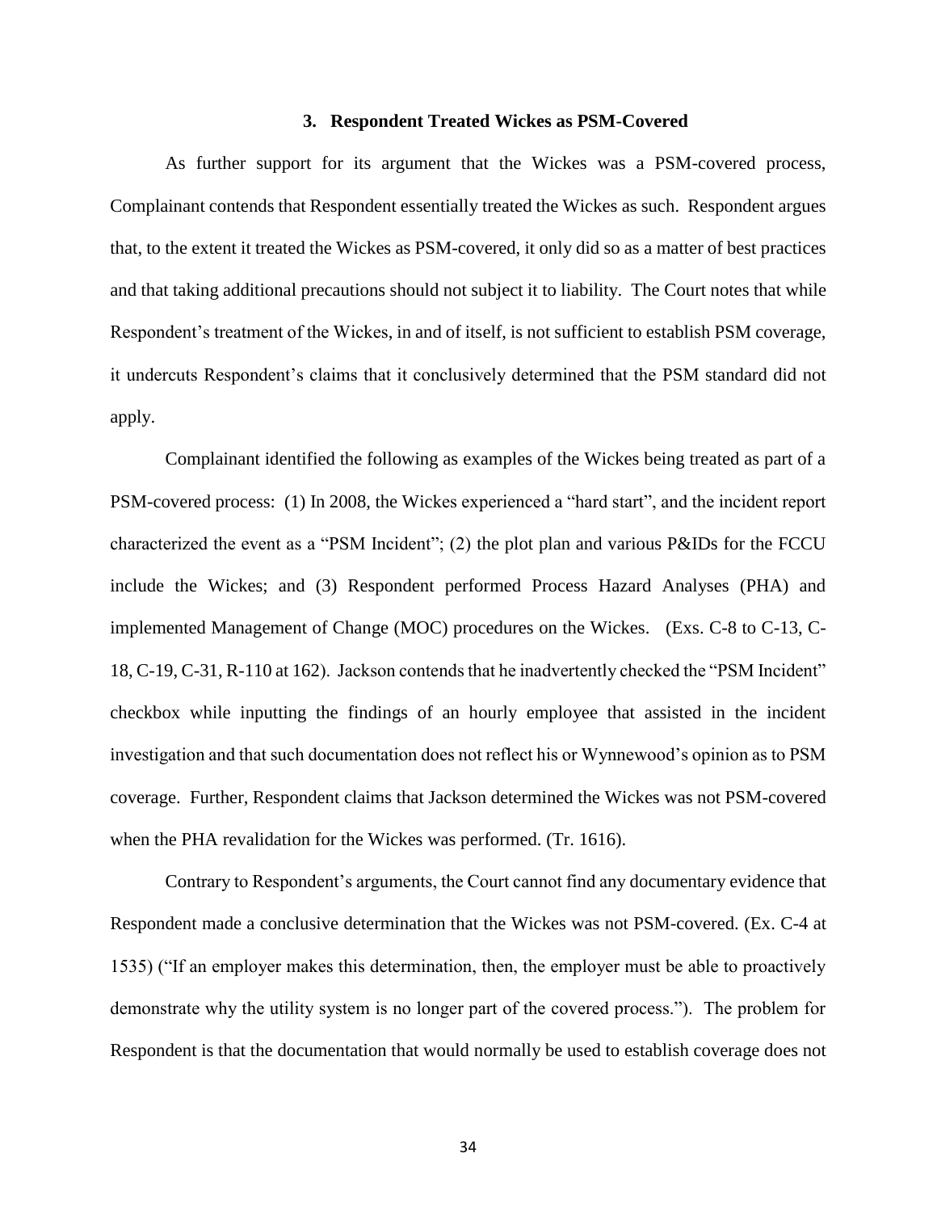### 3. Respondent Treated Wickes as PSM-Covered

As further support for its argument that the Wickes was a PSM-covered process, Complainant contends that Respondent essentially treated the Wickes as such. Respondent argues that, to the extent it treated the Wickes as PSM-covered, it only did so as a matter of best practices and that taking additional precautions should not subject it to liability. The Court notes that while Respondent's treatment of the Wickes, in and of itself, is not sufficient to establish PSM coverage, it undercuts Respondent's claims that it conclusively determined that the PSM standard did not apply.

Complainant identified the following as examples of the Wickes being treated as part of a PSM-covered process: (1) In 2008, the Wickes experienced a "hard start", and the incident report characterized the event as a "PSM Incident"; (2) the plot plan and various P&IDs for the FCCU include the Wickes; and (3) Respondent performed Process Hazard Analyses (PHA) and implemented Management of Change (MOC) procedures on the Wickes. (Exs. C-8 to C-13, C-18, C-19, C-31, R-110 at 162). Jackson contends that he inadvertently checked the "PSM Incident" checkbox while inputting the findings of an hourly employee that assisted in the incident investigation and that such documentation does not reflect his or Wynnewood's opinion as to PSM coverage. Further, Respondent claims that Jackson determined the Wickes was not PSM-covered when the PHA revalidation for the Wickes was performed. (Tr. 1616).

Contrary to Respondent's arguments, the Court cannot find any documentary evidence that Respondent made a conclusive determination that the Wickes was not PSM-covered. (Ex. C-4 at 1535) ("If an employer makes this determination, then, the employer must be able to proactively demonstrate why the utility system is no longer part of the covered process."). The problem for Respondent is that the documentation that would normally be used to establish coverage does not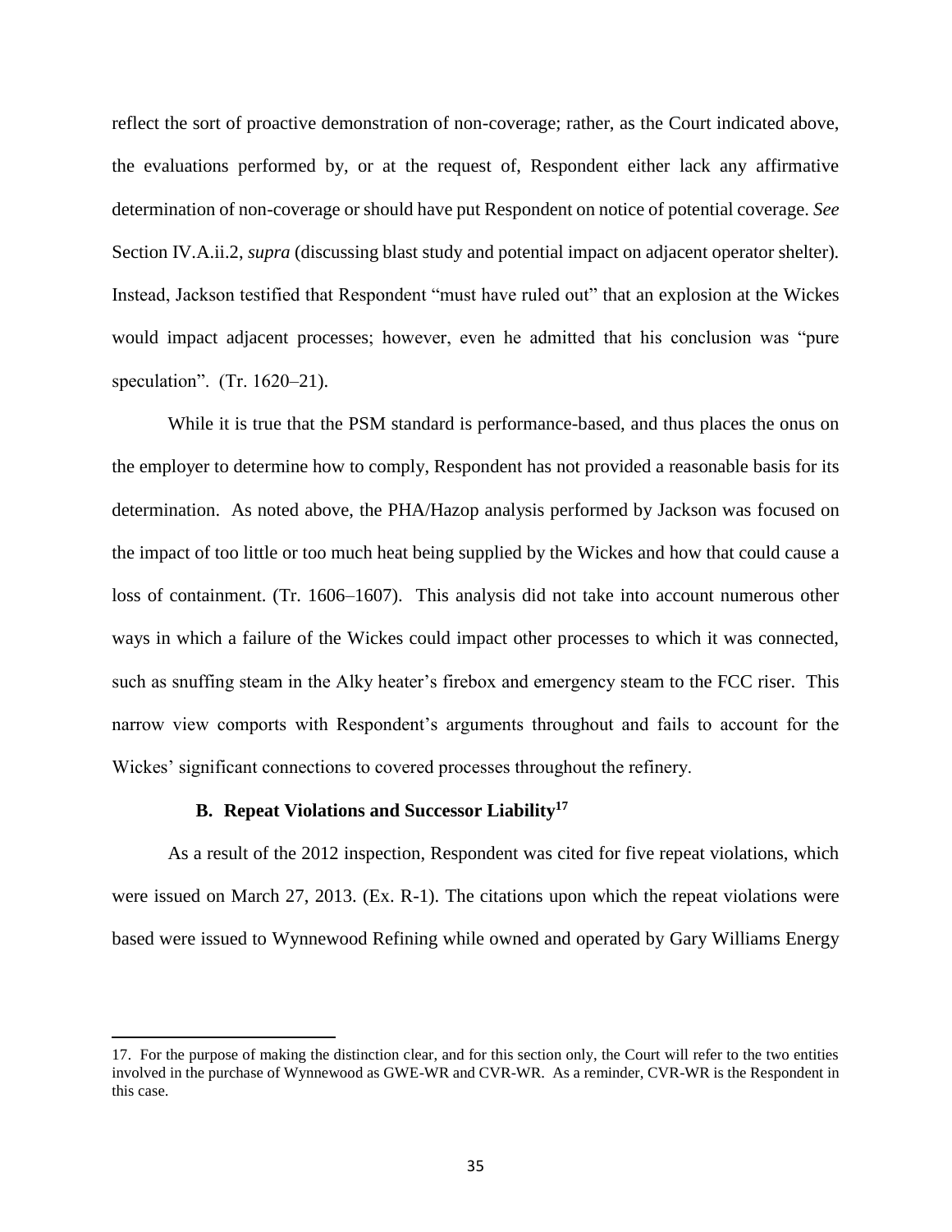reflect the sort of proactive demonstration of non-coverage; rather, as the Court indicated above, the evaluations performed by, or at the request of, Respondent either lack any affirmative determination of non-coverage or should have put Respondent on notice of potential coverage. *See* Section IV.A.ii.2, *supra* (discussing blast study and potential impact on adjacent operator shelter). Instead, Jackson testified that Respondent "must have ruled out" that an explosion at the Wickes would impact adjacent processes; however, even he admitted that his conclusion was "pure speculation". (Tr. 1620–21).

While it is true that the PSM standard is performance-based, and thus places the onus on the employer to determine how to comply, Respondent has not provided a reasonable basis for its determination. As noted above, the PHA/Hazop analysis performed by Jackson was focused on the impact of too little or too much heat being supplied by the Wickes and how that could cause a loss of containment. (Tr. 1606–1607). This analysis did not take into account numerous other ways in which a failure of the Wickes could impact other processes to which it was connected, such as snuffing steam in the Alky heater's firebox and emergency steam to the FCC riser. This narrow view comports with Respondent's arguments throughout and fails to account for the Wickes' significant connections to covered processes throughout the refinery.

### B. Repeat Violations and Successor Liability[17]

As a result of the 2012 inspection, Respondent was cited for five repeat violations, which were issued on March 27, 2013. (Ex. R-1). The citations upon which the repeat violations were based were issued to Wynnewood Refining while owned and operated by Gary Williams Energy

---

17. For the purpose of making the distinction clear, and for this section only, the Court will refer to the two entities involved in the purchase of Wynnewood as GWE-WR and CVR-WR. As a reminder, CVR-WR is the Respondent in this case.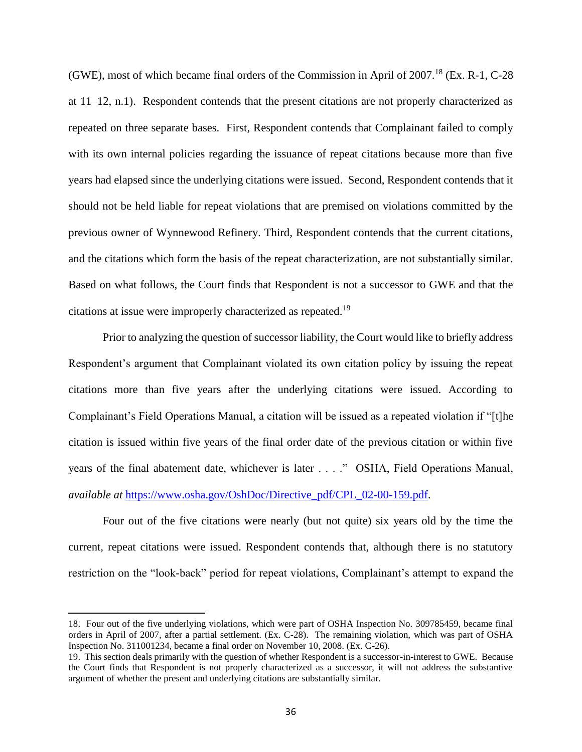(GWE), most of which became final orders of the Commission in April of 2007.[18] (Ex. R-1, C-28 at 11–12, n.1). Respondent contends that the present citations are not properly characterized as repeated on three separate bases. First, Respondent contends that Complainant failed to comply with its own internal policies regarding the issuance of repeat citations because more than five years had elapsed since the underlying citations were issued. Second, Respondent contends that it should not be held liable for repeat violations that are premised on violations committed by the previous owner of Wynnewood Refinery. Third, Respondent contends that the current citations, and the citations which form the basis of the repeat characterization, are not substantially similar. Based on what follows, the Court finds that Respondent is not a successor to GWE and that the citations at issue were improperly characterized as repeated.[19]

Prior to analyzing the question of successor liability, the Court would like to briefly address Respondent's argument that Complainant violated its own citation policy by issuing the repeat citations more than five years after the underlying citations were issued. According to Complainant's Field Operations Manual, a citation will be issued as a repeated violation if "[t]he citation is issued within five years of the final order date of the previous citation or within five years of the final abatement date, whichever is later . . . ." OSHA, Field Operations Manual, *available at* https://www.osha.gov/OshDoc/Directive_pdf/CPL_02-00-159.pdf.

Four out of the five citations were nearly (but not quite) six years old by the time the current, repeat citations were issued. Respondent contends that, although there is no statutory restriction on the "look-back" period for repeat violations, Complainant's attempt to expand the

---

18. Four out of the five underlying violations, which were part of OSHA Inspection No. 309785459, became final orders in April of 2007, after a partial settlement. (Ex. C-28). The remaining violation, which was part of OSHA Inspection No. 311001234, became a final order on November 10, 2008. (Ex. C-26).

19. This section deals primarily with the question of whether Respondent is a successor-in-interest to GWE. Because the Court finds that Respondent is not properly characterized as a successor, it will not address the substantive argument of whether the present and underlying citations are substantially similar.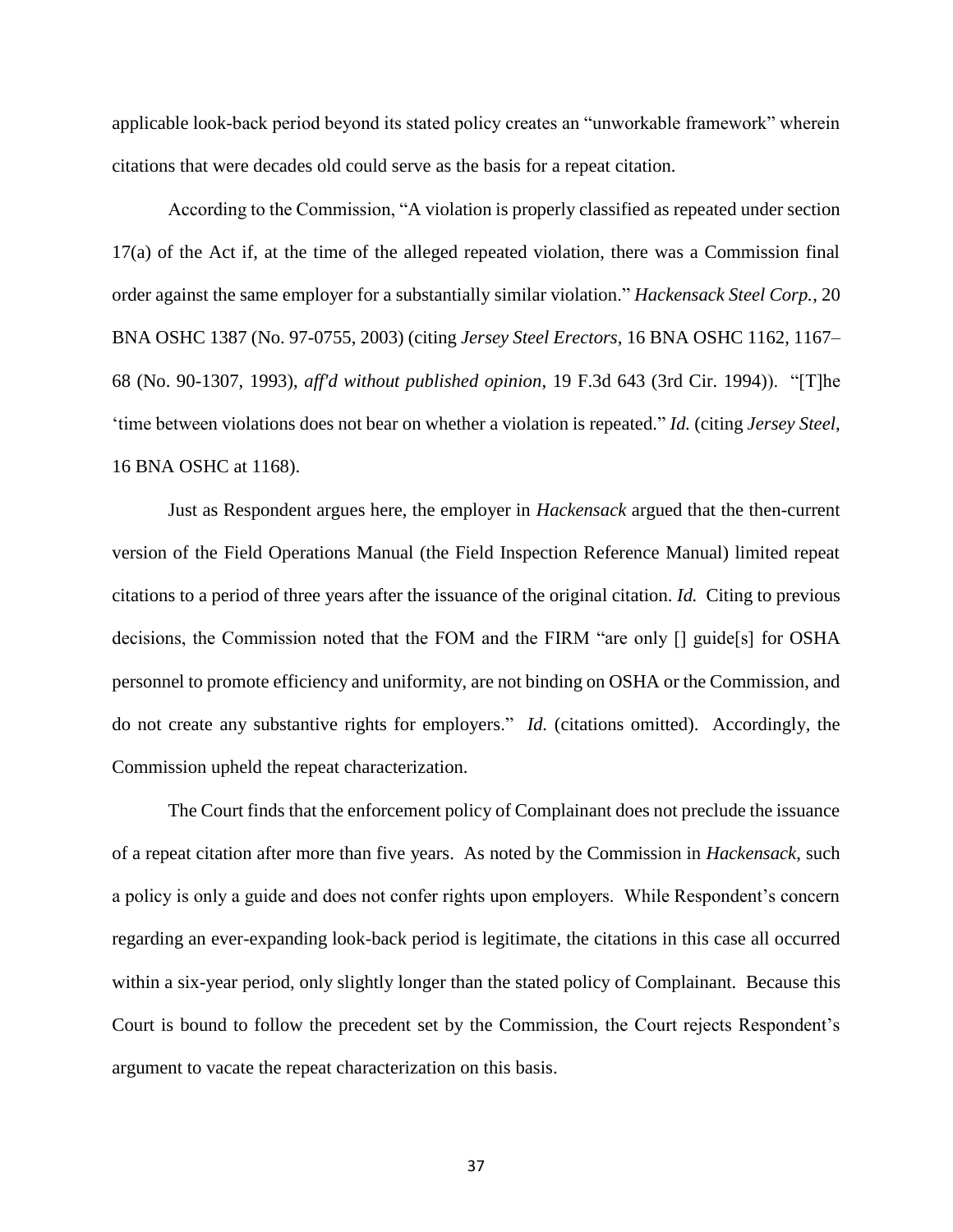applicable look-back period beyond its stated policy creates an "unworkable framework" wherein citations that were decades old could serve as the basis for a repeat citation.

According to the Commission, "A violation is properly classified as repeated under section 17(a) of the Act if, at the time of the alleged repeated violation, there was a Commission final order against the same employer for a substantially similar violation." *Hackensack Steel Corp.*, 20 BNA OSHC 1387 (No. 97-0755, 2003) (citing *Jersey Steel Erectors*, 16 BNA OSHC 1162, 1167–68 (No. 90-1307, 1993), *aff'd without published opinion*, 19 F.3d 643 (3rd Cir. 1994)). "[T]he 'time between violations does not bear on whether a violation is repeated." *Id.* (citing *Jersey Steel*, 16 BNA OSHC at 1168).

Just as Respondent argues here, the employer in *Hackensack* argued that the then-current version of the Field Operations Manual (the Field Inspection Reference Manual) limited repeat citations to a period of three years after the issuance of the original citation. *Id.* Citing to previous decisions, the Commission noted that the FOM and the FIRM "are only [] guide[s] for OSHA personnel to promote efficiency and uniformity, are not binding on OSHA or the Commission, and do not create any substantive rights for employers." *Id.* (citations omitted). Accordingly, the Commission upheld the repeat characterization.

The Court finds that the enforcement policy of Complainant does not preclude the issuance of a repeat citation after more than five years. As noted by the Commission in *Hackensack*, such a policy is only a guide and does not confer rights upon employers. While Respondent's concern regarding an ever-expanding look-back period is legitimate, the citations in this case all occurred within a six-year period, only slightly longer than the stated policy of Complainant. Because this Court is bound to follow the precedent set by the Commission, the Court rejects Respondent's argument to vacate the repeat characterization on this basis.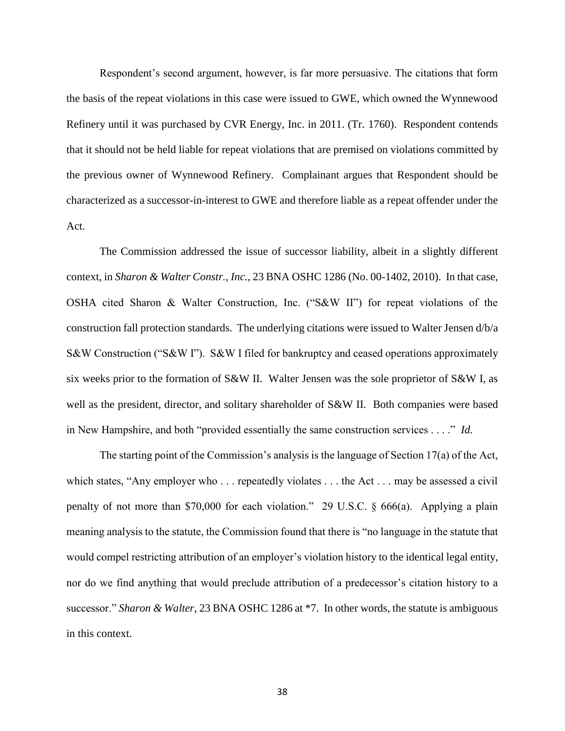Respondent's second argument, however, is far more persuasive. The citations that form the basis of the repeat violations in this case were issued to GWE, which owned the Wynnewood Refinery until it was purchased by CVR Energy, Inc. in 2011. (Tr. 1760). Respondent contends that it should not be held liable for repeat violations that are premised on violations committed by the previous owner of Wynnewood Refinery. Complainant argues that Respondent should be characterized as a successor-in-interest to GWE and therefore liable as a repeat offender under the Act.

The Commission addressed the issue of successor liability, albeit in a slightly different context, in *Sharon & Walter Constr., Inc.*, 23 BNA OSHC 1286 (No. 00-1402, 2010). In that case, OSHA cited Sharon & Walter Construction, Inc. ("S&W II") for repeat violations of the construction fall protection standards. The underlying citations were issued to Walter Jensen d/b/a S&W Construction ("S&W I"). S&W I filed for bankruptcy and ceased operations approximately six weeks prior to the formation of S&W II. Walter Jensen was the sole proprietor of S&W I, as well as the president, director, and solitary shareholder of S&W II. Both companies were based in New Hampshire, and both "provided essentially the same construction services . . . ." *Id.*

The starting point of the Commission's analysis is the language of Section 17(a) of the Act, which states, "Any employer who . . . repeatedly violates . . . the Act . . . may be assessed a civil penalty of not more than $70,000 for each violation." 29 U.S.C. § 666(a). Applying a plain meaning analysis to the statute, the Commission found that there is "no language in the statute that would compel restricting attribution of an employer's violation history to the identical legal entity, nor do we find anything that would preclude attribution of a predecessor's citation history to a successor." *Sharon & Walter*, 23 BNA OSHC 1286 at *7. In other words, the statute is ambiguous in this context.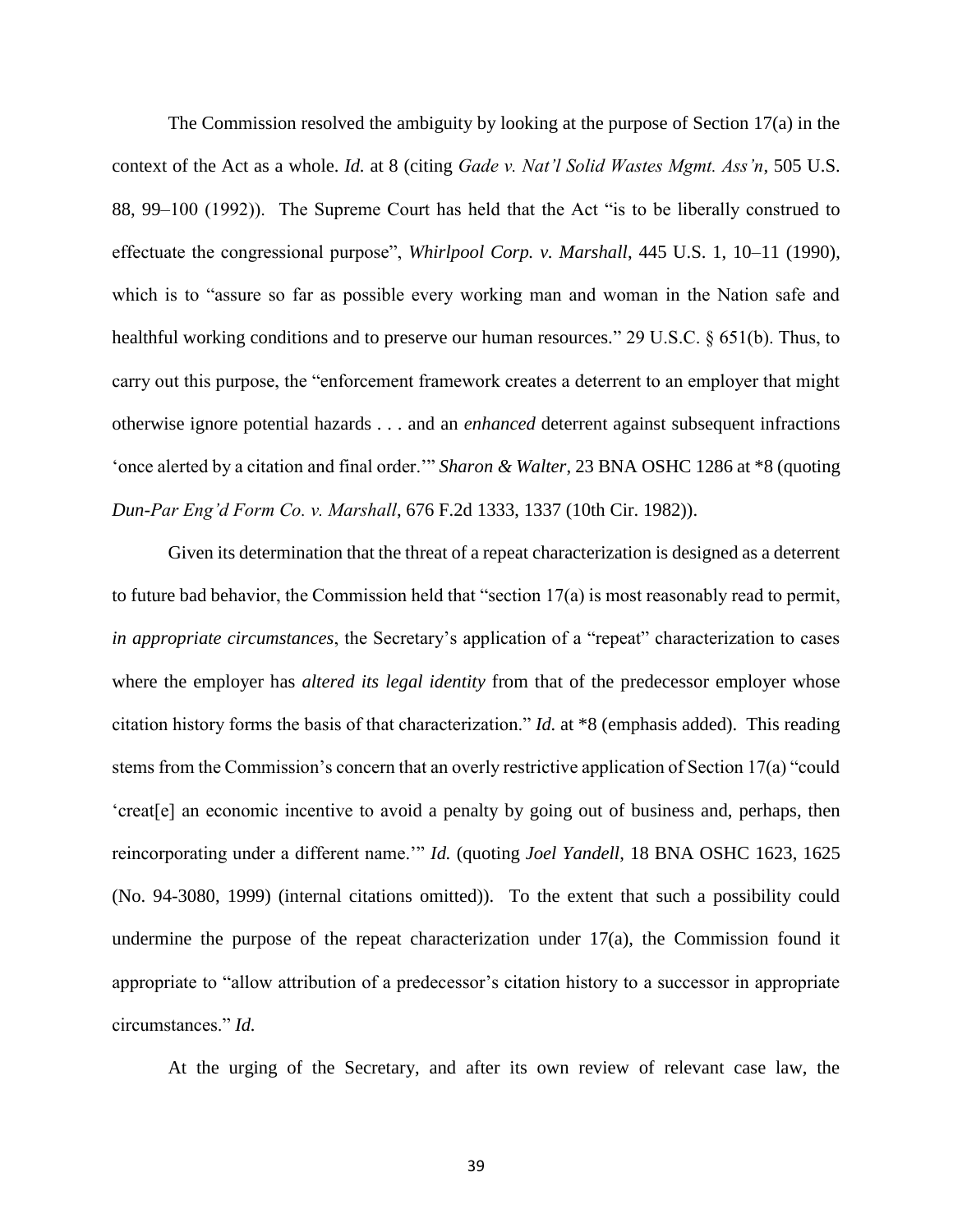The Commission resolved the ambiguity by looking at the purpose of Section 17(a) in the context of the Act as a whole. *Id.* at 8 (citing *Gade v. Nat'l Solid Wastes Mgmt. Ass'n*, 505 U.S. 88, 99–100 (1992)). The Supreme Court has held that the Act "is to be liberally construed to effectuate the congressional purpose", *Whirlpool Corp. v. Marshall*, 445 U.S. 1, 10–11 (1990), which is to "assure so far as possible every working man and woman in the Nation safe and healthful working conditions and to preserve our human resources." 29 U.S.C. § 651(b). Thus, to carry out this purpose, the "enforcement framework creates a deterrent to an employer that might otherwise ignore potential hazards . . . and an *enhanced* deterrent against subsequent infractions 'once alerted by a citation and final order.'" *Sharon & Walter*, 23 BNA OSHC 1286 at *8 (quoting *Dun-Par Eng'd Form Co. v. Marshall*, 676 F.2d 1333, 1337 (10th Cir. 1982)).

Given its determination that the threat of a repeat characterization is designed as a deterrent to future bad behavior, the Commission held that "section 17(a) is most reasonably read to permit, *in appropriate circumstances*, the Secretary's application of a "repeat" characterization to cases where the employer has *altered its legal identity* from that of the predecessor employer whose citation history forms the basis of that characterization." *Id.* at *8 (emphasis added). This reading stems from the Commission's concern that an overly restrictive application of Section 17(a) "could 'creat[e] an economic incentive to avoid a penalty by going out of business and, perhaps, then reincorporating under a different name.'" *Id.* (quoting *Joel Yandell*, 18 BNA OSHC 1623, 1625 (No. 94-3080, 1999) (internal citations omitted)). To the extent that such a possibility could undermine the purpose of the repeat characterization under 17(a), the Commission found it appropriate to "allow attribution of a predecessor's citation history to a successor in appropriate circumstances." *Id.*

At the urging of the Secretary, and after its own review of relevant case law, the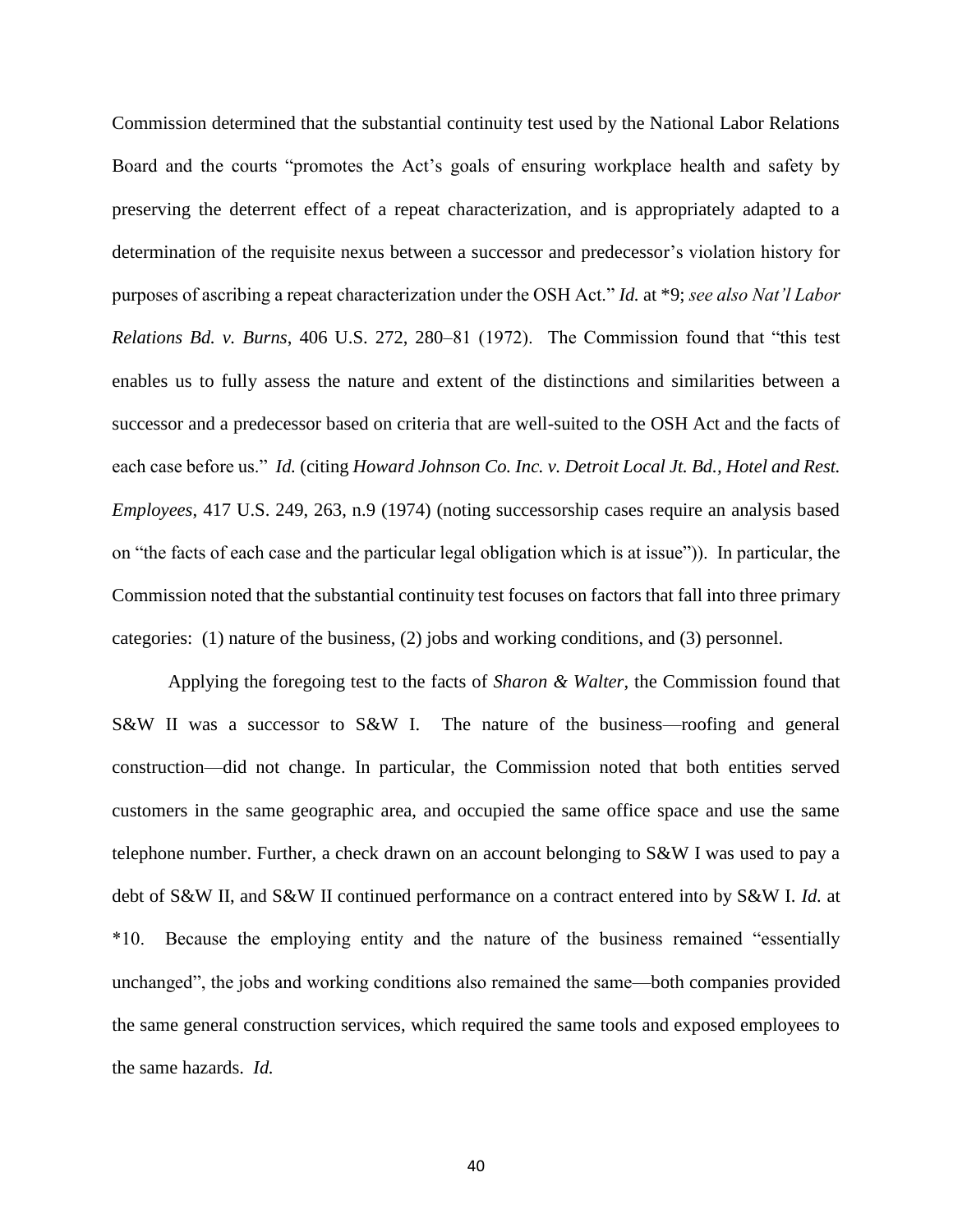Commission determined that the substantial continuity test used by the National Labor Relations Board and the courts "promotes the Act's goals of ensuring workplace health and safety by preserving the deterrent effect of a repeat characterization, and is appropriately adapted to a determination of the requisite nexus between a successor and predecessor's violation history for purposes of ascribing a repeat characterization under the OSH Act." *Id.* at *9; *see also Nat'l Labor Relations Bd. v. Burns*, 406 U.S. 272, 280–81 (1972). The Commission found that "this test enables us to fully assess the nature and extent of the distinctions and similarities between a successor and a predecessor based on criteria that are well-suited to the OSH Act and the facts of each case before us." *Id.* (citing *Howard Johnson Co. Inc. v. Detroit Local Jt. Bd., Hotel and Rest. Employees*, 417 U.S. 249, 263, n.9 (1974) (noting successorship cases require an analysis based on "the facts of each case and the particular legal obligation which is at issue")). In particular, the Commission noted that the substantial continuity test focuses on factors that fall into three primary categories: (1) nature of the business, (2) jobs and working conditions, and (3) personnel.

Applying the foregoing test to the facts of *Sharon & Walter*, the Commission found that S&W II was a successor to S&W I. The nature of the business—roofing and general construction—did not change. In particular, the Commission noted that both entities served customers in the same geographic area, and occupied the same office space and use the same telephone number. Further, a check drawn on an account belonging to S&W I was used to pay a debt of S&W II, and S&W II continued performance on a contract entered into by S&W I. *Id.* at *10. Because the employing entity and the nature of the business remained "essentially unchanged", the jobs and working conditions also remained the same—both companies provided the same general construction services, which required the same tools and exposed employees to the same hazards. *Id.*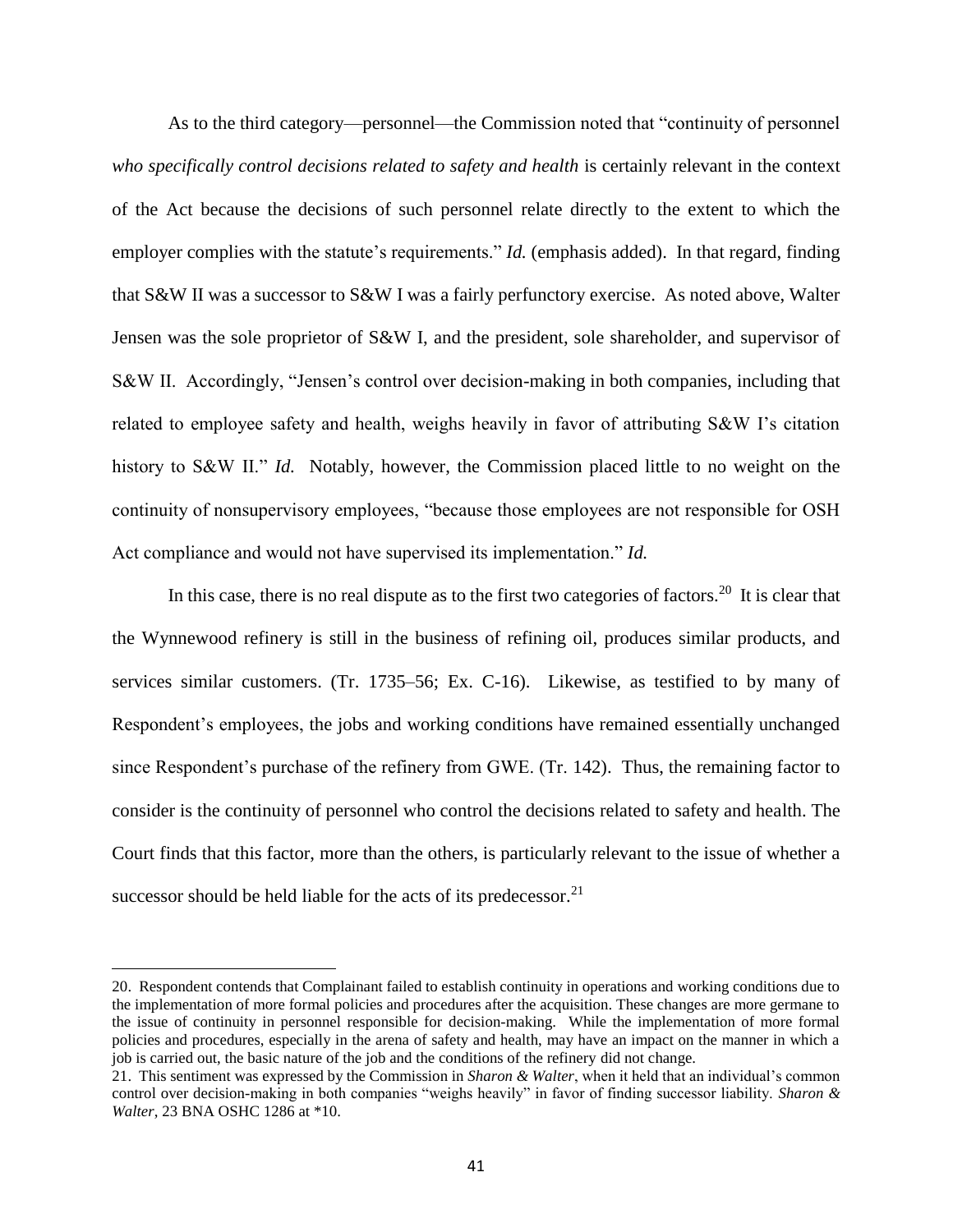As to the third category—personnel—the Commission noted that "continuity of personnel *who specifically control decisions related to safety and health* is certainly relevant in the context of the Act because the decisions of such personnel relate directly to the extent to which the employer complies with the statute's requirements." *Id.* (emphasis added). In that regard, finding that S&W II was a successor to S&W I was a fairly perfunctory exercise. As noted above, Walter Jensen was the sole proprietor of S&W I, and the president, sole shareholder, and supervisor of S&W II. Accordingly, "Jensen's control over decision-making in both companies, including that related to employee safety and health, weighs heavily in favor of attributing S&W I's citation history to S&W II." *Id.* Notably, however, the Commission placed little to no weight on the continuity of nonsupervisory employees, "because those employees are not responsible for OSH Act compliance and would not have supervised its implementation." *Id.*

In this case, there is no real dispute as to the first two categories of factors.[20] It is clear that the Wynnewood refinery is still in the business of refining oil, produces similar products, and services similar customers. (Tr. 1735–56; Ex. C-16). Likewise, as testified to by many of Respondent's employees, the jobs and working conditions have remained essentially unchanged since Respondent's purchase of the refinery from GWE. (Tr. 142). Thus, the remaining factor to consider is the continuity of personnel who control the decisions related to safety and health. The Court finds that this factor, more than the others, is particularly relevant to the issue of whether a successor should be held liable for the acts of its predecessor.[21]

---

20. Respondent contends that Complainant failed to establish continuity in operations and working conditions due to the implementation of more formal policies and procedures after the acquisition. These changes are more germane to the issue of continuity in personnel responsible for decision-making. While the implementation of more formal policies and procedures, especially in the arena of safety and health, may have an impact on the manner in which a job is carried out, the basic nature of the job and the conditions of the refinery did not change.

21. This sentiment was expressed by the Commission in *Sharon & Walter*, when it held that an individual's common control over decision-making in both companies "weighs heavily" in favor of finding successor liability. *Sharon & Walter*, 23 BNA OSHC 1286 at *10.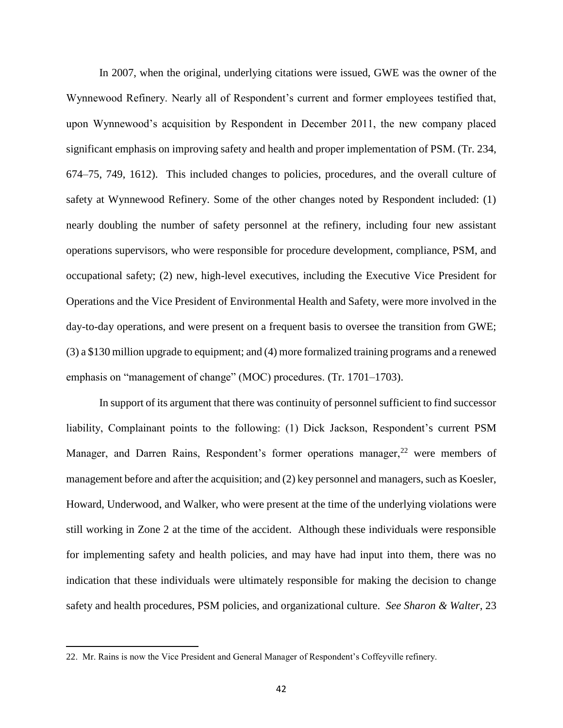In 2007, when the original, underlying citations were issued, GWE was the owner of the Wynnewood Refinery. Nearly all of Respondent's current and former employees testified that, upon Wynnewood's acquisition by Respondent in December 2011, the new company placed significant emphasis on improving safety and health and proper implementation of PSM. (Tr. 234, 674–75, 749, 1612). This included changes to policies, procedures, and the overall culture of safety at Wynnewood Refinery. Some of the other changes noted by Respondent included: (1) nearly doubling the number of safety personnel at the refinery, including four new assistant operations supervisors, who were responsible for procedure development, compliance, PSM, and occupational safety; (2) new, high-level executives, including the Executive Vice President for Operations and the Vice President of Environmental Health and Safety, were more involved in the day-to-day operations, and were present on a frequent basis to oversee the transition from GWE; (3) a $130 million upgrade to equipment; and (4) more formalized training programs and a renewed emphasis on "management of change" (MOC) procedures. (Tr. 1701–1703).

In support of its argument that there was continuity of personnel sufficient to find successor liability, Complainant points to the following: (1) Dick Jackson, Respondent's current PSM Manager, and Darren Rains, Respondent's former operations manager,[22] were members of management before and after the acquisition; and (2) key personnel and managers, such as Koesler, Howard, Underwood, and Walker, who were present at the time of the underlying violations were still working in Zone 2 at the time of the accident. Although these individuals were responsible for implementing safety and health policies, and may have had input into them, there was no indication that these individuals were ultimately responsible for making the decision to change safety and health procedures, PSM policies, and organizational culture. *See Sharon & Walter*, 23

---

22. Mr. Rains is now the Vice President and General Manager of Respondent's Coffeyville refinery.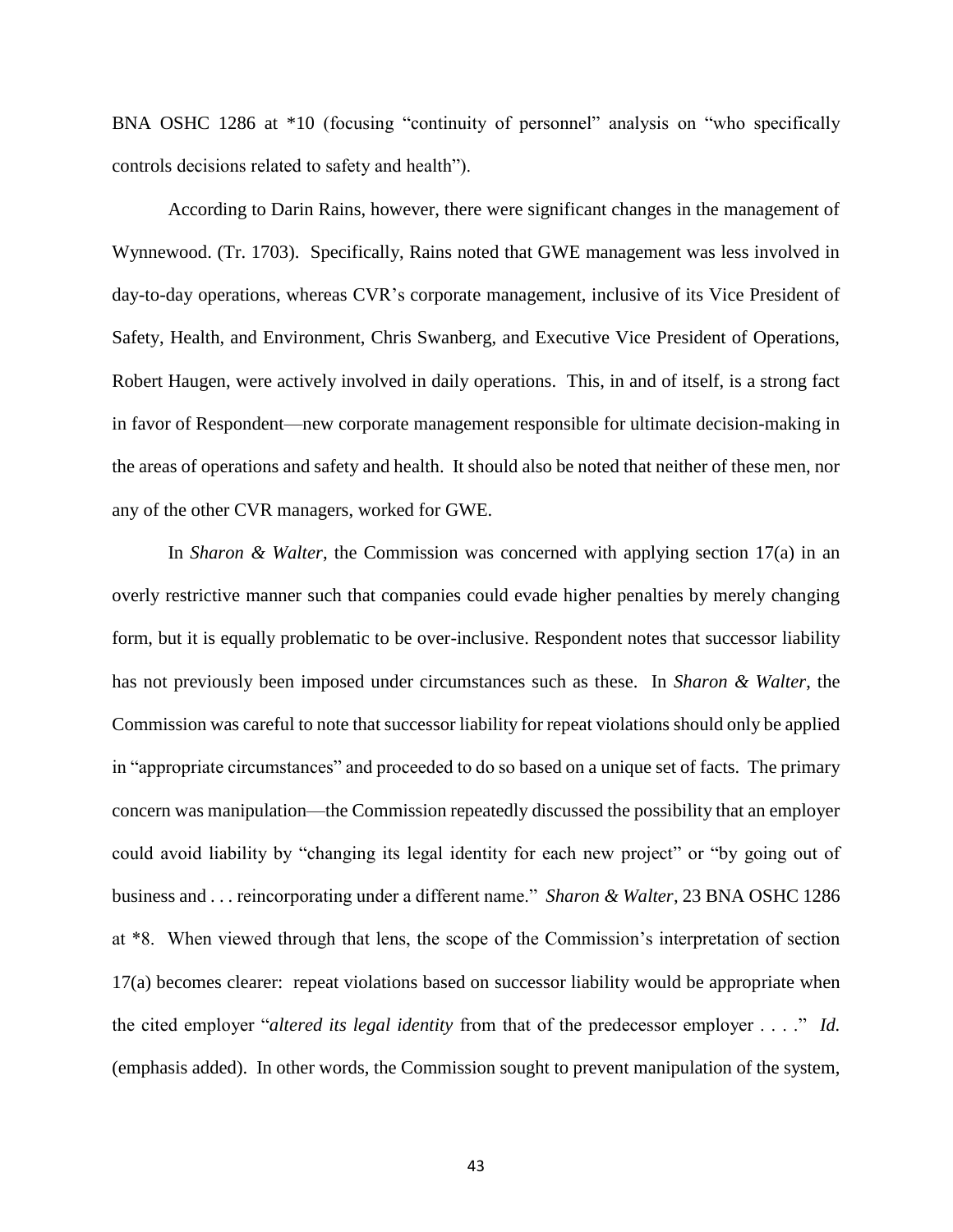BNA OSHC 1286 at *10 (focusing "continuity of personnel" analysis on "who specifically controls decisions related to safety and health").

According to Darin Rains, however, there were significant changes in the management of Wynnewood. (Tr. 1703). Specifically, Rains noted that GWE management was less involved in day-to-day operations, whereas CVR's corporate management, inclusive of its Vice President of Safety, Health, and Environment, Chris Swanberg, and Executive Vice President of Operations, Robert Haugen, were actively involved in daily operations. This, in and of itself, is a strong fact in favor of Respondent—new corporate management responsible for ultimate decision-making in the areas of operations and safety and health. It should also be noted that neither of these men, nor any of the other CVR managers, worked for GWE.

In *Sharon & Walter*, the Commission was concerned with applying section 17(a) in an overly restrictive manner such that companies could evade higher penalties by merely changing form, but it is equally problematic to be over-inclusive. Respondent notes that successor liability has not previously been imposed under circumstances such as these. In *Sharon & Walter*, the Commission was careful to note that successor liability for repeat violations should only be applied in "appropriate circumstances" and proceeded to do so based on a unique set of facts. The primary concern was manipulation—the Commission repeatedly discussed the possibility that an employer could avoid liability by "changing its legal identity for each new project" or "by going out of business and . . . reincorporating under a different name." *Sharon & Walter*, 23 BNA OSHC 1286 at *8. When viewed through that lens, the scope of the Commission's interpretation of section 17(a) becomes clearer: repeat violations based on successor liability would be appropriate when the cited employer "*altered its legal identity* from that of the predecessor employer . . . ." *Id.* (emphasis added). In other words, the Commission sought to prevent manipulation of the system,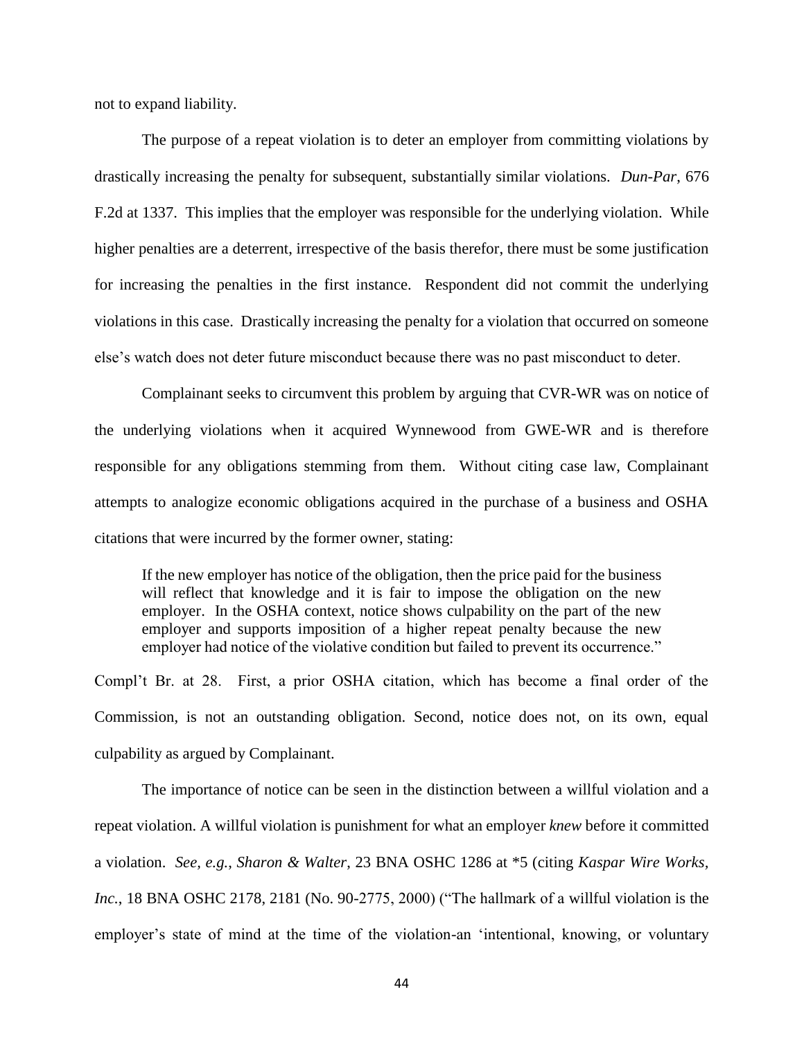not to expand liability.

The purpose of a repeat violation is to deter an employer from committing violations by drastically increasing the penalty for subsequent, substantially similar violations. *Dun-Par*, 676 F.2d at 1337. This implies that the employer was responsible for the underlying violation. While higher penalties are a deterrent, irrespective of the basis therefor, there must be some justification for increasing the penalties in the first instance. Respondent did not commit the underlying violations in this case. Drastically increasing the penalty for a violation that occurred on someone else's watch does not deter future misconduct because there was no past misconduct to deter.

Complainant seeks to circumvent this problem by arguing that CVR-WR was on notice of the underlying violations when it acquired Wynnewood from GWE-WR and is therefore responsible for any obligations stemming from them. Without citing case law, Complainant attempts to analogize economic obligations acquired in the purchase of a business and OSHA citations that were incurred by the former owner, stating:

> If the new employer has notice of the obligation, then the price paid for the business will reflect that knowledge and it is fair to impose the obligation on the new employer. In the OSHA context, notice shows culpability on the part of the new employer and supports imposition of a higher repeat penalty because the new employer had notice of the violative condition but failed to prevent its occurrence."

Compl't Br. at 28. First, a prior OSHA citation, which has become a final order of the Commission, is not an outstanding obligation. Second, notice does not, on its own, equal culpability as argued by Complainant.

The importance of notice can be seen in the distinction between a willful violation and a repeat violation. A willful violation is punishment for what an employer *knew* before it committed a violation. *See, e.g.*, *Sharon & Walter*, 23 BNA OSHC 1286 at *5 (citing *Kaspar Wire Works, Inc.*, 18 BNA OSHC 2178, 2181 (No. 90-2775, 2000) ("The hallmark of a willful violation is the employer's state of mind at the time of the violation-an 'intentional, knowing, or voluntary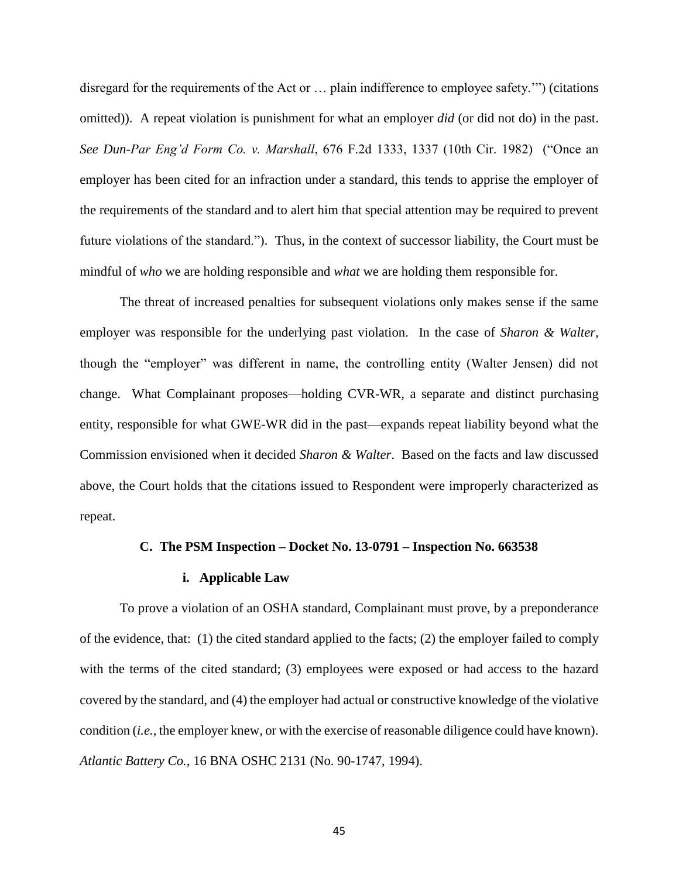disregard for the requirements of the Act or … plain indifference to employee safety.'") (citations omitted)). A repeat violation is punishment for what an employer *did* (or did not do) in the past. *See Dun-Par Eng'd Form Co. v. Marshall*, 676 F.2d 1333, 1337 (10th Cir. 1982) ("Once an employer has been cited for an infraction under a standard, this tends to apprise the employer of the requirements of the standard and to alert him that special attention may be required to prevent future violations of the standard."). Thus, in the context of successor liability, the Court must be mindful of *who* we are holding responsible and *what* we are holding them responsible for.

The threat of increased penalties for subsequent violations only makes sense if the same employer was responsible for the underlying past violation. In the case of *Sharon & Walter*, though the "employer" was different in name, the controlling entity (Walter Jensen) did not change. What Complainant proposes—holding CVR-WR, a separate and distinct purchasing entity, responsible for what GWE-WR did in the past—expands repeat liability beyond what the Commission envisioned when it decided *Sharon & Walter*. Based on the facts and law discussed above, the Court holds that the citations issued to Respondent were improperly characterized as repeat.

### C. The PSM Inspection – Docket No. 13-0791 – Inspection No. 663538

#### i. Applicable Law

To prove a violation of an OSHA standard, Complainant must prove, by a preponderance of the evidence, that: (1) the cited standard applied to the facts; (2) the employer failed to comply with the terms of the cited standard; (3) employees were exposed or had access to the hazard covered by the standard, and (4) the employer had actual or constructive knowledge of the violative condition (*i.e.*, the employer knew, or with the exercise of reasonable diligence could have known). *Atlantic Battery Co.*, 16 BNA OSHC 2131 (No. 90-1747, 1994).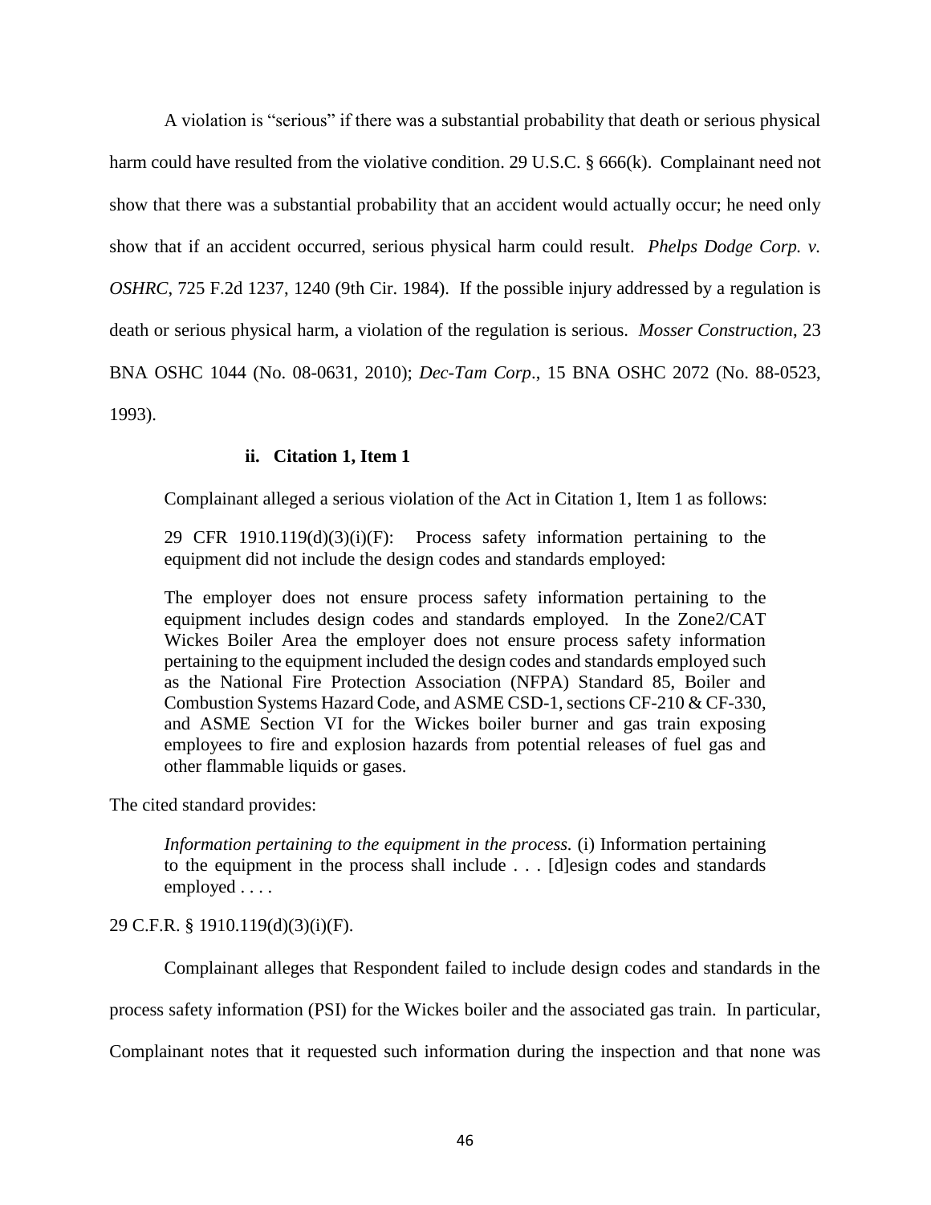A violation is "serious" if there was a substantial probability that death or serious physical harm could have resulted from the violative condition. 29 U.S.C. § 666(k). Complainant need not show that there was a substantial probability that an accident would actually occur; he need only show that if an accident occurred, serious physical harm could result. *Phelps Dodge Corp. v. OSHRC*, 725 F.2d 1237, 1240 (9th Cir. 1984). If the possible injury addressed by a regulation is death or serious physical harm, a violation of the regulation is serious. *Mosser Construction*, 23 BNA OSHC 1044 (No. 08-0631, 2010); *Dec-Tam Corp*., 15 BNA OSHC 2072 (No. 88-0523, 1993).

#### ii. Citation 1, Item 1

Complainant alleged a serious violation of the Act in Citation 1, Item 1 as follows:

> 29 CFR 1910.119(d)(3)(i)(F): Process safety information pertaining to the equipment did not include the design codes and standards employed:
>
> The employer does not ensure process safety information pertaining to the equipment includes design codes and standards employed. In the Zone2/CAT Wickes Boiler Area the employer does not ensure process safety information pertaining to the equipment included the design codes and standards employed such as the National Fire Protection Association (NFPA) Standard 85, Boiler and Combustion Systems Hazard Code, and ASME CSD-1, sections CF-210 & CF-330, and ASME Section VI for the Wickes boiler burner and gas train exposing employees to fire and explosion hazards from potential releases of fuel gas and other flammable liquids or gases.

The cited standard provides:

> *Information pertaining to the equipment in the process.* (i) Information pertaining to the equipment in the process shall include . . . [d]esign codes and standards employed . . . .

29 C.F.R. § 1910.119(d)(3)(i)(F).

Complainant alleges that Respondent failed to include design codes and standards in the process safety information (PSI) for the Wickes boiler and the associated gas train. In particular, Complainant notes that it requested such information during the inspection and that none was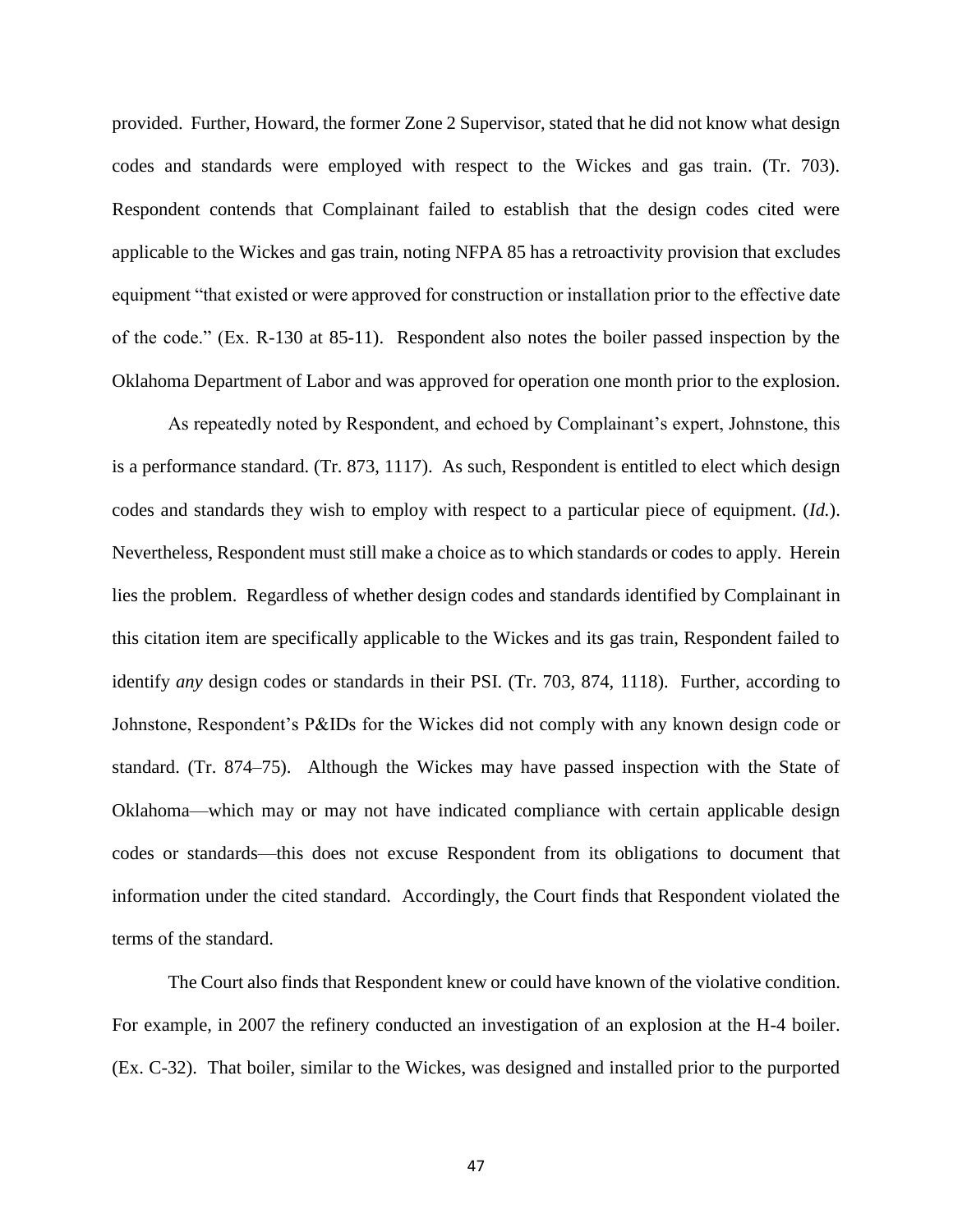provided. Further, Howard, the former Zone 2 Supervisor, stated that he did not know what design codes and standards were employed with respect to the Wickes and gas train. (Tr. 703). Respondent contends that Complainant failed to establish that the design codes cited were applicable to the Wickes and gas train, noting NFPA 85 has a retroactivity provision that excludes equipment "that existed or were approved for construction or installation prior to the effective date of the code." (Ex. R-130 at 85-11). Respondent also notes the boiler passed inspection by the Oklahoma Department of Labor and was approved for operation one month prior to the explosion.

As repeatedly noted by Respondent, and echoed by Complainant's expert, Johnstone, this is a performance standard. (Tr. 873, 1117). As such, Respondent is entitled to elect which design codes and standards they wish to employ with respect to a particular piece of equipment. (*Id.*). Nevertheless, Respondent must still make a choice as to which standards or codes to apply. Herein lies the problem. Regardless of whether design codes and standards identified by Complainant in this citation item are specifically applicable to the Wickes and its gas train, Respondent failed to identify *any* design codes or standards in their PSI. (Tr. 703, 874, 1118). Further, according to Johnstone, Respondent's P&IDs for the Wickes did not comply with any known design code or standard. (Tr. 874–75). Although the Wickes may have passed inspection with the State of Oklahoma—which may or may not have indicated compliance with certain applicable design codes or standards—this does not excuse Respondent from its obligations to document that information under the cited standard. Accordingly, the Court finds that Respondent violated the terms of the standard.

The Court also finds that Respondent knew or could have known of the violative condition. For example, in 2007 the refinery conducted an investigation of an explosion at the H-4 boiler. (Ex. C-32). That boiler, similar to the Wickes, was designed and installed prior to the purported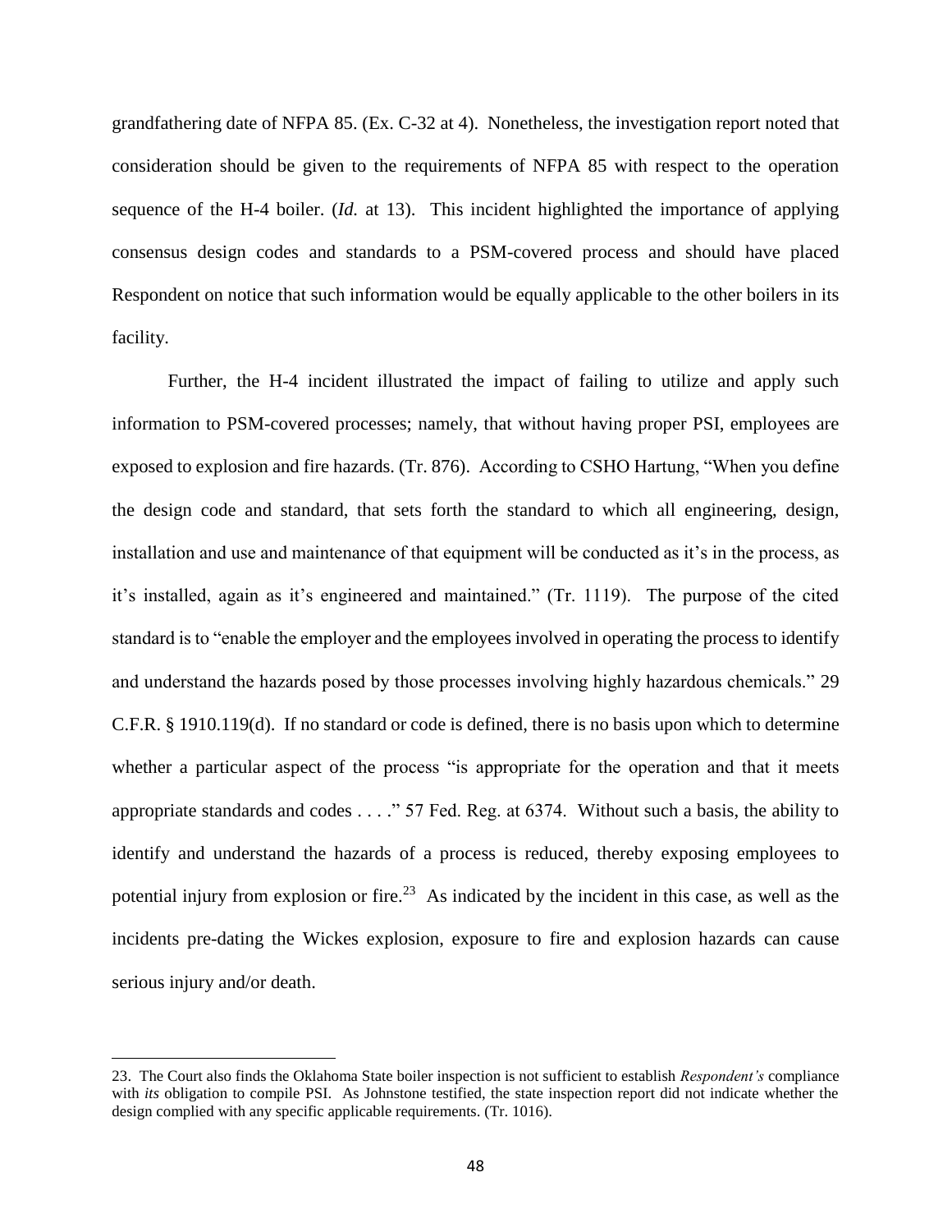grandfathering date of NFPA 85. (Ex. C-32 at 4). Nonetheless, the investigation report noted that consideration should be given to the requirements of NFPA 85 with respect to the operation sequence of the H-4 boiler. (*Id.* at 13). This incident highlighted the importance of applying consensus design codes and standards to a PSM-covered process and should have placed Respondent on notice that such information would be equally applicable to the other boilers in its facility.

Further, the H-4 incident illustrated the impact of failing to utilize and apply such information to PSM-covered processes; namely, that without having proper PSI, employees are exposed to explosion and fire hazards. (Tr. 876). According to CSHO Hartung, "When you define the design code and standard, that sets forth the standard to which all engineering, design, installation and use and maintenance of that equipment will be conducted as it's in the process, as it's installed, again as it's engineered and maintained." (Tr. 1119). The purpose of the cited standard is to "enable the employer and the employees involved in operating the process to identify and understand the hazards posed by those processes involving highly hazardous chemicals." 29 C.F.R. § 1910.119(d). If no standard or code is defined, there is no basis upon which to determine whether a particular aspect of the process "is appropriate for the operation and that it meets appropriate standards and codes . . . ." 57 Fed. Reg. at 6374. Without such a basis, the ability to identify and understand the hazards of a process is reduced, thereby exposing employees to potential injury from explosion or fire.[23] As indicated by the incident in this case, as well as the incidents pre-dating the Wickes explosion, exposure to fire and explosion hazards can cause serious injury and/or death.

---

23. The Court also finds the Oklahoma State boiler inspection is not sufficient to establish *Respondent's* compliance with *its* obligation to compile PSI. As Johnstone testified, the state inspection report did not indicate whether the design complied with any specific applicable requirements. (Tr. 1016).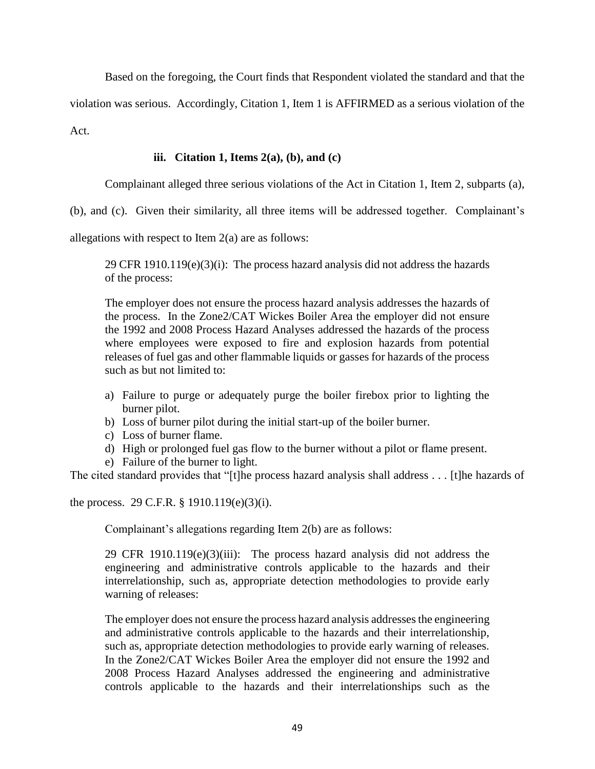Based on the foregoing, the Court finds that Respondent violated the standard and that the violation was serious. Accordingly, Citation 1, Item 1 is AFFIRMED as a serious violation of the Act.

### iii. Citation 1, Items 2(a), (b), and (c)

Complainant alleged three serious violations of the Act in Citation 1, Item 2, subparts (a), (b), and (c). Given their similarity, all three items will be addressed together. Complainant's allegations with respect to Item 2(a) are as follows:

> 29 CFR 1910.119(e)(3)(i): The process hazard analysis did not address the hazards of the process:
>
> The employer does not ensure the process hazard analysis addresses the hazards of the process. In the Zone2/CAT Wickes Boiler Area the employer did not ensure the 1992 and 2008 Process Hazard Analyses addressed the hazards of the process where employees were exposed to fire and explosion hazards from potential releases of fuel gas and other flammable liquids or gasses for hazards of the process such as but not limited to:
>
> a) Failure to purge or adequately purge the boiler firebox prior to lighting the burner pilot.
> b) Loss of burner pilot during the initial start-up of the boiler burner.
> c) Loss of burner flame.
> d) High or prolonged fuel gas flow to the burner without a pilot or flame present.
> e) Failure of the burner to light.

The cited standard provides that "[t]he process hazard analysis shall address . . . [t]he hazards of the process. 29 C.F.R. § 1910.119(e)(3)(i).

Complainant's allegations regarding Item 2(b) are as follows:

> 29 CFR 1910.119(e)(3)(iii): The process hazard analysis did not address the engineering and administrative controls applicable to the hazards and their interrelationship, such as, appropriate detection methodologies to provide early warning of releases:
>
> The employer does not ensure the process hazard analysis addresses the engineering and administrative controls applicable to the hazards and their interrelationship, such as, appropriate detection methodologies to provide early warning of releases. In the Zone2/CAT Wickes Boiler Area the employer did not ensure the 1992 and 2008 Process Hazard Analyses addressed the engineering and administrative controls applicable to the hazards and their interrelationships such as the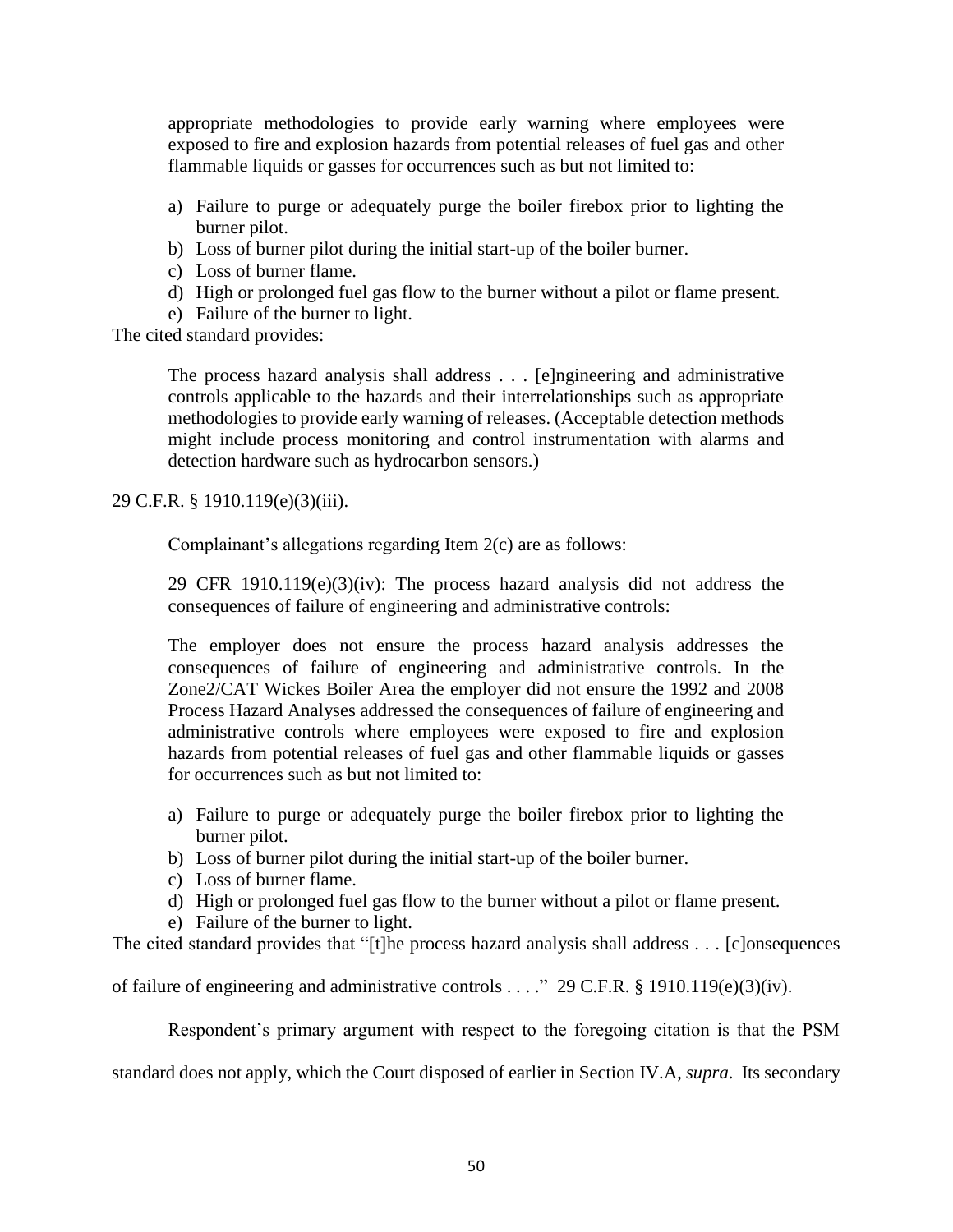> appropriate methodologies to provide early warning where employees were exposed to fire and explosion hazards from potential releases of fuel gas and other flammable liquids or gasses for occurrences such as but not limited to:
>
> a) Failure to purge or adequately purge the boiler firebox prior to lighting the burner pilot.
> b) Loss of burner pilot during the initial start-up of the boiler burner.
> c) Loss of burner flame.
> d) High or prolonged fuel gas flow to the burner without a pilot or flame present.
> e) Failure of the burner to light.

The cited standard provides:

> The process hazard analysis shall address . . . [e]ngineering and administrative controls applicable to the hazards and their interrelationships such as appropriate methodologies to provide early warning of releases. (Acceptable detection methods might include process monitoring and control instrumentation with alarms and detection hardware such as hydrocarbon sensors.)

29 C.F.R. § 1910.119(e)(3)(iii).

Complainant's allegations regarding Item 2(c) are as follows:

> 29 CFR 1910.119(e)(3)(iv): The process hazard analysis did not address the consequences of failure of engineering and administrative controls:
>
> The employer does not ensure the process hazard analysis addresses the consequences of failure of engineering and administrative controls. In the Zone2/CAT Wickes Boiler Area the employer did not ensure the 1992 and 2008 Process Hazard Analyses addressed the consequences of failure of engineering and administrative controls where employees were exposed to fire and explosion hazards from potential releases of fuel gas and other flammable liquids or gasses for occurrences such as but not limited to:
>
> a) Failure to purge or adequately purge the boiler firebox prior to lighting the burner pilot.
> b) Loss of burner pilot during the initial start-up of the boiler burner.
> c) Loss of burner flame.
> d) High or prolonged fuel gas flow to the burner without a pilot or flame present.
> e) Failure of the burner to light.

The cited standard provides that "[t]he process hazard analysis shall address . . . [c]onsequences of failure of engineering and administrative controls . . . ." 29 C.F.R. § 1910.119(e)(3)(iv).

Respondent's primary argument with respect to the foregoing citation is that the PSM standard does not apply, which the Court disposed of earlier in Section IV.A, *supra*. Its secondary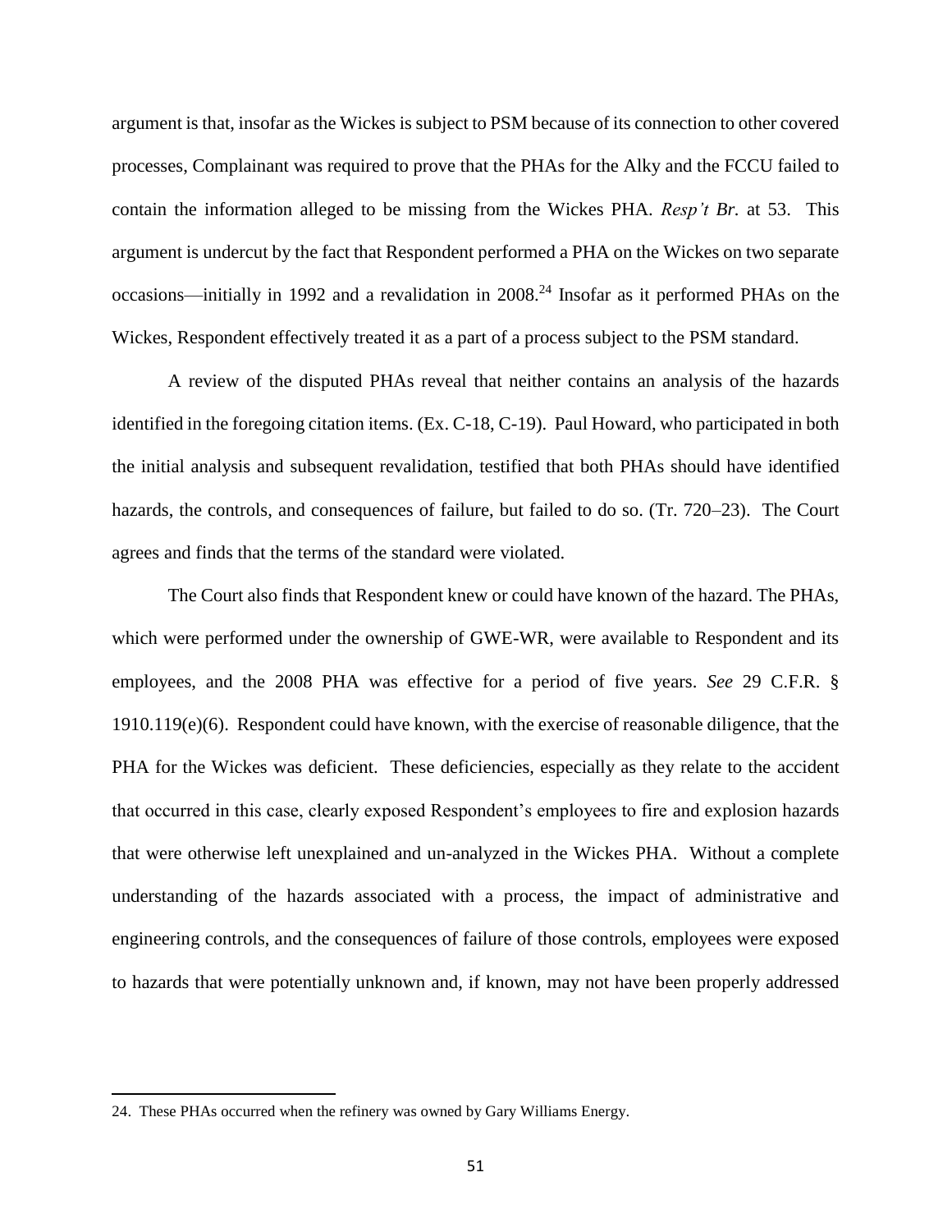argument is that, insofar as the Wickes is subject to PSM because of its connection to other covered processes, Complainant was required to prove that the PHAs for the Alky and the FCCU failed to contain the information alleged to be missing from the Wickes PHA. *Resp't Br.* at 53. This argument is undercut by the fact that Respondent performed a PHA on the Wickes on two separate occasions—initially in 1992 and a revalidation in 2008.[24] Insofar as it performed PHAs on the Wickes, Respondent effectively treated it as a part of a process subject to the PSM standard.

A review of the disputed PHAs reveal that neither contains an analysis of the hazards identified in the foregoing citation items. (Ex. C-18, C-19). Paul Howard, who participated in both the initial analysis and subsequent revalidation, testified that both PHAs should have identified hazards, the controls, and consequences of failure, but failed to do so. (Tr. 720–23). The Court agrees and finds that the terms of the standard were violated.

The Court also finds that Respondent knew or could have known of the hazard. The PHAs, which were performed under the ownership of GWE-WR, were available to Respondent and its employees, and the 2008 PHA was effective for a period of five years. *See* 29 C.F.R. § 1910.119(e)(6). Respondent could have known, with the exercise of reasonable diligence, that the PHA for the Wickes was deficient. These deficiencies, especially as they relate to the accident that occurred in this case, clearly exposed Respondent's employees to fire and explosion hazards that were otherwise left unexplained and un-analyzed in the Wickes PHA. Without a complete understanding of the hazards associated with a process, the impact of administrative and engineering controls, and the consequences of failure of those controls, employees were exposed to hazards that were potentially unknown and, if known, may not have been properly addressed

---

24. These PHAs occurred when the refinery was owned by Gary Williams Energy.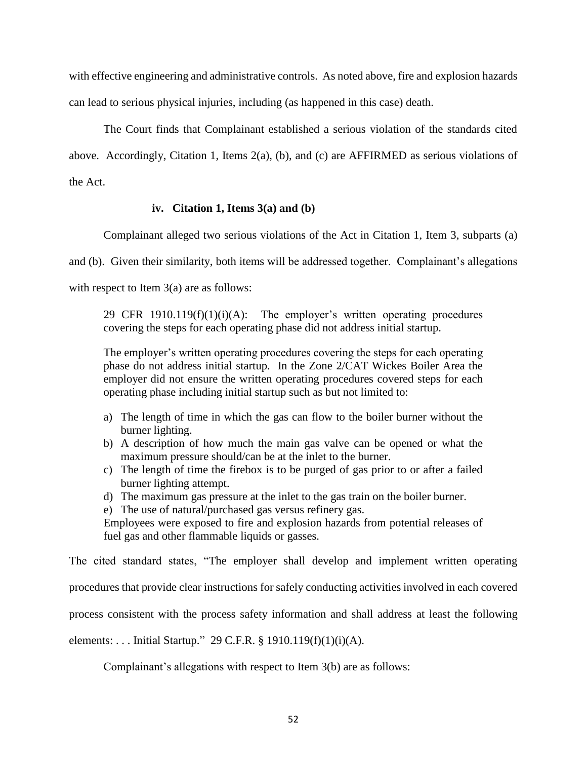with effective engineering and administrative controls. As noted above, fire and explosion hazards can lead to serious physical injuries, including (as happened in this case) death.

The Court finds that Complainant established a serious violation of the standards cited above. Accordingly, Citation 1, Items 2(a), (b), and (c) are AFFIRMED as serious violations of the Act.

#### iv. Citation 1, Items 3(a) and (b)

Complainant alleged two serious violations of the Act in Citation 1, Item 3, subparts (a) and (b). Given their similarity, both items will be addressed together. Complainant's allegations with respect to Item 3(a) are as follows:

> 29 CFR 1910.119(f)(1)(i)(A): The employer's written operating procedures covering the steps for each operating phase did not address initial startup.
>
> The employer's written operating procedures covering the steps for each operating phase do not address initial startup. In the Zone 2/CAT Wickes Boiler Area the employer did not ensure the written operating procedures covered steps for each operating phase including initial startup such as but not limited to:
>
> a) The length of time in which the gas can flow to the boiler burner without the burner lighting.
> b) A description of how much the main gas valve can be opened or what the maximum pressure should/can be at the inlet to the burner.
> c) The length of time the firebox is to be purged of gas prior to or after a failed burner lighting attempt.
> d) The maximum gas pressure at the inlet to the gas train on the boiler burner.
> e) The use of natural/purchased gas versus refinery gas.
>
> Employees were exposed to fire and explosion hazards from potential releases of fuel gas and other flammable liquids or gasses.

The cited standard states, "The employer shall develop and implement written operating procedures that provide clear instructions for safely conducting activities involved in each covered process consistent with the process safety information and shall address at least the following elements: . . . Initial Startup." 29 C.F.R. § 1910.119(f)(1)(i)(A).

Complainant's allegations with respect to Item 3(b) are as follows: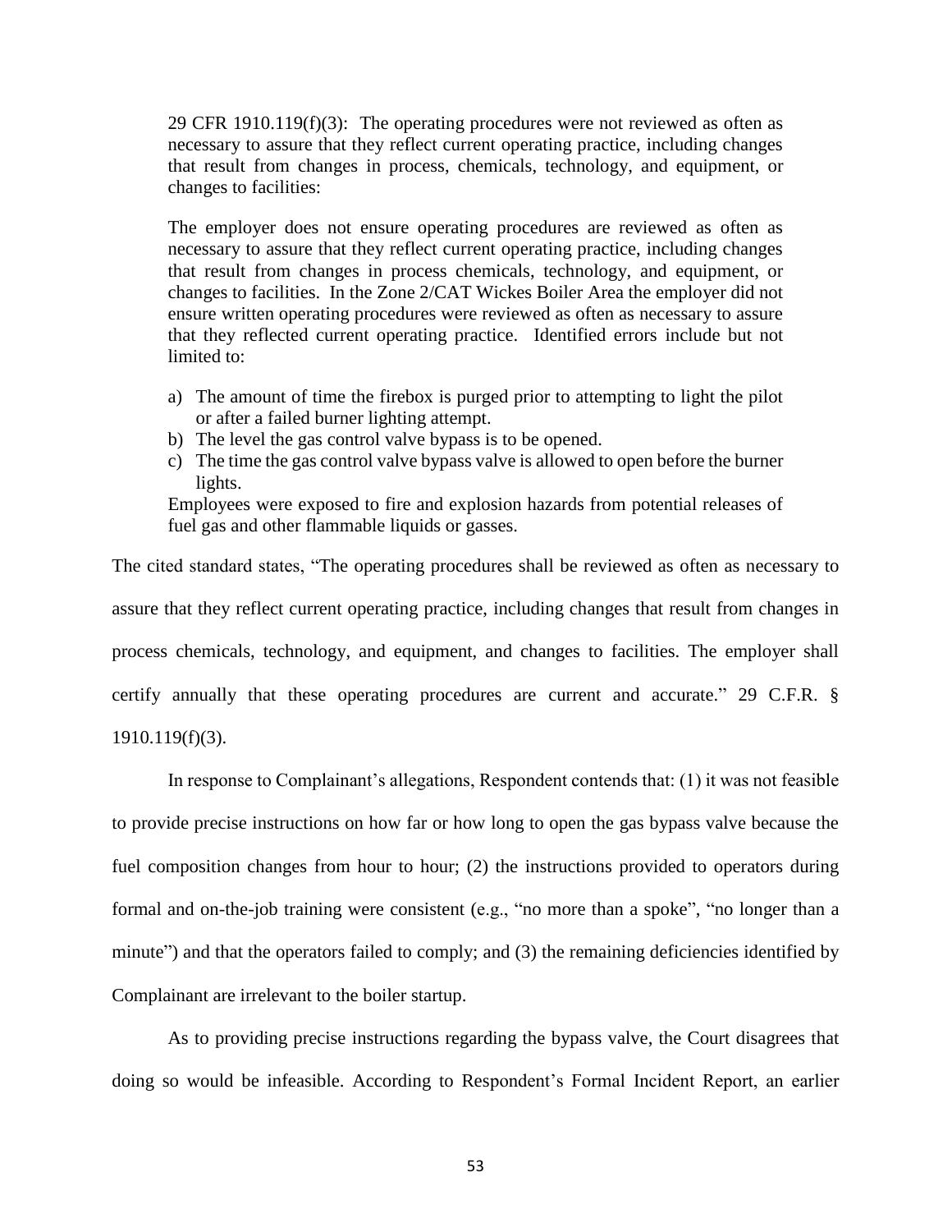> 29 CFR 1910.119(f)(3): The operating procedures were not reviewed as often as necessary to assure that they reflect current operating practice, including changes that result from changes in process, chemicals, technology, and equipment, or changes to facilities:
>
> The employer does not ensure operating procedures are reviewed as often as necessary to assure that they reflect current operating practice, including changes that result from changes in process chemicals, technology, and equipment, or changes to facilities. In the Zone 2/CAT Wickes Boiler Area the employer did not ensure written operating procedures were reviewed as often as necessary to assure that they reflected current operating practice. Identified errors include but not limited to:
>
> a) The amount of time the firebox is purged prior to attempting to light the pilot or after a failed burner lighting attempt.
> b) The level the gas control valve bypass is to be opened.
> c) The time the gas control valve bypass valve is allowed to open before the burner lights.
>
> Employees were exposed to fire and explosion hazards from potential releases of fuel gas and other flammable liquids or gasses.

The cited standard states, "The operating procedures shall be reviewed as often as necessary to assure that they reflect current operating practice, including changes that result from changes in process chemicals, technology, and equipment, and changes to facilities. The employer shall certify annually that these operating procedures are current and accurate." 29 C.F.R. § 1910.119(f)(3).

In response to Complainant's allegations, Respondent contends that: (1) it was not feasible to provide precise instructions on how far or how long to open the gas bypass valve because the fuel composition changes from hour to hour; (2) the instructions provided to operators during formal and on-the-job training were consistent (e.g., "no more than a spoke", "no longer than a minute") and that the operators failed to comply; and (3) the remaining deficiencies identified by Complainant are irrelevant to the boiler startup.

As to providing precise instructions regarding the bypass valve, the Court disagrees that doing so would be infeasible. According to Respondent's Formal Incident Report, an earlier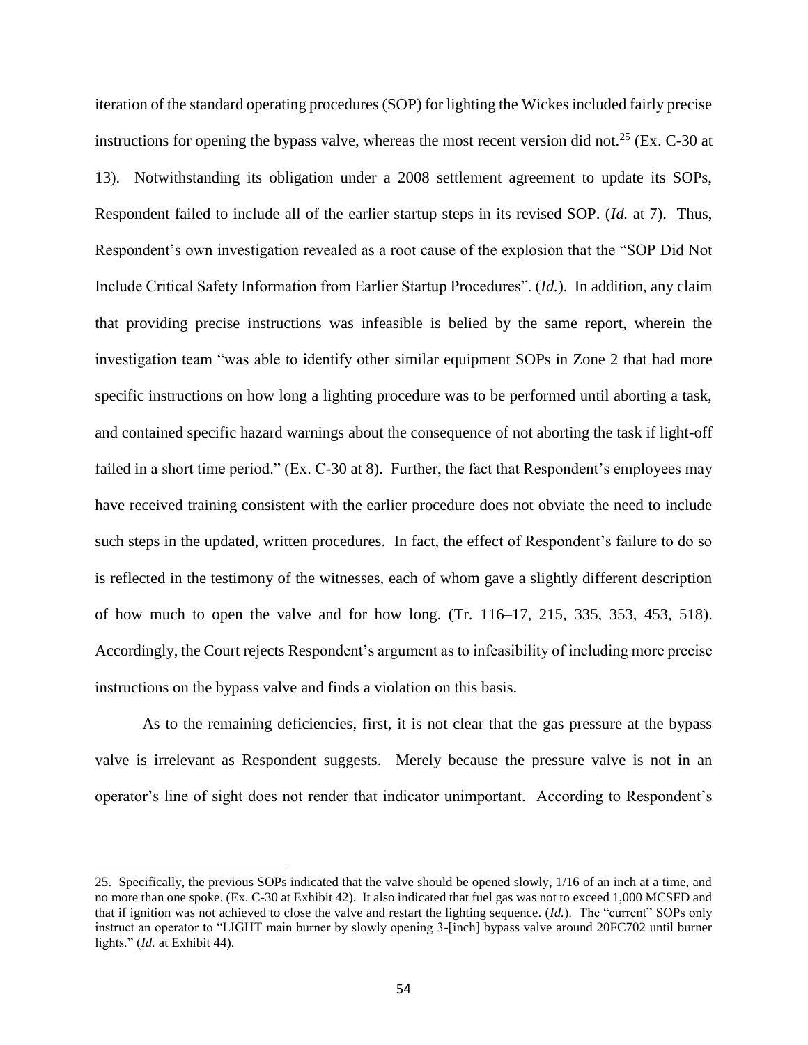iteration of the standard operating procedures (SOP) for lighting the Wickes included fairly precise instructions for opening the bypass valve, whereas the most recent version did not.[25] (Ex. C-30 at 13). Notwithstanding its obligation under a 2008 settlement agreement to update its SOPs, Respondent failed to include all of the earlier startup steps in its revised SOP. (*Id.* at 7). Thus, Respondent's own investigation revealed as a root cause of the explosion that the "SOP Did Not Include Critical Safety Information from Earlier Startup Procedures". (*Id.*). In addition, any claim that providing precise instructions was infeasible is belied by the same report, wherein the investigation team "was able to identify other similar equipment SOPs in Zone 2 that had more specific instructions on how long a lighting procedure was to be performed until aborting a task, and contained specific hazard warnings about the consequence of not aborting the task if light-off failed in a short time period." (Ex. C-30 at 8). Further, the fact that Respondent's employees may have received training consistent with the earlier procedure does not obviate the need to include such steps in the updated, written procedures. In fact, the effect of Respondent's failure to do so is reflected in the testimony of the witnesses, each of whom gave a slightly different description of how much to open the valve and for how long. (Tr. 116–17, 215, 335, 353, 453, 518). Accordingly, the Court rejects Respondent's argument as to infeasibility of including more precise instructions on the bypass valve and finds a violation on this basis.

As to the remaining deficiencies, first, it is not clear that the gas pressure at the bypass valve is irrelevant as Respondent suggests. Merely because the pressure valve is not in an operator's line of sight does not render that indicator unimportant. According to Respondent's

---

25. Specifically, the previous SOPs indicated that the valve should be opened slowly, 1/16 of an inch at a time, and no more than one spoke. (Ex. C-30 at Exhibit 42). It also indicated that fuel gas was not to exceed 1,000 MCSFD and that if ignition was not achieved to close the valve and restart the lighting sequence. (*Id.*). The "current" SOPs only instruct an operator to "LIGHT main burner by slowly opening 3-[inch] bypass valve around 20FC702 until burner lights." (*Id.* at Exhibit 44).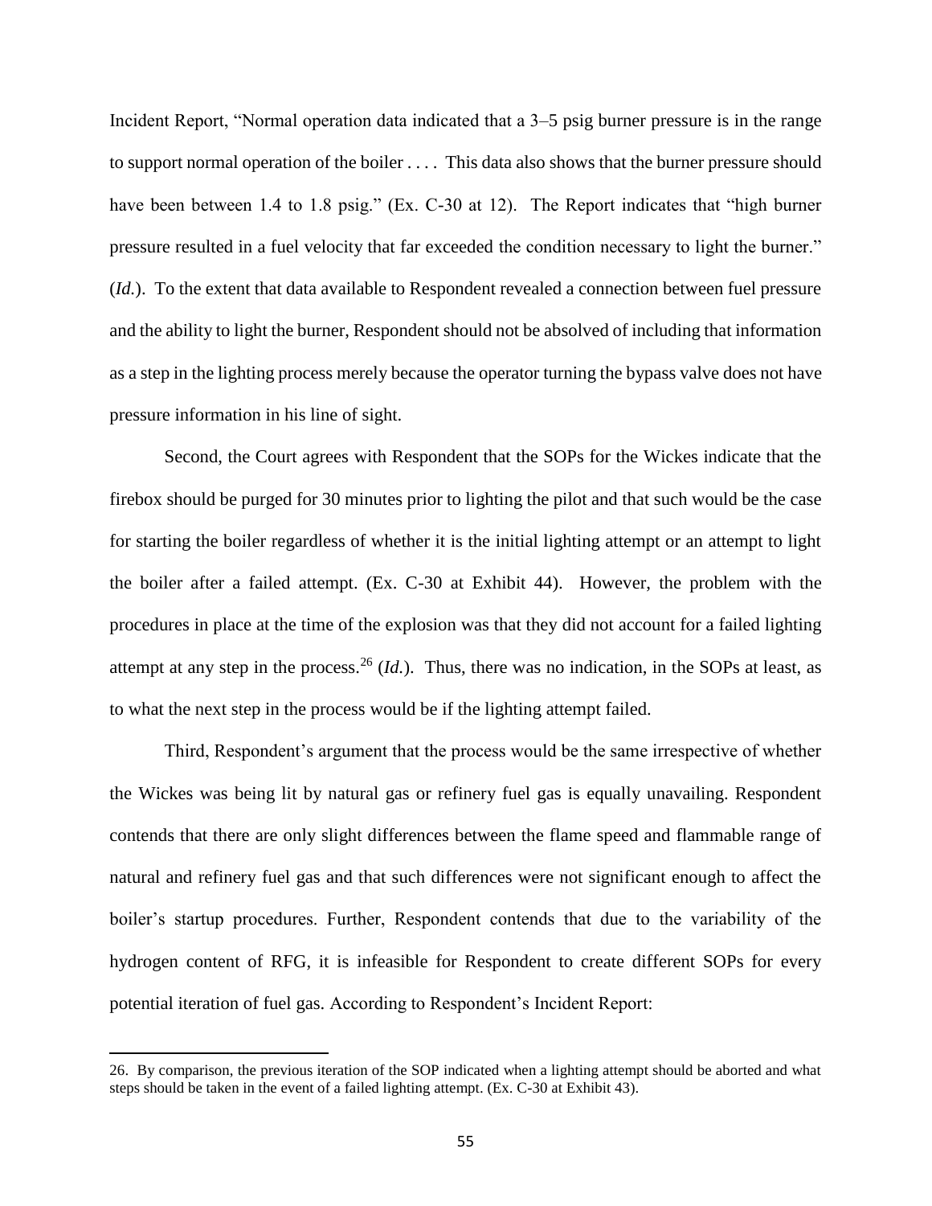Incident Report, "Normal operation data indicated that a 3–5 psig burner pressure is in the range to support normal operation of the boiler . . . . This data also shows that the burner pressure should have been between 1.4 to 1.8 psig." (Ex. C-30 at 12). The Report indicates that "high burner pressure resulted in a fuel velocity that far exceeded the condition necessary to light the burner." (*Id.*). To the extent that data available to Respondent revealed a connection between fuel pressure and the ability to light the burner, Respondent should not be absolved of including that information as a step in the lighting process merely because the operator turning the bypass valve does not have pressure information in his line of sight.

Second, the Court agrees with Respondent that the SOPs for the Wickes indicate that the firebox should be purged for 30 minutes prior to lighting the pilot and that such would be the case for starting the boiler regardless of whether it is the initial lighting attempt or an attempt to light the boiler after a failed attempt. (Ex. C-30 at Exhibit 44). However, the problem with the procedures in place at the time of the explosion was that they did not account for a failed lighting attempt at any step in the process.[26] (*Id.*). Thus, there was no indication, in the SOPs at least, as to what the next step in the process would be if the lighting attempt failed.

Third, Respondent's argument that the process would be the same irrespective of whether the Wickes was being lit by natural gas or refinery fuel gas is equally unavailing. Respondent contends that there are only slight differences between the flame speed and flammable range of natural and refinery fuel gas and that such differences were not significant enough to affect the boiler's startup procedures. Further, Respondent contends that due to the variability of the hydrogen content of RFG, it is infeasible for Respondent to create different SOPs for every potential iteration of fuel gas. According to Respondent's Incident Report:

---

26. By comparison, the previous iteration of the SOP indicated when a lighting attempt should be aborted and what steps should be taken in the event of a failed lighting attempt. (Ex. C-30 at Exhibit 43).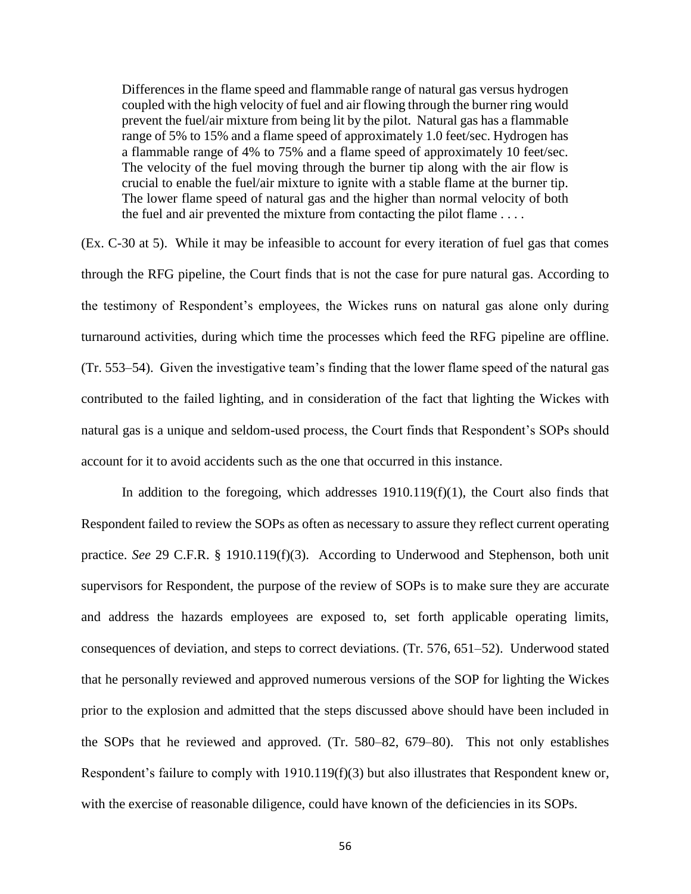> Differences in the flame speed and flammable range of natural gas versus hydrogen coupled with the high velocity of fuel and air flowing through the burner ring would prevent the fuel/air mixture from being lit by the pilot. Natural gas has a flammable range of 5% to 15% and a flame speed of approximately 1.0 feet/sec. Hydrogen has a flammable range of 4% to 75% and a flame speed of approximately 10 feet/sec. The velocity of the fuel moving through the burner tip along with the air flow is crucial to enable the fuel/air mixture to ignite with a stable flame at the burner tip. The lower flame speed of natural gas and the higher than normal velocity of both the fuel and air prevented the mixture from contacting the pilot flame . . . .

(Ex. C-30 at 5). While it may be infeasible to account for every iteration of fuel gas that comes through the RFG pipeline, the Court finds that is not the case for pure natural gas. According to the testimony of Respondent's employees, the Wickes runs on natural gas alone only during turnaround activities, during which time the processes which feed the RFG pipeline are offline. (Tr. 553–54). Given the investigative team's finding that the lower flame speed of the natural gas contributed to the failed lighting, and in consideration of the fact that lighting the Wickes with natural gas is a unique and seldom-used process, the Court finds that Respondent's SOPs should account for it to avoid accidents such as the one that occurred in this instance.

In addition to the foregoing, which addresses 1910.119(f)(1), the Court also finds that Respondent failed to review the SOPs as often as necessary to assure they reflect current operating practice. *See* 29 C.F.R. § 1910.119(f)(3). According to Underwood and Stephenson, both unit supervisors for Respondent, the purpose of the review of SOPs is to make sure they are accurate and address the hazards employees are exposed to, set forth applicable operating limits, consequences of deviation, and steps to correct deviations. (Tr. 576, 651–52). Underwood stated that he personally reviewed and approved numerous versions of the SOP for lighting the Wickes prior to the explosion and admitted that the steps discussed above should have been included in the SOPs that he reviewed and approved. (Tr. 580–82, 679–80). This not only establishes Respondent's failure to comply with 1910.119(f)(3) but also illustrates that Respondent knew or, with the exercise of reasonable diligence, could have known of the deficiencies in its SOPs.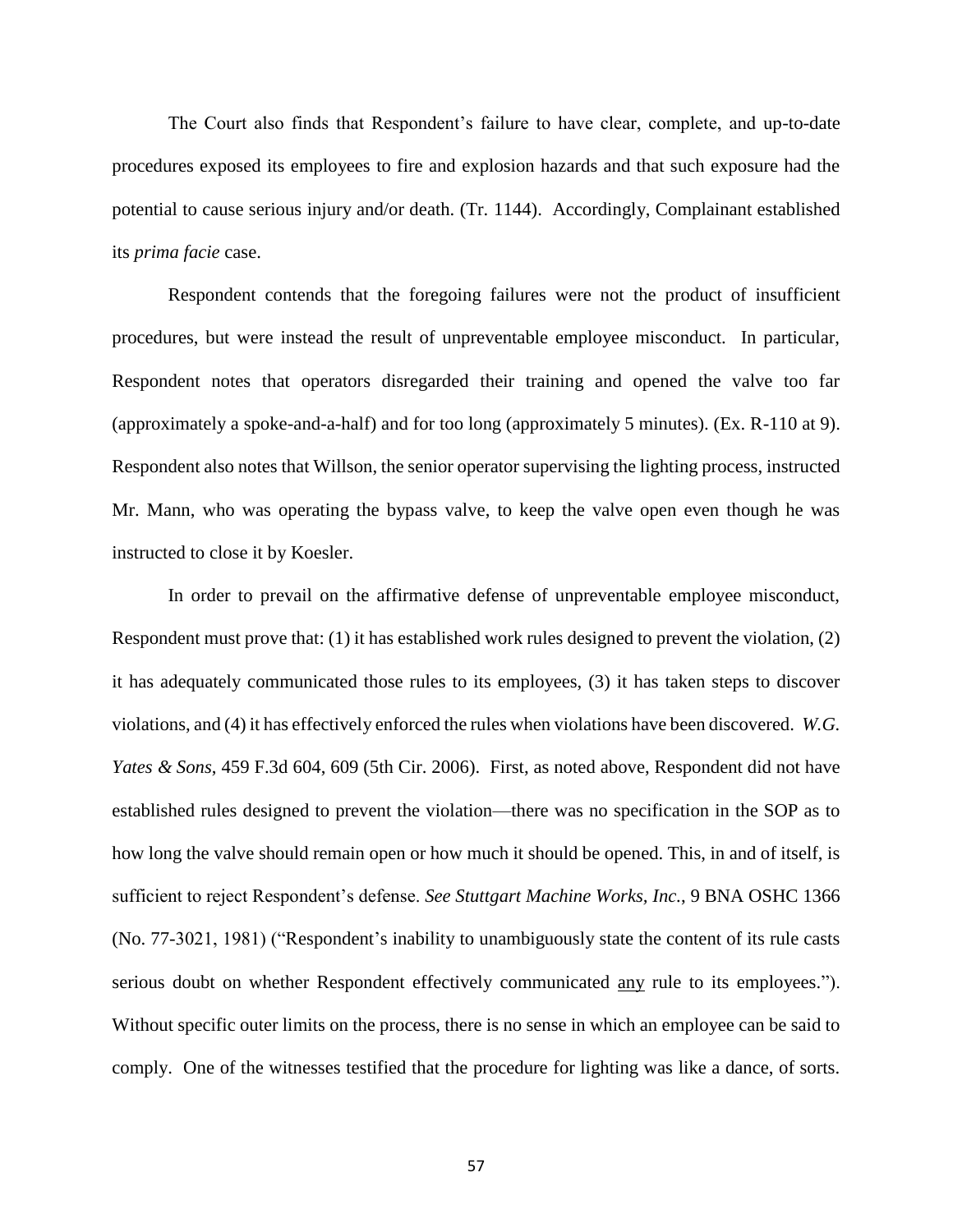The Court also finds that Respondent's failure to have clear, complete, and up-to-date procedures exposed its employees to fire and explosion hazards and that such exposure had the potential to cause serious injury and/or death. (Tr. 1144). Accordingly, Complainant established its *prima facie* case.

Respondent contends that the foregoing failures were not the product of insufficient procedures, but were instead the result of unpreventable employee misconduct. In particular, Respondent notes that operators disregarded their training and opened the valve too far (approximately a spoke-and-a-half) and for too long (approximately 5 minutes). (Ex. R-110 at 9). Respondent also notes that Willson, the senior operator supervising the lighting process, instructed Mr. Mann, who was operating the bypass valve, to keep the valve open even though he was instructed to close it by Koesler.

In order to prevail on the affirmative defense of unpreventable employee misconduct, Respondent must prove that: (1) it has established work rules designed to prevent the violation, (2) it has adequately communicated those rules to its employees, (3) it has taken steps to discover violations, and (4) it has effectively enforced the rules when violations have been discovered. *W.G. Yates & Sons*, 459 F.3d 604, 609 (5th Cir. 2006). First, as noted above, Respondent did not have established rules designed to prevent the violation—there was no specification in the SOP as to how long the valve should remain open or how much it should be opened. This, in and of itself, is sufficient to reject Respondent's defense. *See Stuttgart Machine Works, Inc.*, 9 BNA OSHC 1366 (No. 77-3021, 1981) ("Respondent's inability to unambiguously state the content of its rule casts serious doubt on whether Respondent effectively communicated <u>any</u> rule to its employees."). Without specific outer limits on the process, there is no sense in which an employee can be said to comply. One of the witnesses testified that the procedure for lighting was like a dance, of sorts.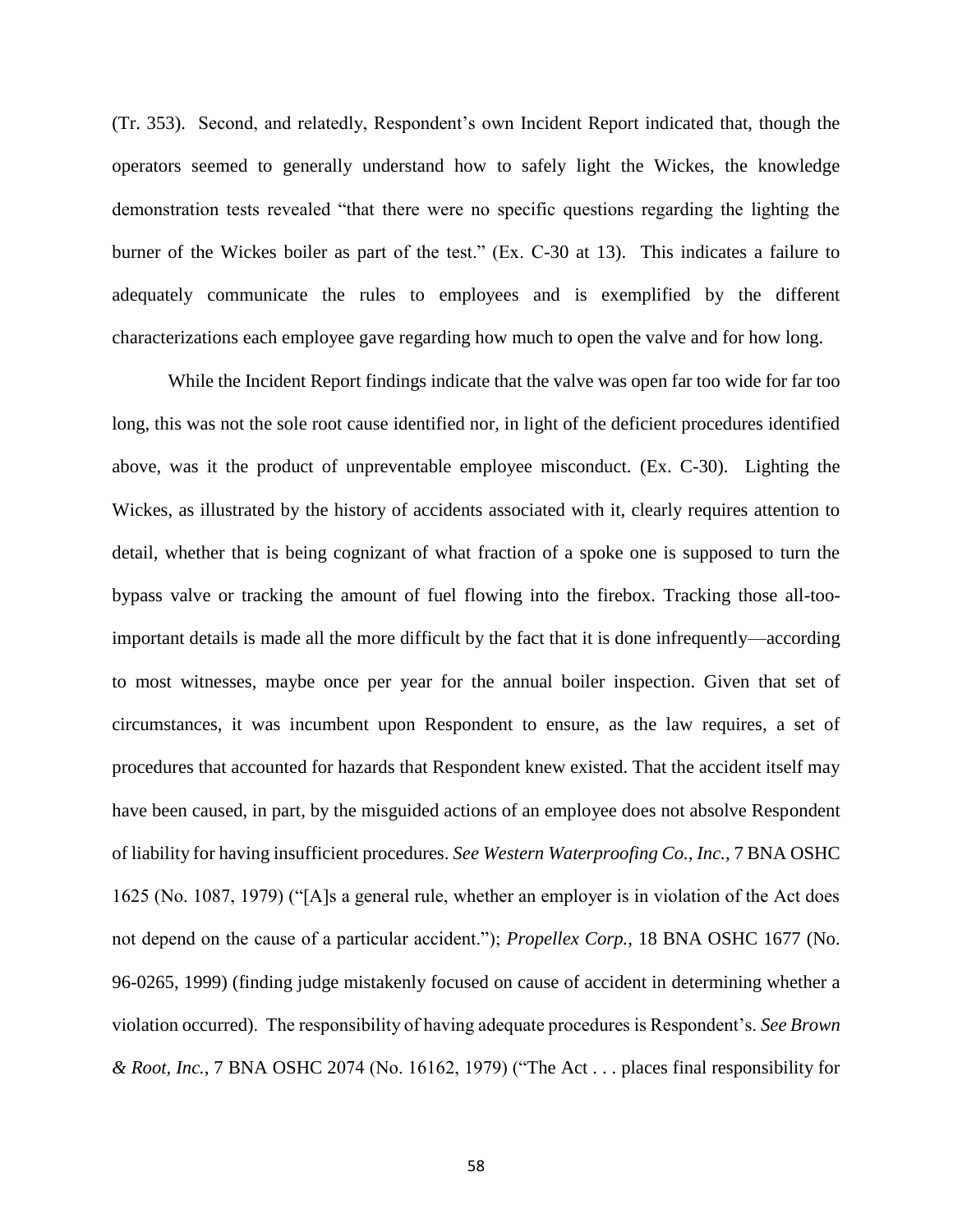(Tr. 353). Second, and relatedly, Respondent's own Incident Report indicated that, though the operators seemed to generally understand how to safely light the Wickes, the knowledge demonstration tests revealed "that there were no specific questions regarding the lighting the burner of the Wickes boiler as part of the test." (Ex. C-30 at 13). This indicates a failure to adequately communicate the rules to employees and is exemplified by the different characterizations each employee gave regarding how much to open the valve and for how long.

While the Incident Report findings indicate that the valve was open far too wide for far too long, this was not the sole root cause identified nor, in light of the deficient procedures identified above, was it the product of unpreventable employee misconduct. (Ex. C-30). Lighting the Wickes, as illustrated by the history of accidents associated with it, clearly requires attention to detail, whether that is being cognizant of what fraction of a spoke one is supposed to turn the bypass valve or tracking the amount of fuel flowing into the firebox. Tracking those all-too-important details is made all the more difficult by the fact that it is done infrequently—according to most witnesses, maybe once per year for the annual boiler inspection. Given that set of circumstances, it was incumbent upon Respondent to ensure, as the law requires, a set of procedures that accounted for hazards that Respondent knew existed. That the accident itself may have been caused, in part, by the misguided actions of an employee does not absolve Respondent of liability for having insufficient procedures. *See Western Waterproofing Co., Inc.*, 7 BNA OSHC 1625 (No. 1087, 1979) ("[A]s a general rule, whether an employer is in violation of the Act does not depend on the cause of a particular accident."); *Propellex Corp.*, 18 BNA OSHC 1677 (No. 96-0265, 1999) (finding judge mistakenly focused on cause of accident in determining whether a violation occurred). The responsibility of having adequate procedures is Respondent's. *See Brown & Root, Inc.*, 7 BNA OSHC 2074 (No. 16162, 1979) ("The Act . . . places final responsibility for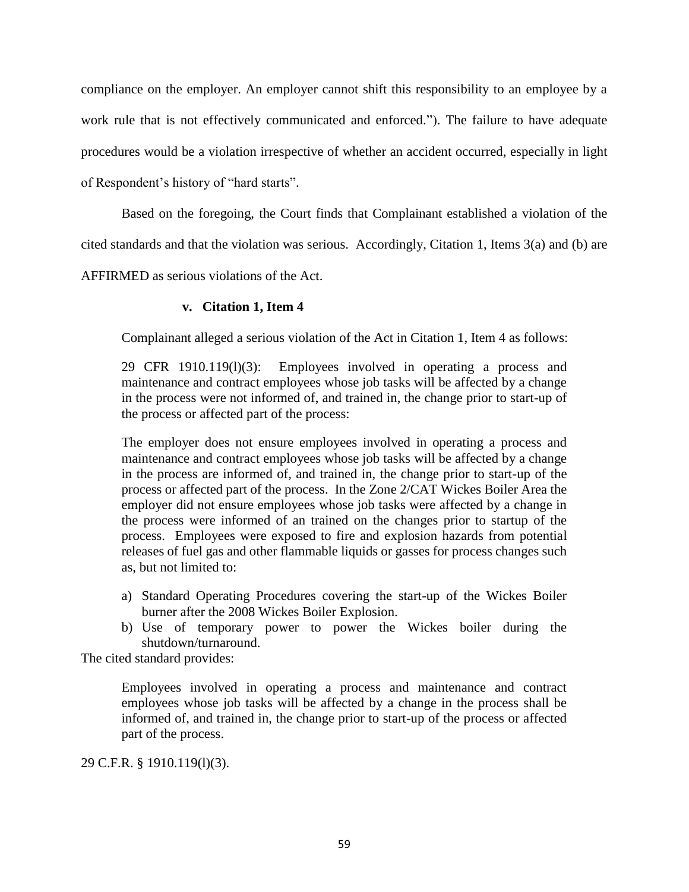compliance on the employer. An employer cannot shift this responsibility to an employee by a work rule that is not effectively communicated and enforced."). The failure to have adequate procedures would be a violation irrespective of whether an accident occurred, especially in light of Respondent's history of "hard starts".

Based on the foregoing, the Court finds that Complainant established a violation of the cited standards and that the violation was serious. Accordingly, Citation 1, Items 3(a) and (b) are AFFIRMED as serious violations of the Act.

#### v. Citation 1, Item 4

Complainant alleged a serious violation of the Act in Citation 1, Item 4 as follows:

> 29 CFR 1910.119(l)(3): Employees involved in operating a process and maintenance and contract employees whose job tasks will be affected by a change in the process were not informed of, and trained in, the change prior to start-up of the process or affected part of the process:
>
> The employer does not ensure employees involved in operating a process and maintenance and contract employees whose job tasks will be affected by a change in the process are informed of, and trained in, the change prior to start-up of the process or affected part of the process. In the Zone 2/CAT Wickes Boiler Area the employer did not ensure employees whose job tasks were affected by a change in the process were informed of an trained on the changes prior to startup of the process. Employees were exposed to fire and explosion hazards from potential releases of fuel gas and other flammable liquids or gasses for process changes such as, but not limited to:
>
> a) Standard Operating Procedures covering the start-up of the Wickes Boiler burner after the 2008 Wickes Boiler Explosion.
> b) Use of temporary power to power the Wickes boiler during the shutdown/turnaround.

The cited standard provides:

> Employees involved in operating a process and maintenance and contract employees whose job tasks will be affected by a change in the process shall be informed of, and trained in, the change prior to start-up of the process or affected part of the process.

29 C.F.R. § 1910.119(l)(3).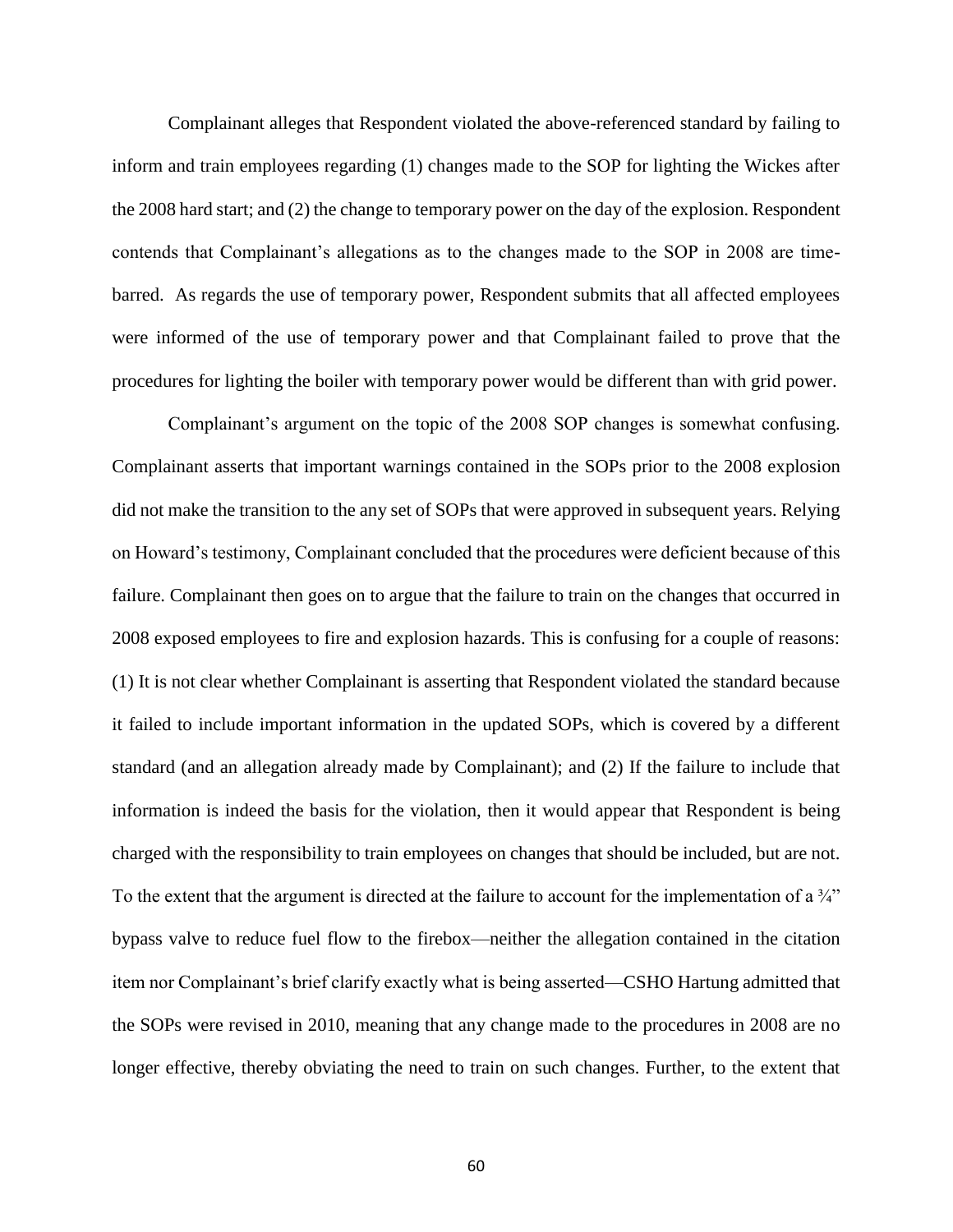Complainant alleges that Respondent violated the above-referenced standard by failing to inform and train employees regarding (1) changes made to the SOP for lighting the Wickes after the 2008 hard start; and (2) the change to temporary power on the day of the explosion. Respondent contends that Complainant's allegations as to the changes made to the SOP in 2008 are time-barred. As regards the use of temporary power, Respondent submits that all affected employees were informed of the use of temporary power and that Complainant failed to prove that the procedures for lighting the boiler with temporary power would be different than with grid power.

Complainant's argument on the topic of the 2008 SOP changes is somewhat confusing. Complainant asserts that important warnings contained in the SOPs prior to the 2008 explosion did not make the transition to the any set of SOPs that were approved in subsequent years. Relying on Howard's testimony, Complainant concluded that the procedures were deficient because of this failure. Complainant then goes on to argue that the failure to train on the changes that occurred in 2008 exposed employees to fire and explosion hazards. This is confusing for a couple of reasons: (1) It is not clear whether Complainant is asserting that Respondent violated the standard because it failed to include important information in the updated SOPs, which is covered by a different standard (and an allegation already made by Complainant); and (2) If the failure to include that information is indeed the basis for the violation, then it would appear that Respondent is being charged with the responsibility to train employees on changes that should be included, but are not. To the extent that the argument is directed at the failure to account for the implementation of a ¾" bypass valve to reduce fuel flow to the firebox—neither the allegation contained in the citation item nor Complainant's brief clarify exactly what is being asserted—CSHO Hartung admitted that the SOPs were revised in 2010, meaning that any change made to the procedures in 2008 are no longer effective, thereby obviating the need to train on such changes. Further, to the extent that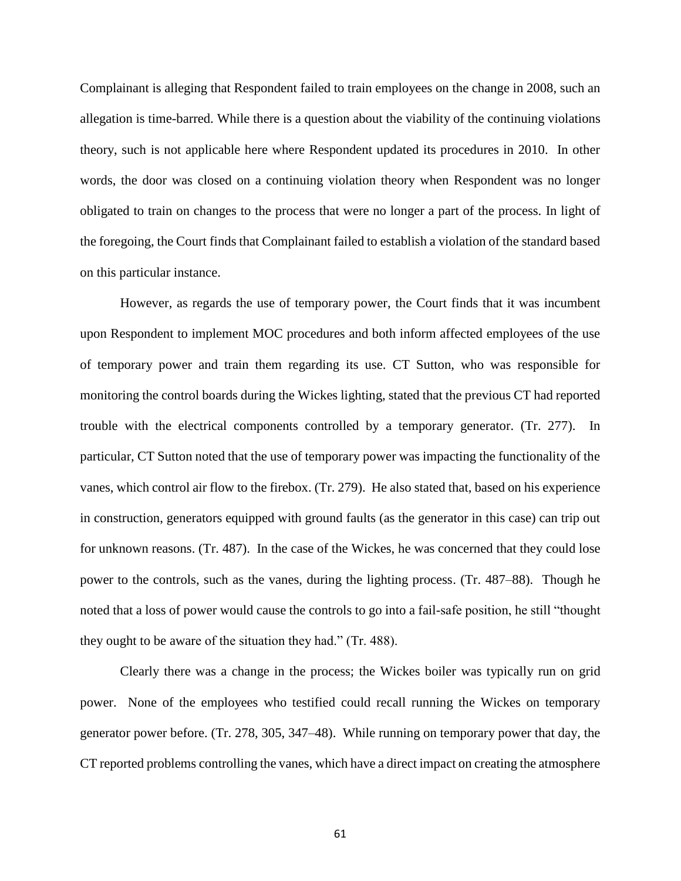Complainant is alleging that Respondent failed to train employees on the change in 2008, such an allegation is time-barred. While there is a question about the viability of the continuing violations theory, such is not applicable here where Respondent updated its procedures in 2010. In other words, the door was closed on a continuing violation theory when Respondent was no longer obligated to train on changes to the process that were no longer a part of the process. In light of the foregoing, the Court finds that Complainant failed to establish a violation of the standard based on this particular instance.

However, as regards the use of temporary power, the Court finds that it was incumbent upon Respondent to implement MOC procedures and both inform affected employees of the use of temporary power and train them regarding its use. CT Sutton, who was responsible for monitoring the control boards during the Wickes lighting, stated that the previous CT had reported trouble with the electrical components controlled by a temporary generator. (Tr. 277). In particular, CT Sutton noted that the use of temporary power was impacting the functionality of the vanes, which control air flow to the firebox. (Tr. 279). He also stated that, based on his experience in construction, generators equipped with ground faults (as the generator in this case) can trip out for unknown reasons. (Tr. 487). In the case of the Wickes, he was concerned that they could lose power to the controls, such as the vanes, during the lighting process. (Tr. 487–88). Though he noted that a loss of power would cause the controls to go into a fail-safe position, he still "thought they ought to be aware of the situation they had." (Tr. 488).

Clearly there was a change in the process; the Wickes boiler was typically run on grid power. None of the employees who testified could recall running the Wickes on temporary generator power before. (Tr. 278, 305, 347–48). While running on temporary power that day, the CT reported problems controlling the vanes, which have a direct impact on creating the atmosphere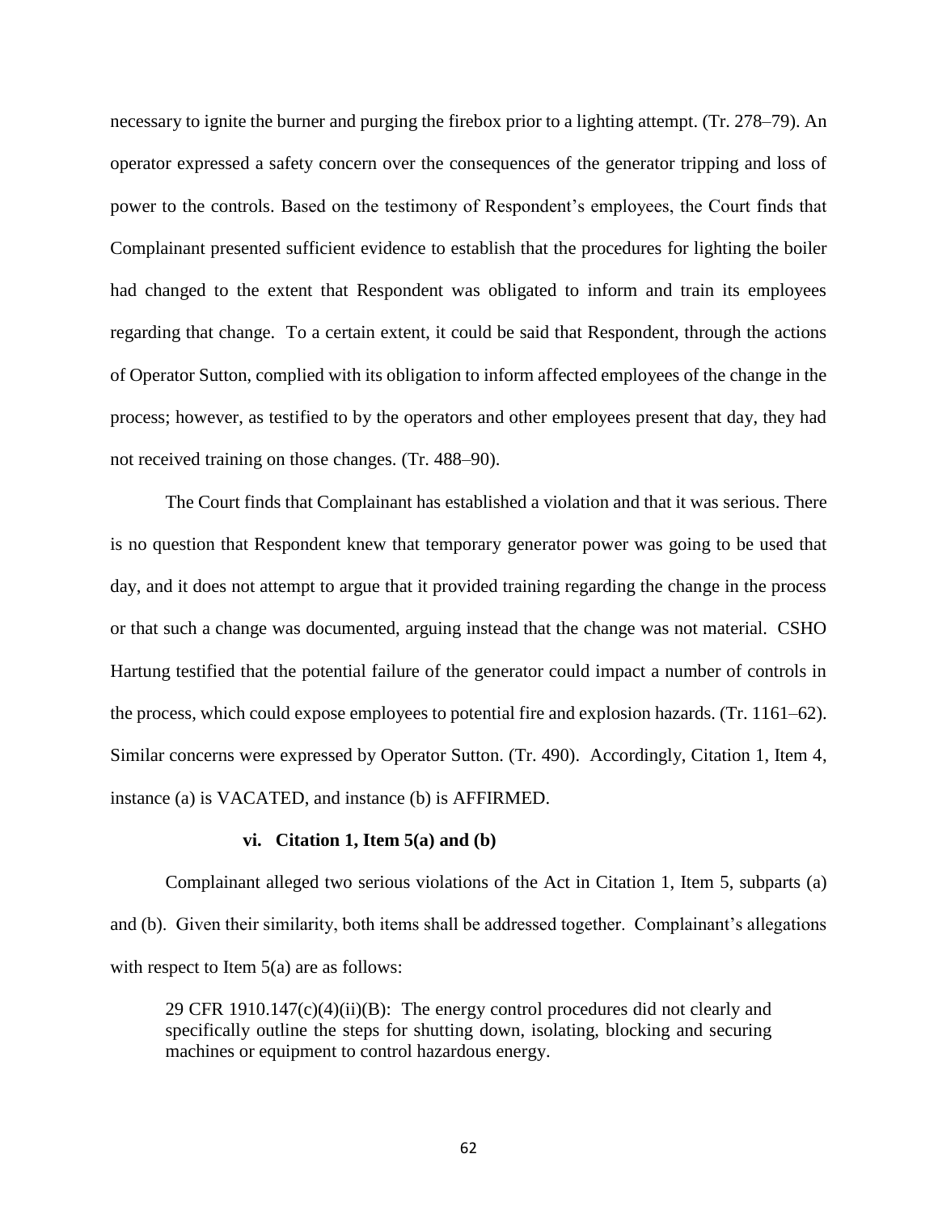necessary to ignite the burner and purging the firebox prior to a lighting attempt. (Tr. 278–79). An operator expressed a safety concern over the consequences of the generator tripping and loss of power to the controls. Based on the testimony of Respondent's employees, the Court finds that Complainant presented sufficient evidence to establish that the procedures for lighting the boiler had changed to the extent that Respondent was obligated to inform and train its employees regarding that change. To a certain extent, it could be said that Respondent, through the actions of Operator Sutton, complied with its obligation to inform affected employees of the change in the process; however, as testified to by the operators and other employees present that day, they had not received training on those changes. (Tr. 488–90).

The Court finds that Complainant has established a violation and that it was serious. There is no question that Respondent knew that temporary generator power was going to be used that day, and it does not attempt to argue that it provided training regarding the change in the process or that such a change was documented, arguing instead that the change was not material. CSHO Hartung testified that the potential failure of the generator could impact a number of controls in the process, which could expose employees to potential fire and explosion hazards. (Tr. 1161–62). Similar concerns were expressed by Operator Sutton. (Tr. 490). Accordingly, Citation 1, Item 4, instance (a) is VACATED, and instance (b) is AFFIRMED.

#### vi. Citation 1, Item 5(a) and (b)

Complainant alleged two serious violations of the Act in Citation 1, Item 5, subparts (a) and (b). Given their similarity, both items shall be addressed together. Complainant's allegations with respect to Item 5(a) are as follows:

> 29 CFR 1910.147(c)(4)(ii)(B): The energy control procedures did not clearly and specifically outline the steps for shutting down, isolating, blocking and securing machines or equipment to control hazardous energy.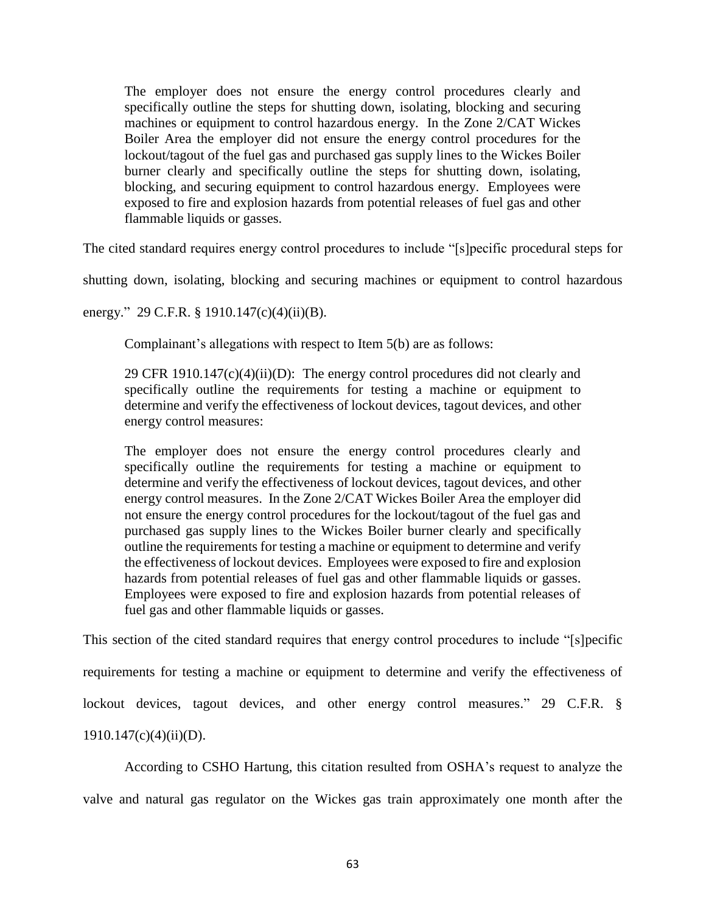> The employer does not ensure the energy control procedures clearly and specifically outline the steps for shutting down, isolating, blocking and securing machines or equipment to control hazardous energy. In the Zone 2/CAT Wickes Boiler Area the employer did not ensure the energy control procedures for the lockout/tagout of the fuel gas and purchased gas supply lines to the Wickes Boiler burner clearly and specifically outline the steps for shutting down, isolating, blocking, and securing equipment to control hazardous energy. Employees were exposed to fire and explosion hazards from potential releases of fuel gas and other flammable liquids or gasses.

The cited standard requires energy control procedures to include "[s]pecific procedural steps for shutting down, isolating, blocking and securing machines or equipment to control hazardous energy." 29 C.F.R. § 1910.147(c)(4)(ii)(B).

Complainant's allegations with respect to Item 5(b) are as follows:

> 29 CFR 1910.147(c)(4)(ii)(D): The energy control procedures did not clearly and specifically outline the requirements for testing a machine or equipment to determine and verify the effectiveness of lockout devices, tagout devices, and other energy control measures:
>
> The employer does not ensure the energy control procedures clearly and specifically outline the requirements for testing a machine or equipment to determine and verify the effectiveness of lockout devices, tagout devices, and other energy control measures. In the Zone 2/CAT Wickes Boiler Area the employer did not ensure the energy control procedures for the lockout/tagout of the fuel gas and purchased gas supply lines to the Wickes Boiler burner clearly and specifically outline the requirements for testing a machine or equipment to determine and verify the effectiveness of lockout devices. Employees were exposed to fire and explosion hazards from potential releases of fuel gas and other flammable liquids or gasses. Employees were exposed to fire and explosion hazards from potential releases of fuel gas and other flammable liquids or gasses.

This section of the cited standard requires that energy control procedures to include "[s]pecific requirements for testing a machine or equipment to determine and verify the effectiveness of lockout devices, tagout devices, and other energy control measures." 29 C.F.R. § 1910.147(c)(4)(ii)(D).

According to CSHO Hartung, this citation resulted from OSHA's request to analyze the valve and natural gas regulator on the Wickes gas train approximately one month after the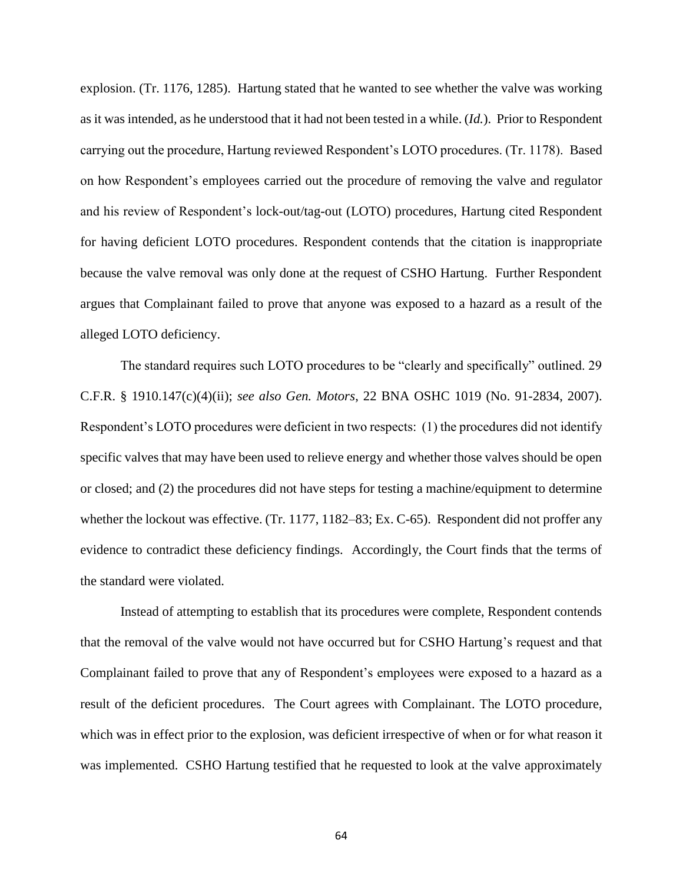explosion. (Tr. 1176, 1285). Hartung stated that he wanted to see whether the valve was working as it was intended, as he understood that it had not been tested in a while. (*Id.*). Prior to Respondent carrying out the procedure, Hartung reviewed Respondent's LOTO procedures. (Tr. 1178). Based on how Respondent's employees carried out the procedure of removing the valve and regulator and his review of Respondent's lock-out/tag-out (LOTO) procedures, Hartung cited Respondent for having deficient LOTO procedures. Respondent contends that the citation is inappropriate because the valve removal was only done at the request of CSHO Hartung. Further Respondent argues that Complainant failed to prove that anyone was exposed to a hazard as a result of the alleged LOTO deficiency.

The standard requires such LOTO procedures to be "clearly and specifically" outlined. 29 C.F.R. § 1910.147(c)(4)(ii); *see also Gen. Motors*, 22 BNA OSHC 1019 (No. 91-2834, 2007). Respondent's LOTO procedures were deficient in two respects: (1) the procedures did not identify specific valves that may have been used to relieve energy and whether those valves should be open or closed; and (2) the procedures did not have steps for testing a machine/equipment to determine whether the lockout was effective. (Tr. 1177, 1182–83; Ex. C-65). Respondent did not proffer any evidence to contradict these deficiency findings. Accordingly, the Court finds that the terms of the standard were violated.

Instead of attempting to establish that its procedures were complete, Respondent contends that the removal of the valve would not have occurred but for CSHO Hartung's request and that Complainant failed to prove that any of Respondent's employees were exposed to a hazard as a result of the deficient procedures. The Court agrees with Complainant. The LOTO procedure, which was in effect prior to the explosion, was deficient irrespective of when or for what reason it was implemented. CSHO Hartung testified that he requested to look at the valve approximately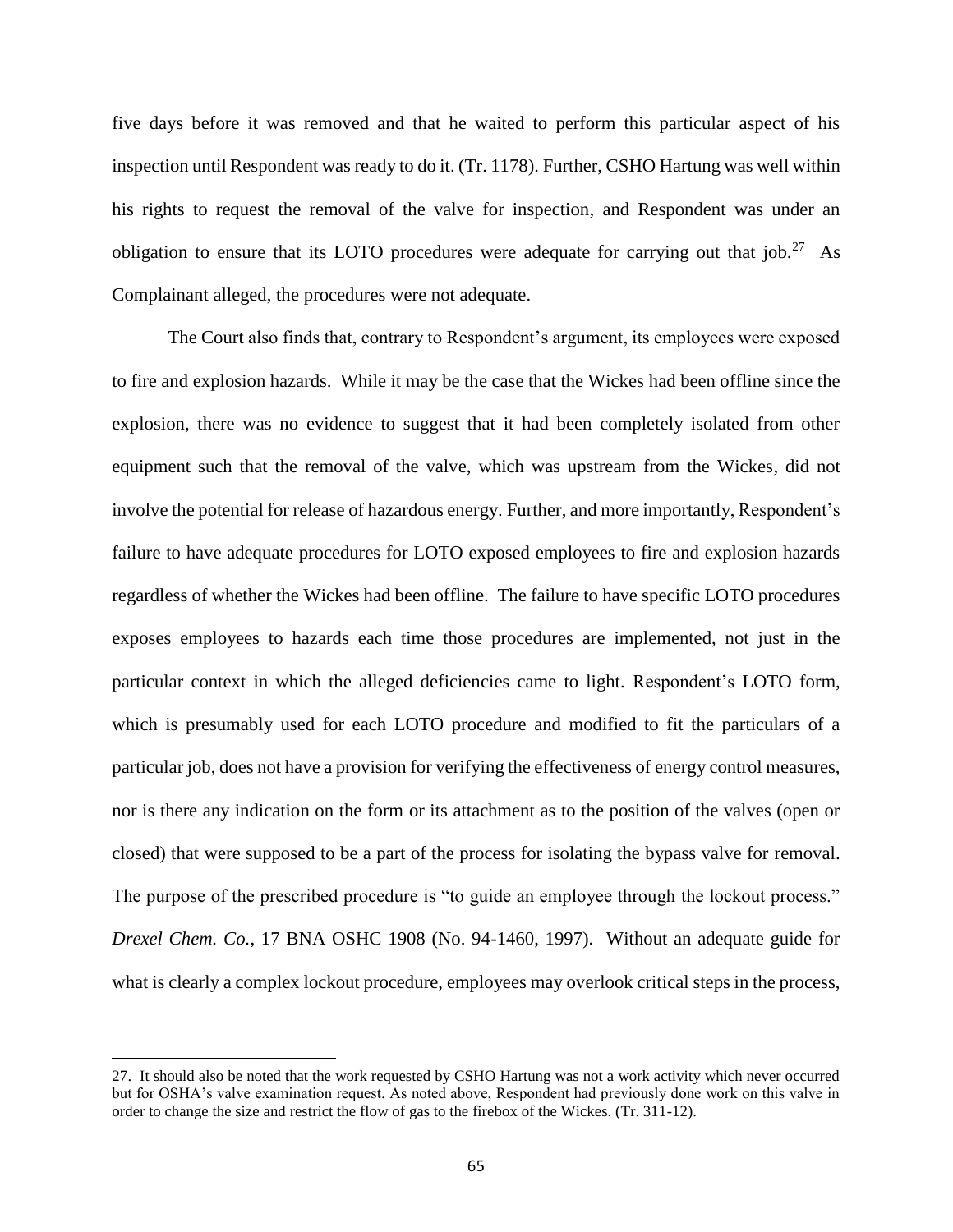five days before it was removed and that he waited to perform this particular aspect of his inspection until Respondent was ready to do it. (Tr. 1178). Further, CSHO Hartung was well within his rights to request the removal of the valve for inspection, and Respondent was under an obligation to ensure that its LOTO procedures were adequate for carrying out that job.[27] As Complainant alleged, the procedures were not adequate.

The Court also finds that, contrary to Respondent's argument, its employees were exposed to fire and explosion hazards. While it may be the case that the Wickes had been offline since the explosion, there was no evidence to suggest that it had been completely isolated from other equipment such that the removal of the valve, which was upstream from the Wickes, did not involve the potential for release of hazardous energy. Further, and more importantly, Respondent's failure to have adequate procedures for LOTO exposed employees to fire and explosion hazards regardless of whether the Wickes had been offline. The failure to have specific LOTO procedures exposes employees to hazards each time those procedures are implemented, not just in the particular context in which the alleged deficiencies came to light. Respondent's LOTO form, which is presumably used for each LOTO procedure and modified to fit the particulars of a particular job, does not have a provision for verifying the effectiveness of energy control measures, nor is there any indication on the form or its attachment as to the position of the valves (open or closed) that were supposed to be a part of the process for isolating the bypass valve for removal. The purpose of the prescribed procedure is "to guide an employee through the lockout process." *Drexel Chem. Co.*, 17 BNA OSHC 1908 (No. 94-1460, 1997). Without an adequate guide for what is clearly a complex lockout procedure, employees may overlook critical steps in the process,

---

27. It should also be noted that the work requested by CSHO Hartung was not a work activity which never occurred but for OSHA's valve examination request. As noted above, Respondent had previously done work on this valve in order to change the size and restrict the flow of gas to the firebox of the Wickes. (Tr. 311-12).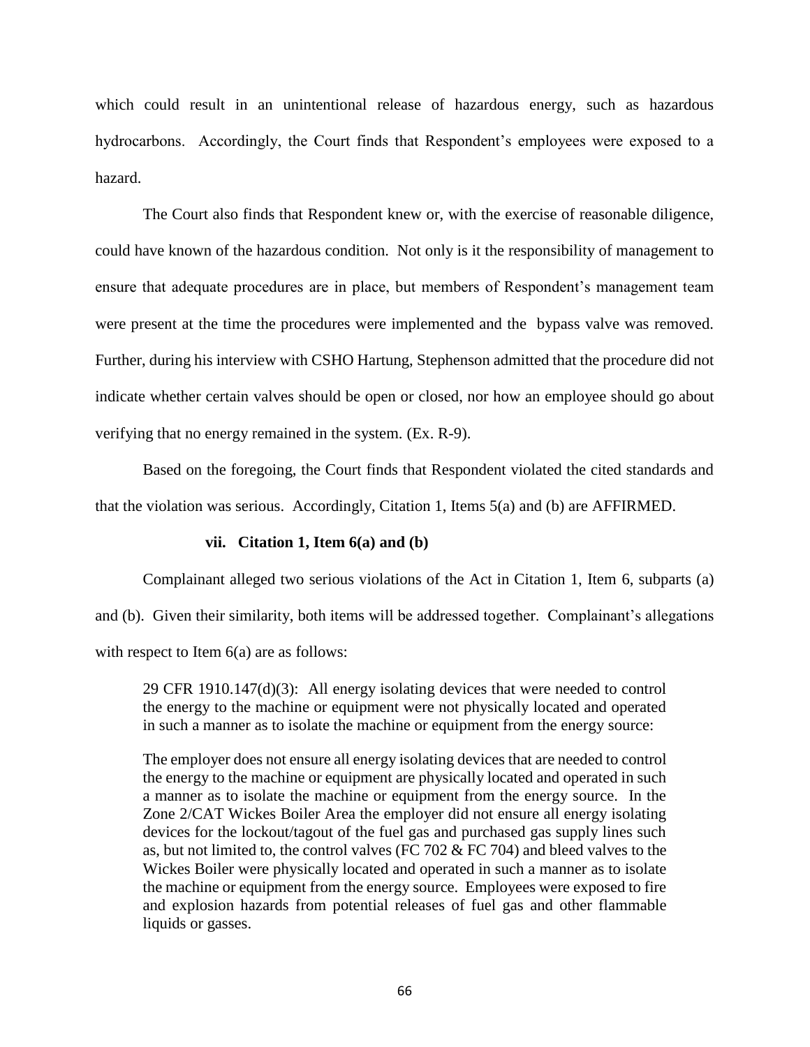which could result in an unintentional release of hazardous energy, such as hazardous hydrocarbons. Accordingly, the Court finds that Respondent's employees were exposed to a hazard.

The Court also finds that Respondent knew or, with the exercise of reasonable diligence, could have known of the hazardous condition. Not only is it the responsibility of management to ensure that adequate procedures are in place, but members of Respondent's management team were present at the time the procedures were implemented and the bypass valve was removed. Further, during his interview with CSHO Hartung, Stephenson admitted that the procedure did not indicate whether certain valves should be open or closed, nor how an employee should go about verifying that no energy remained in the system. (Ex. R-9).

Based on the foregoing, the Court finds that Respondent violated the cited standards and that the violation was serious. Accordingly, Citation 1, Items 5(a) and (b) are AFFIRMED.

#### vii. Citation 1, Item 6(a) and (b)

Complainant alleged two serious violations of the Act in Citation 1, Item 6, subparts (a) and (b). Given their similarity, both items will be addressed together. Complainant's allegations with respect to Item 6(a) are as follows:

> 29 CFR 1910.147(d)(3): All energy isolating devices that were needed to control the energy to the machine or equipment were not physically located and operated in such a manner as to isolate the machine or equipment from the energy source:
>
> The employer does not ensure all energy isolating devices that are needed to control the energy to the machine or equipment are physically located and operated in such a manner as to isolate the machine or equipment from the energy source. In the Zone 2/CAT Wickes Boiler Area the employer did not ensure all energy isolating devices for the lockout/tagout of the fuel gas and purchased gas supply lines such as, but not limited to, the control valves (FC 702 & FC 704) and bleed valves to the Wickes Boiler were physically located and operated in such a manner as to isolate the machine or equipment from the energy source. Employees were exposed to fire and explosion hazards from potential releases of fuel gas and other flammable liquids or gasses.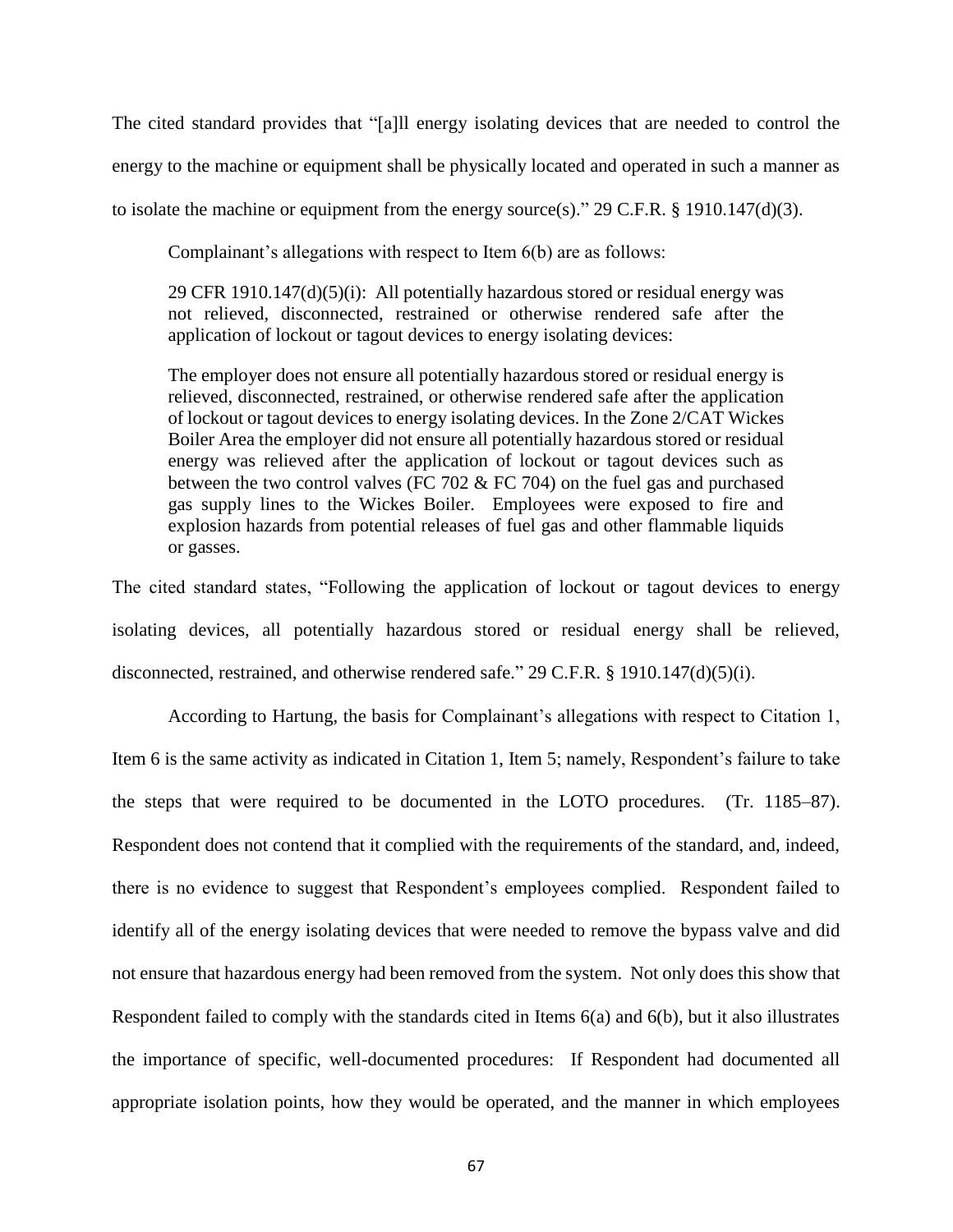The cited standard provides that "[a]ll energy isolating devices that are needed to control the energy to the machine or equipment shall be physically located and operated in such a manner as to isolate the machine or equipment from the energy source(s)." 29 C.F.R. § 1910.147(d)(3).

Complainant's allegations with respect to Item 6(b) are as follows:

> 29 CFR 1910.147(d)(5)(i): All potentially hazardous stored or residual energy was not relieved, disconnected, restrained or otherwise rendered safe after the application of lockout or tagout devices to energy isolating devices:
>
> The employer does not ensure all potentially hazardous stored or residual energy is relieved, disconnected, restrained, or otherwise rendered safe after the application of lockout or tagout devices to energy isolating devices. In the Zone 2/CAT Wickes Boiler Area the employer did not ensure all potentially hazardous stored or residual energy was relieved after the application of lockout or tagout devices such as between the two control valves (FC 702 & FC 704) on the fuel gas and purchased gas supply lines to the Wickes Boiler. Employees were exposed to fire and explosion hazards from potential releases of fuel gas and other flammable liquids or gasses.

The cited standard states, "Following the application of lockout or tagout devices to energy isolating devices, all potentially hazardous stored or residual energy shall be relieved, disconnected, restrained, and otherwise rendered safe." 29 C.F.R. § 1910.147(d)(5)(i).

According to Hartung, the basis for Complainant's allegations with respect to Citation 1, Item 6 is the same activity as indicated in Citation 1, Item 5; namely, Respondent's failure to take the steps that were required to be documented in the LOTO procedures. (Tr. 1185–87). Respondent does not contend that it complied with the requirements of the standard, and, indeed, there is no evidence to suggest that Respondent's employees complied. Respondent failed to identify all of the energy isolating devices that were needed to remove the bypass valve and did not ensure that hazardous energy had been removed from the system. Not only does this show that Respondent failed to comply with the standards cited in Items 6(a) and 6(b), but it also illustrates the importance of specific, well-documented procedures: If Respondent had documented all appropriate isolation points, how they would be operated, and the manner in which employees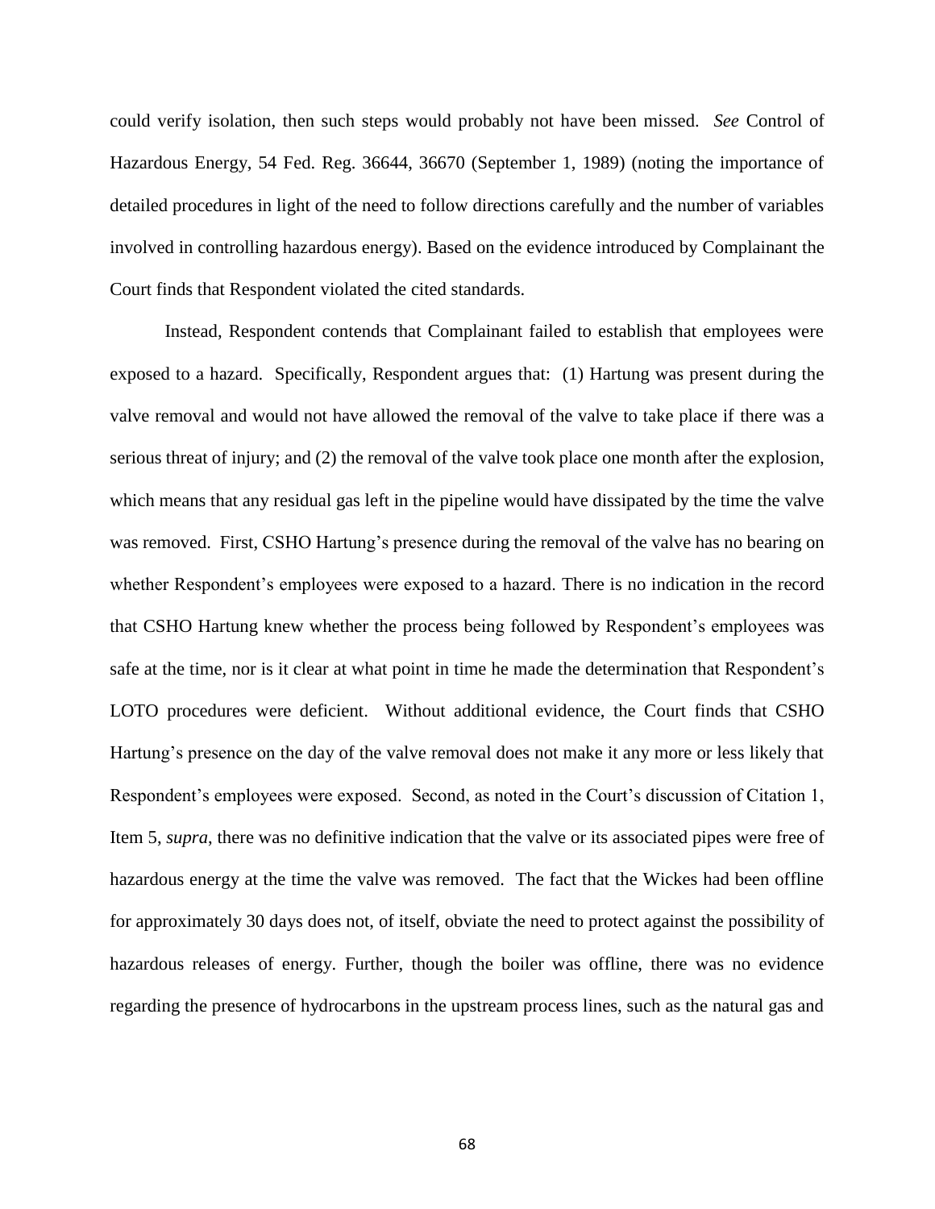could verify isolation, then such steps would probably not have been missed. *See* Control of Hazardous Energy, 54 Fed. Reg. 36644, 36670 (September 1, 1989) (noting the importance of detailed procedures in light of the need to follow directions carefully and the number of variables involved in controlling hazardous energy). Based on the evidence introduced by Complainant the Court finds that Respondent violated the cited standards.

Instead, Respondent contends that Complainant failed to establish that employees were exposed to a hazard. Specifically, Respondent argues that: (1) Hartung was present during the valve removal and would not have allowed the removal of the valve to take place if there was a serious threat of injury; and (2) the removal of the valve took place one month after the explosion, which means that any residual gas left in the pipeline would have dissipated by the time the valve was removed. First, CSHO Hartung's presence during the removal of the valve has no bearing on whether Respondent's employees were exposed to a hazard. There is no indication in the record that CSHO Hartung knew whether the process being followed by Respondent's employees was safe at the time, nor is it clear at what point in time he made the determination that Respondent's LOTO procedures were deficient. Without additional evidence, the Court finds that CSHO Hartung's presence on the day of the valve removal does not make it any more or less likely that Respondent's employees were exposed. Second, as noted in the Court's discussion of Citation 1, Item 5, *supra*, there was no definitive indication that the valve or its associated pipes were free of hazardous energy at the time the valve was removed. The fact that the Wickes had been offline for approximately 30 days does not, of itself, obviate the need to protect against the possibility of hazardous releases of energy. Further, though the boiler was offline, there was no evidence regarding the presence of hydrocarbons in the upstream process lines, such as the natural gas and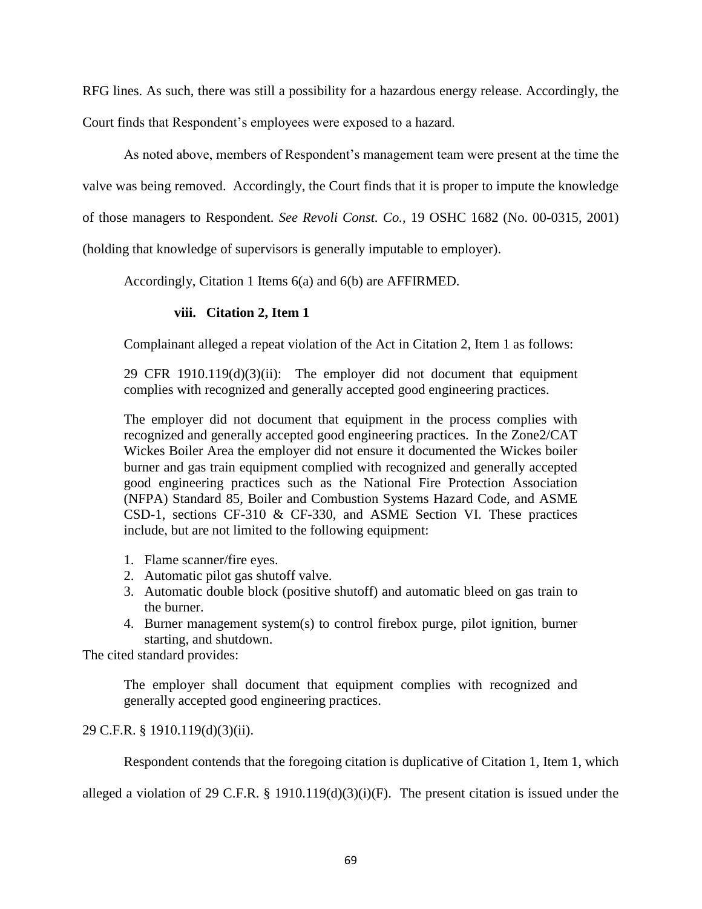RFG lines. As such, there was still a possibility for a hazardous energy release. Accordingly, the Court finds that Respondent's employees were exposed to a hazard.

As noted above, members of Respondent's management team were present at the time the valve was being removed. Accordingly, the Court finds that it is proper to impute the knowledge of those managers to Respondent. *See Revoli Const. Co.,* 19 OSHC 1682 (No. 00-0315, 2001) (holding that knowledge of supervisors is generally imputable to employer).

Accordingly, Citation 1 Items 6(a) and 6(b) are AFFIRMED.

#### viii. Citation 2, Item 1

Complainant alleged a repeat violation of the Act in Citation 2, Item 1 as follows:

> 29 CFR 1910.119(d)(3)(ii): The employer did not document that equipment complies with recognized and generally accepted good engineering practices.
>
> The employer did not document that equipment in the process complies with recognized and generally accepted good engineering practices. In the Zone2/CAT Wickes Boiler Area the employer did not ensure it documented the Wickes boiler burner and gas train equipment complied with recognized and generally accepted good engineering practices such as the National Fire Protection Association (NFPA) Standard 85, Boiler and Combustion Systems Hazard Code, and ASME CSD-1, sections CF-310 & CF-330, and ASME Section VI. These practices include, but are not limited to the following equipment:
>
> 1. Flame scanner/fire eyes.
> 2. Automatic pilot gas shutoff valve.
> 3. Automatic double block (positive shutoff) and automatic bleed on gas train to the burner.
> 4. Burner management system(s) to control firebox purge, pilot ignition, burner starting, and shutdown.

The cited standard provides:

> The employer shall document that equipment complies with recognized and generally accepted good engineering practices.

29 C.F.R. § 1910.119(d)(3)(ii).

Respondent contends that the foregoing citation is duplicative of Citation 1, Item 1, which alleged a violation of 29 C.F.R. § 1910.119(d)(3)(i)(F). The present citation is issued under the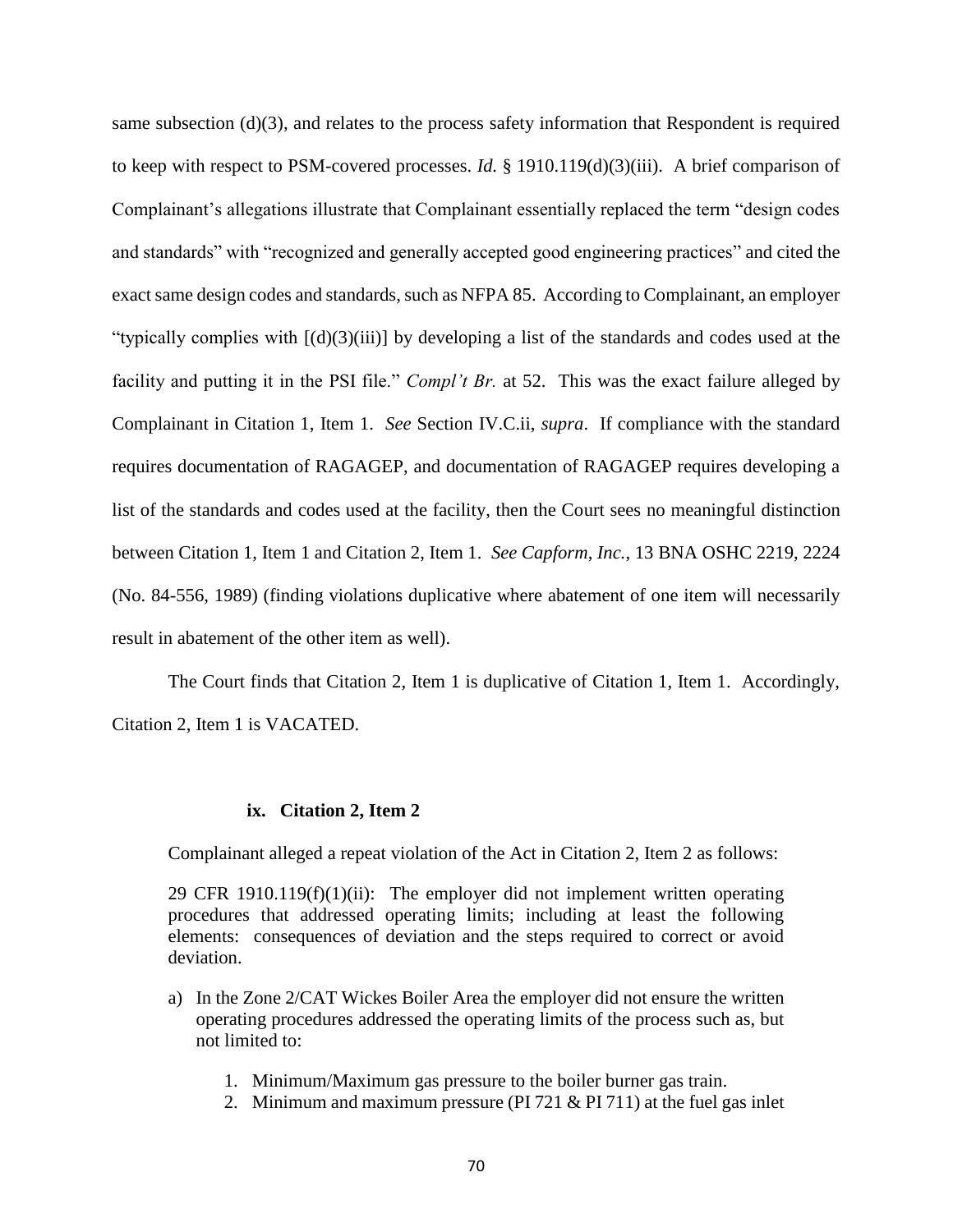same subsection (d)(3), and relates to the process safety information that Respondent is required to keep with respect to PSM-covered processes. *Id.* § 1910.119(d)(3)(iii). A brief comparison of Complainant's allegations illustrate that Complainant essentially replaced the term "design codes and standards" with "recognized and generally accepted good engineering practices" and cited the exact same design codes and standards, such as NFPA 85. According to Complainant, an employer "typically complies with [(d)(3)(iii)] by developing a list of the standards and codes used at the facility and putting it in the PSI file." *Compl't Br.* at 52. This was the exact failure alleged by Complainant in Citation 1, Item 1. *See* Section IV.C.ii, *supra*. If compliance with the standard requires documentation of RAGAGEP, and documentation of RAGAGEP requires developing a list of the standards and codes used at the facility, then the Court sees no meaningful distinction between Citation 1, Item 1 and Citation 2, Item 1. *See Capform, Inc.*, 13 BNA OSHC 2219, 2224 (No. 84-556, 1989) (finding violations duplicative where abatement of one item will necessarily result in abatement of the other item as well).

The Court finds that Citation 2, Item 1 is duplicative of Citation 1, Item 1. Accordingly, Citation 2, Item 1 is VACATED.

#### ix. Citation 2, Item 2

Complainant alleged a repeat violation of the Act in Citation 2, Item 2 as follows:

> 29 CFR 1910.119(f)(1)(ii): The employer did not implement written operating procedures that addressed operating limits; including at least the following elements: consequences of deviation and the steps required to correct or avoid deviation.
>
> a) In the Zone 2/CAT Wickes Boiler Area the employer did not ensure the written operating procedures addressed the operating limits of the process such as, but not limited to:
>
> 1. Minimum/Maximum gas pressure to the boiler burner gas train.
> 2. Minimum and maximum pressure (PI 721 & PI 711) at the fuel gas inlet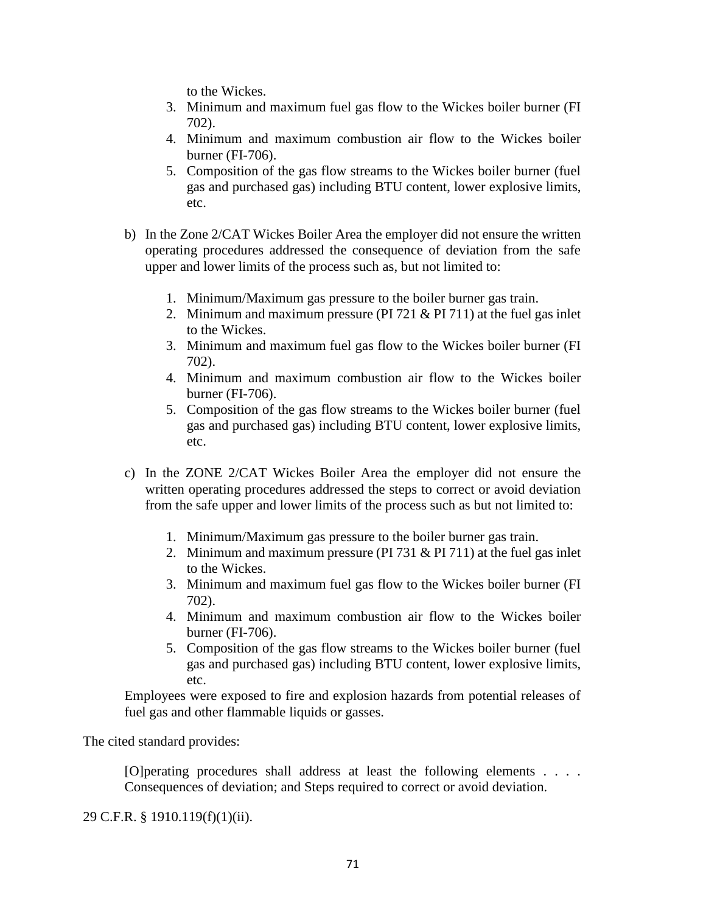to the Wickes.

3. Minimum and maximum fuel gas flow to the Wickes boiler burner (FI 702).
4. Minimum and maximum combustion air flow to the Wickes boiler burner (FI-706).
5. Composition of the gas flow streams to the Wickes boiler burner (fuel gas and purchased gas) including BTU content, lower explosive limits, etc.

b) In the Zone 2/CAT Wickes Boiler Area the employer did not ensure the written operating procedures addressed the consequence of deviation from the safe upper and lower limits of the process such as, but not limited to:

1. Minimum/Maximum gas pressure to the boiler burner gas train.
2. Minimum and maximum pressure (PI 721 & PI 711) at the fuel gas inlet to the Wickes.
3. Minimum and maximum fuel gas flow to the Wickes boiler burner (FI 702).
4. Minimum and maximum combustion air flow to the Wickes boiler burner (FI-706).
5. Composition of the gas flow streams to the Wickes boiler burner (fuel gas and purchased gas) including BTU content, lower explosive limits, etc.

c) In the ZONE 2/CAT Wickes Boiler Area the employer did not ensure the written operating procedures addressed the steps to correct or avoid deviation from the safe upper and lower limits of the process such as but not limited to:

1. Minimum/Maximum gas pressure to the boiler burner gas train.
2. Minimum and maximum pressure (PI 731 & PI 711) at the fuel gas inlet to the Wickes.
3. Minimum and maximum fuel gas flow to the Wickes boiler burner (FI 702).
4. Minimum and maximum combustion air flow to the Wickes boiler burner (FI-706).
5. Composition of the gas flow streams to the Wickes boiler burner (fuel gas and purchased gas) including BTU content, lower explosive limits, etc.

Employees were exposed to fire and explosion hazards from potential releases of fuel gas and other flammable liquids or gasses.

The cited standard provides:

> [O]perating procedures shall address at least the following elements . . . . Consequences of deviation; and Steps required to correct or avoid deviation.

29 C.F.R. § 1910.119(f)(1)(ii).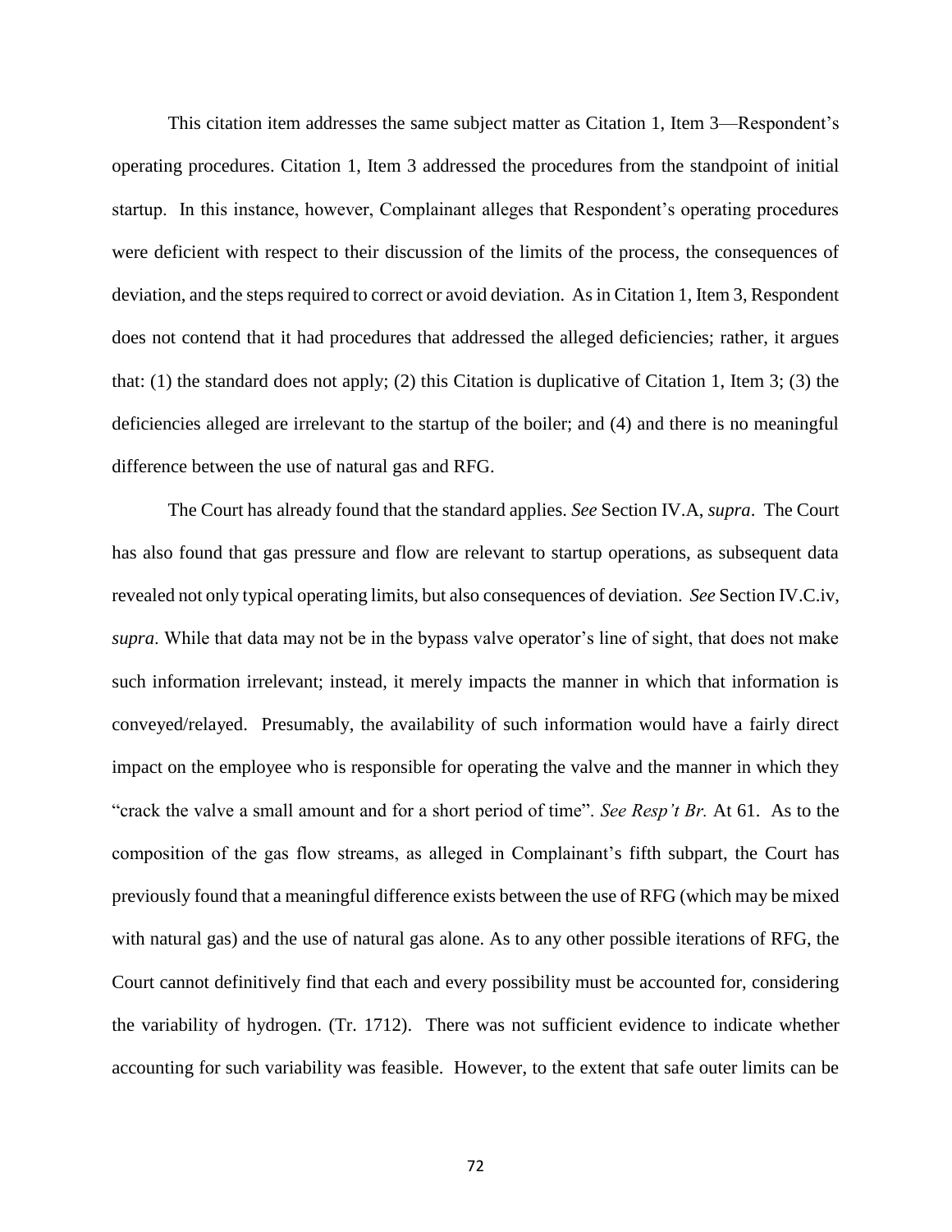This citation item addresses the same subject matter as Citation 1, Item 3—Respondent's operating procedures. Citation 1, Item 3 addressed the procedures from the standpoint of initial startup. In this instance, however, Complainant alleges that Respondent's operating procedures were deficient with respect to their discussion of the limits of the process, the consequences of deviation, and the steps required to correct or avoid deviation. As in Citation 1, Item 3, Respondent does not contend that it had procedures that addressed the alleged deficiencies; rather, it argues that: (1) the standard does not apply; (2) this Citation is duplicative of Citation 1, Item 3; (3) the deficiencies alleged are irrelevant to the startup of the boiler; and (4) and there is no meaningful difference between the use of natural gas and RFG.

The Court has already found that the standard applies. *See* Section IV.A, *supra*. The Court has also found that gas pressure and flow are relevant to startup operations, as subsequent data revealed not only typical operating limits, but also consequences of deviation. *See* Section IV.C.iv, *supra*. While that data may not be in the bypass valve operator's line of sight, that does not make such information irrelevant; instead, it merely impacts the manner in which that information is conveyed/relayed. Presumably, the availability of such information would have a fairly direct impact on the employee who is responsible for operating the valve and the manner in which they "crack the valve a small amount and for a short period of time". *See Resp't Br.* At 61. As to the composition of the gas flow streams, as alleged in Complainant's fifth subpart, the Court has previously found that a meaningful difference exists between the use of RFG (which may be mixed with natural gas) and the use of natural gas alone. As to any other possible iterations of RFG, the Court cannot definitively find that each and every possibility must be accounted for, considering the variability of hydrogen. (Tr. 1712). There was not sufficient evidence to indicate whether accounting for such variability was feasible. However, to the extent that safe outer limits can be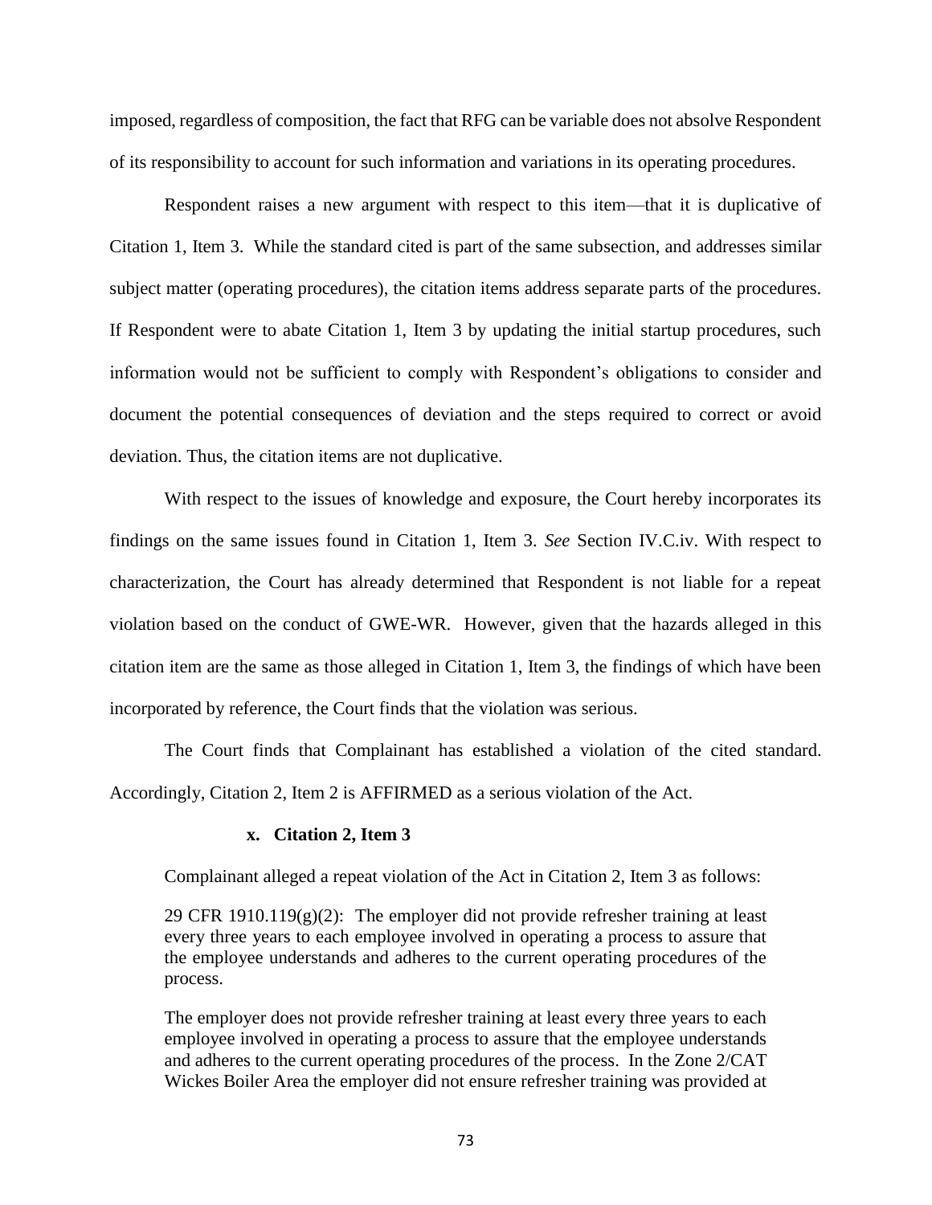imposed, regardless of composition, the fact that RFG can be variable does not absolve Respondent of its responsibility to account for such information and variations in its operating procedures.

Respondent raises a new argument with respect to this item—that it is duplicative of Citation 1, Item 3. While the standard cited is part of the same subsection, and addresses similar subject matter (operating procedures), the citation items address separate parts of the procedures. If Respondent were to abate Citation 1, Item 3 by updating the initial startup procedures, such information would not be sufficient to comply with Respondent's obligations to consider and document the potential consequences of deviation and the steps required to correct or avoid deviation. Thus, the citation items are not duplicative.

With respect to the issues of knowledge and exposure, the Court hereby incorporates its findings on the same issues found in Citation 1, Item 3. *See* Section IV.C.iv. With respect to characterization, the Court has already determined that Respondent is not liable for a repeat violation based on the conduct of GWE-WR. However, given that the hazards alleged in this citation item are the same as those alleged in Citation 1, Item 3, the findings of which have been incorporated by reference, the Court finds that the violation was serious.

The Court finds that Complainant has established a violation of the cited standard. Accordingly, Citation 2, Item 2 is AFFIRMED as a serious violation of the Act.

#### x. Citation 2, Item 3

Complainant alleged a repeat violation of the Act in Citation 2, Item 3 as follows:

> 29 CFR 1910.119(g)(2): The employer did not provide refresher training at least every three years to each employee involved in operating a process to assure that the employee understands and adheres to the current operating procedures of the process.
>
> The employer does not provide refresher training at least every three years to each employee involved in operating a process to assure that the employee understands and adheres to the current operating procedures of the process. In the Zone 2/CAT Wickes Boiler Area the employer did not ensure refresher training was provided at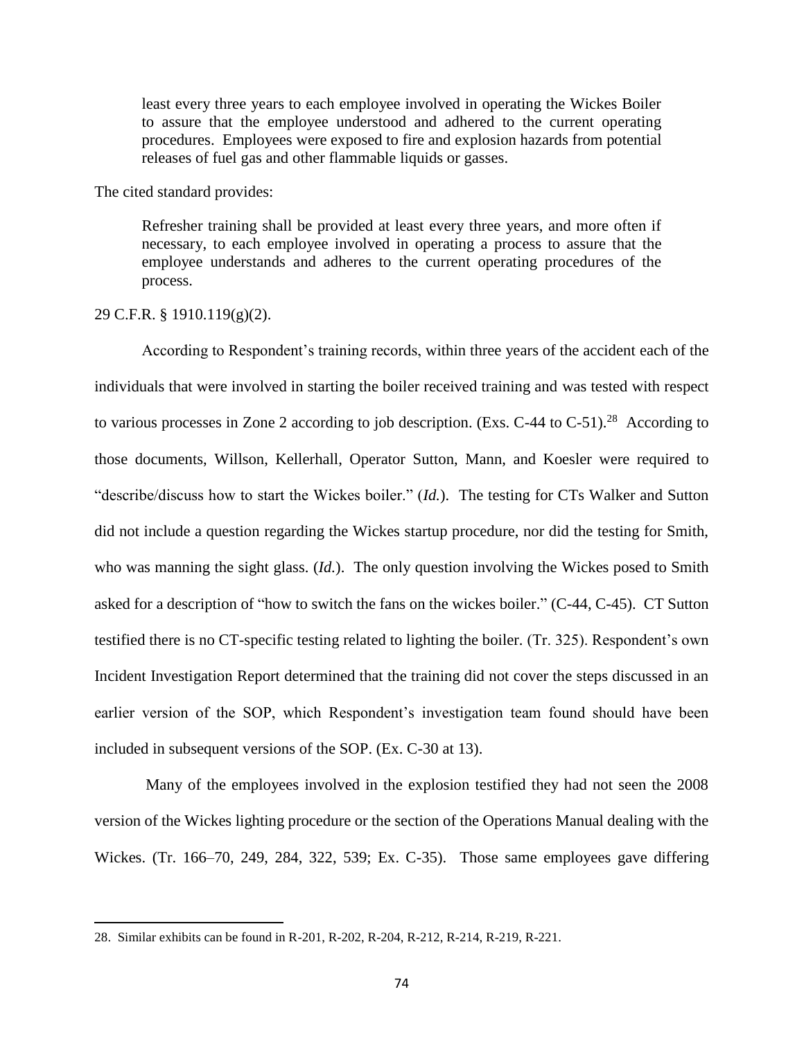> least every three years to each employee involved in operating the Wickes Boiler to assure that the employee understood and adhered to the current operating procedures. Employees were exposed to fire and explosion hazards from potential releases of fuel gas and other flammable liquids or gasses.

The cited standard provides:

> Refresher training shall be provided at least every three years, and more often if necessary, to each employee involved in operating a process to assure that the employee understands and adheres to the current operating procedures of the process.

29 C.F.R. § 1910.119(g)(2).

According to Respondent's training records, within three years of the accident each of the individuals that were involved in starting the boiler received training and was tested with respect to various processes in Zone 2 according to job description. (Exs. C-44 to C-51).[28] According to those documents, Willson, Kellerhall, Operator Sutton, Mann, and Koesler were required to "describe/discuss how to start the Wickes boiler." (*Id.*). The testing for CTs Walker and Sutton did not include a question regarding the Wickes startup procedure, nor did the testing for Smith, who was manning the sight glass. (*Id.*). The only question involving the Wickes posed to Smith asked for a description of "how to switch the fans on the wickes boiler." (C-44, C-45). CT Sutton testified there is no CT-specific testing related to lighting the boiler. (Tr. 325). Respondent's own Incident Investigation Report determined that the training did not cover the steps discussed in an earlier version of the SOP, which Respondent's investigation team found should have been included in subsequent versions of the SOP. (Ex. C-30 at 13).

Many of the employees involved in the explosion testified they had not seen the 2008 version of the Wickes lighting procedure or the section of the Operations Manual dealing with the Wickes. (Tr. 166–70, 249, 284, 322, 539; Ex. C-35). Those same employees gave differing

---

28. Similar exhibits can be found in R-201, R-202, R-204, R-212, R-214, R-219, R-221.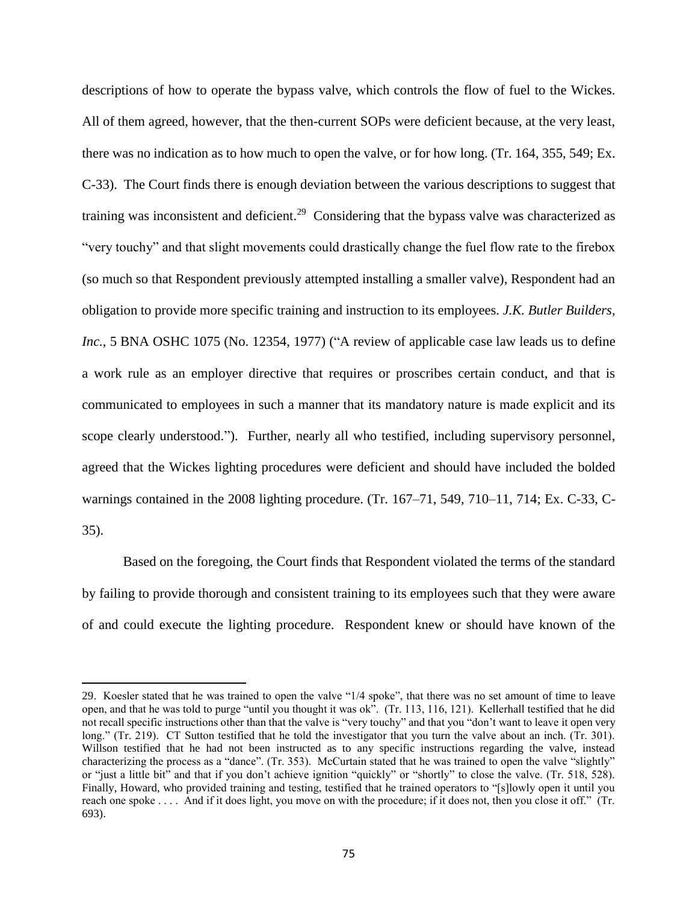descriptions of how to operate the bypass valve, which controls the flow of fuel to the Wickes. All of them agreed, however, that the then-current SOPs were deficient because, at the very least, there was no indication as to how much to open the valve, or for how long. (Tr. 164, 355, 549; Ex. C-33). The Court finds there is enough deviation between the various descriptions to suggest that training was inconsistent and deficient.[29] Considering that the bypass valve was characterized as "very touchy" and that slight movements could drastically change the fuel flow rate to the firebox (so much so that Respondent previously attempted installing a smaller valve), Respondent had an obligation to provide more specific training and instruction to its employees. *J.K. Butler Builders, Inc.*, 5 BNA OSHC 1075 (No. 12354, 1977) ("A review of applicable case law leads us to define a work rule as an employer directive that requires or proscribes certain conduct, and that is communicated to employees in such a manner that its mandatory nature is made explicit and its scope clearly understood."). Further, nearly all who testified, including supervisory personnel, agreed that the Wickes lighting procedures were deficient and should have included the bolded warnings contained in the 2008 lighting procedure. (Tr. 167–71, 549, 710–11, 714; Ex. C-33, C-35).

Based on the foregoing, the Court finds that Respondent violated the terms of the standard by failing to provide thorough and consistent training to its employees such that they were aware of and could execute the lighting procedure. Respondent knew or should have known of the

---

29. Koesler stated that he was trained to open the valve "1/4 spoke", that there was no set amount of time to leave open, and that he was told to purge "until you thought it was ok". (Tr. 113, 116, 121). Kellerhall testified that he did not recall specific instructions other than that the valve is "very touchy" and that you "don't want to leave it open very long." (Tr. 219). CT Sutton testified that he told the investigator that you turn the valve about an inch. (Tr. 301). Willson testified that he had not been instructed as to any specific instructions regarding the valve, instead characterizing the process as a "dance". (Tr. 353). McCurtain stated that he was trained to open the valve "slightly" or "just a little bit" and that if you don't achieve ignition "quickly" or "shortly" to close the valve. (Tr. 518, 528). Finally, Howard, who provided training and testing, testified that he trained operators to "[s]lowly open it until you reach one spoke . . . . And if it does light, you move on with the procedure; if it does not, then you close it off." (Tr. 693).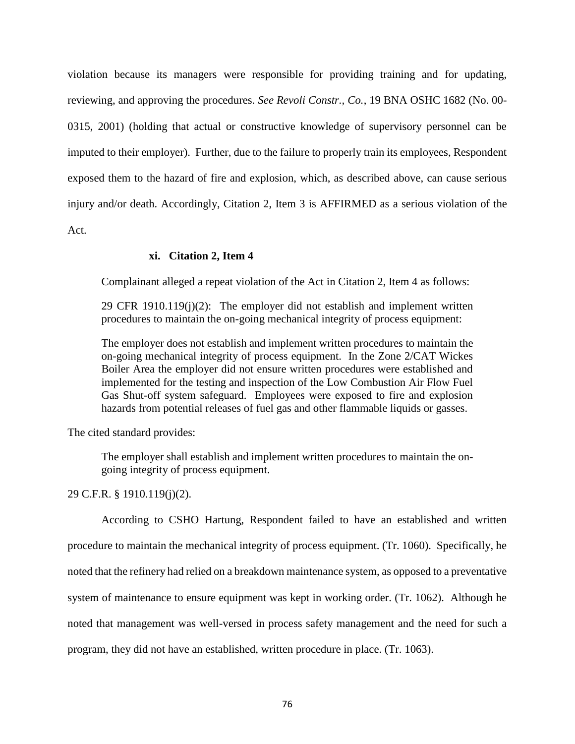violation because its managers were responsible for providing training and for updating, reviewing, and approving the procedures. *See Revoli Constr., Co.*, 19 BNA OSHC 1682 (No. 00-0315, 2001) (holding that actual or constructive knowledge of supervisory personnel can be imputed to their employer). Further, due to the failure to properly train its employees, Respondent exposed them to the hazard of fire and explosion, which, as described above, can cause serious injury and/or death. Accordingly, Citation 2, Item 3 is AFFIRMED as a serious violation of the Act.

#### xi. Citation 2, Item 4

Complainant alleged a repeat violation of the Act in Citation 2, Item 4 as follows:

> 29 CFR 1910.119(j)(2): The employer did not establish and implement written procedures to maintain the on-going mechanical integrity of process equipment:
>
> The employer does not establish and implement written procedures to maintain the on-going mechanical integrity of process equipment. In the Zone 2/CAT Wickes Boiler Area the employer did not ensure written procedures were established and implemented for the testing and inspection of the Low Combustion Air Flow Fuel Gas Shut-off system safeguard. Employees were exposed to fire and explosion hazards from potential releases of fuel gas and other flammable liquids or gasses.

The cited standard provides:

> The employer shall establish and implement written procedures to maintain the on-going integrity of process equipment.

29 C.F.R. § 1910.119(j)(2).

According to CSHO Hartung, Respondent failed to have an established and written procedure to maintain the mechanical integrity of process equipment. (Tr. 1060). Specifically, he noted that the refinery had relied on a breakdown maintenance system, as opposed to a preventative system of maintenance to ensure equipment was kept in working order. (Tr. 1062). Although he noted that management was well-versed in process safety management and the need for such a program, they did not have an established, written procedure in place. (Tr. 1063).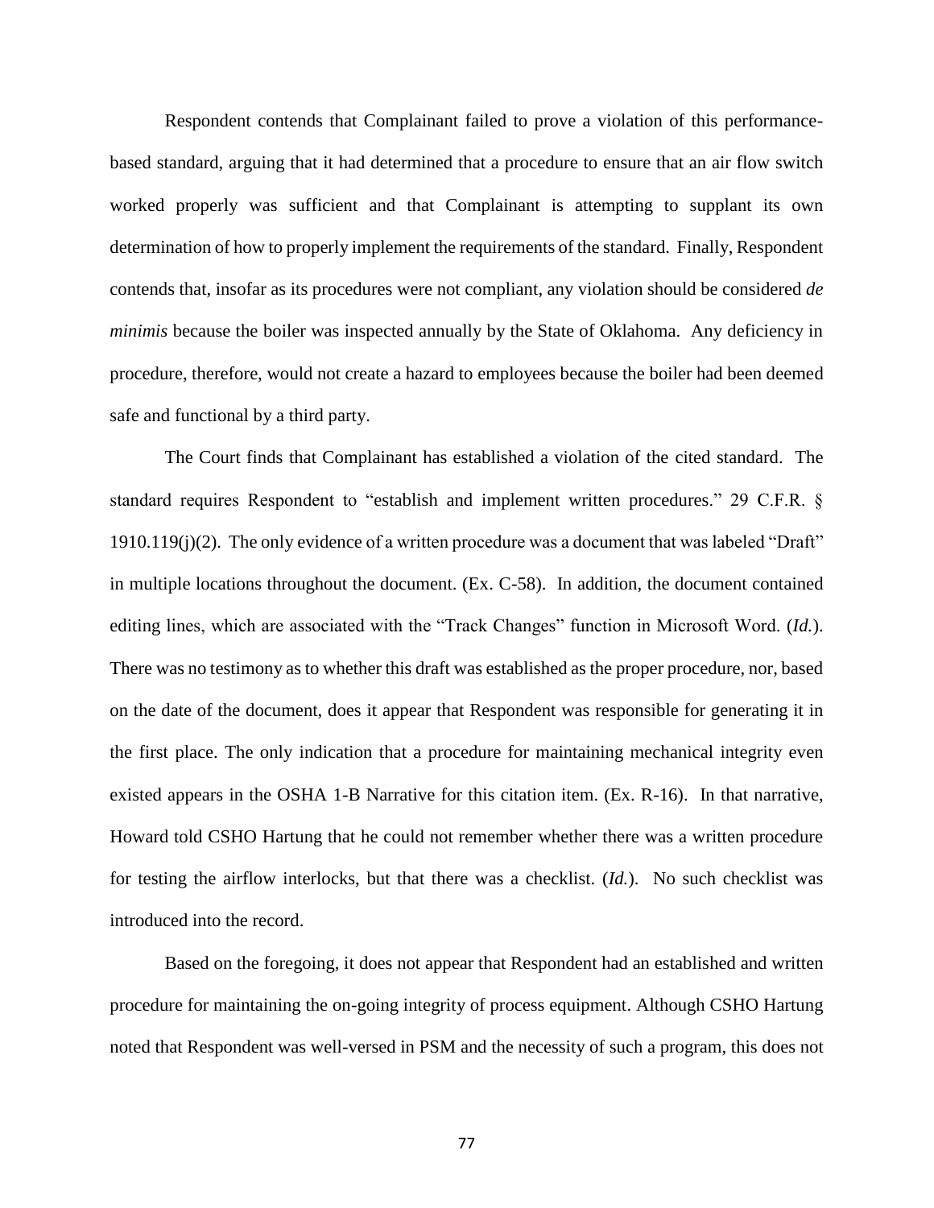Respondent contends that Complainant failed to prove a violation of this performance-based standard, arguing that it had determined that a procedure to ensure that an air flow switch worked properly was sufficient and that Complainant is attempting to supplant its own determination of how to properly implement the requirements of the standard. Finally, Respondent contends that, insofar as its procedures were not compliant, any violation should be considered *de minimis* because the boiler was inspected annually by the State of Oklahoma. Any deficiency in procedure, therefore, would not create a hazard to employees because the boiler had been deemed safe and functional by a third party.

The Court finds that Complainant has established a violation of the cited standard. The standard requires Respondent to "establish and implement written procedures." 29 C.F.R. § 1910.119(j)(2). The only evidence of a written procedure was a document that was labeled "Draft" in multiple locations throughout the document. (Ex. C-58). In addition, the document contained editing lines, which are associated with the "Track Changes" function in Microsoft Word. (*Id.*). There was no testimony as to whether this draft was established as the proper procedure, nor, based on the date of the document, does it appear that Respondent was responsible for generating it in the first place. The only indication that a procedure for maintaining mechanical integrity even existed appears in the OSHA 1-B Narrative for this citation item. (Ex. R-16). In that narrative, Howard told CSHO Hartung that he could not remember whether there was a written procedure for testing the airflow interlocks, but that there was a checklist. (*Id.*). No such checklist was introduced into the record.

Based on the foregoing, it does not appear that Respondent had an established and written procedure for maintaining the on-going integrity of process equipment. Although CSHO Hartung noted that Respondent was well-versed in PSM and the necessity of such a program, this does not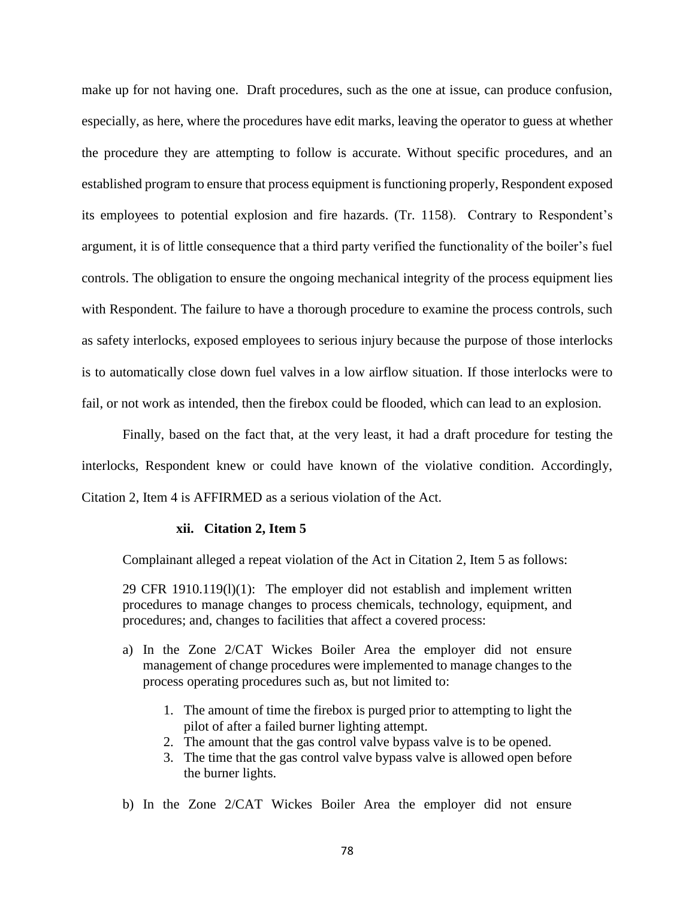make up for not having one. Draft procedures, such as the one at issue, can produce confusion, especially, as here, where the procedures have edit marks, leaving the operator to guess at whether the procedure they are attempting to follow is accurate. Without specific procedures, and an established program to ensure that process equipment is functioning properly, Respondent exposed its employees to potential explosion and fire hazards. (Tr. 1158). Contrary to Respondent's argument, it is of little consequence that a third party verified the functionality of the boiler's fuel controls. The obligation to ensure the ongoing mechanical integrity of the process equipment lies with Respondent. The failure to have a thorough procedure to examine the process controls, such as safety interlocks, exposed employees to serious injury because the purpose of those interlocks is to automatically close down fuel valves in a low airflow situation. If those interlocks were to fail, or not work as intended, then the firebox could be flooded, which can lead to an explosion.

Finally, based on the fact that, at the very least, it had a draft procedure for testing the interlocks, Respondent knew or could have known of the violative condition. Accordingly, Citation 2, Item 4 is AFFIRMED as a serious violation of the Act.

#### xii. Citation 2, Item 5

Complainant alleged a repeat violation of the Act in Citation 2, Item 5 as follows:

> 29 CFR 1910.119(l)(1): The employer did not establish and implement written procedures to manage changes to process chemicals, technology, equipment, and procedures; and, changes to facilities that affect a covered process:
>
> a) In the Zone 2/CAT Wickes Boiler Area the employer did not ensure management of change procedures were implemented to manage changes to the process operating procedures such as, but not limited to:
>
> 1. The amount of time the firebox is purged prior to attempting to light the pilot of after a failed burner lighting attempt.
> 2. The amount that the gas control valve bypass valve is to be opened.
> 3. The time that the gas control valve bypass valve is allowed open before the burner lights.
>
> b) In the Zone 2/CAT Wickes Boiler Area the employer did not ensure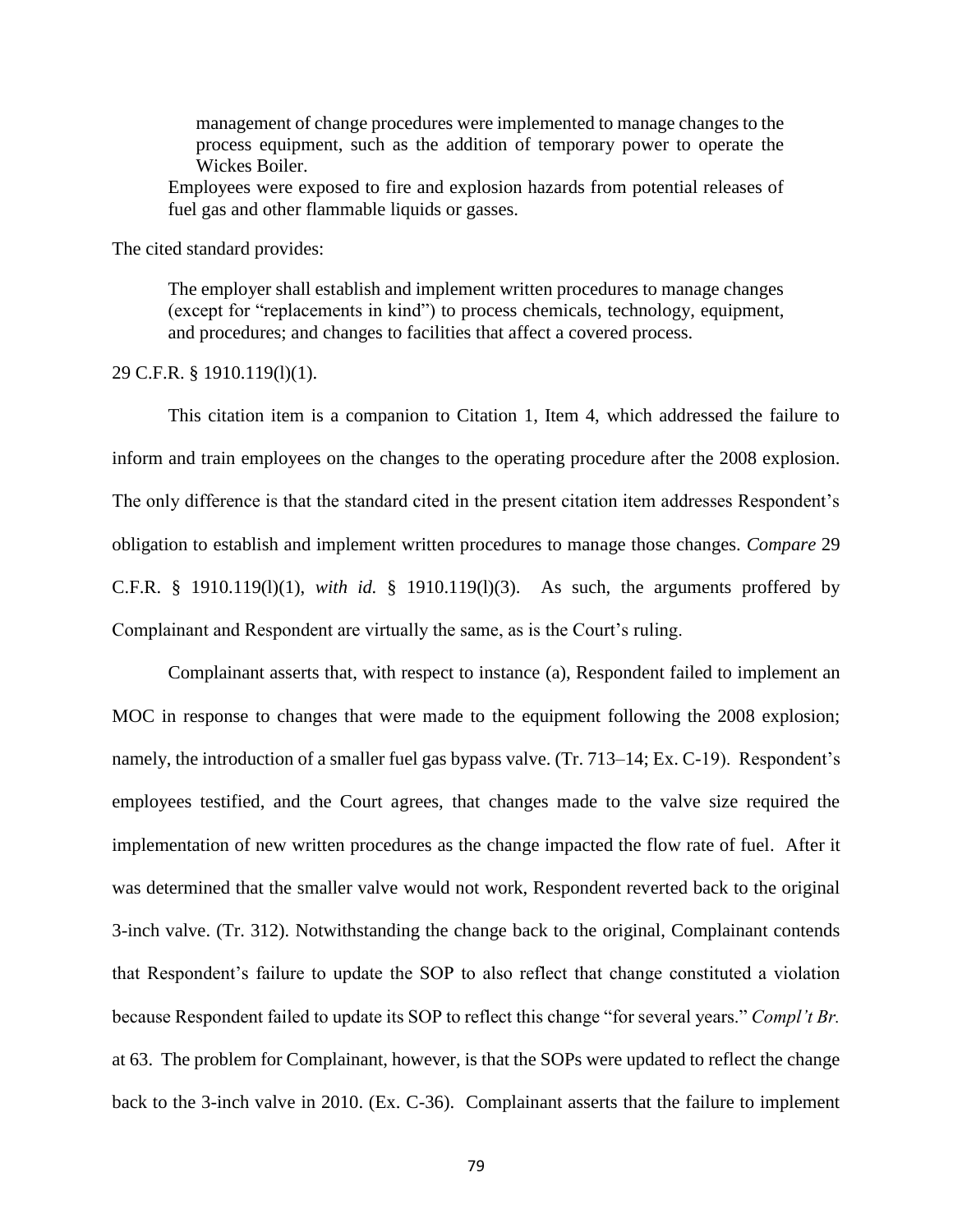> management of change procedures were implemented to manage changes to the process equipment, such as the addition of temporary power to operate the Wickes Boiler.
>
> Employees were exposed to fire and explosion hazards from potential releases of fuel gas and other flammable liquids or gasses.

The cited standard provides:

> The employer shall establish and implement written procedures to manage changes (except for "replacements in kind") to process chemicals, technology, equipment, and procedures; and changes to facilities that affect a covered process.

29 C.F.R. § 1910.119(l)(1).

This citation item is a companion to Citation 1, Item 4, which addressed the failure to inform and train employees on the changes to the operating procedure after the 2008 explosion. The only difference is that the standard cited in the present citation item addresses Respondent's obligation to establish and implement written procedures to manage those changes. *Compare* 29 C.F.R. § 1910.119(l)(1), *with id.* § 1910.119(l)(3). As such, the arguments proffered by Complainant and Respondent are virtually the same, as is the Court's ruling.

Complainant asserts that, with respect to instance (a), Respondent failed to implement an MOC in response to changes that were made to the equipment following the 2008 explosion; namely, the introduction of a smaller fuel gas bypass valve. (Tr. 713–14; Ex. C-19). Respondent's employees testified, and the Court agrees, that changes made to the valve size required the implementation of new written procedures as the change impacted the flow rate of fuel. After it was determined that the smaller valve would not work, Respondent reverted back to the original 3-inch valve. (Tr. 312). Notwithstanding the change back to the original, Complainant contends that Respondent's failure to update the SOP to also reflect that change constituted a violation because Respondent failed to update its SOP to reflect this change "for several years." *Compl't Br.* at 63. The problem for Complainant, however, is that the SOPs were updated to reflect the change back to the 3-inch valve in 2010. (Ex. C-36). Complainant asserts that the failure to implement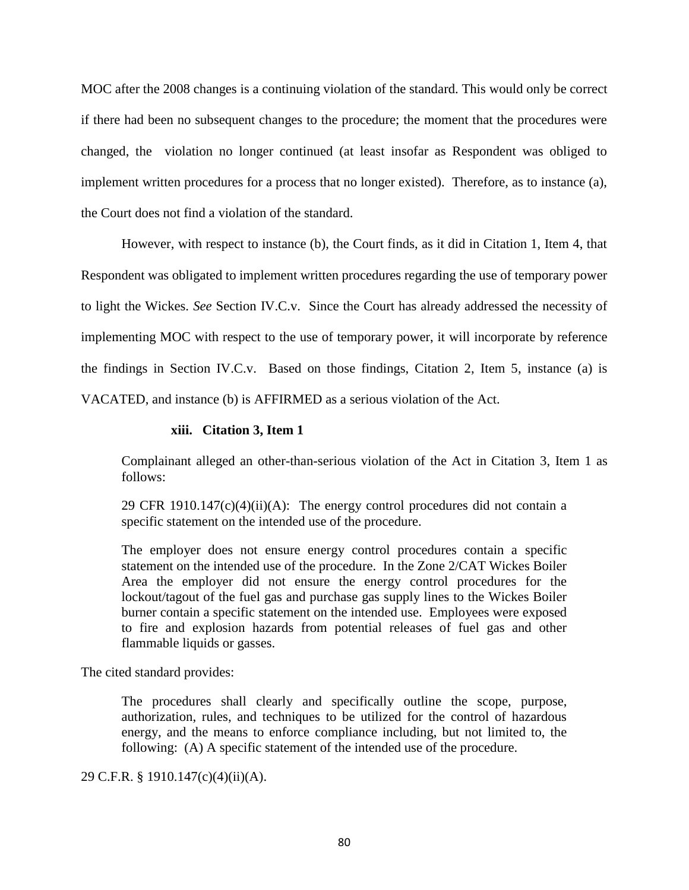MOC after the 2008 changes is a continuing violation of the standard. This would only be correct if there had been no subsequent changes to the procedure; the moment that the procedures were changed, the violation no longer continued (at least insofar as Respondent was obliged to implement written procedures for a process that no longer existed). Therefore, as to instance (a), the Court does not find a violation of the standard.

However, with respect to instance (b), the Court finds, as it did in Citation 1, Item 4, that Respondent was obligated to implement written procedures regarding the use of temporary power to light the Wickes. *See* Section IV.C.v. Since the Court has already addressed the necessity of implementing MOC with respect to the use of temporary power, it will incorporate by reference the findings in Section IV.C.v. Based on those findings, Citation 2, Item 5, instance (a) is VACATED, and instance (b) is AFFIRMED as a serious violation of the Act.

#### xiii. Citation 3, Item 1

> Complainant alleged an other-than-serious violation of the Act in Citation 3, Item 1 as follows:
>
> 29 CFR 1910.147(c)(4)(ii)(A): The energy control procedures did not contain a specific statement on the intended use of the procedure.
>
> The employer does not ensure energy control procedures contain a specific statement on the intended use of the procedure. In the Zone 2/CAT Wickes Boiler Area the employer did not ensure the energy control procedures for the lockout/tagout of the fuel gas and purchase gas supply lines to the Wickes Boiler burner contain a specific statement on the intended use. Employees were exposed to fire and explosion hazards from potential releases of fuel gas and other flammable liquids or gasses.

The cited standard provides:

> The procedures shall clearly and specifically outline the scope, purpose, authorization, rules, and techniques to be utilized for the control of hazardous energy, and the means to enforce compliance including, but not limited to, the following: (A) A specific statement of the intended use of the procedure.

29 C.F.R. § 1910.147(c)(4)(ii)(A).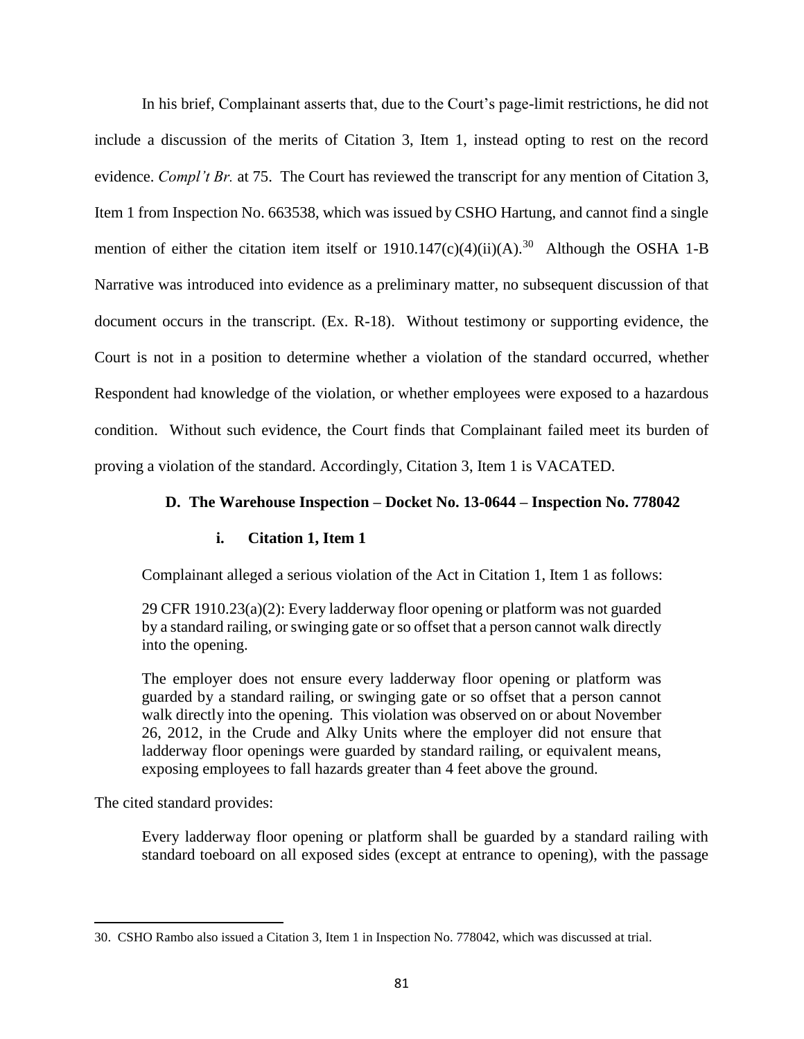In his brief, Complainant asserts that, due to the Court's page-limit restrictions, he did not include a discussion of the merits of Citation 3, Item 1, instead opting to rest on the record evidence. *Compl't Br.* at 75. The Court has reviewed the transcript for any mention of Citation 3, Item 1 from Inspection No. 663538, which was issued by CSHO Hartung, and cannot find a single mention of either the citation item itself or 1910.147(c)(4)(ii)(A).[30] Although the OSHA 1-B Narrative was introduced into evidence as a preliminary matter, no subsequent discussion of that document occurs in the transcript. (Ex. R-18). Without testimony or supporting evidence, the Court is not in a position to determine whether a violation of the standard occurred, whether Respondent had knowledge of the violation, or whether employees were exposed to a hazardous condition. Without such evidence, the Court finds that Complainant failed meet its burden of proving a violation of the standard. Accordingly, Citation 3, Item 1 is VACATED.

### D. The Warehouse Inspection – Docket No. 13-0644 – Inspection No. 778042

#### i. Citation 1, Item 1

Complainant alleged a serious violation of the Act in Citation 1, Item 1 as follows:

> 29 CFR 1910.23(a)(2): Every ladderway floor opening or platform was not guarded by a standard railing, or swinging gate or so offset that a person cannot walk directly into the opening.
>
> The employer does not ensure every ladderway floor opening or platform was guarded by a standard railing, or swinging gate or so offset that a person cannot walk directly into the opening. This violation was observed on or about November 26, 2012, in the Crude and Alky Units where the employer did not ensure that ladderway floor openings were guarded by standard railing, or equivalent means, exposing employees to fall hazards greater than 4 feet above the ground.

The cited standard provides:

> Every ladderway floor opening or platform shall be guarded by a standard railing with standard toeboard on all exposed sides (except at entrance to opening), with the passage

---

30. CSHO Rambo also issued a Citation 3, Item 1 in Inspection No. 778042, which was discussed at trial.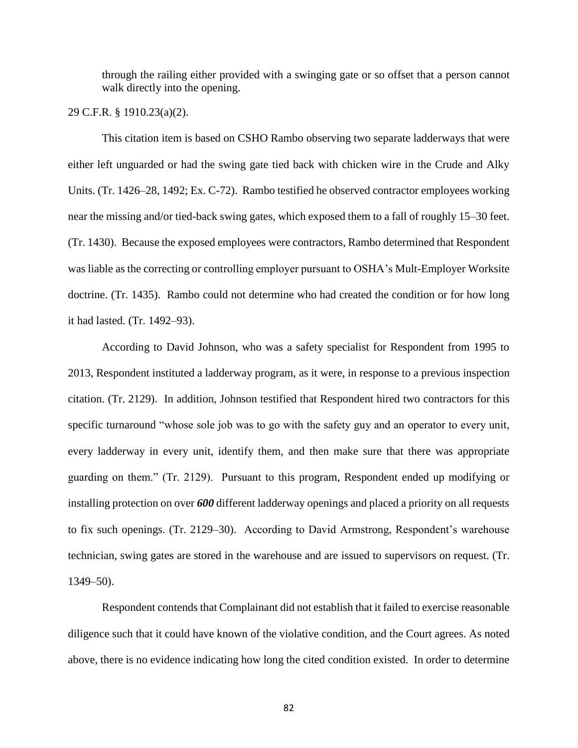through the railing either provided with a swinging gate or so offset that a person cannot walk directly into the opening.

29 C.F.R. § 1910.23(a)(2).

This citation item is based on CSHO Rambo observing two separate ladderways that were either left unguarded or had the swing gate tied back with chicken wire in the Crude and Alky Units. (Tr. 1426–28, 1492; Ex. C-72). Rambo testified he observed contractor employees working near the missing and/or tied-back swing gates, which exposed them to a fall of roughly 15–30 feet. (Tr. 1430). Because the exposed employees were contractors, Rambo determined that Respondent was liable as the correcting or controlling employer pursuant to OSHA's Mult-Employer Worksite doctrine. (Tr. 1435). Rambo could not determine who had created the condition or for how long it had lasted. (Tr. 1492–93).

According to David Johnson, who was a safety specialist for Respondent from 1995 to 2013, Respondent instituted a ladderway program, as it were, in response to a previous inspection citation. (Tr. 2129). In addition, Johnson testified that Respondent hired two contractors for this specific turnaround "whose sole job was to go with the safety guy and an operator to every unit, every ladderway in every unit, identify them, and then make sure that there was appropriate guarding on them." (Tr. 2129). Pursuant to this program, Respondent ended up modifying or installing protection on over ***600*** different ladderway openings and placed a priority on all requests to fix such openings. (Tr. 2129–30). According to David Armstrong, Respondent's warehouse technician, swing gates are stored in the warehouse and are issued to supervisors on request. (Tr. 1349–50).

Respondent contends that Complainant did not establish that it failed to exercise reasonable diligence such that it could have known of the violative condition, and the Court agrees. As noted above, there is no evidence indicating how long the cited condition existed. In order to determine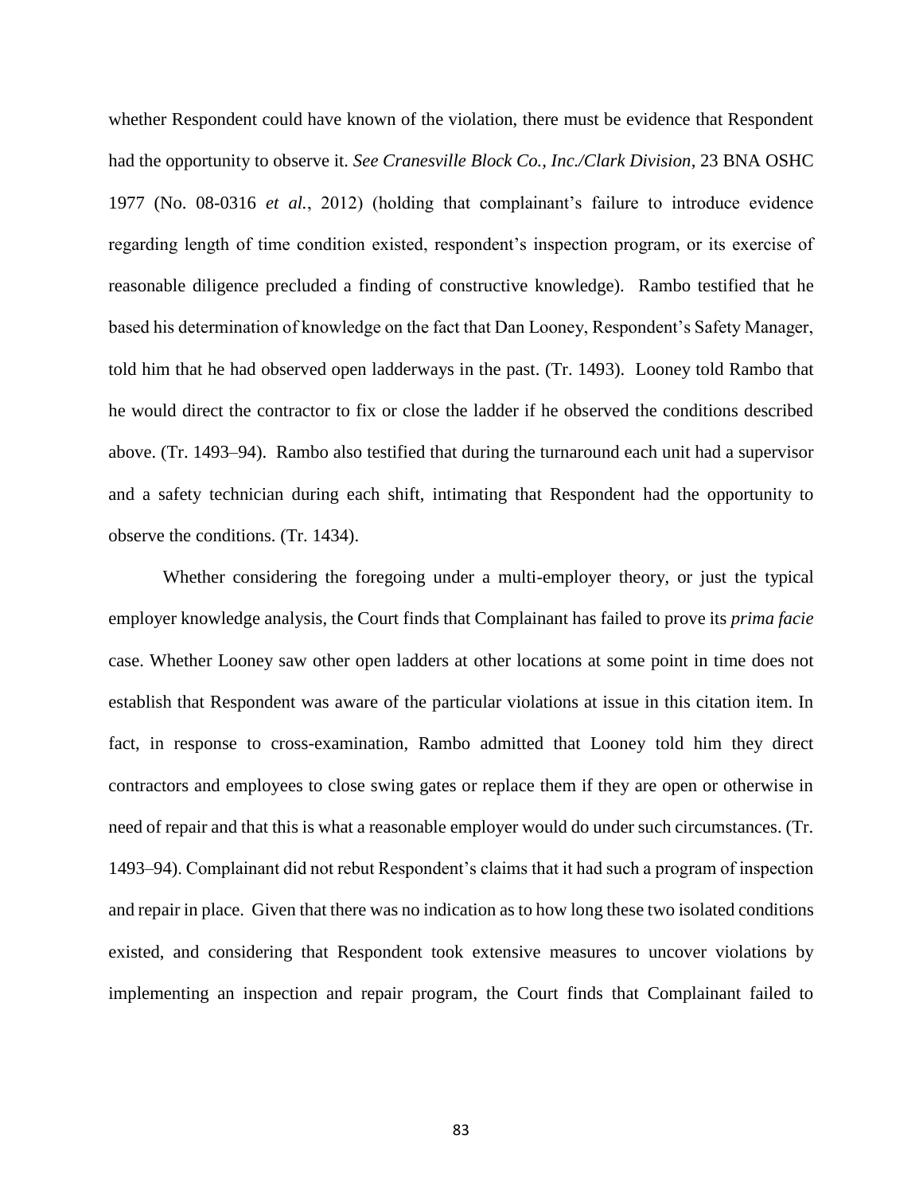whether Respondent could have known of the violation, there must be evidence that Respondent had the opportunity to observe it. *See Cranesville Block Co., Inc./Clark Division*, 23 BNA OSHC 1977 (No. 08-0316 *et al.*, 2012) (holding that complainant's failure to introduce evidence regarding length of time condition existed, respondent's inspection program, or its exercise of reasonable diligence precluded a finding of constructive knowledge). Rambo testified that he based his determination of knowledge on the fact that Dan Looney, Respondent's Safety Manager, told him that he had observed open ladderways in the past. (Tr. 1493). Looney told Rambo that he would direct the contractor to fix or close the ladder if he observed the conditions described above. (Tr. 1493–94). Rambo also testified that during the turnaround each unit had a supervisor and a safety technician during each shift, intimating that Respondent had the opportunity to observe the conditions. (Tr. 1434).

Whether considering the foregoing under a multi-employer theory, or just the typical employer knowledge analysis, the Court finds that Complainant has failed to prove its *prima facie* case. Whether Looney saw other open ladders at other locations at some point in time does not establish that Respondent was aware of the particular violations at issue in this citation item. In fact, in response to cross-examination, Rambo admitted that Looney told him they direct contractors and employees to close swing gates or replace them if they are open or otherwise in need of repair and that this is what a reasonable employer would do under such circumstances. (Tr. 1493–94). Complainant did not rebut Respondent's claims that it had such a program of inspection and repair in place. Given that there was no indication as to how long these two isolated conditions existed, and considering that Respondent took extensive measures to uncover violations by implementing an inspection and repair program, the Court finds that Complainant failed to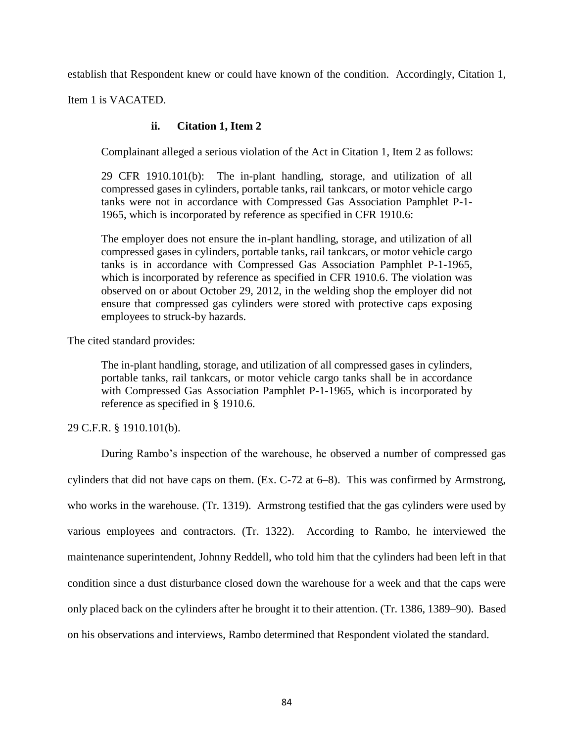establish that Respondent knew or could have known of the condition. Accordingly, Citation 1, Item 1 is VACATED.

### ii. Citation 1, Item 2

Complainant alleged a serious violation of the Act in Citation 1, Item 2 as follows:

> 29 CFR 1910.101(b): The in-plant handling, storage, and utilization of all compressed gases in cylinders, portable tanks, rail tankcars, or motor vehicle cargo tanks were not in accordance with Compressed Gas Association Pamphlet P-1-1965, which is incorporated by reference as specified in CFR 1910.6:
>
> The employer does not ensure the in-plant handling, storage, and utilization of all compressed gases in cylinders, portable tanks, rail tankcars, or motor vehicle cargo tanks is in accordance with Compressed Gas Association Pamphlet P-1-1965, which is incorporated by reference as specified in CFR 1910.6. The violation was observed on or about October 29, 2012, in the welding shop the employer did not ensure that compressed gas cylinders were stored with protective caps exposing employees to struck-by hazards.

The cited standard provides:

> The in-plant handling, storage, and utilization of all compressed gases in cylinders, portable tanks, rail tankcars, or motor vehicle cargo tanks shall be in accordance with Compressed Gas Association Pamphlet P-1-1965, which is incorporated by reference as specified in § 1910.6.

29 C.F.R. § 1910.101(b).

During Rambo's inspection of the warehouse, he observed a number of compressed gas cylinders that did not have caps on them. (Ex. C-72 at 6–8). This was confirmed by Armstrong, who works in the warehouse. (Tr. 1319). Armstrong testified that the gas cylinders were used by various employees and contractors. (Tr. 1322). According to Rambo, he interviewed the maintenance superintendent, Johnny Reddell, who told him that the cylinders had been left in that condition since a dust disturbance closed down the warehouse for a week and that the caps were only placed back on the cylinders after he brought it to their attention. (Tr. 1386, 1389–90). Based on his observations and interviews, Rambo determined that Respondent violated the standard.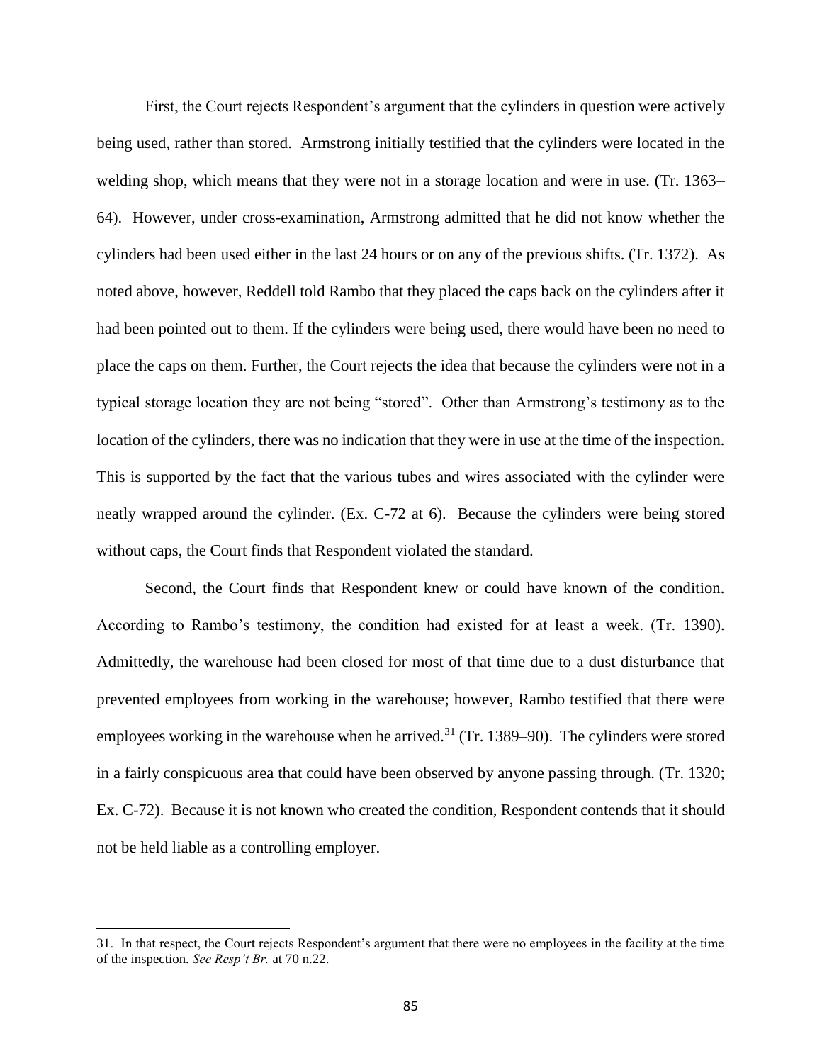First, the Court rejects Respondent's argument that the cylinders in question were actively being used, rather than stored. Armstrong initially testified that the cylinders were located in the welding shop, which means that they were not in a storage location and were in use. (Tr. 1363–64). However, under cross-examination, Armstrong admitted that he did not know whether the cylinders had been used either in the last 24 hours or on any of the previous shifts. (Tr. 1372). As noted above, however, Reddell told Rambo that they placed the caps back on the cylinders after it had been pointed out to them. If the cylinders were being used, there would have been no need to place the caps on them. Further, the Court rejects the idea that because the cylinders were not in a typical storage location they are not being "stored". Other than Armstrong's testimony as to the location of the cylinders, there was no indication that they were in use at the time of the inspection. This is supported by the fact that the various tubes and wires associated with the cylinder were neatly wrapped around the cylinder. (Ex. C-72 at 6). Because the cylinders were being stored without caps, the Court finds that Respondent violated the standard.

Second, the Court finds that Respondent knew or could have known of the condition. According to Rambo's testimony, the condition had existed for at least a week. (Tr. 1390). Admittedly, the warehouse had been closed for most of that time due to a dust disturbance that prevented employees from working in the warehouse; however, Rambo testified that there were employees working in the warehouse when he arrived.[31] (Tr. 1389–90). The cylinders were stored in a fairly conspicuous area that could have been observed by anyone passing through. (Tr. 1320; Ex. C-72). Because it is not known who created the condition, Respondent contends that it should not be held liable as a controlling employer.

---

31. In that respect, the Court rejects Respondent's argument that there were no employees in the facility at the time of the inspection. *See Resp't Br.* at 70 n.22.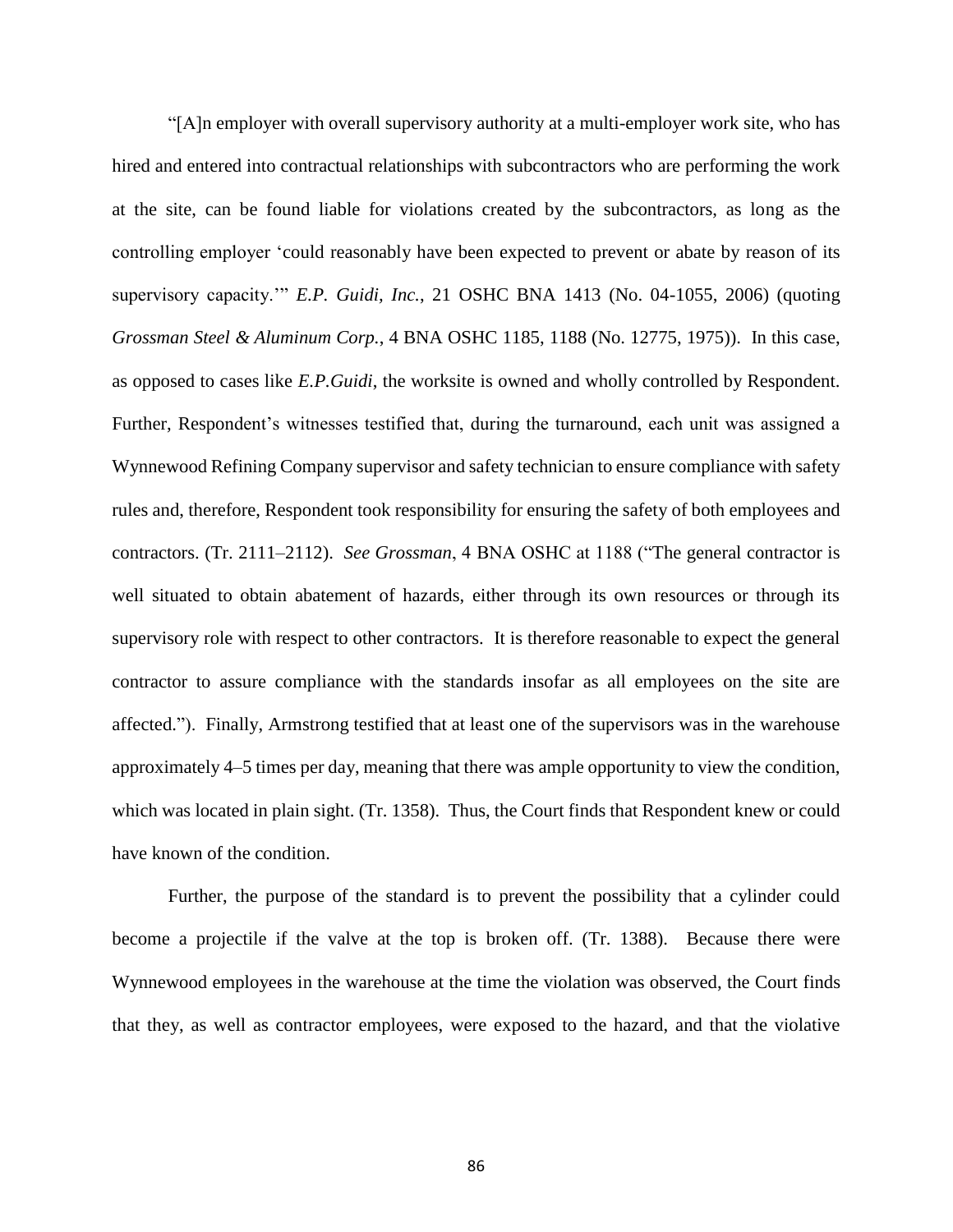"[A]n employer with overall supervisory authority at a multi-employer work site, who has hired and entered into contractual relationships with subcontractors who are performing the work at the site, can be found liable for violations created by the subcontractors, as long as the controlling employer 'could reasonably have been expected to prevent or abate by reason of its supervisory capacity.'" *E.P. Guidi, Inc.*, 21 OSHC BNA 1413 (No. 04-1055, 2006) (quoting *Grossman Steel & Aluminum Corp.*, 4 BNA OSHC 1185, 1188 (No. 12775, 1975)). In this case, as opposed to cases like *E.P.Guidi*, the worksite is owned and wholly controlled by Respondent. Further, Respondent's witnesses testified that, during the turnaround, each unit was assigned a Wynnewood Refining Company supervisor and safety technician to ensure compliance with safety rules and, therefore, Respondent took responsibility for ensuring the safety of both employees and contractors. (Tr. 2111–2112). *See Grossman*, 4 BNA OSHC at 1188 ("The general contractor is well situated to obtain abatement of hazards, either through its own resources or through its supervisory role with respect to other contractors. It is therefore reasonable to expect the general contractor to assure compliance with the standards insofar as all employees on the site are affected."). Finally, Armstrong testified that at least one of the supervisors was in the warehouse approximately 4–5 times per day, meaning that there was ample opportunity to view the condition, which was located in plain sight. (Tr. 1358). Thus, the Court finds that Respondent knew or could have known of the condition.

Further, the purpose of the standard is to prevent the possibility that a cylinder could become a projectile if the valve at the top is broken off. (Tr. 1388). Because there were Wynnewood employees in the warehouse at the time the violation was observed, the Court finds that they, as well as contractor employees, were exposed to the hazard, and that the violative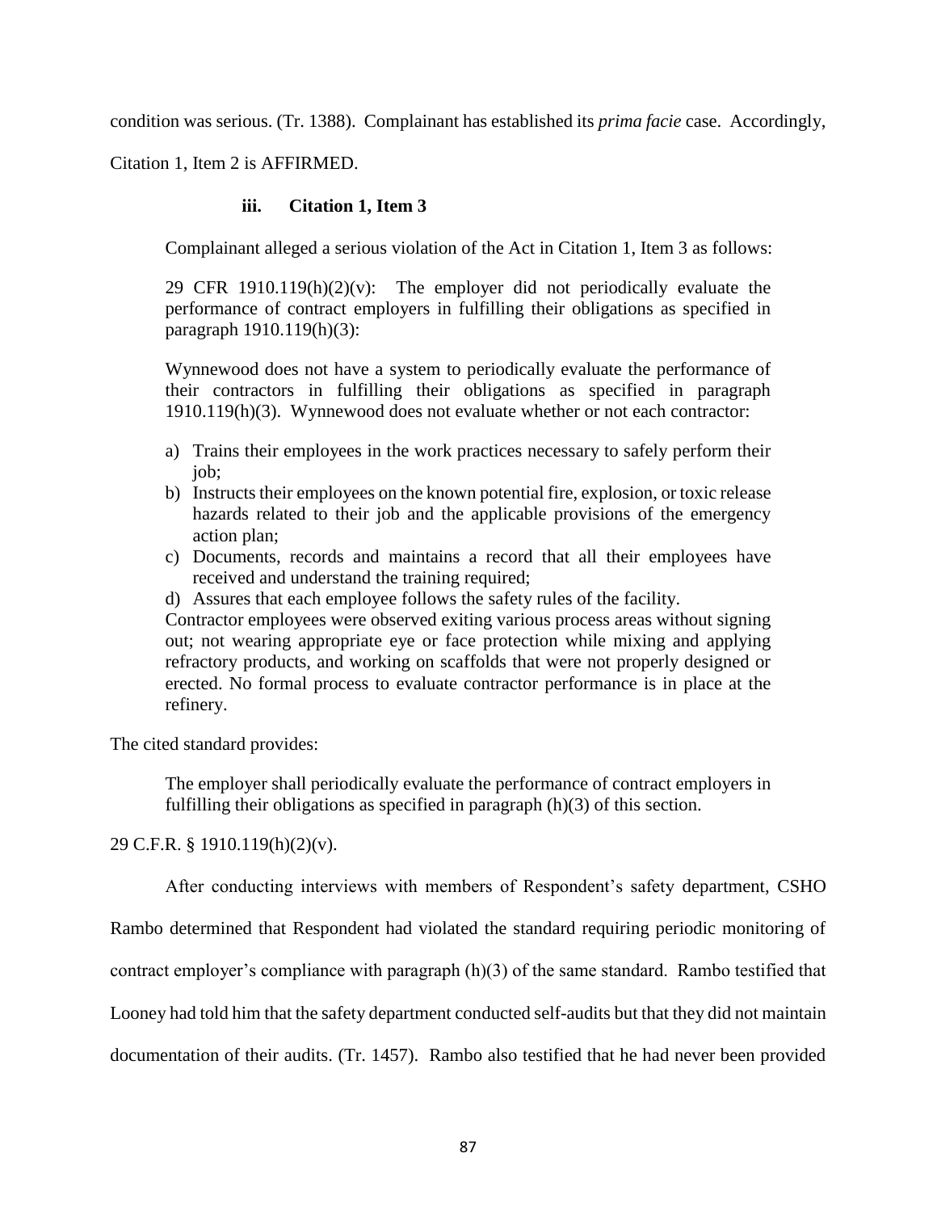condition was serious. (Tr. 1388). Complainant has established its *prima facie* case. Accordingly, Citation 1, Item 2 is AFFIRMED.

### iii. Citation 1, Item 3

Complainant alleged a serious violation of the Act in Citation 1, Item 3 as follows:

> 29 CFR 1910.119(h)(2)(v): The employer did not periodically evaluate the performance of contract employers in fulfilling their obligations as specified in paragraph 1910.119(h)(3):
>
> Wynnewood does not have a system to periodically evaluate the performance of their contractors in fulfilling their obligations as specified in paragraph 1910.119(h)(3). Wynnewood does not evaluate whether or not each contractor:
>
> a) Trains their employees in the work practices necessary to safely perform their job;
> b) Instructs their employees on the known potential fire, explosion, or toxic release hazards related to their job and the applicable provisions of the emergency action plan;
> c) Documents, records and maintains a record that all their employees have received and understand the training required;
> d) Assures that each employee follows the safety rules of the facility.
>
> Contractor employees were observed exiting various process areas without signing out; not wearing appropriate eye or face protection while mixing and applying refractory products, and working on scaffolds that were not properly designed or erected. No formal process to evaluate contractor performance is in place at the refinery.

The cited standard provides:

> The employer shall periodically evaluate the performance of contract employers in fulfilling their obligations as specified in paragraph (h)(3) of this section.

29 C.F.R. § 1910.119(h)(2)(v).

After conducting interviews with members of Respondent's safety department, CSHO Rambo determined that Respondent had violated the standard requiring periodic monitoring of contract employer's compliance with paragraph (h)(3) of the same standard. Rambo testified that Looney had told him that the safety department conducted self-audits but that they did not maintain documentation of their audits. (Tr. 1457). Rambo also testified that he had never been provided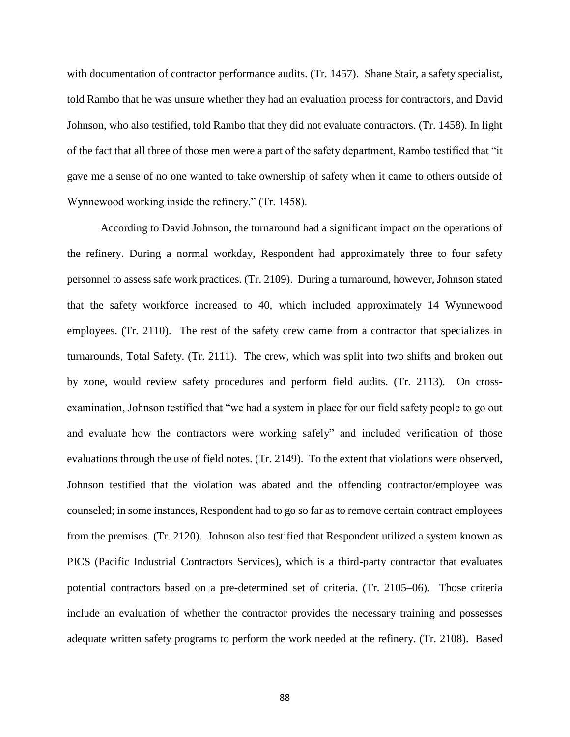with documentation of contractor performance audits. (Tr. 1457). Shane Stair, a safety specialist, told Rambo that he was unsure whether they had an evaluation process for contractors, and David Johnson, who also testified, told Rambo that they did not evaluate contractors. (Tr. 1458). In light of the fact that all three of those men were a part of the safety department, Rambo testified that "it gave me a sense of no one wanted to take ownership of safety when it came to others outside of Wynnewood working inside the refinery." (Tr. 1458).

According to David Johnson, the turnaround had a significant impact on the operations of the refinery. During a normal workday, Respondent had approximately three to four safety personnel to assess safe work practices. (Tr. 2109). During a turnaround, however, Johnson stated that the safety workforce increased to 40, which included approximately 14 Wynnewood employees. (Tr. 2110). The rest of the safety crew came from a contractor that specializes in turnarounds, Total Safety. (Tr. 2111). The crew, which was split into two shifts and broken out by zone, would review safety procedures and perform field audits. (Tr. 2113). On cross-examination, Johnson testified that "we had a system in place for our field safety people to go out and evaluate how the contractors were working safely" and included verification of those evaluations through the use of field notes. (Tr. 2149). To the extent that violations were observed, Johnson testified that the violation was abated and the offending contractor/employee was counseled; in some instances, Respondent had to go so far as to remove certain contract employees from the premises. (Tr. 2120). Johnson also testified that Respondent utilized a system known as PICS (Pacific Industrial Contractors Services), which is a third-party contractor that evaluates potential contractors based on a pre-determined set of criteria. (Tr. 2105–06). Those criteria include an evaluation of whether the contractor provides the necessary training and possesses adequate written safety programs to perform the work needed at the refinery. (Tr. 2108). Based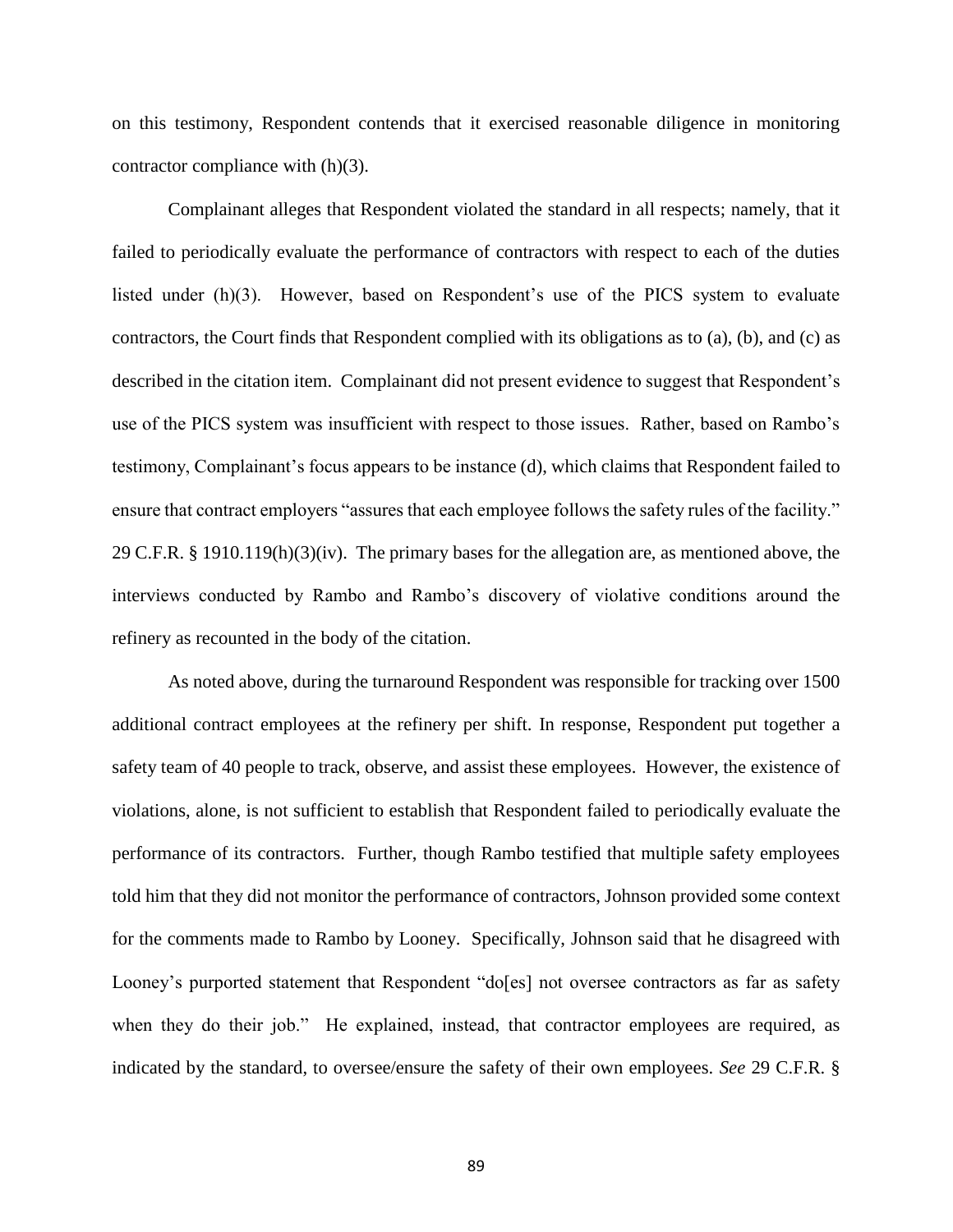on this testimony, Respondent contends that it exercised reasonable diligence in monitoring contractor compliance with (h)(3).

Complainant alleges that Respondent violated the standard in all respects; namely, that it failed to periodically evaluate the performance of contractors with respect to each of the duties listed under (h)(3). However, based on Respondent's use of the PICS system to evaluate contractors, the Court finds that Respondent complied with its obligations as to (a), (b), and (c) as described in the citation item. Complainant did not present evidence to suggest that Respondent's use of the PICS system was insufficient with respect to those issues. Rather, based on Rambo's testimony, Complainant's focus appears to be instance (d), which claims that Respondent failed to ensure that contract employers "assures that each employee follows the safety rules of the facility." 29 C.F.R. § 1910.119(h)(3)(iv). The primary bases for the allegation are, as mentioned above, the interviews conducted by Rambo and Rambo's discovery of violative conditions around the refinery as recounted in the body of the citation.

As noted above, during the turnaround Respondent was responsible for tracking over 1500 additional contract employees at the refinery per shift. In response, Respondent put together a safety team of 40 people to track, observe, and assist these employees. However, the existence of violations, alone, is not sufficient to establish that Respondent failed to periodically evaluate the performance of its contractors. Further, though Rambo testified that multiple safety employees told him that they did not monitor the performance of contractors, Johnson provided some context for the comments made to Rambo by Looney. Specifically, Johnson said that he disagreed with Looney's purported statement that Respondent "do[es] not oversee contractors as far as safety when they do their job." He explained, instead, that contractor employees are required, as indicated by the standard, to oversee/ensure the safety of their own employees. *See* 29 C.F.R. §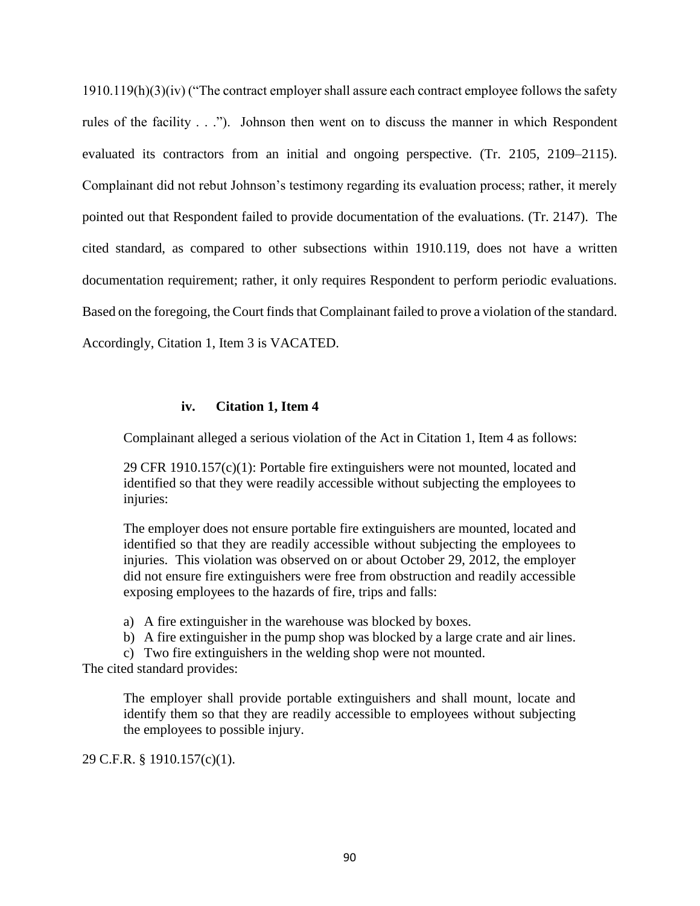1910.119(h)(3)(iv) ("The contract employer shall assure each contract employee follows the safety rules of the facility . . ."). Johnson then went on to discuss the manner in which Respondent evaluated its contractors from an initial and ongoing perspective. (Tr. 2105, 2109–2115). Complainant did not rebut Johnson's testimony regarding its evaluation process; rather, it merely pointed out that Respondent failed to provide documentation of the evaluations. (Tr. 2147). The cited standard, as compared to other subsections within 1910.119, does not have a written documentation requirement; rather, it only requires Respondent to perform periodic evaluations. Based on the foregoing, the Court finds that Complainant failed to prove a violation of the standard. Accordingly, Citation 1, Item 3 is VACATED.

#### iv. Citation 1, Item 4

Complainant alleged a serious violation of the Act in Citation 1, Item 4 as follows:

> 29 CFR 1910.157(c)(1): Portable fire extinguishers were not mounted, located and identified so that they were readily accessible without subjecting the employees to injuries:
>
> The employer does not ensure portable fire extinguishers are mounted, located and identified so that they are readily accessible without subjecting the employees to injuries. This violation was observed on or about October 29, 2012, the employer did not ensure fire extinguishers were free from obstruction and readily accessible exposing employees to the hazards of fire, trips and falls:
>
> a) A fire extinguisher in the warehouse was blocked by boxes.
> b) A fire extinguisher in the pump shop was blocked by a large crate and air lines.
> c) Two fire extinguishers in the welding shop were not mounted.

The cited standard provides:

> The employer shall provide portable extinguishers and shall mount, locate and identify them so that they are readily accessible to employees without subjecting the employees to possible injury.

29 C.F.R. § 1910.157(c)(1).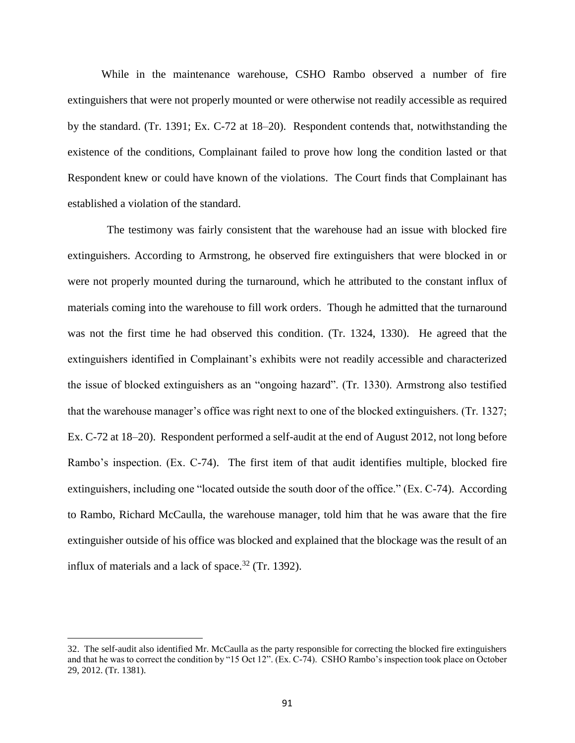While in the maintenance warehouse, CSHO Rambo observed a number of fire extinguishers that were not properly mounted or were otherwise not readily accessible as required by the standard. (Tr. 1391; Ex. C-72 at 18–20). Respondent contends that, notwithstanding the existence of the conditions, Complainant failed to prove how long the condition lasted or that Respondent knew or could have known of the violations. The Court finds that Complainant has established a violation of the standard.

The testimony was fairly consistent that the warehouse had an issue with blocked fire extinguishers. According to Armstrong, he observed fire extinguishers that were blocked in or were not properly mounted during the turnaround, which he attributed to the constant influx of materials coming into the warehouse to fill work orders. Though he admitted that the turnaround was not the first time he had observed this condition. (Tr. 1324, 1330). He agreed that the extinguishers identified in Complainant's exhibits were not readily accessible and characterized the issue of blocked extinguishers as an "ongoing hazard". (Tr. 1330). Armstrong also testified that the warehouse manager's office was right next to one of the blocked extinguishers. (Tr. 1327; Ex. C-72 at 18–20). Respondent performed a self-audit at the end of August 2012, not long before Rambo's inspection. (Ex. C-74). The first item of that audit identifies multiple, blocked fire extinguishers, including one "located outside the south door of the office." (Ex. C-74). According to Rambo, Richard McCaulla, the warehouse manager, told him that he was aware that the fire extinguisher outside of his office was blocked and explained that the blockage was the result of an influx of materials and a lack of space.[32] (Tr. 1392).

---

32. The self-audit also identified Mr. McCaulla as the party responsible for correcting the blocked fire extinguishers and that he was to correct the condition by "15 Oct 12". (Ex. C-74). CSHO Rambo's inspection took place on October 29, 2012. (Tr. 1381).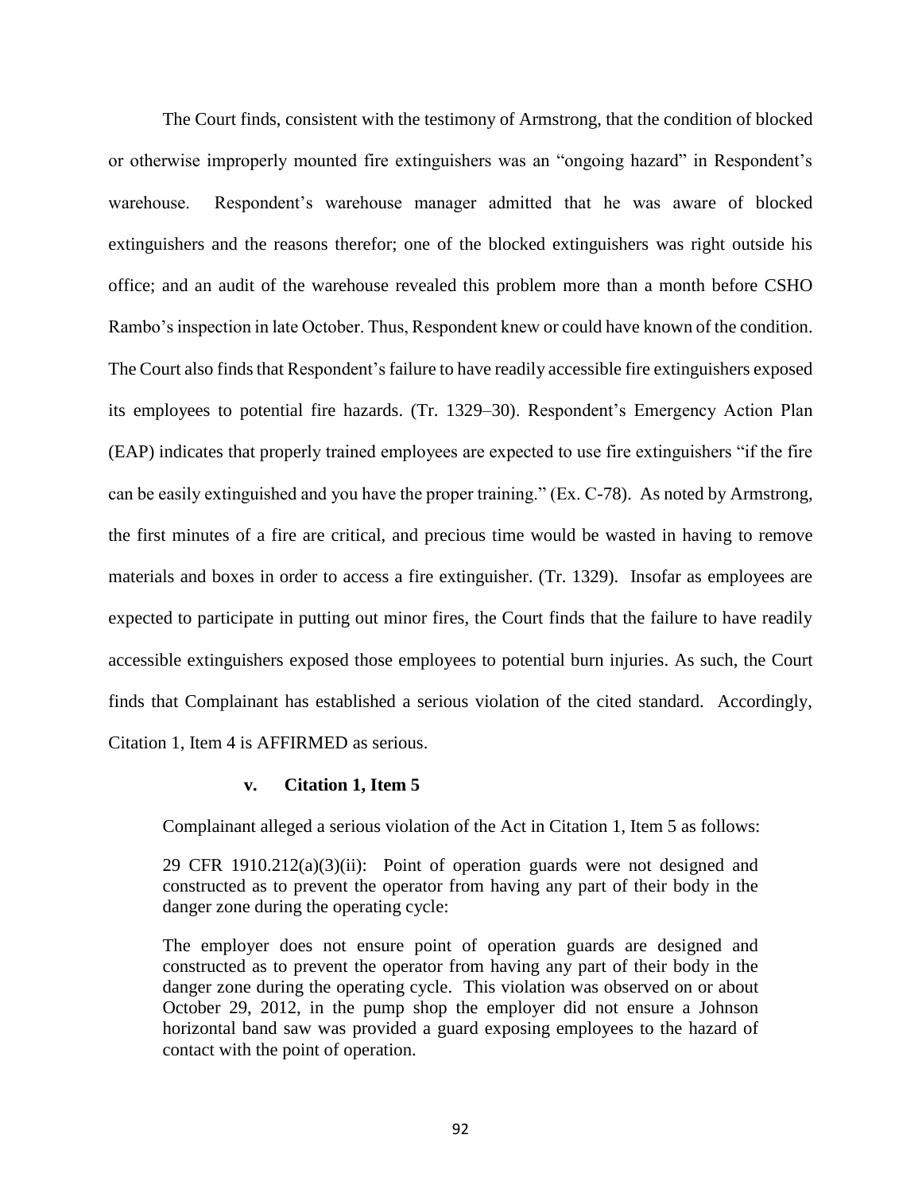The Court finds, consistent with the testimony of Armstrong, that the condition of blocked or otherwise improperly mounted fire extinguishers was an "ongoing hazard" in Respondent's warehouse. Respondent's warehouse manager admitted that he was aware of blocked extinguishers and the reasons therefor; one of the blocked extinguishers was right outside his office; and an audit of the warehouse revealed this problem more than a month before CSHO Rambo's inspection in late October. Thus, Respondent knew or could have known of the condition. The Court also finds that Respondent's failure to have readily accessible fire extinguishers exposed its employees to potential fire hazards. (Tr. 1329–30). Respondent's Emergency Action Plan (EAP) indicates that properly trained employees are expected to use fire extinguishers "if the fire can be easily extinguished and you have the proper training." (Ex. C-78). As noted by Armstrong, the first minutes of a fire are critical, and precious time would be wasted in having to remove materials and boxes in order to access a fire extinguisher. (Tr. 1329). Insofar as employees are expected to participate in putting out minor fires, the Court finds that the failure to have readily accessible extinguishers exposed those employees to potential burn injuries. As such, the Court finds that Complainant has established a serious violation of the cited standard. Accordingly, Citation 1, Item 4 is AFFIRMED as serious.

### v. Citation 1, Item 5

Complainant alleged a serious violation of the Act in Citation 1, Item 5 as follows:

> 29 CFR 1910.212(a)(3)(ii): Point of operation guards were not designed and constructed as to prevent the operator from having any part of their body in the danger zone during the operating cycle:
>
> The employer does not ensure point of operation guards are designed and constructed as to prevent the operator from having any part of their body in the danger zone during the operating cycle. This violation was observed on or about October 29, 2012, in the pump shop the employer did not ensure a Johnson horizontal band saw was provided a guard exposing employees to the hazard of contact with the point of operation.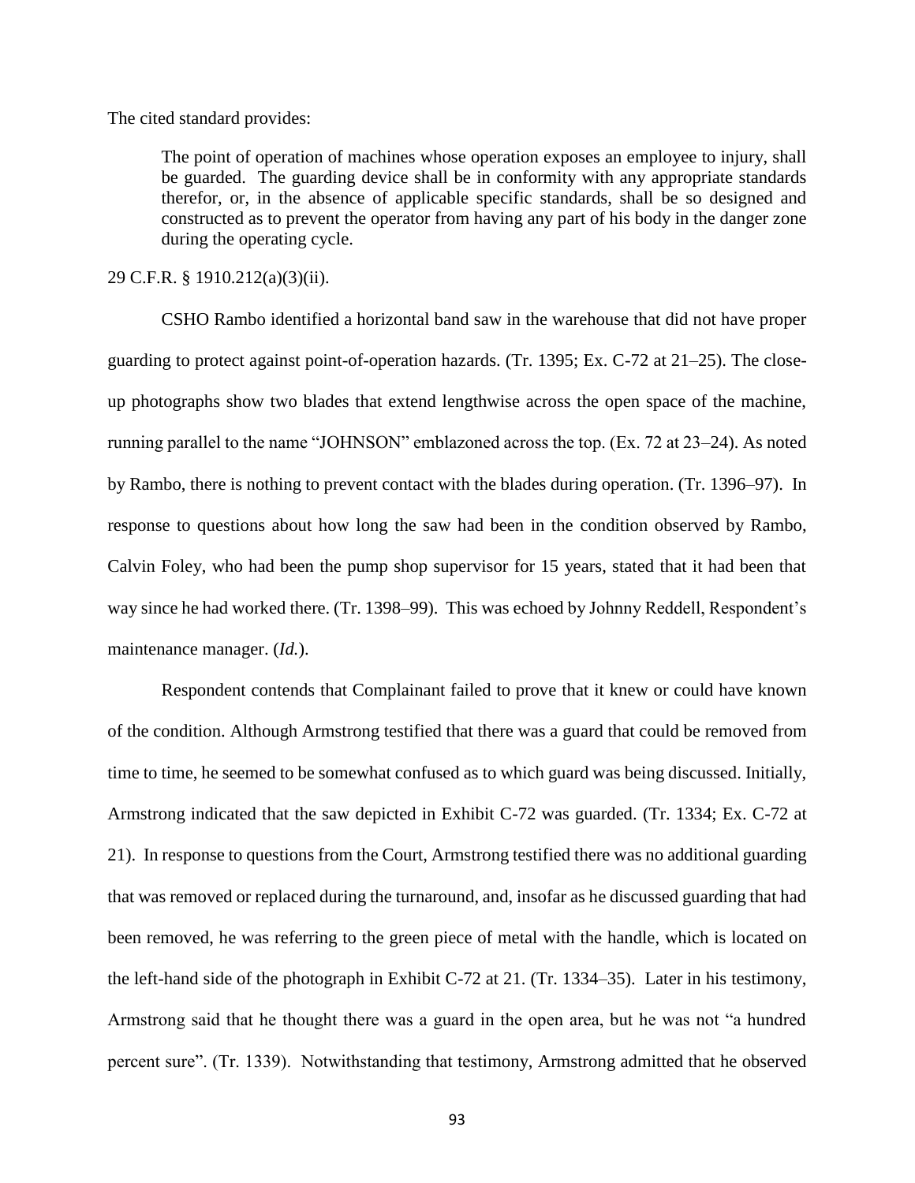The cited standard provides:

> The point of operation of machines whose operation exposes an employee to injury, shall be guarded. The guarding device shall be in conformity with any appropriate standards therefor, or, in the absence of applicable specific standards, shall be so designed and constructed as to prevent the operator from having any part of his body in the danger zone during the operating cycle.

29 C.F.R. § 1910.212(a)(3)(ii).

CSHO Rambo identified a horizontal band saw in the warehouse that did not have proper guarding to protect against point-of-operation hazards. (Tr. 1395; Ex. C-72 at 21–25). The close-up photographs show two blades that extend lengthwise across the open space of the machine, running parallel to the name "JOHNSON" emblazoned across the top. (Ex. 72 at 23–24). As noted by Rambo, there is nothing to prevent contact with the blades during operation. (Tr. 1396–97). In response to questions about how long the saw had been in the condition observed by Rambo, Calvin Foley, who had been the pump shop supervisor for 15 years, stated that it had been that way since he had worked there. (Tr. 1398–99). This was echoed by Johnny Reddell, Respondent's maintenance manager. (*Id.*).

Respondent contends that Complainant failed to prove that it knew or could have known of the condition. Although Armstrong testified that there was a guard that could be removed from time to time, he seemed to be somewhat confused as to which guard was being discussed. Initially, Armstrong indicated that the saw depicted in Exhibit C-72 was guarded. (Tr. 1334; Ex. C-72 at 21). In response to questions from the Court, Armstrong testified there was no additional guarding that was removed or replaced during the turnaround, and, insofar as he discussed guarding that had been removed, he was referring to the green piece of metal with the handle, which is located on the left-hand side of the photograph in Exhibit C-72 at 21. (Tr. 1334–35). Later in his testimony, Armstrong said that he thought there was a guard in the open area, but he was not "a hundred percent sure". (Tr. 1339). Notwithstanding that testimony, Armstrong admitted that he observed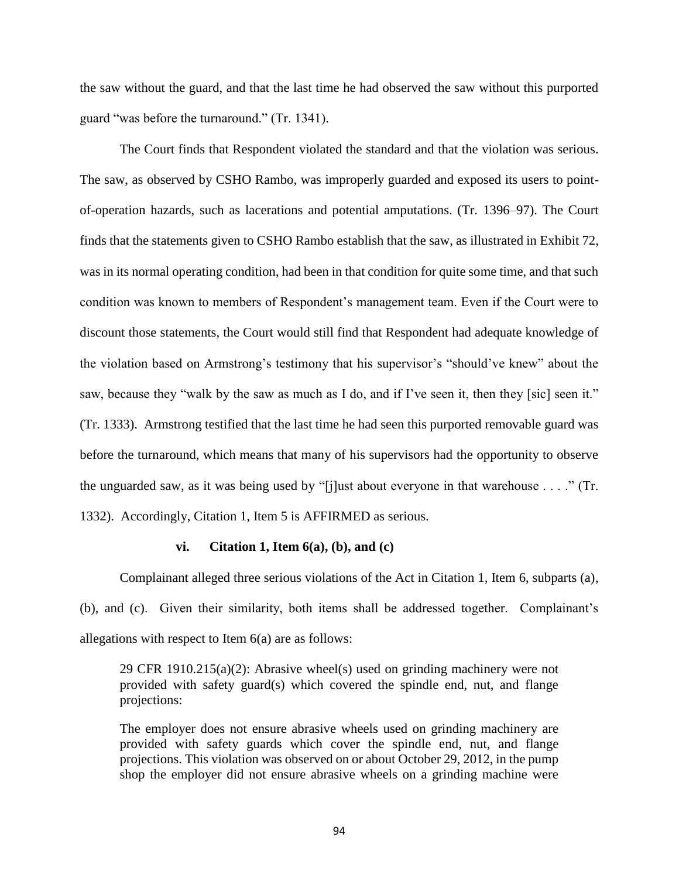the saw without the guard, and that the last time he had observed the saw without this purported guard "was before the turnaround." (Tr. 1341).

The Court finds that Respondent violated the standard and that the violation was serious. The saw, as observed by CSHO Rambo, was improperly guarded and exposed its users to point-of-operation hazards, such as lacerations and potential amputations. (Tr. 1396–97). The Court finds that the statements given to CSHO Rambo establish that the saw, as illustrated in Exhibit 72, was in its normal operating condition, had been in that condition for quite some time, and that such condition was known to members of Respondent's management team. Even if the Court were to discount those statements, the Court would still find that Respondent had adequate knowledge of the violation based on Armstrong's testimony that his supervisor's "should've knew" about the saw, because they "walk by the saw as much as I do, and if I've seen it, then they [sic] seen it." (Tr. 1333). Armstrong testified that the last time he had seen this purported removable guard was before the turnaround, which means that many of his supervisors had the opportunity to observe the unguarded saw, as it was being used by "[j]ust about everyone in that warehouse . . . ." (Tr. 1332). Accordingly, Citation 1, Item 5 is AFFIRMED as serious.

#### vi. Citation 1, Item 6(a), (b), and (c)

Complainant alleged three serious violations of the Act in Citation 1, Item 6, subparts (a), (b), and (c). Given their similarity, both items shall be addressed together. Complainant's allegations with respect to Item 6(a) are as follows:

> 29 CFR 1910.215(a)(2): Abrasive wheel(s) used on grinding machinery were not provided with safety guard(s) which covered the spindle end, nut, and flange projections:
>
> The employer does not ensure abrasive wheels used on grinding machinery are provided with safety guards which cover the spindle end, nut, and flange projections. This violation was observed on or about October 29, 2012, in the pump shop the employer did not ensure abrasive wheels on a grinding machine were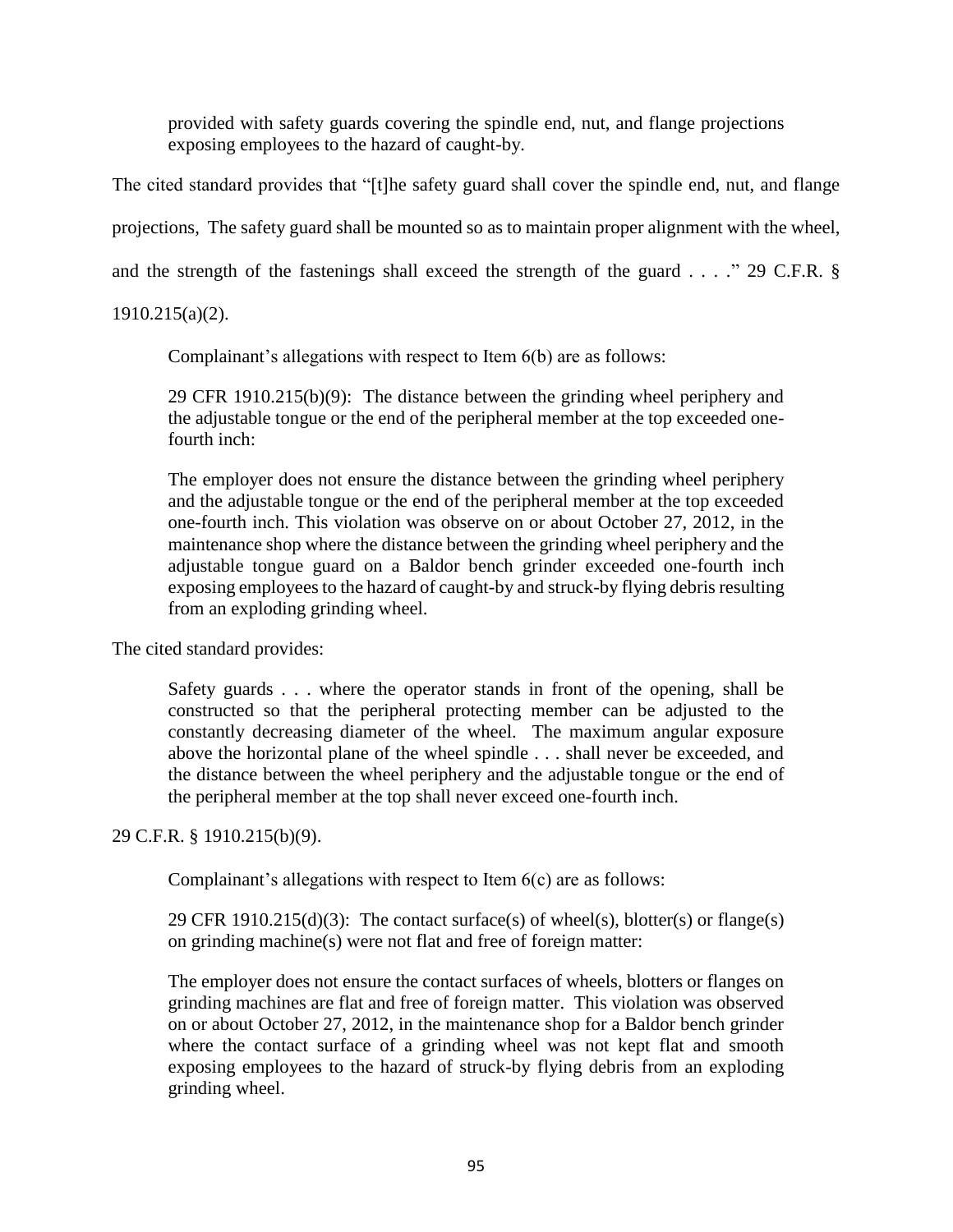> provided with safety guards covering the spindle end, nut, and flange projections exposing employees to the hazard of caught-by.

The cited standard provides that "[t]he safety guard shall cover the spindle end, nut, and flange projections, The safety guard shall be mounted so as to maintain proper alignment with the wheel, and the strength of the fastenings shall exceed the strength of the guard . . . ." 29 C.F.R. § 1910.215(a)(2).

Complainant's allegations with respect to Item 6(b) are as follows:

> 29 CFR 1910.215(b)(9): The distance between the grinding wheel periphery and the adjustable tongue or the end of the peripheral member at the top exceeded one-fourth inch:
>
> The employer does not ensure the distance between the grinding wheel periphery and the adjustable tongue or the end of the peripheral member at the top exceeded one-fourth inch. This violation was observe on or about October 27, 2012, in the maintenance shop where the distance between the grinding wheel periphery and the adjustable tongue guard on a Baldor bench grinder exceeded one-fourth inch exposing employees to the hazard of caught-by and struck-by flying debris resulting from an exploding grinding wheel.

The cited standard provides:

> Safety guards . . . where the operator stands in front of the opening, shall be constructed so that the peripheral protecting member can be adjusted to the constantly decreasing diameter of the wheel. The maximum angular exposure above the horizontal plane of the wheel spindle . . . shall never be exceeded, and the distance between the wheel periphery and the adjustable tongue or the end of the peripheral member at the top shall never exceed one-fourth inch.

29 C.F.R. § 1910.215(b)(9).

Complainant's allegations with respect to Item 6(c) are as follows:

> 29 CFR 1910.215(d)(3): The contact surface(s) of wheel(s), blotter(s) or flange(s) on grinding machine(s) were not flat and free of foreign matter:
>
> The employer does not ensure the contact surfaces of wheels, blotters or flanges on grinding machines are flat and free of foreign matter. This violation was observed on or about October 27, 2012, in the maintenance shop for a Baldor bench grinder where the contact surface of a grinding wheel was not kept flat and smooth exposing employees to the hazard of struck-by flying debris from an exploding grinding wheel.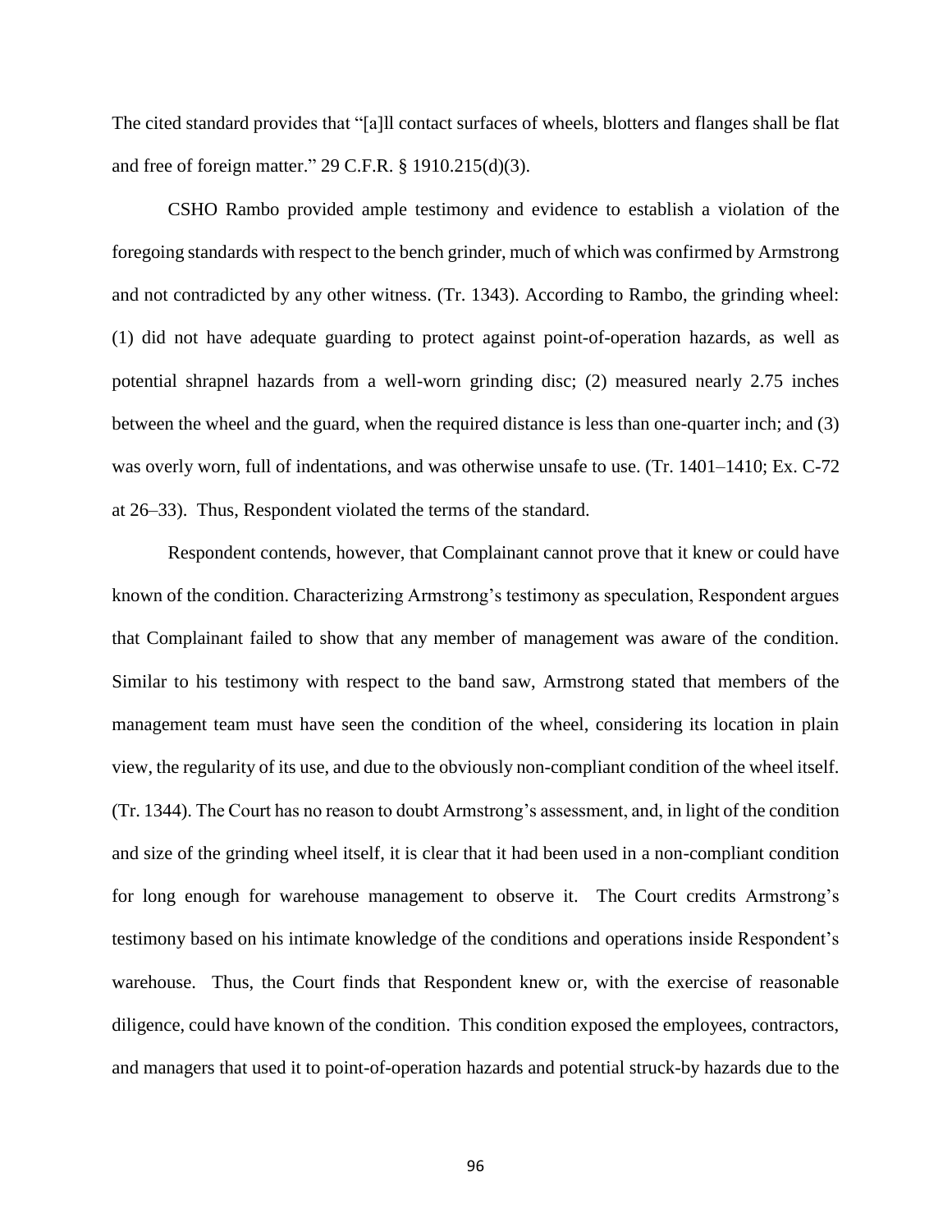The cited standard provides that "[a]ll contact surfaces of wheels, blotters and flanges shall be flat and free of foreign matter." 29 C.F.R. § 1910.215(d)(3).

CSHO Rambo provided ample testimony and evidence to establish a violation of the foregoing standards with respect to the bench grinder, much of which was confirmed by Armstrong and not contradicted by any other witness. (Tr. 1343). According to Rambo, the grinding wheel: (1) did not have adequate guarding to protect against point-of-operation hazards, as well as potential shrapnel hazards from a well-worn grinding disc; (2) measured nearly 2.75 inches between the wheel and the guard, when the required distance is less than one-quarter inch; and (3) was overly worn, full of indentations, and was otherwise unsafe to use. (Tr. 1401–1410; Ex. C-72 at 26–33). Thus, Respondent violated the terms of the standard.

Respondent contends, however, that Complainant cannot prove that it knew or could have known of the condition. Characterizing Armstrong's testimony as speculation, Respondent argues that Complainant failed to show that any member of management was aware of the condition. Similar to his testimony with respect to the band saw, Armstrong stated that members of the management team must have seen the condition of the wheel, considering its location in plain view, the regularity of its use, and due to the obviously non-compliant condition of the wheel itself. (Tr. 1344). The Court has no reason to doubt Armstrong's assessment, and, in light of the condition and size of the grinding wheel itself, it is clear that it had been used in a non-compliant condition for long enough for warehouse management to observe it. The Court credits Armstrong's testimony based on his intimate knowledge of the conditions and operations inside Respondent's warehouse. Thus, the Court finds that Respondent knew or, with the exercise of reasonable diligence, could have known of the condition. This condition exposed the employees, contractors, and managers that used it to point-of-operation hazards and potential struck-by hazards due to the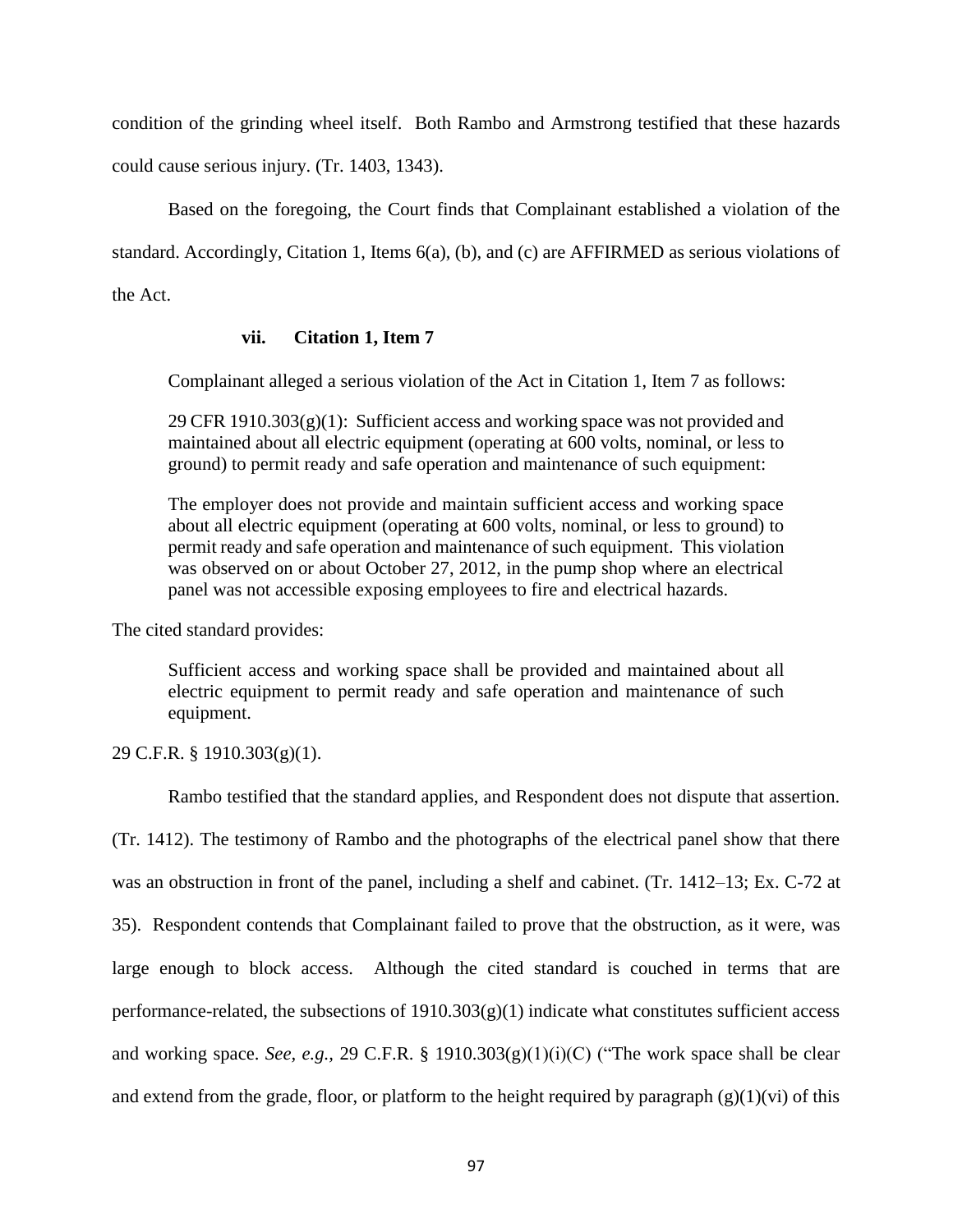condition of the grinding wheel itself. Both Rambo and Armstrong testified that these hazards could cause serious injury. (Tr. 1403, 1343).

Based on the foregoing, the Court finds that Complainant established a violation of the standard. Accordingly, Citation 1, Items 6(a), (b), and (c) are AFFIRMED as serious violations of the Act.

#### vii. Citation 1, Item 7

Complainant alleged a serious violation of the Act in Citation 1, Item 7 as follows:

> 29 CFR 1910.303(g)(1): Sufficient access and working space was not provided and maintained about all electric equipment (operating at 600 volts, nominal, or less to ground) to permit ready and safe operation and maintenance of such equipment:
>
> The employer does not provide and maintain sufficient access and working space about all electric equipment (operating at 600 volts, nominal, or less to ground) to permit ready and safe operation and maintenance of such equipment. This violation was observed on or about October 27, 2012, in the pump shop where an electrical panel was not accessible exposing employees to fire and electrical hazards.

The cited standard provides:

> Sufficient access and working space shall be provided and maintained about all electric equipment to permit ready and safe operation and maintenance of such equipment.

29 C.F.R. § 1910.303(g)(1).

Rambo testified that the standard applies, and Respondent does not dispute that assertion. (Tr. 1412). The testimony of Rambo and the photographs of the electrical panel show that there was an obstruction in front of the panel, including a shelf and cabinet. (Tr. 1412–13; Ex. C-72 at 35). Respondent contends that Complainant failed to prove that the obstruction, as it were, was large enough to block access. Although the cited standard is couched in terms that are performance-related, the subsections of 1910.303(g)(1) indicate what constitutes sufficient access and working space. *See, e.g.,* 29 C.F.R. § 1910.303(g)(1)(i)(C) ("The work space shall be clear and extend from the grade, floor, or platform to the height required by paragraph (g)(1)(vi) of this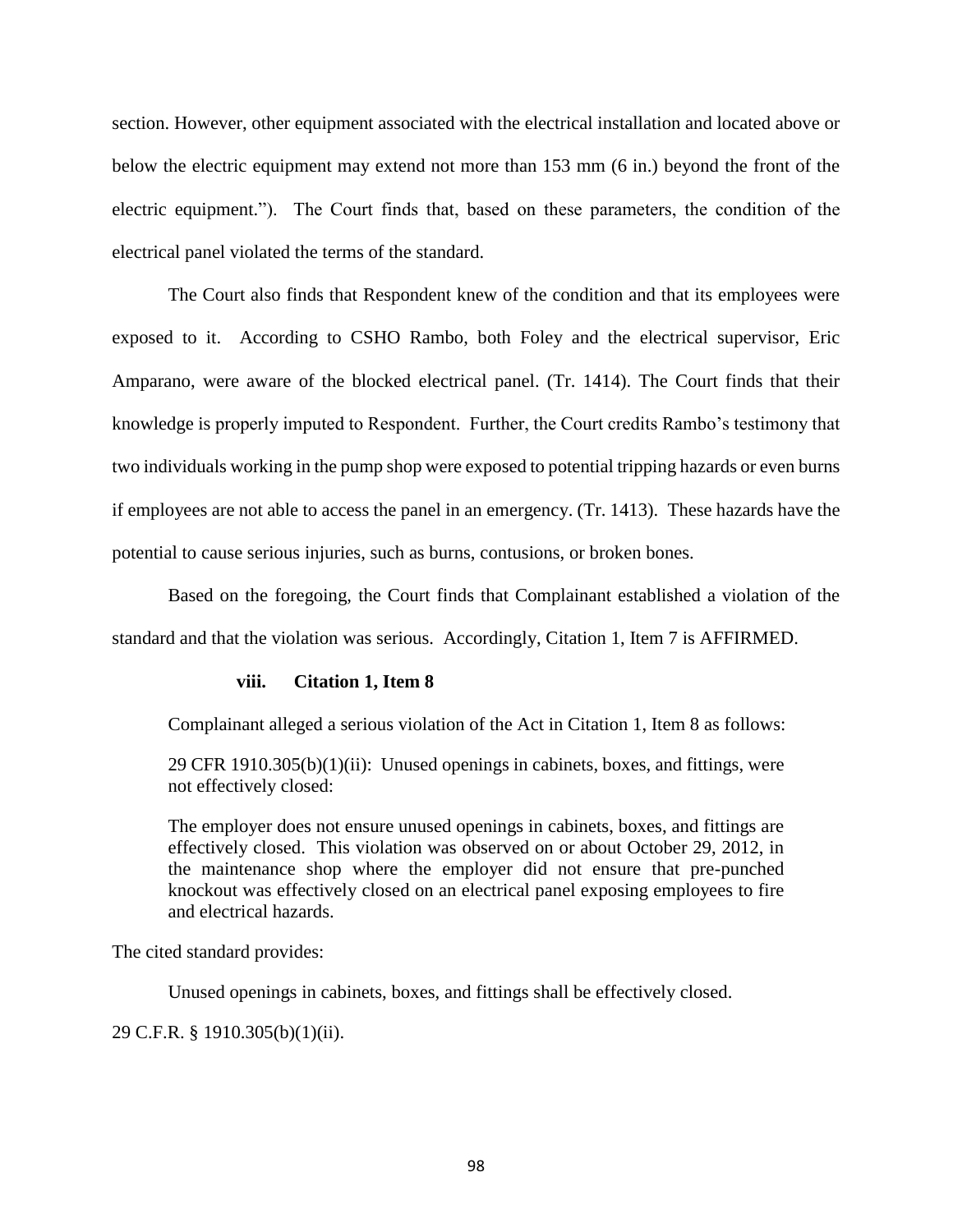section. However, other equipment associated with the electrical installation and located above or below the electric equipment may extend not more than 153 mm (6 in.) beyond the front of the electric equipment."). The Court finds that, based on these parameters, the condition of the electrical panel violated the terms of the standard.

The Court also finds that Respondent knew of the condition and that its employees were exposed to it. According to CSHO Rambo, both Foley and the electrical supervisor, Eric Amparano, were aware of the blocked electrical panel. (Tr. 1414). The Court finds that their knowledge is properly imputed to Respondent. Further, the Court credits Rambo's testimony that two individuals working in the pump shop were exposed to potential tripping hazards or even burns if employees are not able to access the panel in an emergency. (Tr. 1413). These hazards have the potential to cause serious injuries, such as burns, contusions, or broken bones.

Based on the foregoing, the Court finds that Complainant established a violation of the standard and that the violation was serious. Accordingly, Citation 1, Item 7 is AFFIRMED.

#### viii. Citation 1, Item 8

Complainant alleged a serious violation of the Act in Citation 1, Item 8 as follows:

> 29 CFR 1910.305(b)(1)(ii): Unused openings in cabinets, boxes, and fittings, were not effectively closed:
>
> The employer does not ensure unused openings in cabinets, boxes, and fittings are effectively closed. This violation was observed on or about October 29, 2012, in the maintenance shop where the employer did not ensure that pre-punched knockout was effectively closed on an electrical panel exposing employees to fire and electrical hazards.

The cited standard provides:

> Unused openings in cabinets, boxes, and fittings shall be effectively closed.

29 C.F.R. § 1910.305(b)(1)(ii).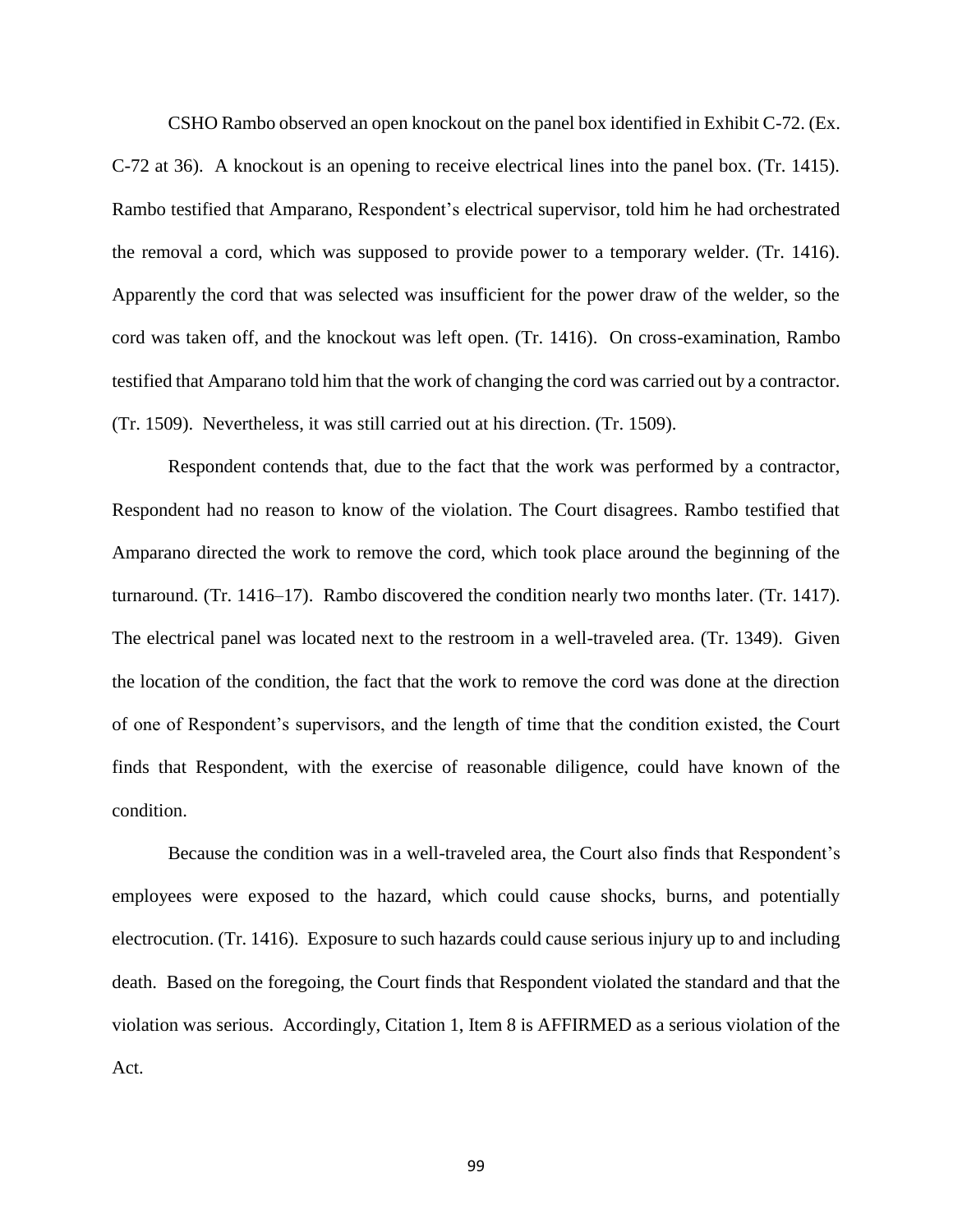CSHO Rambo observed an open knockout on the panel box identified in Exhibit C-72. (Ex. C-72 at 36). A knockout is an opening to receive electrical lines into the panel box. (Tr. 1415). Rambo testified that Amparano, Respondent's electrical supervisor, told him he had orchestrated the removal a cord, which was supposed to provide power to a temporary welder. (Tr. 1416). Apparently the cord that was selected was insufficient for the power draw of the welder, so the cord was taken off, and the knockout was left open. (Tr. 1416). On cross-examination, Rambo testified that Amparano told him that the work of changing the cord was carried out by a contractor. (Tr. 1509). Nevertheless, it was still carried out at his direction. (Tr. 1509).

Respondent contends that, due to the fact that the work was performed by a contractor, Respondent had no reason to know of the violation. The Court disagrees. Rambo testified that Amparano directed the work to remove the cord, which took place around the beginning of the turnaround. (Tr. 1416–17). Rambo discovered the condition nearly two months later. (Tr. 1417). The electrical panel was located next to the restroom in a well-traveled area. (Tr. 1349). Given the location of the condition, the fact that the work to remove the cord was done at the direction of one of Respondent's supervisors, and the length of time that the condition existed, the Court finds that Respondent, with the exercise of reasonable diligence, could have known of the condition.

Because the condition was in a well-traveled area, the Court also finds that Respondent's employees were exposed to the hazard, which could cause shocks, burns, and potentially electrocution. (Tr. 1416). Exposure to such hazards could cause serious injury up to and including death. Based on the foregoing, the Court finds that Respondent violated the standard and that the violation was serious. Accordingly, Citation 1, Item 8 is AFFIRMED as a serious violation of the Act.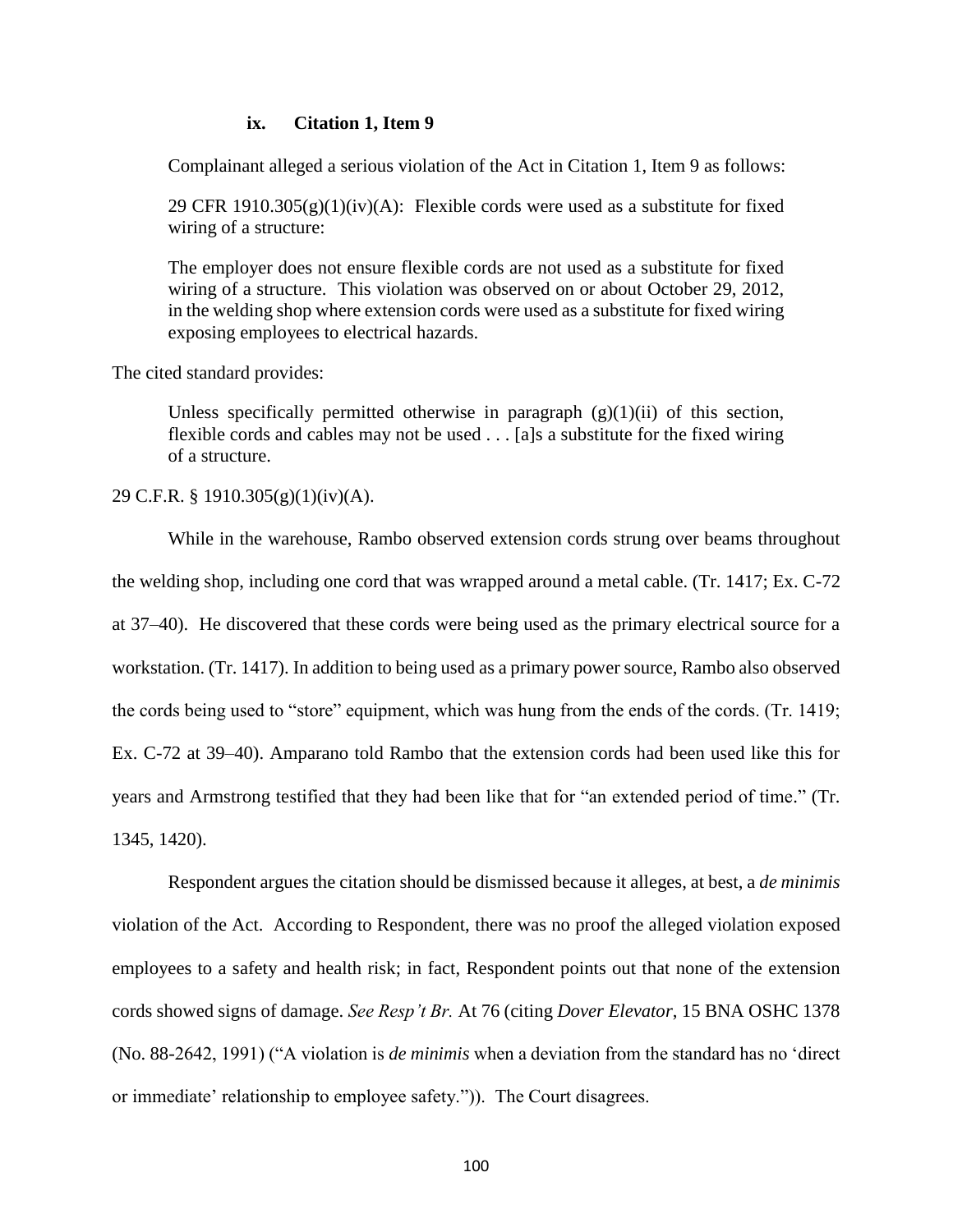#### ix. Citation 1, Item 9

Complainant alleged a serious violation of the Act in Citation 1, Item 9 as follows:

> 29 CFR 1910.305(g)(1)(iv)(A): Flexible cords were used as a substitute for fixed wiring of a structure:
>
> The employer does not ensure flexible cords are not used as a substitute for fixed wiring of a structure. This violation was observed on or about October 29, 2012, in the welding shop where extension cords were used as a substitute for fixed wiring exposing employees to electrical hazards.

The cited standard provides:

> Unless specifically permitted otherwise in paragraph (g)(1)(ii) of this section, flexible cords and cables may not be used . . . [a]s a substitute for the fixed wiring of a structure.

29 C.F.R. § 1910.305(g)(1)(iv)(A).

While in the warehouse, Rambo observed extension cords strung over beams throughout the welding shop, including one cord that was wrapped around a metal cable. (Tr. 1417; Ex. C-72 at 37–40). He discovered that these cords were being used as the primary electrical source for a workstation. (Tr. 1417). In addition to being used as a primary power source, Rambo also observed the cords being used to "store" equipment, which was hung from the ends of the cords. (Tr. 1419; Ex. C-72 at 39–40). Amparano told Rambo that the extension cords had been used like this for years and Armstrong testified that they had been like that for "an extended period of time." (Tr. 1345, 1420).

Respondent argues the citation should be dismissed because it alleges, at best, a *de minimis* violation of the Act. According to Respondent, there was no proof the alleged violation exposed employees to a safety and health risk; in fact, Respondent points out that none of the extension cords showed signs of damage. *See Resp't Br.* At 76 (citing *Dover Elevator*, 15 BNA OSHC 1378 (No. 88-2642, 1991) ("A violation is *de minimis* when a deviation from the standard has no 'direct or immediate' relationship to employee safety.")). The Court disagrees.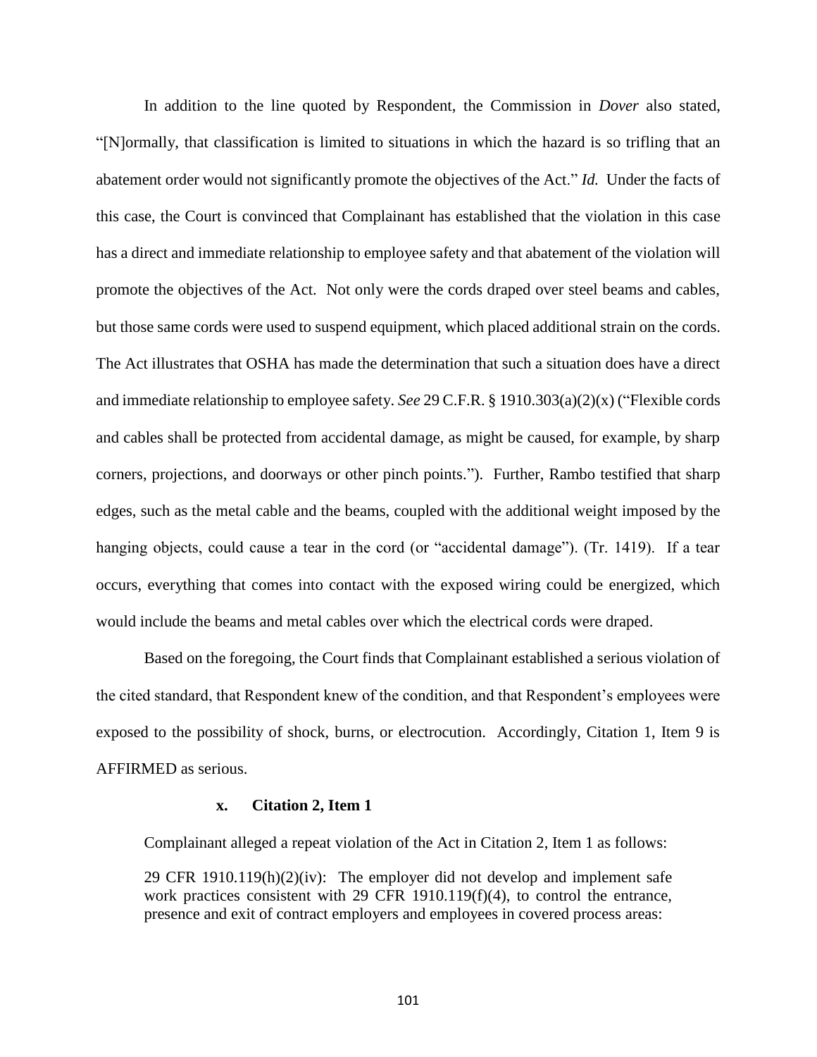In addition to the line quoted by Respondent, the Commission in *Dover* also stated, "[N]ormally, that classification is limited to situations in which the hazard is so trifling that an abatement order would not significantly promote the objectives of the Act." *Id.* Under the facts of this case, the Court is convinced that Complainant has established that the violation in this case has a direct and immediate relationship to employee safety and that abatement of the violation will promote the objectives of the Act. Not only were the cords draped over steel beams and cables, but those same cords were used to suspend equipment, which placed additional strain on the cords. The Act illustrates that OSHA has made the determination that such a situation does have a direct and immediate relationship to employee safety. *See* 29 C.F.R. § 1910.303(a)(2)(x) ("Flexible cords and cables shall be protected from accidental damage, as might be caused, for example, by sharp corners, projections, and doorways or other pinch points."). Further, Rambo testified that sharp edges, such as the metal cable and the beams, coupled with the additional weight imposed by the hanging objects, could cause a tear in the cord (or "accidental damage"). (Tr. 1419). If a tear occurs, everything that comes into contact with the exposed wiring could be energized, which would include the beams and metal cables over which the electrical cords were draped.

Based on the foregoing, the Court finds that Complainant established a serious violation of the cited standard, that Respondent knew of the condition, and that Respondent's employees were exposed to the possibility of shock, burns, or electrocution. Accordingly, Citation 1, Item 9 is AFFIRMED as serious.

#### x. Citation 2, Item 1

Complainant alleged a repeat violation of the Act in Citation 2, Item 1 as follows:

> 29 CFR 1910.119(h)(2)(iv): The employer did not develop and implement safe work practices consistent with 29 CFR 1910.119(f)(4), to control the entrance, presence and exit of contract employers and employees in covered process areas: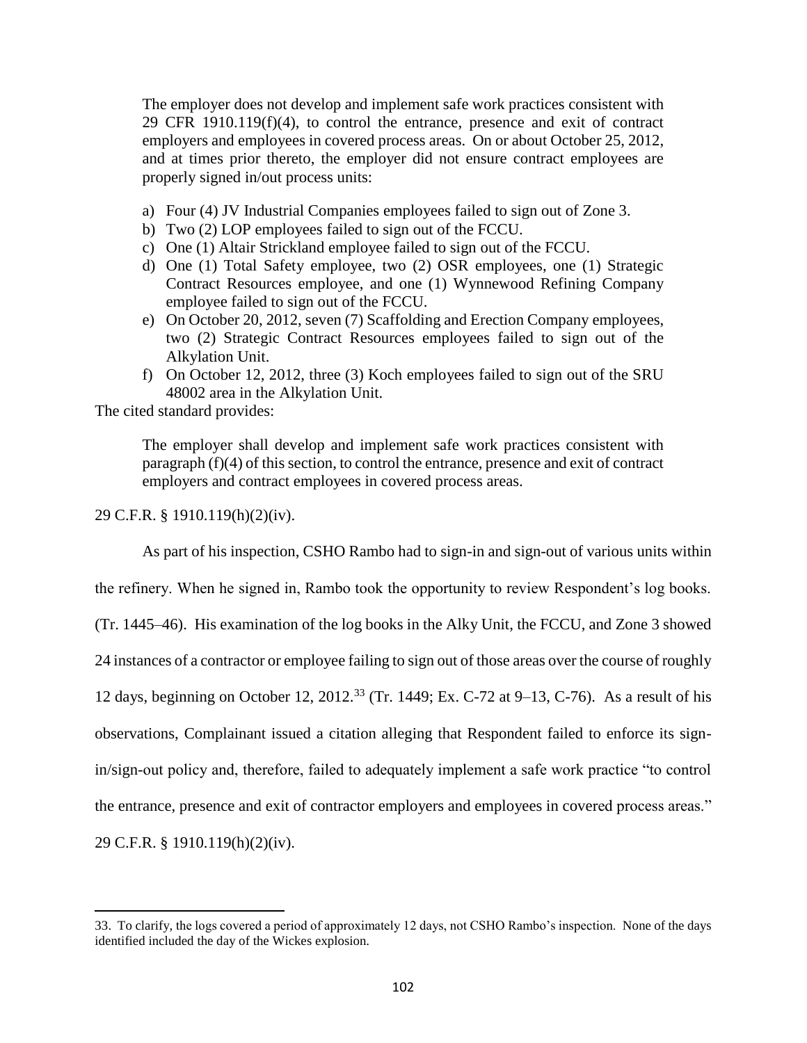> The employer does not develop and implement safe work practices consistent with 29 CFR 1910.119(f)(4), to control the entrance, presence and exit of contract employers and employees in covered process areas. On or about October 25, 2012, and at times prior thereto, the employer did not ensure contract employees are properly signed in/out process units:
>
> a) Four (4) JV Industrial Companies employees failed to sign out of Zone 3.
> b) Two (2) LOP employees failed to sign out of the FCCU.
> c) One (1) Altair Strickland employee failed to sign out of the FCCU.
> d) One (1) Total Safety employee, two (2) OSR employees, one (1) Strategic Contract Resources employee, and one (1) Wynnewood Refining Company employee failed to sign out of the FCCU.
> e) On October 20, 2012, seven (7) Scaffolding and Erection Company employees, two (2) Strategic Contract Resources employees failed to sign out of the Alkylation Unit.
> f) On October 12, 2012, three (3) Koch employees failed to sign out of the SRU 48002 area in the Alkylation Unit.

The cited standard provides:

> The employer shall develop and implement safe work practices consistent with paragraph (f)(4) of this section, to control the entrance, presence and exit of contract employers and contract employees in covered process areas.

29 C.F.R. § 1910.119(h)(2)(iv).

As part of his inspection, CSHO Rambo had to sign-in and sign-out of various units within the refinery. When he signed in, Rambo took the opportunity to review Respondent's log books. (Tr. 1445–46). His examination of the log books in the Alky Unit, the FCCU, and Zone 3 showed 24 instances of a contractor or employee failing to sign out of those areas over the course of roughly 12 days, beginning on October 12, 2012.[33] (Tr. 1449; Ex. C-72 at 9–13, C-76). As a result of his observations, Complainant issued a citation alleging that Respondent failed to enforce its sign-in/sign-out policy and, therefore, failed to adequately implement a safe work practice "to control the entrance, presence and exit of contractor employers and employees in covered process areas." 29 C.F.R. § 1910.119(h)(2)(iv).

---

33. To clarify, the logs covered a period of approximately 12 days, not CSHO Rambo's inspection. None of the days identified included the day of the Wickes explosion.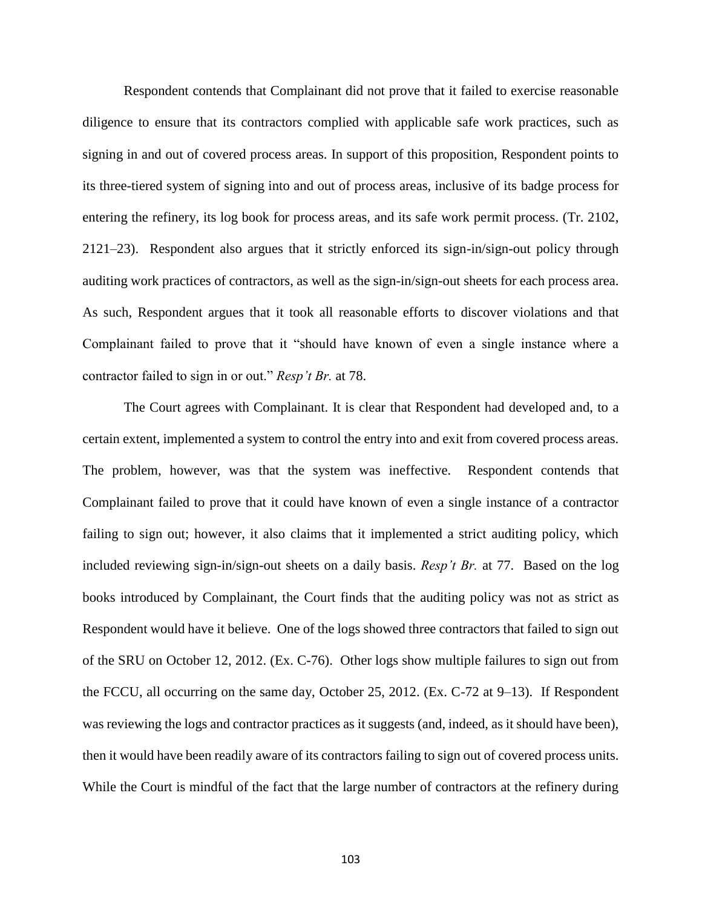Respondent contends that Complainant did not prove that it failed to exercise reasonable diligence to ensure that its contractors complied with applicable safe work practices, such as signing in and out of covered process areas. In support of this proposition, Respondent points to its three-tiered system of signing into and out of process areas, inclusive of its badge process for entering the refinery, its log book for process areas, and its safe work permit process. (Tr. 2102, 2121–23). Respondent also argues that it strictly enforced its sign-in/sign-out policy through auditing work practices of contractors, as well as the sign-in/sign-out sheets for each process area. As such, Respondent argues that it took all reasonable efforts to discover violations and that Complainant failed to prove that it "should have known of even a single instance where a contractor failed to sign in or out." *Resp't Br.* at 78.

The Court agrees with Complainant. It is clear that Respondent had developed and, to a certain extent, implemented a system to control the entry into and exit from covered process areas. The problem, however, was that the system was ineffective. Respondent contends that Complainant failed to prove that it could have known of even a single instance of a contractor failing to sign out; however, it also claims that it implemented a strict auditing policy, which included reviewing sign-in/sign-out sheets on a daily basis. *Resp't Br.* at 77. Based on the log books introduced by Complainant, the Court finds that the auditing policy was not as strict as Respondent would have it believe. One of the logs showed three contractors that failed to sign out of the SRU on October 12, 2012. (Ex. C-76). Other logs show multiple failures to sign out from the FCCU, all occurring on the same day, October 25, 2012. (Ex. C-72 at 9–13). If Respondent was reviewing the logs and contractor practices as it suggests (and, indeed, as it should have been), then it would have been readily aware of its contractors failing to sign out of covered process units. While the Court is mindful of the fact that the large number of contractors at the refinery during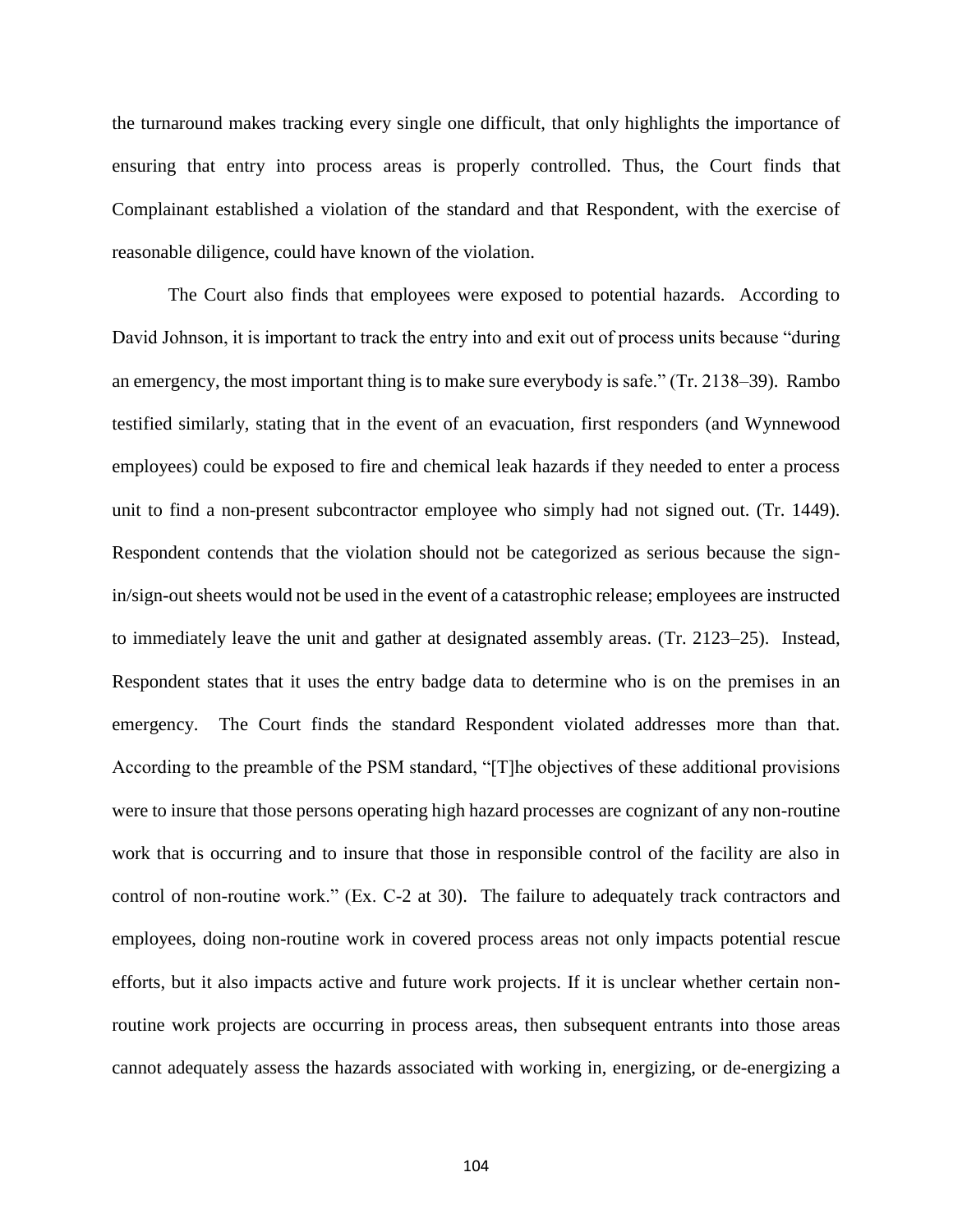the turnaround makes tracking every single one difficult, that only highlights the importance of ensuring that entry into process areas is properly controlled. Thus, the Court finds that Complainant established a violation of the standard and that Respondent, with the exercise of reasonable diligence, could have known of the violation.

The Court also finds that employees were exposed to potential hazards. According to David Johnson, it is important to track the entry into and exit out of process units because "during an emergency, the most important thing is to make sure everybody is safe." (Tr. 2138–39). Rambo testified similarly, stating that in the event of an evacuation, first responders (and Wynnewood employees) could be exposed to fire and chemical leak hazards if they needed to enter a process unit to find a non-present subcontractor employee who simply had not signed out. (Tr. 1449). Respondent contends that the violation should not be categorized as serious because the sign-in/sign-out sheets would not be used in the event of a catastrophic release; employees are instructed to immediately leave the unit and gather at designated assembly areas. (Tr. 2123–25). Instead, Respondent states that it uses the entry badge data to determine who is on the premises in an emergency. The Court finds the standard Respondent violated addresses more than that. According to the preamble of the PSM standard, "[T]he objectives of these additional provisions were to insure that those persons operating high hazard processes are cognizant of any non-routine work that is occurring and to insure that those in responsible control of the facility are also in control of non-routine work." (Ex. C-2 at 30). The failure to adequately track contractors and employees, doing non-routine work in covered process areas not only impacts potential rescue efforts, but it also impacts active and future work projects. If it is unclear whether certain non-routine work projects are occurring in process areas, then subsequent entrants into those areas cannot adequately assess the hazards associated with working in, energizing, or de-energizing a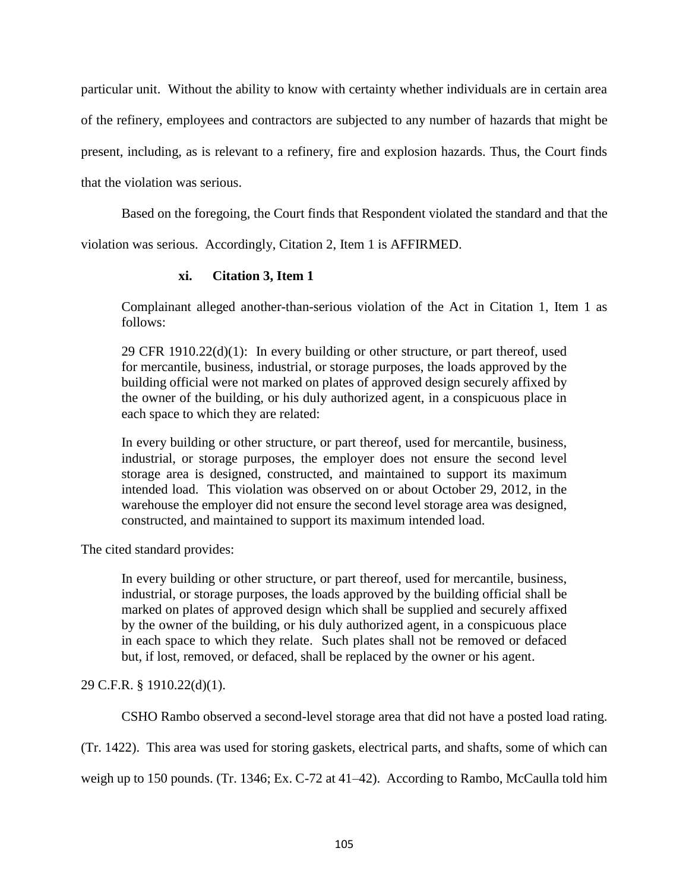particular unit. Without the ability to know with certainty whether individuals are in certain area of the refinery, employees and contractors are subjected to any number of hazards that might be present, including, as is relevant to a refinery, fire and explosion hazards. Thus, the Court finds that the violation was serious.

Based on the foregoing, the Court finds that Respondent violated the standard and that the violation was serious. Accordingly, Citation 2, Item 1 is AFFIRMED.

### xi. Citation 3, Item 1

> Complainant alleged another-than-serious violation of the Act in Citation 1, Item 1 as follows:
>
> 29 CFR 1910.22(d)(1): In every building or other structure, or part thereof, used for mercantile, business, industrial, or storage purposes, the loads approved by the building official were not marked on plates of approved design securely affixed by the owner of the building, or his duly authorized agent, in a conspicuous place in each space to which they are related:
>
> In every building or other structure, or part thereof, used for mercantile, business, industrial, or storage purposes, the employer does not ensure the second level storage area is designed, constructed, and maintained to support its maximum intended load. This violation was observed on or about October 29, 2012, in the warehouse the employer did not ensure the second level storage area was designed, constructed, and maintained to support its maximum intended load.

The cited standard provides:

> In every building or other structure, or part thereof, used for mercantile, business, industrial, or storage purposes, the loads approved by the building official shall be marked on plates of approved design which shall be supplied and securely affixed by the owner of the building, or his duly authorized agent, in a conspicuous place in each space to which they relate. Such plates shall not be removed or defaced but, if lost, removed, or defaced, shall be replaced by the owner or his agent.

29 C.F.R. § 1910.22(d)(1).

CSHO Rambo observed a second-level storage area that did not have a posted load rating. (Tr. 1422). This area was used for storing gaskets, electrical parts, and shafts, some of which can weigh up to 150 pounds. (Tr. 1346; Ex. C-72 at 41–42). According to Rambo, McCaulla told him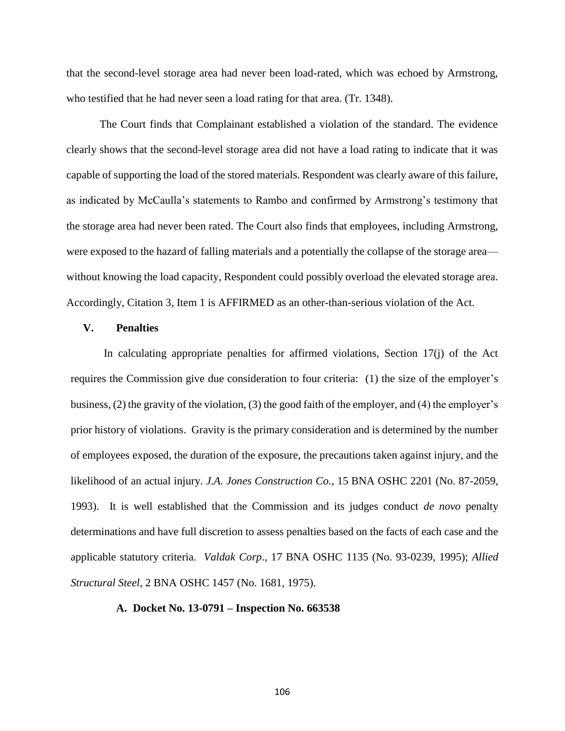that the second-level storage area had never been load-rated, which was echoed by Armstrong, who testified that he had never seen a load rating for that area. (Tr. 1348).

The Court finds that Complainant established a violation of the standard. The evidence clearly shows that the second-level storage area did not have a load rating to indicate that it was capable of supporting the load of the stored materials. Respondent was clearly aware of this failure, as indicated by McCaulla's statements to Rambo and confirmed by Armstrong's testimony that the storage area had never been rated. The Court also finds that employees, including Armstrong, were exposed to the hazard of falling materials and a potentially the collapse of the storage area—without knowing the load capacity, Respondent could possibly overload the elevated storage area. Accordingly, Citation 3, Item 1 is AFFIRMED as an other-than-serious violation of the Act.

## V. Penalties

In calculating appropriate penalties for affirmed violations, Section 17(j) of the Act requires the Commission give due consideration to four criteria: (1) the size of the employer's business, (2) the gravity of the violation, (3) the good faith of the employer, and (4) the employer's prior history of violations. Gravity is the primary consideration and is determined by the number of employees exposed, the duration of the exposure, the precautions taken against injury, and the likelihood of an actual injury. *J.A. Jones Construction Co.*, 15 BNA OSHC 2201 (No. 87-2059, 1993). It is well established that the Commission and its judges conduct *de novo* penalty determinations and have full discretion to assess penalties based on the facts of each case and the applicable statutory criteria. *Valdak Corp*., 17 BNA OSHC 1135 (No. 93-0239, 1995); *Allied Structural Steel*, 2 BNA OSHC 1457 (No. 1681, 1975).

### A. Docket No. 13-0791 – Inspection No. 663538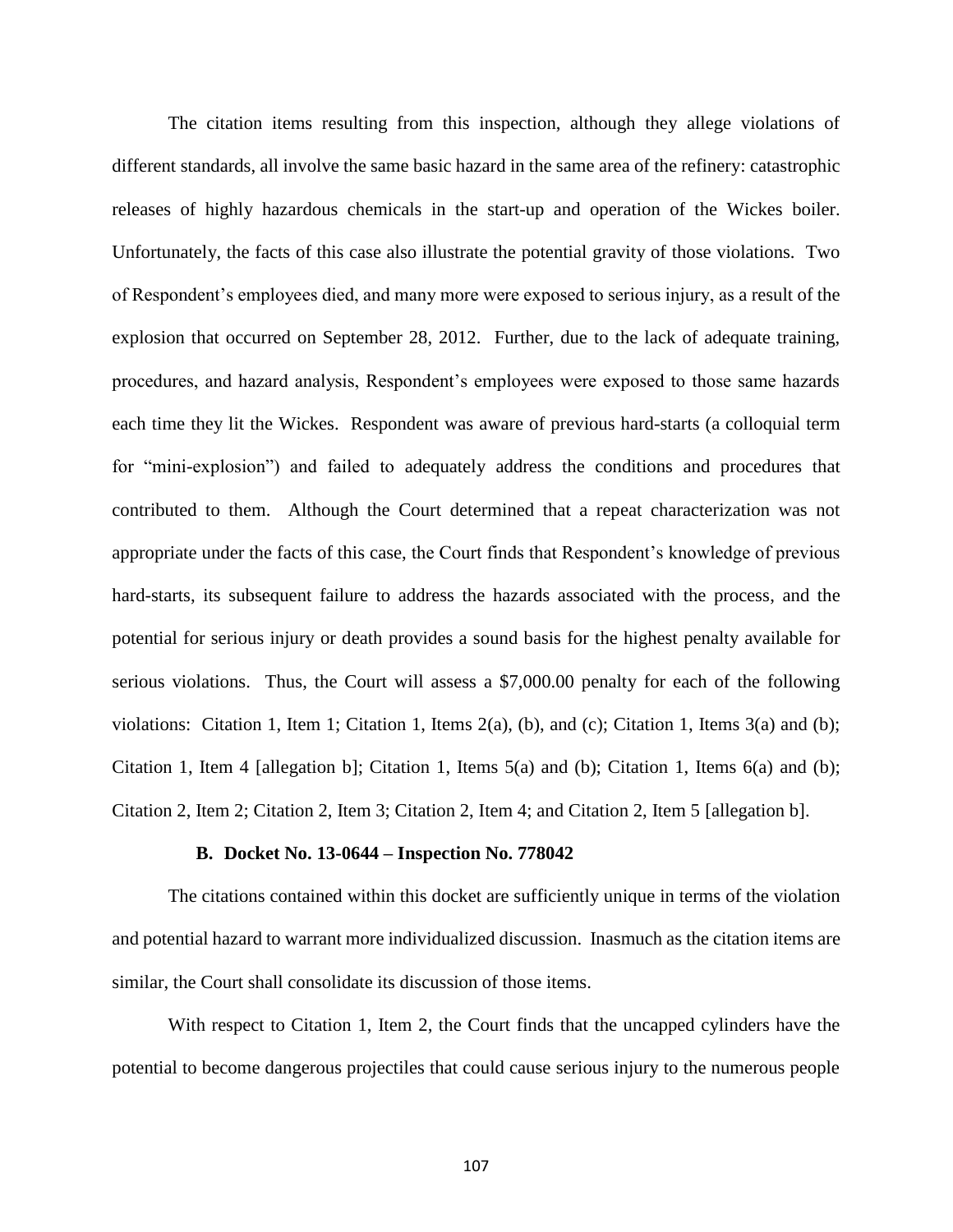The citation items resulting from this inspection, although they allege violations of different standards, all involve the same basic hazard in the same area of the refinery: catastrophic releases of highly hazardous chemicals in the start-up and operation of the Wickes boiler. Unfortunately, the facts of this case also illustrate the potential gravity of those violations. Two of Respondent's employees died, and many more were exposed to serious injury, as a result of the explosion that occurred on September 28, 2012. Further, due to the lack of adequate training, procedures, and hazard analysis, Respondent's employees were exposed to those same hazards each time they lit the Wickes. Respondent was aware of previous hard-starts (a colloquial term for "mini-explosion") and failed to adequately address the conditions and procedures that contributed to them. Although the Court determined that a repeat characterization was not appropriate under the facts of this case, the Court finds that Respondent's knowledge of previous hard-starts, its subsequent failure to address the hazards associated with the process, and the potential for serious injury or death provides a sound basis for the highest penalty available for serious violations. Thus, the Court will assess a $7,000.00 penalty for each of the following violations: Citation 1, Item 1; Citation 1, Items 2(a), (b), and (c); Citation 1, Items 3(a) and (b); Citation 1, Item 4 [allegation b]; Citation 1, Items 5(a) and (b); Citation 1, Items 6(a) and (b); Citation 2, Item 2; Citation 2, Item 3; Citation 2, Item 4; and Citation 2, Item 5 [allegation b].

### B. Docket No. 13-0644 – Inspection No. 778042

The citations contained within this docket are sufficiently unique in terms of the violation and potential hazard to warrant more individualized discussion. Inasmuch as the citation items are similar, the Court shall consolidate its discussion of those items.

With respect to Citation 1, Item 2, the Court finds that the uncapped cylinders have the potential to become dangerous projectiles that could cause serious injury to the numerous people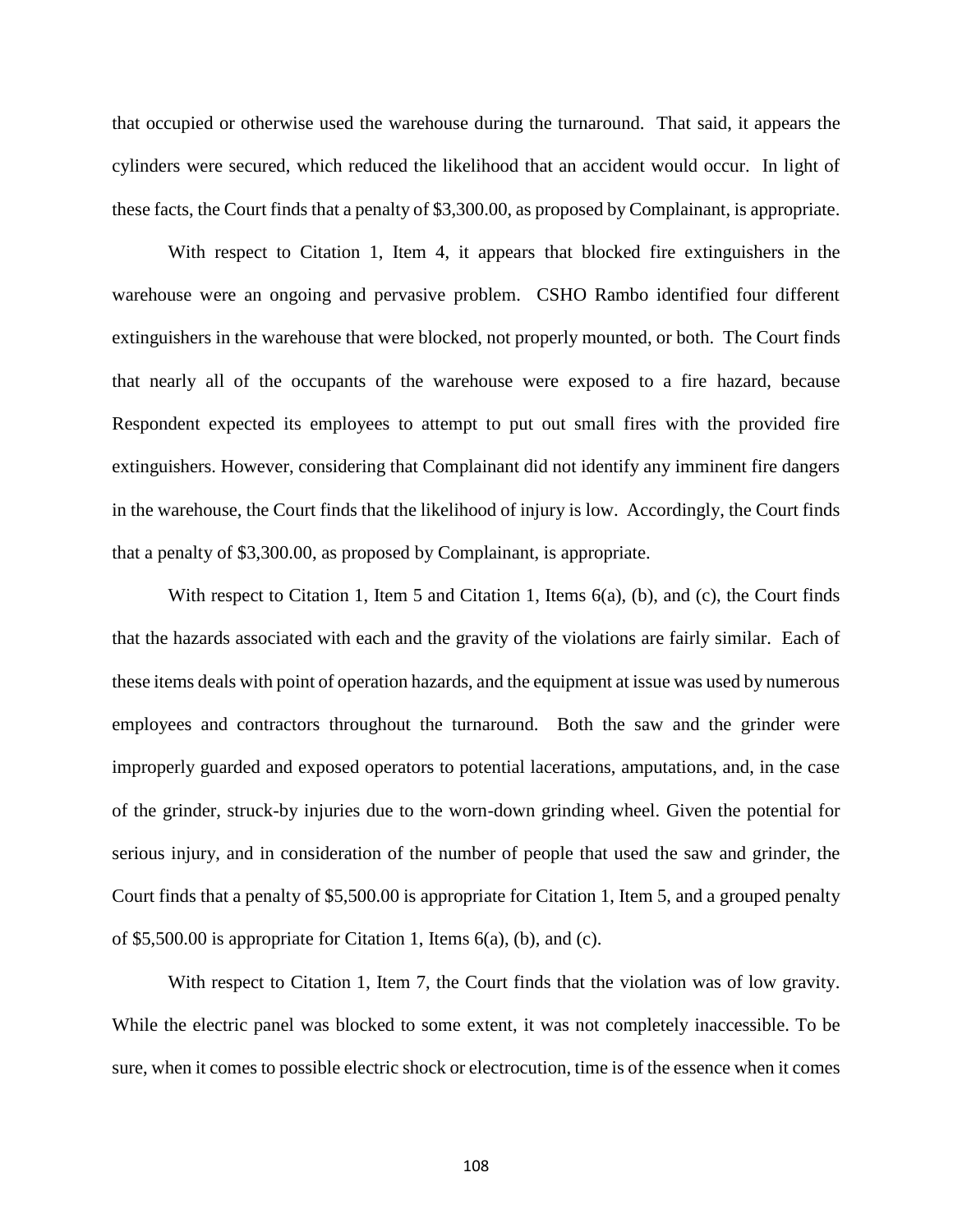that occupied or otherwise used the warehouse during the turnaround. That said, it appears the cylinders were secured, which reduced the likelihood that an accident would occur. In light of these facts, the Court finds that a penalty of $3,300.00, as proposed by Complainant, is appropriate.

With respect to Citation 1, Item 4, it appears that blocked fire extinguishers in the warehouse were an ongoing and pervasive problem. CSHO Rambo identified four different extinguishers in the warehouse that were blocked, not properly mounted, or both. The Court finds that nearly all of the occupants of the warehouse were exposed to a fire hazard, because Respondent expected its employees to attempt to put out small fires with the provided fire extinguishers. However, considering that Complainant did not identify any imminent fire dangers in the warehouse, the Court finds that the likelihood of injury is low. Accordingly, the Court finds that a penalty of $3,300.00, as proposed by Complainant, is appropriate.

With respect to Citation 1, Item 5 and Citation 1, Items 6(a), (b), and (c), the Court finds that the hazards associated with each and the gravity of the violations are fairly similar. Each of these items deals with point of operation hazards, and the equipment at issue was used by numerous employees and contractors throughout the turnaround. Both the saw and the grinder were improperly guarded and exposed operators to potential lacerations, amputations, and, in the case of the grinder, struck-by injuries due to the worn-down grinding wheel. Given the potential for serious injury, and in consideration of the number of people that used the saw and grinder, the Court finds that a penalty of $5,500.00 is appropriate for Citation 1, Item 5, and a grouped penalty of $5,500.00 is appropriate for Citation 1, Items 6(a), (b), and (c).

With respect to Citation 1, Item 7, the Court finds that the violation was of low gravity. While the electric panel was blocked to some extent, it was not completely inaccessible. To be sure, when it comes to possible electric shock or electrocution, time is of the essence when it comes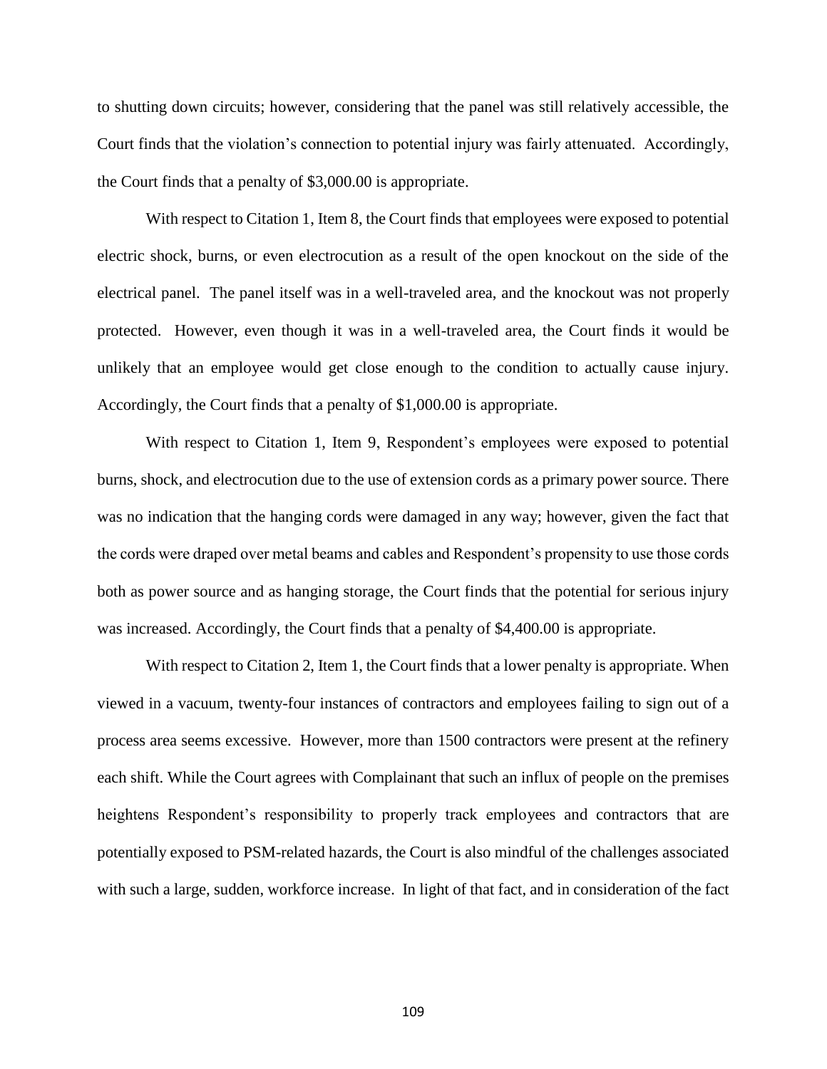to shutting down circuits; however, considering that the panel was still relatively accessible, the Court finds that the violation's connection to potential injury was fairly attenuated. Accordingly, the Court finds that a penalty of $3,000.00 is appropriate.

With respect to Citation 1, Item 8, the Court finds that employees were exposed to potential electric shock, burns, or even electrocution as a result of the open knockout on the side of the electrical panel. The panel itself was in a well-traveled area, and the knockout was not properly protected. However, even though it was in a well-traveled area, the Court finds it would be unlikely that an employee would get close enough to the condition to actually cause injury. Accordingly, the Court finds that a penalty of $1,000.00 is appropriate.

With respect to Citation 1, Item 9, Respondent's employees were exposed to potential burns, shock, and electrocution due to the use of extension cords as a primary power source. There was no indication that the hanging cords were damaged in any way; however, given the fact that the cords were draped over metal beams and cables and Respondent's propensity to use those cords both as power source and as hanging storage, the Court finds that the potential for serious injury was increased. Accordingly, the Court finds that a penalty of $4,400.00 is appropriate.

With respect to Citation 2, Item 1, the Court finds that a lower penalty is appropriate. When viewed in a vacuum, twenty-four instances of contractors and employees failing to sign out of a process area seems excessive. However, more than 1500 contractors were present at the refinery each shift. While the Court agrees with Complainant that such an influx of people on the premises heightens Respondent's responsibility to properly track employees and contractors that are potentially exposed to PSM-related hazards, the Court is also mindful of the challenges associated with such a large, sudden, workforce increase. In light of that fact, and in consideration of the fact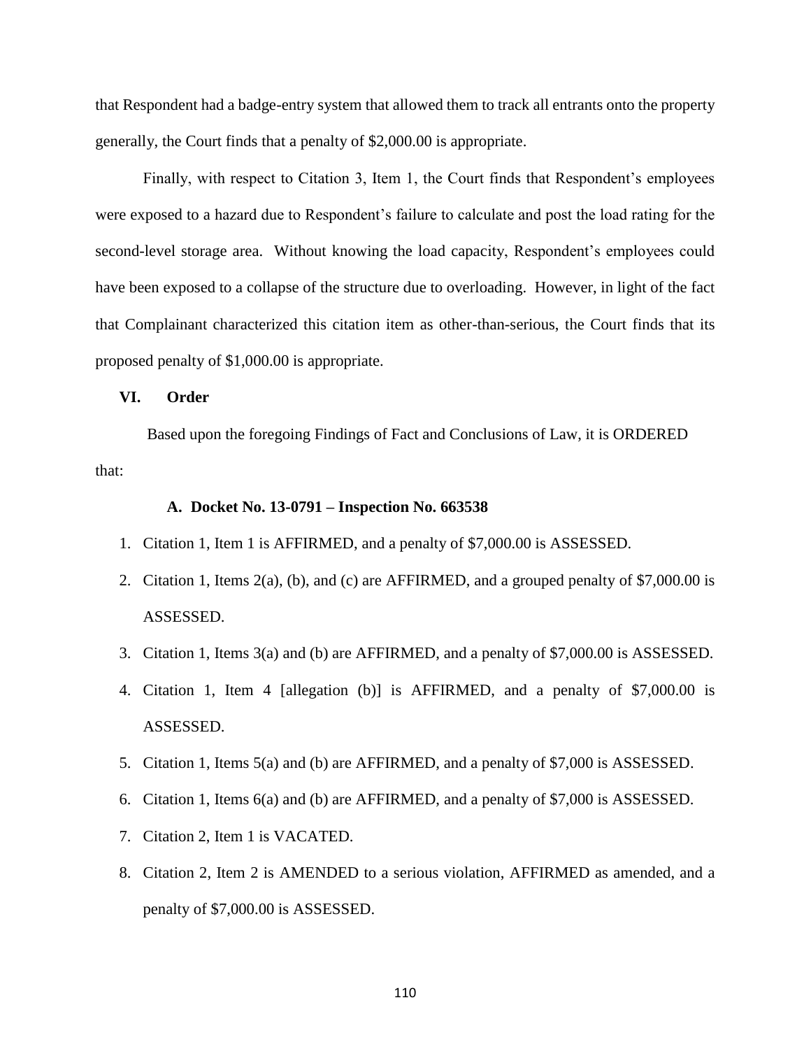that Respondent had a badge-entry system that allowed them to track all entrants onto the property generally, the Court finds that a penalty of $2,000.00 is appropriate.

Finally, with respect to Citation 3, Item 1, the Court finds that Respondent's employees were exposed to a hazard due to Respondent's failure to calculate and post the load rating for the second-level storage area. Without knowing the load capacity, Respondent's employees could have been exposed to a collapse of the structure due to overloading. However, in light of the fact that Complainant characterized this citation item as other-than-serious, the Court finds that its proposed penalty of $1,000.00 is appropriate.

## VI. Order

Based upon the foregoing Findings of Fact and Conclusions of Law, it is ORDERED that:

### A. Docket No. 13-0791 – Inspection No. 663538

1. Citation 1, Item 1 is AFFIRMED, and a penalty of $7,000.00 is ASSESSED.
2. Citation 1, Items 2(a), (b), and (c) are AFFIRMED, and a grouped penalty of $7,000.00 is ASSESSED.
3. Citation 1, Items 3(a) and (b) are AFFIRMED, and a penalty of $7,000.00 is ASSESSED.
4. Citation 1, Item 4 [allegation (b)] is AFFIRMED, and a penalty of $7,000.00 is ASSESSED.
5. Citation 1, Items 5(a) and (b) are AFFIRMED, and a penalty of $7,000 is ASSESSED.
6. Citation 1, Items 6(a) and (b) are AFFIRMED, and a penalty of $7,000 is ASSESSED.
7. Citation 2, Item 1 is VACATED.
8. Citation 2, Item 2 is AMENDED to a serious violation, AFFIRMED as amended, and a penalty of $7,000.00 is ASSESSED.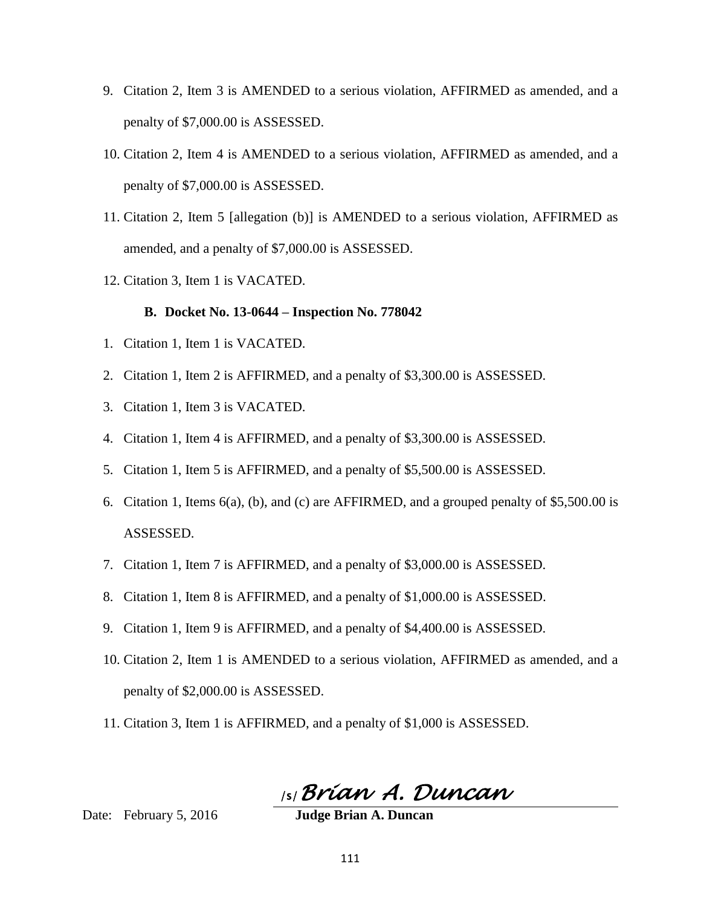9. Citation 2, Item 3 is AMENDED to a serious violation, AFFIRMED as amended, and a penalty of $7,000.00 is ASSESSED.
10. Citation 2, Item 4 is AMENDED to a serious violation, AFFIRMED as amended, and a penalty of $7,000.00 is ASSESSED.
11. Citation 2, Item 5 [allegation (b)] is AMENDED to a serious violation, AFFIRMED as amended, and a penalty of $7,000.00 is ASSESSED.
12. Citation 3, Item 1 is VACATED.

**B. Docket No. 13-0644 – Inspection No. 778042**

1. Citation 1, Item 1 is VACATED.
2. Citation 1, Item 2 is AFFIRMED, and a penalty of $3,300.00 is ASSESSED.
3. Citation 1, Item 3 is VACATED.
4. Citation 1, Item 4 is AFFIRMED, and a penalty of $3,300.00 is ASSESSED.
5. Citation 1, Item 5 is AFFIRMED, and a penalty of $5,500.00 is ASSESSED.
6. Citation 1, Items 6(a), (b), and (c) are AFFIRMED, and a grouped penalty of $5,500.00 is ASSESSED.
7. Citation 1, Item 7 is AFFIRMED, and a penalty of $3,000.00 is ASSESSED.
8. Citation 1, Item 8 is AFFIRMED, and a penalty of $1,000.00 is ASSESSED.
9. Citation 1, Item 9 is AFFIRMED, and a penalty of $4,400.00 is ASSESSED.
10. Citation 2, Item 1 is AMENDED to a serious violation, AFFIRMED as amended, and a penalty of $2,000.00 is ASSESSED.
11. Citation 3, Item 1 is AFFIRMED, and a penalty of $1,000 is ASSESSED.

/s/ *Brian A. Duncan*

Date: February 5, 2016 **Judge Brian A. Duncan**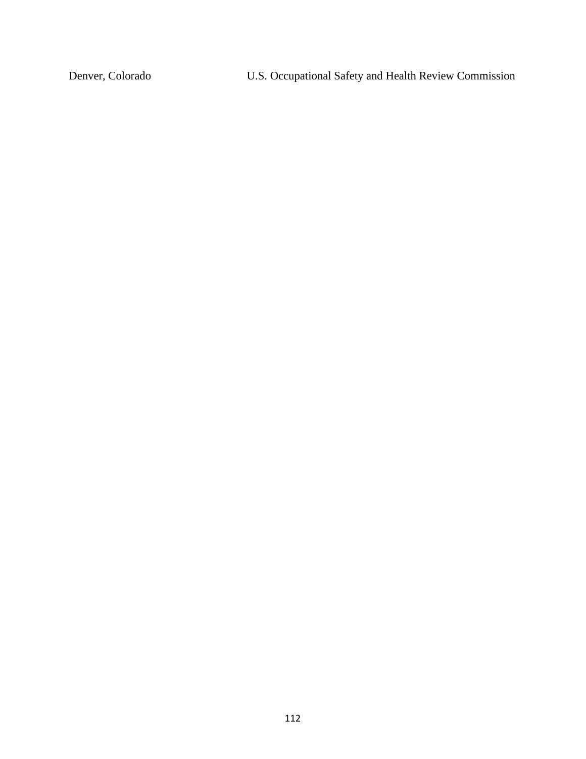Denver, Colorado U.S. Occupational Safety and Health Review Commission